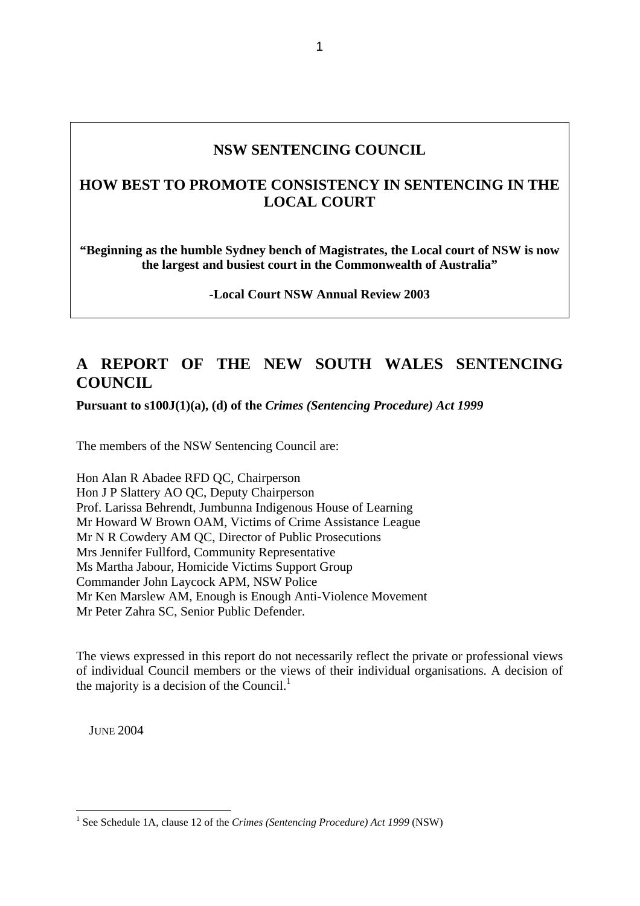**NSW SENTENCING COUNCIL**

# HOW BEST TO PROMOTE CONSISTENCY IN SENTENCING IN THE LOCAL COURT

**"Beginning as the humble Sydney bench of Magistrates, the Local court of NSW is now the largest and busiest court in the Commonwealth of Australia"**

**-Local Court NSW Annual Review 2003**

## A REPORT OF THE NEW SOUTH WALES SENTENCING COUNCIL

**Pursuant to s100J(1)(a), (d) of the *Crimes (Sentencing Procedure) Act 1999***

The members of the NSW Sentencing Council are:

Hon Alan R Abadee RFD QC, Chairperson
Hon J P Slattery AO QC, Deputy Chairperson
Prof. Larissa Behrendt, Jumbunna Indigenous House of Learning
Mr Howard W Brown OAM, Victims of Crime Assistance League
Mr N R Cowdery AM QC, Director of Public Prosecutions
Mrs Jennifer Fullford, Community Representative
Ms Martha Jabour, Homicide Victims Support Group
Commander John Laycock APM, NSW Police
Mr Ken Marslew AM, Enough is Enough Anti-Violence Movement
Mr Peter Zahra SC, Senior Public Defender.

The views expressed in this report do not necessarily reflect the private or professional views of individual Council members or the views of their individual organisations. A decision of the majority is a decision of the Council.[1]

JUNE 2004

---

[1] See Schedule 1A, clause 12 of the *Crimes (Sentencing Procedure) Act 1999* (NSW)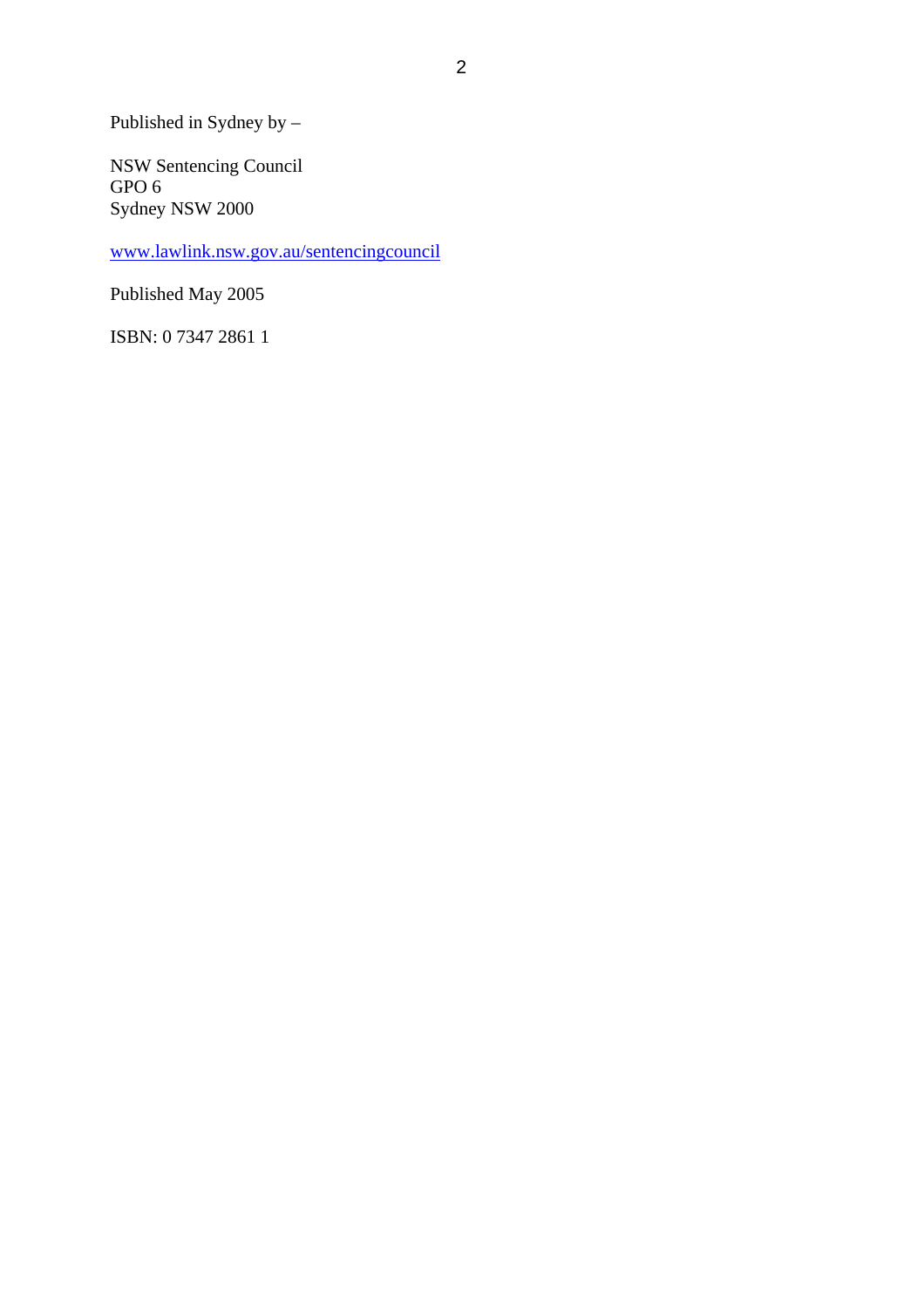Published in Sydney by –

NSW Sentencing Council
GPO 6
Sydney NSW 2000

www.lawlink.nsw.gov.au/sentencingcouncil

Published May 2005

ISBN: 0 7347 2861 1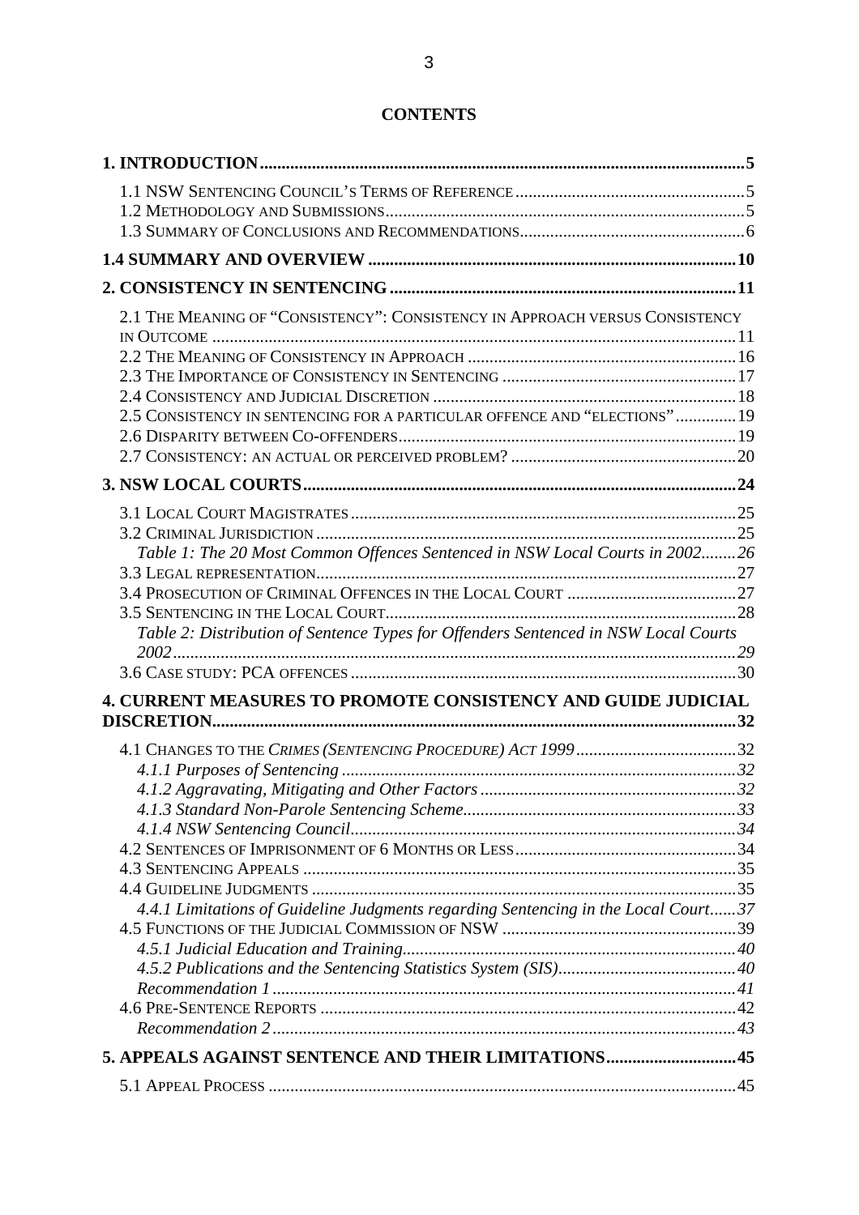# CONTENTS

**1. INTRODUCTION** .......... **5**

- 1.1 NSW Sentencing Council's Terms of Reference .......... 5
- 1.2 Methodology and Submissions .......... 5
- 1.3 Summary of Conclusions and Recommendations .......... 6

**1.4 SUMMARY AND OVERVIEW** .......... **10**

**2. CONSISTENCY IN SENTENCING** .......... **11**

- 2.1 The Meaning of "Consistency": Consistency in Approach versus Consistency in Outcome .......... 11
- 2.2 The Meaning of Consistency in Approach .......... 16
- 2.3 The Importance of Consistency in Sentencing .......... 17
- 2.4 Consistency and Judicial Discretion .......... 18
- 2.5 Consistency in sentencing for a particular offence and "elections" .......... 19
- 2.6 Disparity between Co-offenders .......... 19
- 2.7 Consistency: an actual or perceived problem? .......... 20

**3. NSW LOCAL COURTS** .......... **24**

- 3.1 Local Court Magistrates .......... 25
- 3.2 Criminal Jurisdiction .......... 25
  - *Table 1: The 20 Most Common Offences Sentenced in NSW Local Courts in 2002* .......... *26*
- 3.3 Legal representation .......... 27
- 3.4 Prosecution of Criminal Offences in the Local Court .......... 27
- 3.5 Sentencing in the Local Court .......... 28
  - *Table 2: Distribution of Sentence Types for Offenders Sentenced in NSW Local Courts 2002* .......... *29*
- 3.6 Case study: PCA offences .......... 30

**4. CURRENT MEASURES TO PROMOTE CONSISTENCY AND GUIDE JUDICIAL DISCRETION** .......... **32**

- 4.1 Changes to the *Crimes (Sentencing Procedure) Act 1999* .......... 32
  - *4.1.1 Purposes of Sentencing* .......... *32*
  - *4.1.2 Aggravating, Mitigating and Other Factors* .......... *32*
  - *4.1.3 Standard Non-Parole Sentencing Scheme* .......... *33*
  - *4.1.4 NSW Sentencing Council* .......... *34*
- 4.2 Sentences of Imprisonment of 6 Months or Less .......... 34
- 4.3 Sentencing Appeals .......... 35
- 4.4 Guideline Judgments .......... 35
  - *4.4.1 Limitations of Guideline Judgments regarding Sentencing in the Local Court* .......... *37*
- 4.5 Functions of the Judicial Commission of NSW .......... 39
  - *4.5.1 Judicial Education and Training* .......... *40*
  - *4.5.2 Publications and the Sentencing Statistics System (SIS)* .......... *40*
  - *Recommendation 1* .......... *41*
- 4.6 Pre-Sentence Reports .......... 42
  - *Recommendation 2* .......... *43*

**5. APPEALS AGAINST SENTENCE AND THEIR LIMITATIONS** .......... **45**

- 5.1 Appeal Process .......... 45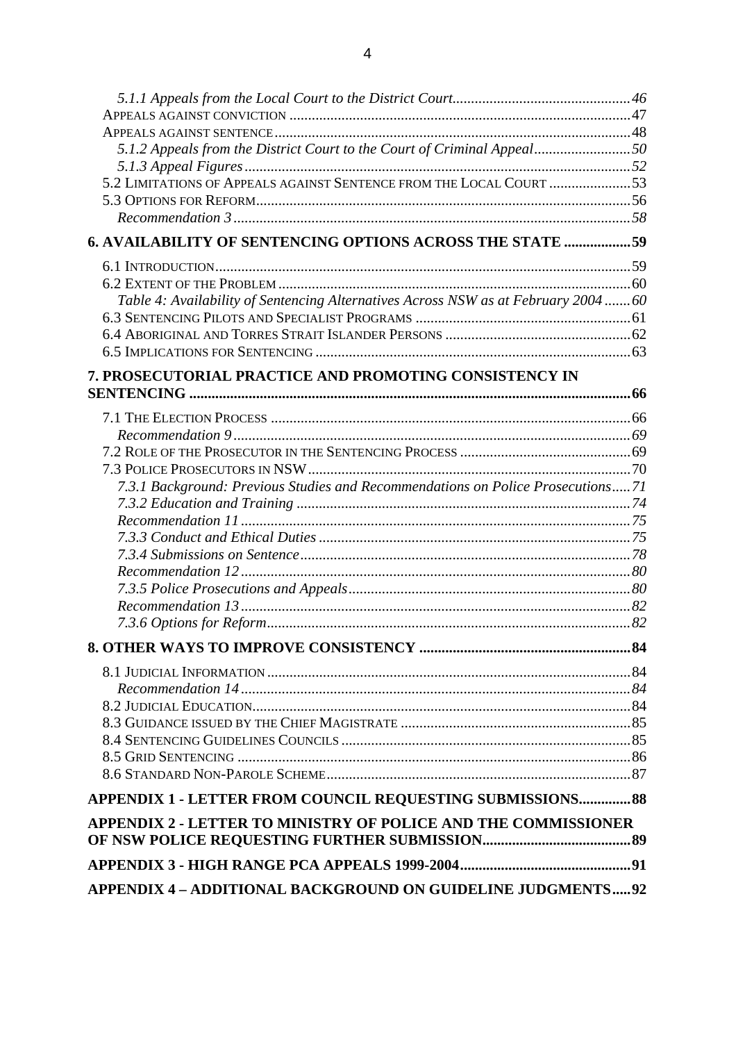*5.1.1 Appeals from the Local Court to the District Court*....................46
APPEALS AGAINST CONVICTION....................47
APPEALS AGAINST SENTENCE....................48
*5.1.2 Appeals from the District Court to the Court of Criminal Appeal*....................50
*5.1.3 Appeal Figures*....................52
5.2 LIMITATIONS OF APPEALS AGAINST SENTENCE FROM THE LOCAL COURT....................53
5.3 OPTIONS FOR REFORM....................56
*Recommendation 3*....................58

**6. AVAILABILITY OF SENTENCING OPTIONS ACROSS THE STATE....................59**

6.1 INTRODUCTION....................59
6.2 EXTENT OF THE PROBLEM....................60
*Table 4: Availability of Sentencing Alternatives Across NSW as at February 2004*....................60
6.3 SENTENCING PILOTS AND SPECIALIST PROGRAMS....................61
6.4 ABORIGINAL AND TORRES STRAIT ISLANDER PERSONS....................62
6.5 IMPLICATIONS FOR SENTENCING....................63

**7. PROSECUTORIAL PRACTICE AND PROMOTING CONSISTENCY IN SENTENCING....................66**

7.1 THE ELECTION PROCESS....................66
*Recommendation 9*....................69
7.2 ROLE OF THE PROSECUTOR IN THE SENTENCING PROCESS....................69
7.3 POLICE PROSECUTORS IN NSW....................70
*7.3.1 Background: Previous Studies and Recommendations on Police Prosecutions*....................71
*7.3.2 Education and Training*....................74
*Recommendation 11*....................75
*7.3.3 Conduct and Ethical Duties*....................75
*7.3.4 Submissions on Sentence*....................78
*Recommendation 12*....................80
*7.3.5 Police Prosecutions and Appeals*....................80
*Recommendation 13*....................82
*7.3.6 Options for Reform*....................82

**8. OTHER WAYS TO IMPROVE CONSISTENCY....................84**

8.1 JUDICIAL INFORMATION....................84
*Recommendation 14*....................84
8.2 JUDICIAL EDUCATION....................84
8.3 GUIDANCE ISSUED BY THE CHIEF MAGISTRATE....................85
8.4 SENTENCING GUIDELINES COUNCILS....................85
8.5 GRID SENTENCING....................86
8.6 STANDARD NON-PAROLE SCHEME....................87

**APPENDIX 1 - LETTER FROM COUNCIL REQUESTING SUBMISSIONS....................88**

**APPENDIX 2 - LETTER TO MINISTRY OF POLICE AND THE COMMISSIONER OF NSW POLICE REQUESTING FURTHER SUBMISSION....................89**

**APPENDIX 3 - HIGH RANGE PCA APPEALS 1999-2004....................91**

**APPENDIX 4 – ADDITIONAL BACKGROUND ON GUIDELINE JUDGMENTS....................92**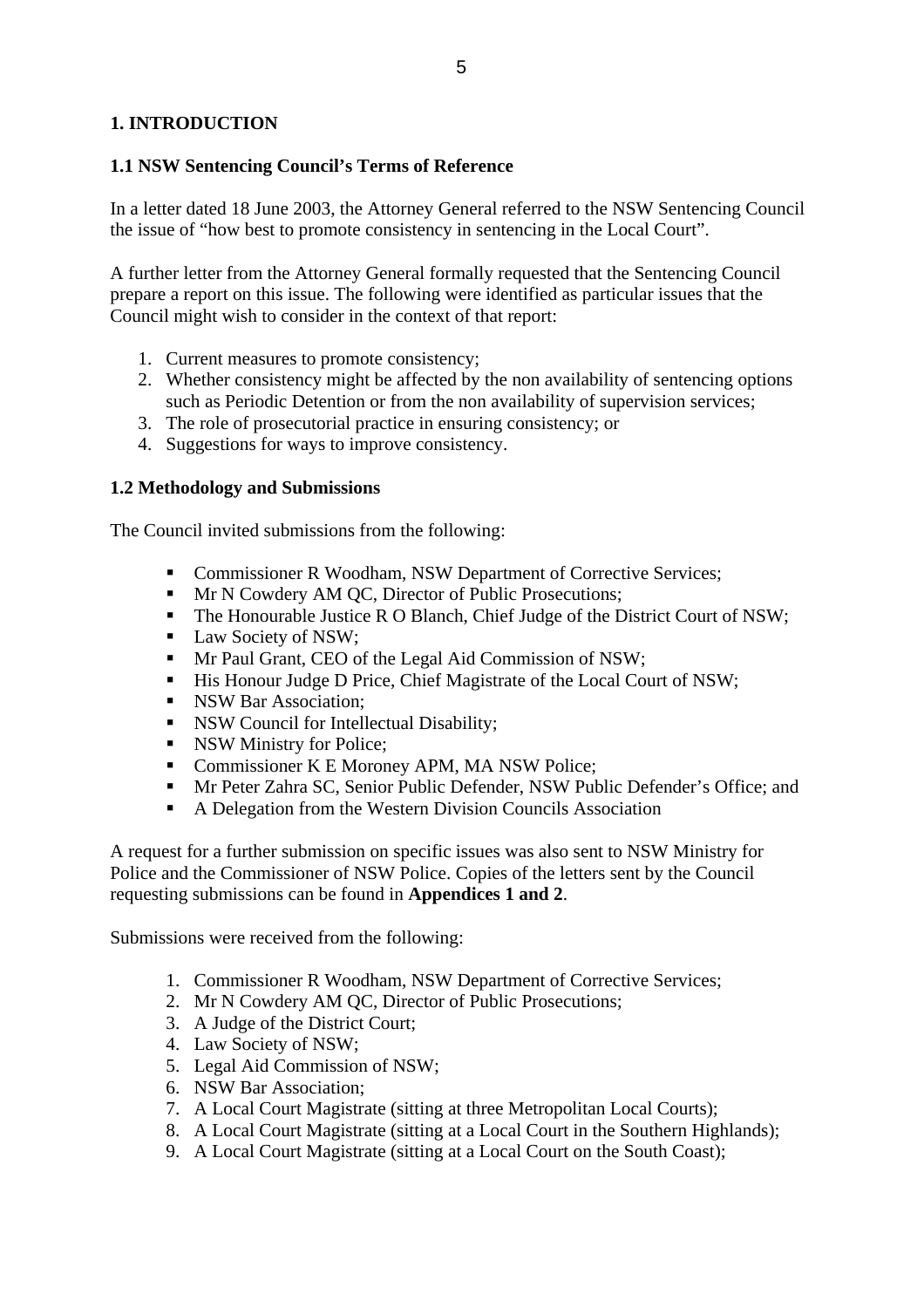# 1. INTRODUCTION

## 1.1 NSW Sentencing Council's Terms of Reference

In a letter dated 18 June 2003, the Attorney General referred to the NSW Sentencing Council the issue of "how best to promote consistency in sentencing in the Local Court".

A further letter from the Attorney General formally requested that the Sentencing Council prepare a report on this issue. The following were identified as particular issues that the Council might wish to consider in the context of that report:

1. Current measures to promote consistency;
2. Whether consistency might be affected by the non availability of sentencing options such as Periodic Detention or from the non availability of supervision services;
3. The role of prosecutorial practice in ensuring consistency; or
4. Suggestions for ways to improve consistency.

## 1.2 Methodology and Submissions

The Council invited submissions from the following:

- Commissioner R Woodham, NSW Department of Corrective Services;
- Mr N Cowdery AM QC, Director of Public Prosecutions;
- The Honourable Justice R O Blanch, Chief Judge of the District Court of NSW;
- Law Society of NSW;
- Mr Paul Grant, CEO of the Legal Aid Commission of NSW;
- His Honour Judge D Price, Chief Magistrate of the Local Court of NSW;
- NSW Bar Association;
- NSW Council for Intellectual Disability;
- NSW Ministry for Police;
- Commissioner K E Moroney APM, MA NSW Police;
- Mr Peter Zahra SC, Senior Public Defender, NSW Public Defender's Office; and
- A Delegation from the Western Division Councils Association

A request for a further submission on specific issues was also sent to NSW Ministry for Police and the Commissioner of NSW Police. Copies of the letters sent by the Council requesting submissions can be found in **Appendices 1 and 2**.

Submissions were received from the following:

1. Commissioner R Woodham, NSW Department of Corrective Services;
2. Mr N Cowdery AM QC, Director of Public Prosecutions;
3. A Judge of the District Court;
4. Law Society of NSW;
5. Legal Aid Commission of NSW;
6. NSW Bar Association;
7. A Local Court Magistrate (sitting at three Metropolitan Local Courts);
8. A Local Court Magistrate (sitting at a Local Court in the Southern Highlands);
9. A Local Court Magistrate (sitting at a Local Court on the South Coast);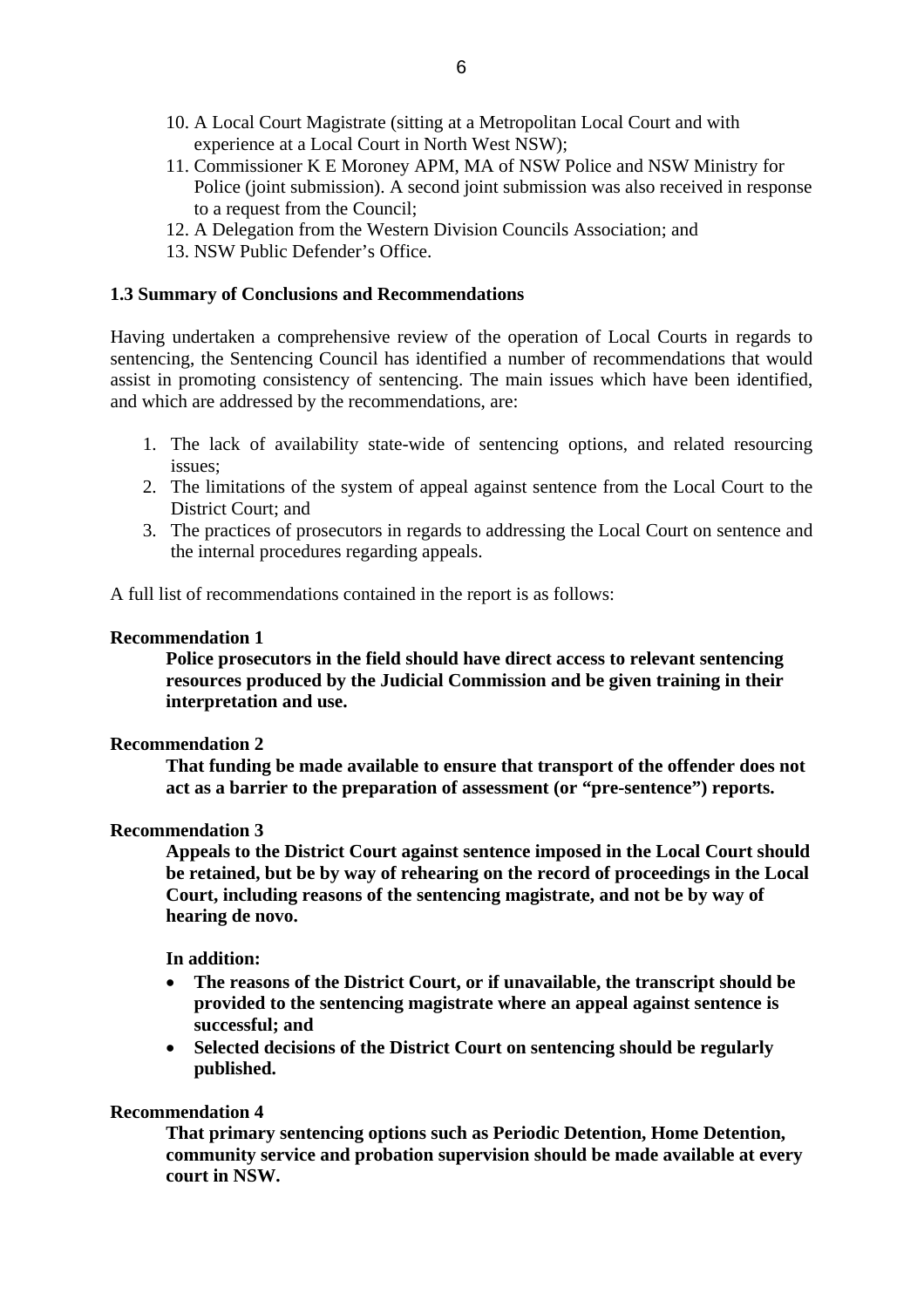10. A Local Court Magistrate (sitting at a Metropolitan Local Court and with experience at a Local Court in North West NSW);
11. Commissioner K E Moroney APM, MA of NSW Police and NSW Ministry for Police (joint submission). A second joint submission was also received in response to a request from the Council;
12. A Delegation from the Western Division Councils Association; and
13. NSW Public Defender's Office.

### 1.3 Summary of Conclusions and Recommendations

Having undertaken a comprehensive review of the operation of Local Courts in regards to sentencing, the Sentencing Council has identified a number of recommendations that would assist in promoting consistency of sentencing. The main issues which have been identified, and which are addressed by the recommendations, are:

1. The lack of availability state-wide of sentencing options, and related resourcing issues;
2. The limitations of the system of appeal against sentence from the Local Court to the District Court; and
3. The practices of prosecutors in regards to addressing the Local Court on sentence and the internal procedures regarding appeals.

A full list of recommendations contained in the report is as follows:

**Recommendation 1**

**Police prosecutors in the field should have direct access to relevant sentencing resources produced by the Judicial Commission and be given training in their interpretation and use.**

**Recommendation 2**

**That funding be made available to ensure that transport of the offender does not act as a barrier to the preparation of assessment (or "pre-sentence") reports.**

**Recommendation 3**

**Appeals to the District Court against sentence imposed in the Local Court should be retained, but be by way of rehearing on the record of proceedings in the Local Court, including reasons of the sentencing magistrate, and not be by way of hearing de novo.**

**In addition:**

- **The reasons of the District Court, or if unavailable, the transcript should be provided to the sentencing magistrate where an appeal against sentence is successful; and**
- **Selected decisions of the District Court on sentencing should be regularly published.**

**Recommendation 4**

**That primary sentencing options such as Periodic Detention, Home Detention, community service and probation supervision should be made available at every court in NSW.**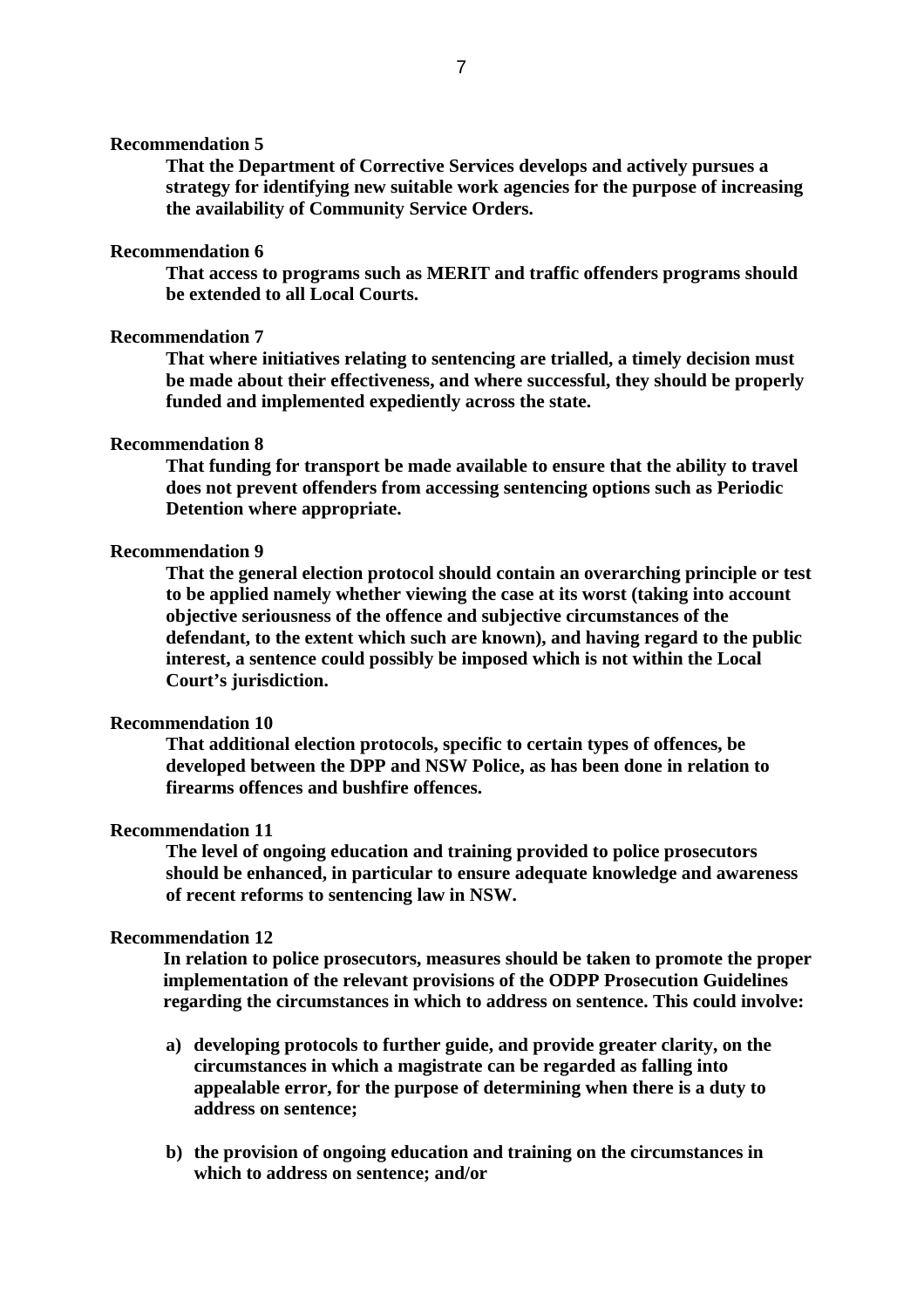**Recommendation 5**

**That the Department of Corrective Services develops and actively pursues a strategy for identifying new suitable work agencies for the purpose of increasing the availability of Community Service Orders.**

**Recommendation 6**

**That access to programs such as MERIT and traffic offenders programs should be extended to all Local Courts.**

**Recommendation 7**

**That where initiatives relating to sentencing are trialled, a timely decision must be made about their effectiveness, and where successful, they should be properly funded and implemented expediently across the state.**

**Recommendation 8**

**That funding for transport be made available to ensure that the ability to travel does not prevent offenders from accessing sentencing options such as Periodic Detention where appropriate.**

**Recommendation 9**

**That the general election protocol should contain an overarching principle or test to be applied namely whether viewing the case at its worst (taking into account objective seriousness of the offence and subjective circumstances of the defendant, to the extent which such are known), and having regard to the public interest, a sentence could possibly be imposed which is not within the Local Court's jurisdiction.**

**Recommendation 10**

**That additional election protocols, specific to certain types of offences, be developed between the DPP and NSW Police, as has been done in relation to firearms offences and bushfire offences.**

**Recommendation 11**

**The level of ongoing education and training provided to police prosecutors should be enhanced, in particular to ensure adequate knowledge and awareness of recent reforms to sentencing law in NSW.**

**Recommendation 12**

**In relation to police prosecutors, measures should be taken to promote the proper implementation of the relevant provisions of the ODPP Prosecution Guidelines regarding the circumstances in which to address on sentence. This could involve:**

**a) developing protocols to further guide, and provide greater clarity, on the circumstances in which a magistrate can be regarded as falling into appealable error, for the purpose of determining when there is a duty to address on sentence;**

**b) the provision of ongoing education and training on the circumstances in which to address on sentence; and/or**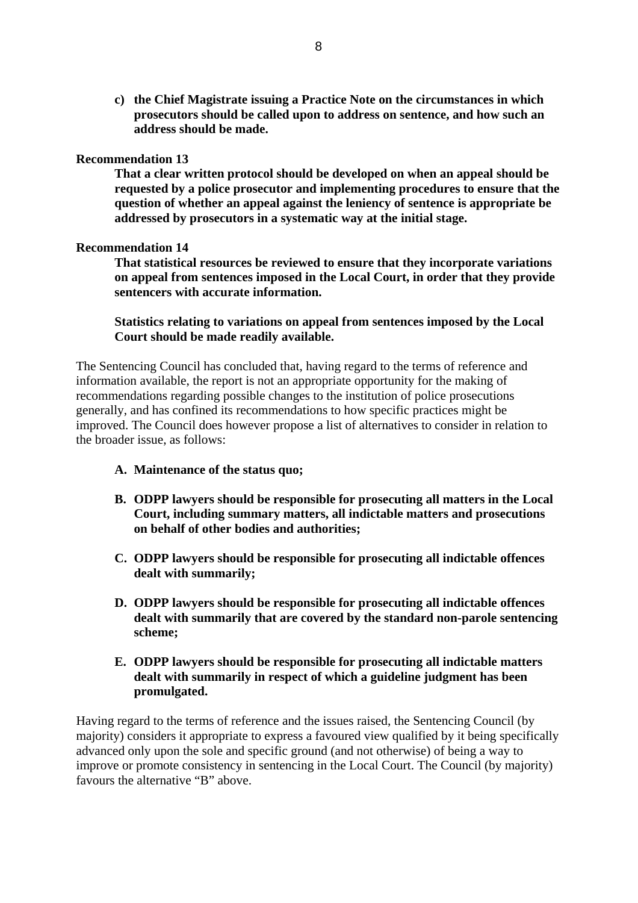c) **the Chief Magistrate issuing a Practice Note on the circumstances in which prosecutors should be called upon to address on sentence, and how such an address should be made.**

**Recommendation 13**

**That a clear written protocol should be developed on when an appeal should be requested by a police prosecutor and implementing procedures to ensure that the question of whether an appeal against the leniency of sentence is appropriate be addressed by prosecutors in a systematic way at the initial stage.**

**Recommendation 14**

**That statistical resources be reviewed to ensure that they incorporate variations on appeal from sentences imposed in the Local Court, in order that they provide sentencers with accurate information.**

**Statistics relating to variations on appeal from sentences imposed by the Local Court should be made readily available.**

The Sentencing Council has concluded that, having regard to the terms of reference and information available, the report is not an appropriate opportunity for the making of recommendations regarding possible changes to the institution of police prosecutions generally, and has confined its recommendations to how specific practices might be improved. The Council does however propose a list of alternatives to consider in relation to the broader issue, as follows:

A. **Maintenance of the status quo;**

B. **ODPP lawyers should be responsible for prosecuting all matters in the Local Court, including summary matters, all indictable matters and prosecutions on behalf of other bodies and authorities;**

C. **ODPP lawyers should be responsible for prosecuting all indictable offences dealt with summarily;**

D. **ODPP lawyers should be responsible for prosecuting all indictable offences dealt with summarily that are covered by the standard non-parole sentencing scheme;**

E. **ODPP lawyers should be responsible for prosecuting all indictable matters dealt with summarily in respect of which a guideline judgment has been promulgated.**

Having regard to the terms of reference and the issues raised, the Sentencing Council (by majority) considers it appropriate to express a favoured view qualified by it being specifically advanced only upon the sole and specific ground (and not otherwise) of being a way to improve or promote consistency in sentencing in the Local Court. The Council (by majority) favours the alternative "B" above.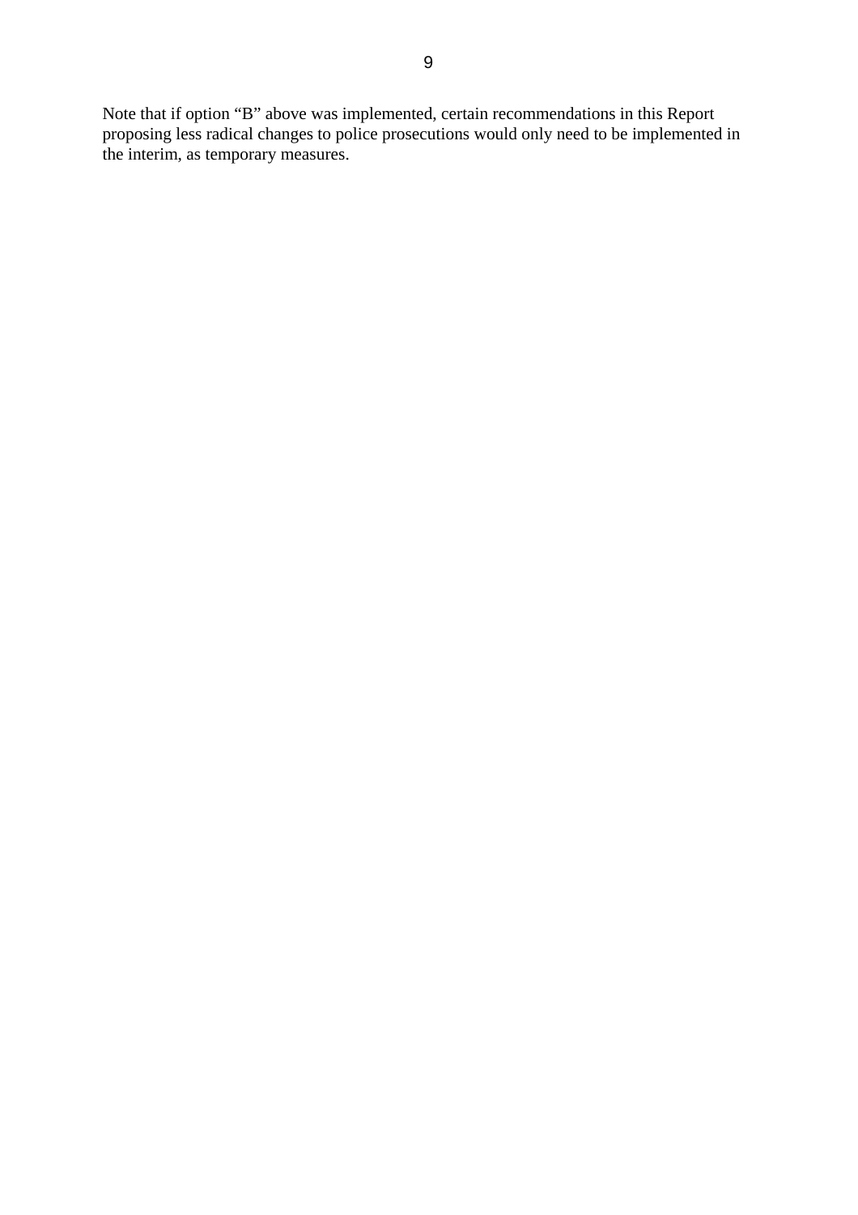Note that if option "B" above was implemented, certain recommendations in this Report proposing less radical changes to police prosecutions would only need to be implemented in the interim, as temporary measures.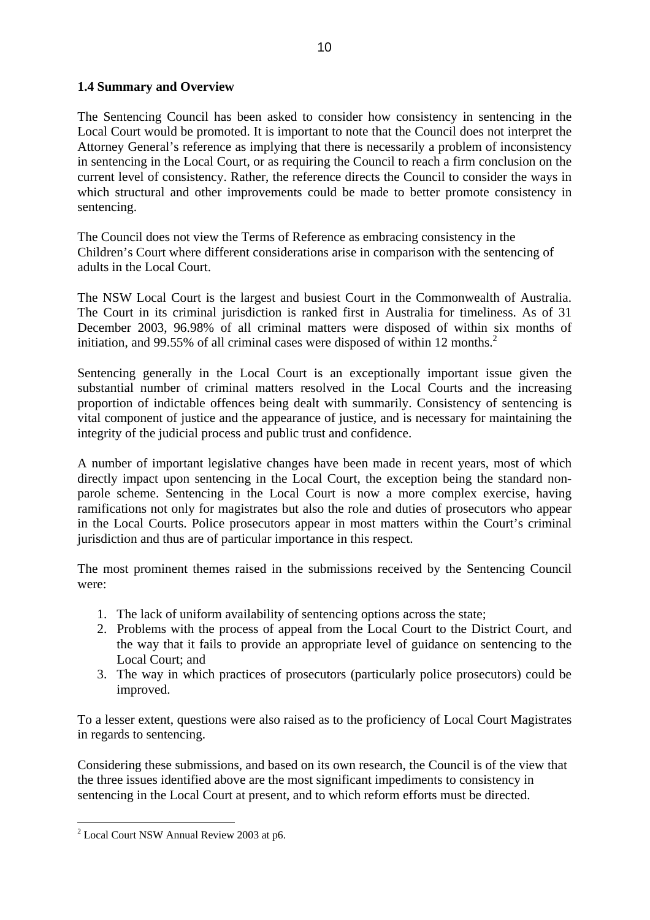### 1.4 Summary and Overview

The Sentencing Council has been asked to consider how consistency in sentencing in the Local Court would be promoted. It is important to note that the Council does not interpret the Attorney General's reference as implying that there is necessarily a problem of inconsistency in sentencing in the Local Court, or as requiring the Council to reach a firm conclusion on the current level of consistency. Rather, the reference directs the Council to consider the ways in which structural and other improvements could be made to better promote consistency in sentencing.

The Council does not view the Terms of Reference as embracing consistency in the Children's Court where different considerations arise in comparison with the sentencing of adults in the Local Court.

The NSW Local Court is the largest and busiest Court in the Commonwealth of Australia. The Court in its criminal jurisdiction is ranked first in Australia for timeliness. As of 31 December 2003, 96.98% of all criminal matters were disposed of within six months of initiation, and 99.55% of all criminal cases were disposed of within 12 months.[2]

Sentencing generally in the Local Court is an exceptionally important issue given the substantial number of criminal matters resolved in the Local Courts and the increasing proportion of indictable offences being dealt with summarily. Consistency of sentencing is vital component of justice and the appearance of justice, and is necessary for maintaining the integrity of the judicial process and public trust and confidence.

A number of important legislative changes have been made in recent years, most of which directly impact upon sentencing in the Local Court, the exception being the standard non-parole scheme. Sentencing in the Local Court is now a more complex exercise, having ramifications not only for magistrates but also the role and duties of prosecutors who appear in the Local Courts. Police prosecutors appear in most matters within the Court's criminal jurisdiction and thus are of particular importance in this respect.

The most prominent themes raised in the submissions received by the Sentencing Council were:

1. The lack of uniform availability of sentencing options across the state;
2. Problems with the process of appeal from the Local Court to the District Court, and the way that it fails to provide an appropriate level of guidance on sentencing to the Local Court; and
3. The way in which practices of prosecutors (particularly police prosecutors) could be improved.

To a lesser extent, questions were also raised as to the proficiency of Local Court Magistrates in regards to sentencing.

Considering these submissions, and based on its own research, the Council is of the view that the three issues identified above are the most significant impediments to consistency in sentencing in the Local Court at present, and to which reform efforts must be directed.

---

[2] Local Court NSW Annual Review 2003 at p6.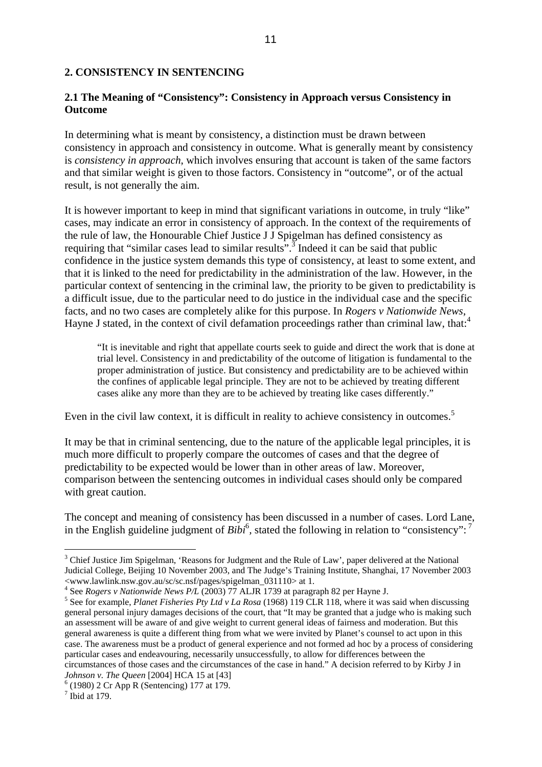## 2. CONSISTENCY IN SENTENCING

### 2.1 The Meaning of "Consistency": Consistency in Approach versus Consistency in Outcome

In determining what is meant by consistency, a distinction must be drawn between consistency in approach and consistency in outcome. What is generally meant by consistency is *consistency in approach*, which involves ensuring that account is taken of the same factors and that similar weight is given to those factors. Consistency in "outcome", or of the actual result, is not generally the aim.

It is however important to keep in mind that significant variations in outcome, in truly "like" cases, may indicate an error in consistency of approach. In the context of the requirements of the rule of law, the Honourable Chief Justice J J Spigelman has defined consistency as requiring that "similar cases lead to similar results".[3] Indeed it can be said that public confidence in the justice system demands this type of consistency, at least to some extent, and that it is linked to the need for predictability in the administration of the law. However, in the particular context of sentencing in the criminal law, the priority to be given to predictability is a difficult issue, due to the particular need to do justice in the individual case and the specific facts, and no two cases are completely alike for this purpose. In *Rogers v Nationwide News*, Hayne J stated, in the context of civil defamation proceedings rather than criminal law, that:[4]

> "It is inevitable and right that appellate courts seek to guide and direct the work that is done at trial level. Consistency in and predictability of the outcome of litigation is fundamental to the proper administration of justice. But consistency and predictability are to be achieved within the confines of applicable legal principle. They are not to be achieved by treating different cases alike any more than they are to be achieved by treating like cases differently."

Even in the civil law context, it is difficult in reality to achieve consistency in outcomes.[5]

It may be that in criminal sentencing, due to the nature of the applicable legal principles, it is much more difficult to properly compare the outcomes of cases and that the degree of predictability to be expected would be lower than in other areas of law. Moreover, comparison between the sentencing outcomes in individual cases should only be compared with great caution.

The concept and meaning of consistency has been discussed in a number of cases. Lord Lane, in the English guideline judgment of *Bibi*[6], stated the following in relation to "consistency": [7]

---

[3] Chief Justice Jim Spigelman, 'Reasons for Judgment and the Rule of Law', paper delivered at the National Judicial College, Beijing 10 November 2003, and The Judge's Training Institute, Shanghai, 17 November 2003 <www.lawlink.nsw.gov.au/sc/sc.nsf/pages/spigelman_031110> at 1.

[4] See *Rogers v Nationwide News P/L* (2003) 77 ALJR 1739 at paragraph 82 per Hayne J.

[5] See for example, *Planet Fisheries Pty Ltd v La Rosa* (1968) 119 CLR 118, where it was said when discussing general personal injury damages decisions of the court, that "It may be granted that a judge who is making such an assessment will be aware of and give weight to current general ideas of fairness and moderation. But this general awareness is quite a different thing from what we were invited by Planet's counsel to act upon in this case. The awareness must be a product of general experience and not formed ad hoc by a process of considering particular cases and endeavouring, necessarily unsuccessfully, to allow for differences between the circumstances of those cases and the circumstances of the case in hand." A decision referred to by Kirby J in *Johnson v. The Queen* [2004] HCA 15 at [43]

[6] (1980) 2 Cr App R (Sentencing) 177 at 179.

[7] Ibid at 179.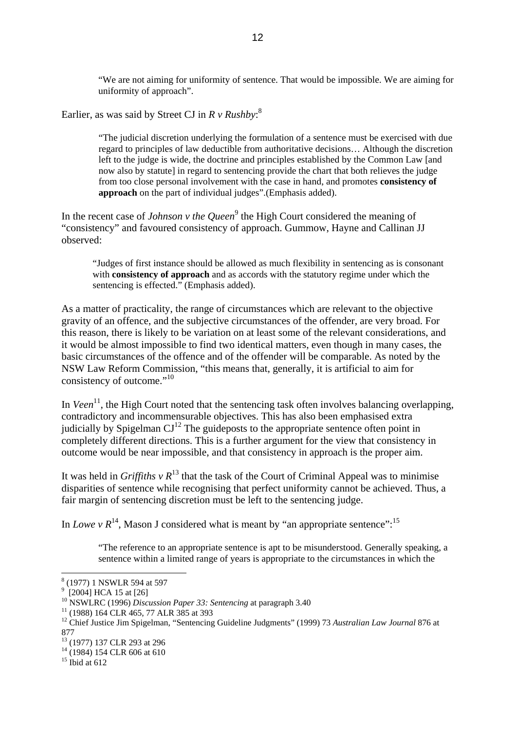> "We are not aiming for uniformity of sentence. That would be impossible. We are aiming for uniformity of approach".

Earlier, as was said by Street CJ in *R v Rushby*:[8]

> "The judicial discretion underlying the formulation of a sentence must be exercised with due regard to principles of law deductible from authoritative decisions… Although the discretion left to the judge is wide, the doctrine and principles established by the Common Law [and now also by statute] in regard to sentencing provide the chart that both relieves the judge from too close personal involvement with the case in hand, and promotes **consistency of approach** on the part of individual judges".(Emphasis added).

In the recent case of *Johnson v the Queen*[9] the High Court considered the meaning of "consistency" and favoured consistency of approach. Gummow, Hayne and Callinan JJ observed:

> "Judges of first instance should be allowed as much flexibility in sentencing as is consonant with **consistency of approach** and as accords with the statutory regime under which the sentencing is effected." (Emphasis added).

As a matter of practicality, the range of circumstances which are relevant to the objective gravity of an offence, and the subjective circumstances of the offender, are very broad. For this reason, there is likely to be variation on at least some of the relevant considerations, and it would be almost impossible to find two identical matters, even though in many cases, the basic circumstances of the offence and of the offender will be comparable. As noted by the NSW Law Reform Commission, "this means that, generally, it is artificial to aim for consistency of outcome."[10]

In *Veen*[11], the High Court noted that the sentencing task often involves balancing overlapping, contradictory and incommensurable objectives. This has also been emphasised extra judicially by Spigelman CJ[12] The guideposts to the appropriate sentence often point in completely different directions. This is a further argument for the view that consistency in outcome would be near impossible, and that consistency in approach is the proper aim.

It was held in *Griffiths v R*[13] that the task of the Court of Criminal Appeal was to minimise disparities of sentence while recognising that perfect uniformity cannot be achieved. Thus, a fair margin of sentencing discretion must be left to the sentencing judge.

In *Lowe v R*[14], Mason J considered what is meant by "an appropriate sentence":[15]

> "The reference to an appropriate sentence is apt to be misunderstood. Generally speaking, a sentence within a limited range of years is appropriate to the circumstances in which the

---

[8] (1977) 1 NSWLR 594 at 597

[9] [2004] HCA 15 at [26]

[10] NSWLRC (1996) *Discussion Paper 33: Sentencing* at paragraph 3.40

[11] (1988) 164 CLR 465, 77 ALR 385 at 393

[12] Chief Justice Jim Spigelman, "Sentencing Guideline Judgments" (1999) 73 *Australian Law Journal* 876 at 877

[13] (1977) 137 CLR 293 at 296

[14] (1984) 154 CLR 606 at 610

[15] Ibid at 612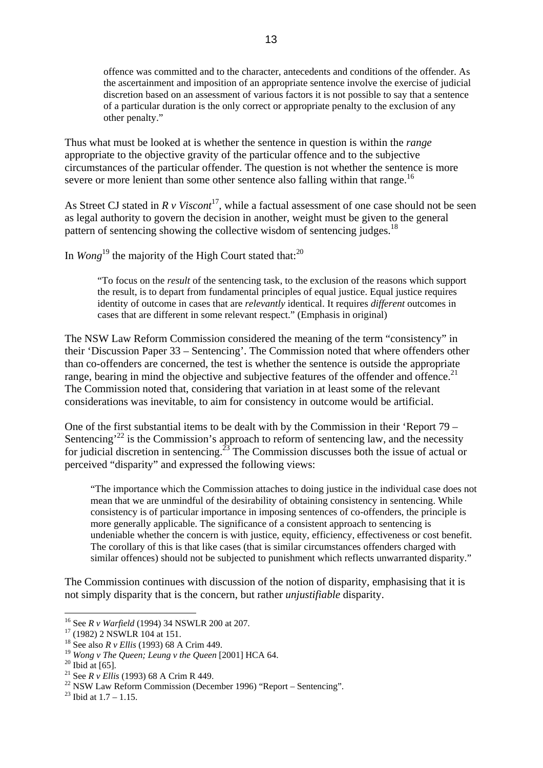> offence was committed and to the character, antecedents and conditions of the offender. As the ascertainment and imposition of an appropriate sentence involve the exercise of judicial discretion based on an assessment of various factors it is not possible to say that a sentence of a particular duration is the only correct or appropriate penalty to the exclusion of any other penalty."

Thus what must be looked at is whether the sentence in question is within the *range* appropriate to the objective gravity of the particular offence and to the subjective circumstances of the particular offender. The question is not whether the sentence is more severe or more lenient than some other sentence also falling within that range.[16]

As Street CJ stated in *R v Viscont*[17], while a factual assessment of one case should not be seen as legal authority to govern the decision in another, weight must be given to the general pattern of sentencing showing the collective wisdom of sentencing judges.[18]

In *Wong*[19] the majority of the High Court stated that:[20]

> "To focus on the *result* of the sentencing task, to the exclusion of the reasons which support the result, is to depart from fundamental principles of equal justice. Equal justice requires identity of outcome in cases that are *relevantly* identical. It requires *different* outcomes in cases that are different in some relevant respect." (Emphasis in original)

The NSW Law Reform Commission considered the meaning of the term "consistency" in their 'Discussion Paper 33 – Sentencing'. The Commission noted that where offenders other than co-offenders are concerned, the test is whether the sentence is outside the appropriate range, bearing in mind the objective and subjective features of the offender and offence.[21] The Commission noted that, considering that variation in at least some of the relevant considerations was inevitable, to aim for consistency in outcome would be artificial.

One of the first substantial items to be dealt with by the Commission in their 'Report 79 – Sentencing'[22] is the Commission's approach to reform of sentencing law, and the necessity for judicial discretion in sentencing.[23] The Commission discusses both the issue of actual or perceived "disparity" and expressed the following views:

> "The importance which the Commission attaches to doing justice in the individual case does not mean that we are unmindful of the desirability of obtaining consistency in sentencing. While consistency is of particular importance in imposing sentences of co-offenders, the principle is more generally applicable. The significance of a consistent approach to sentencing is undeniable whether the concern is with justice, equity, efficiency, effectiveness or cost benefit. The corollary of this is that like cases (that is similar circumstances offenders charged with similar offences) should not be subjected to punishment which reflects unwarranted disparity."

The Commission continues with discussion of the notion of disparity, emphasising that it is not simply disparity that is the concern, but rather *unjustifiable* disparity.

---

[16] See *R v Warfield* (1994) 34 NSWLR 200 at 207.
[17] (1982) 2 NSWLR 104 at 151.
[18] See also *R v Ellis* (1993) 68 A Crim 449.
[19] *Wong v The Queen; Leung v the Queen* [2001] HCA 64.
[20] Ibid at [65].
[21] See *R v Ellis* (1993) 68 A Crim R 449.
[22] NSW Law Reform Commission (December 1996) "Report – Sentencing".
[23] Ibid at 1.7 – 1.15.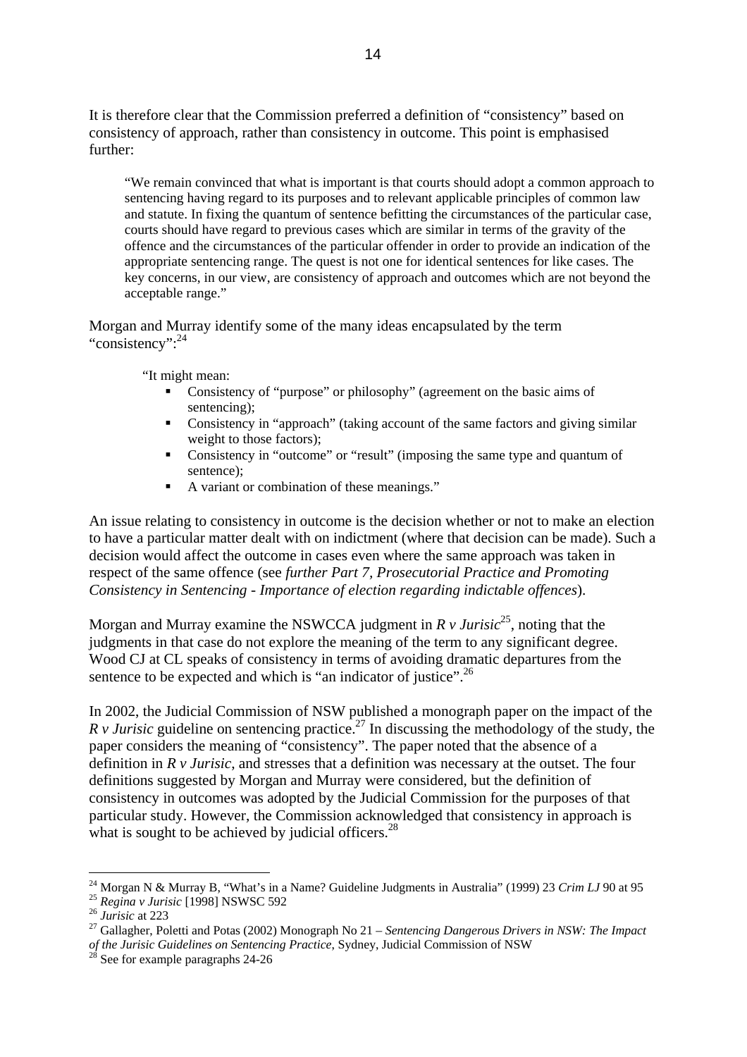It is therefore clear that the Commission preferred a definition of "consistency" based on consistency of approach, rather than consistency in outcome. This point is emphasised further:

> "We remain convinced that what is important is that courts should adopt a common approach to sentencing having regard to its purposes and to relevant applicable principles of common law and statute. In fixing the quantum of sentence befitting the circumstances of the particular case, courts should have regard to previous cases which are similar in terms of the gravity of the offence and the circumstances of the particular offender in order to provide an indication of the appropriate sentencing range. The quest is not one for identical sentences for like cases. The key concerns, in our view, are consistency of approach and outcomes which are not beyond the acceptable range."

Morgan and Murray identify some of the many ideas encapsulated by the term "consistency":[24]

> "It might mean:
> - Consistency of "purpose" or philosophy" (agreement on the basic aims of sentencing);
> - Consistency in "approach" (taking account of the same factors and giving similar weight to those factors);
> - Consistency in "outcome" or "result" (imposing the same type and quantum of sentence);
> - A variant or combination of these meanings."

An issue relating to consistency in outcome is the decision whether or not to make an election to have a particular matter dealt with on indictment (where that decision can be made). Such a decision would affect the outcome in cases even where the same approach was taken in respect of the same offence (see *further Part 7, Prosecutorial Practice and Promoting Consistency in Sentencing - Importance of election regarding indictable offences*).

Morgan and Murray examine the NSWCCA judgment in *R v Jurisic*[25], noting that the judgments in that case do not explore the meaning of the term to any significant degree. Wood CJ at CL speaks of consistency in terms of avoiding dramatic departures from the sentence to be expected and which is "an indicator of justice".[26]

In 2002, the Judicial Commission of NSW published a monograph paper on the impact of the *R v Jurisic* guideline on sentencing practice.[27] In discussing the methodology of the study, the paper considers the meaning of "consistency". The paper noted that the absence of a definition in *R v Jurisic*, and stresses that a definition was necessary at the outset. The four definitions suggested by Morgan and Murray were considered, but the definition of consistency in outcomes was adopted by the Judicial Commission for the purposes of that particular study. However, the Commission acknowledged that consistency in approach is what is sought to be achieved by judicial officers.[28]

---

[24] Morgan N & Murray B, "What's in a Name? Guideline Judgments in Australia" (1999) 23 *Crim LJ* 90 at 95

[25] *Regina v Jurisic* [1998] NSWSC 592

[26] *Jurisic* at 223

[27] Gallagher, Poletti and Potas (2002) Monograph No 21 – *Sentencing Dangerous Drivers in NSW: The Impact of the Jurisic Guidelines on Sentencing Practice*, Sydney, Judicial Commission of NSW

[28] See for example paragraphs 24-26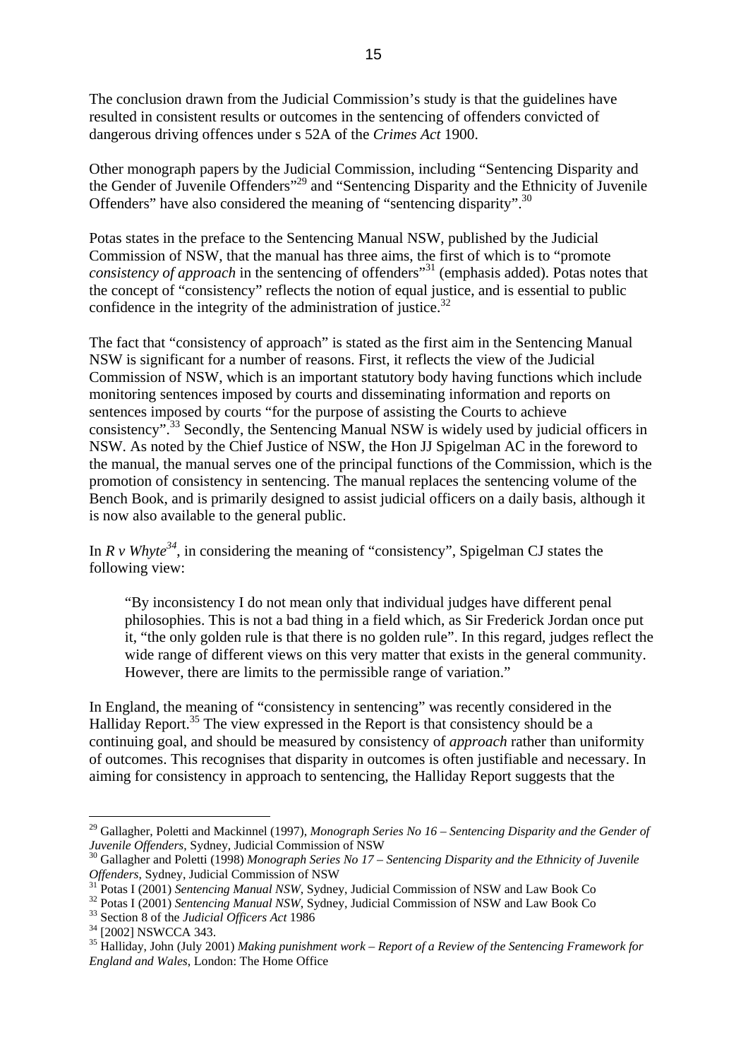The conclusion drawn from the Judicial Commission's study is that the guidelines have resulted in consistent results or outcomes in the sentencing of offenders convicted of dangerous driving offences under s 52A of the *Crimes Act* 1900.

Other monograph papers by the Judicial Commission, including "Sentencing Disparity and the Gender of Juvenile Offenders"[29] and "Sentencing Disparity and the Ethnicity of Juvenile Offenders" have also considered the meaning of "sentencing disparity".[30]

Potas states in the preface to the Sentencing Manual NSW, published by the Judicial Commission of NSW, that the manual has three aims, the first of which is to "promote *consistency of approach* in the sentencing of offenders"[31] (emphasis added). Potas notes that the concept of "consistency" reflects the notion of equal justice, and is essential to public confidence in the integrity of the administration of justice.[32]

The fact that "consistency of approach" is stated as the first aim in the Sentencing Manual NSW is significant for a number of reasons. First, it reflects the view of the Judicial Commission of NSW, which is an important statutory body having functions which include monitoring sentences imposed by courts and disseminating information and reports on sentences imposed by courts "for the purpose of assisting the Courts to achieve consistency".[33] Secondly, the Sentencing Manual NSW is widely used by judicial officers in NSW. As noted by the Chief Justice of NSW, the Hon JJ Spigelman AC in the foreword to the manual, the manual serves one of the principal functions of the Commission, which is the promotion of consistency in sentencing. The manual replaces the sentencing volume of the Bench Book, and is primarily designed to assist judicial officers on a daily basis, although it is now also available to the general public.

In *R v Whyte*[34], in considering the meaning of "consistency", Spigelman CJ states the following view:

> "By inconsistency I do not mean only that individual judges have different penal philosophies. This is not a bad thing in a field which, as Sir Frederick Jordan once put it, "the only golden rule is that there is no golden rule". In this regard, judges reflect the wide range of different views on this very matter that exists in the general community. However, there are limits to the permissible range of variation."

In England, the meaning of "consistency in sentencing" was recently considered in the Halliday Report.[35] The view expressed in the Report is that consistency should be a continuing goal, and should be measured by consistency of *approach* rather than uniformity of outcomes. This recognises that disparity in outcomes is often justifiable and necessary. In aiming for consistency in approach to sentencing, the Halliday Report suggests that the

---

[29] Gallagher, Poletti and Mackinnel (1997), *Monograph Series No 16 – Sentencing Disparity and the Gender of Juvenile Offenders*, Sydney, Judicial Commission of NSW

[30] Gallagher and Poletti (1998) *Monograph Series No 17 – Sentencing Disparity and the Ethnicity of Juvenile Offenders*, Sydney, Judicial Commission of NSW

[31] Potas I (2001) *Sentencing Manual NSW*, Sydney, Judicial Commission of NSW and Law Book Co

[32] Potas I (2001) *Sentencing Manual NSW*, Sydney, Judicial Commission of NSW and Law Book Co

[33] Section 8 of the *Judicial Officers Act* 1986

[34] [2002] NSWCCA 343.

[35] Halliday, John (July 2001) *Making punishment work – Report of a Review of the Sentencing Framework for England and Wales*, London: The Home Office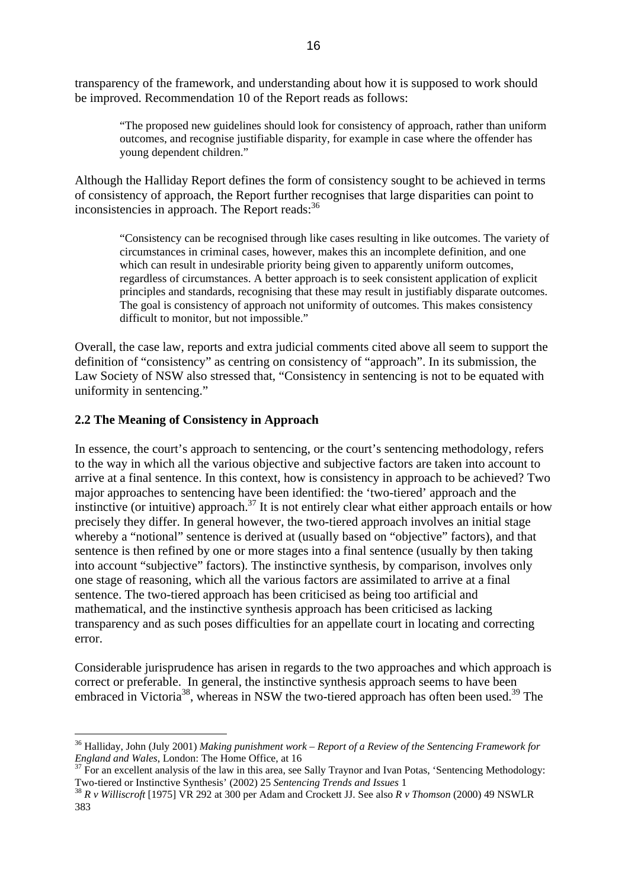transparency of the framework, and understanding about how it is supposed to work should be improved. Recommendation 10 of the Report reads as follows:

> "The proposed new guidelines should look for consistency of approach, rather than uniform outcomes, and recognise justifiable disparity, for example in case where the offender has young dependent children."

Although the Halliday Report defines the form of consistency sought to be achieved in terms of consistency of approach, the Report further recognises that large disparities can point to inconsistencies in approach. The Report reads:[36]

> "Consistency can be recognised through like cases resulting in like outcomes. The variety of circumstances in criminal cases, however, makes this an incomplete definition, and one which can result in undesirable priority being given to apparently uniform outcomes, regardless of circumstances. A better approach is to seek consistent application of explicit principles and standards, recognising that these may result in justifiably disparate outcomes. The goal is consistency of approach not uniformity of outcomes. This makes consistency difficult to monitor, but not impossible."

Overall, the case law, reports and extra judicial comments cited above all seem to support the definition of "consistency" as centring on consistency of "approach". In its submission, the Law Society of NSW also stressed that, "Consistency in sentencing is not to be equated with uniformity in sentencing."

## 2.2 The Meaning of Consistency in Approach

In essence, the court's approach to sentencing, or the court's sentencing methodology, refers to the way in which all the various objective and subjective factors are taken into account to arrive at a final sentence. In this context, how is consistency in approach to be achieved? Two major approaches to sentencing have been identified: the 'two-tiered' approach and the instinctive (or intuitive) approach.[37] It is not entirely clear what either approach entails or how precisely they differ. In general however, the two-tiered approach involves an initial stage whereby a "notional" sentence is derived at (usually based on "objective" factors), and that sentence is then refined by one or more stages into a final sentence (usually by then taking into account "subjective" factors). The instinctive synthesis, by comparison, involves only one stage of reasoning, which all the various factors are assimilated to arrive at a final sentence. The two-tiered approach has been criticised as being too artificial and mathematical, and the instinctive synthesis approach has been criticised as lacking transparency and as such poses difficulties for an appellate court in locating and correcting error.

Considerable jurisprudence has arisen in regards to the two approaches and which approach is correct or preferable. In general, the instinctive synthesis approach seems to have been embraced in Victoria[38], whereas in NSW the two-tiered approach has often been used.[39] The

---

[36] Halliday, John (July 2001) *Making punishment work – Report of a Review of the Sentencing Framework for England and Wales*, London: The Home Office, at 16

[37] For an excellent analysis of the law in this area, see Sally Traynor and Ivan Potas, 'Sentencing Methodology: Two-tiered or Instinctive Synthesis' (2002) 25 *Sentencing Trends and Issues* 1

[38] *R v Williscroft* [1975] VR 292 at 300 per Adam and Crockett JJ. See also *R v Thomson* (2000) 49 NSWLR 383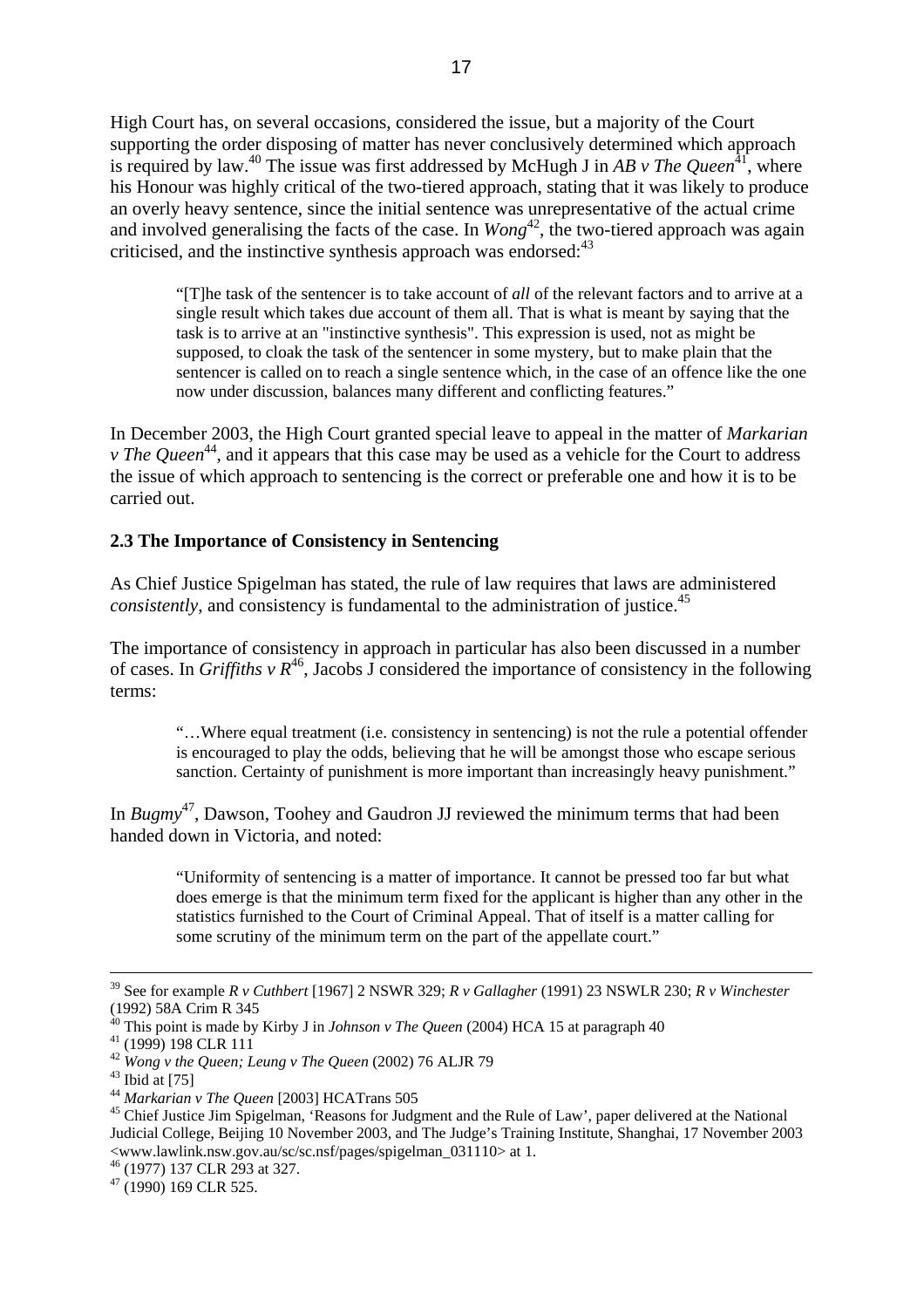High Court has, on several occasions, considered the issue, but a majority of the Court supporting the order disposing of matter has never conclusively determined which approach is required by law.[40] The issue was first addressed by McHugh J in *AB v The Queen*[41], where his Honour was highly critical of the two-tiered approach, stating that it was likely to produce an overly heavy sentence, since the initial sentence was unrepresentative of the actual crime and involved generalising the facts of the case. In *Wong*[42], the two-tiered approach was again criticised, and the instinctive synthesis approach was endorsed:[43]

> "[T]he task of the sentencer is to take account of *all* of the relevant factors and to arrive at a single result which takes due account of them all. That is what is meant by saying that the task is to arrive at an "instinctive synthesis". This expression is used, not as might be supposed, to cloak the task of the sentencer in some mystery, but to make plain that the sentencer is called on to reach a single sentence which, in the case of an offence like the one now under discussion, balances many different and conflicting features."

In December 2003, the High Court granted special leave to appeal in the matter of *Markarian v The Queen*[44], and it appears that this case may be used as a vehicle for the Court to address the issue of which approach to sentencing is the correct or preferable one and how it is to be carried out.

### 2.3 The Importance of Consistency in Sentencing

As Chief Justice Spigelman has stated, the rule of law requires that laws are administered *consistently*, and consistency is fundamental to the administration of justice.[45]

The importance of consistency in approach in particular has also been discussed in a number of cases. In *Griffiths v R*[46], Jacobs J considered the importance of consistency in the following terms:

> "…Where equal treatment (i.e. consistency in sentencing) is not the rule a potential offender is encouraged to play the odds, believing that he will be amongst those who escape serious sanction. Certainty of punishment is more important than increasingly heavy punishment."

In *Bugmy*[47], Dawson, Toohey and Gaudron JJ reviewed the minimum terms that had been handed down in Victoria, and noted:

> "Uniformity of sentencing is a matter of importance. It cannot be pressed too far but what does emerge is that the minimum term fixed for the applicant is higher than any other in the statistics furnished to the Court of Criminal Appeal. That of itself is a matter calling for some scrutiny of the minimum term on the part of the appellate court."

---

[39] See for example *R v Cuthbert* [1967] 2 NSWR 329; *R v Gallagher* (1991) 23 NSWLR 230; *R v Winchester* (1992) 58A Crim R 345

[40] This point is made by Kirby J in *Johnson v The Queen* (2004) HCA 15 at paragraph 40

[41] (1999) 198 CLR 111

[42] *Wong v the Queen; Leung v The Queen* (2002) 76 ALJR 79

[43] Ibid at [75]

[44] *Markarian v The Queen* [2003] HCATrans 505

[45] Chief Justice Jim Spigelman, 'Reasons for Judgment and the Rule of Law', paper delivered at the National Judicial College, Beijing 10 November 2003, and The Judge's Training Institute, Shanghai, 17 November 2003 <www.lawlink.nsw.gov.au/sc/sc.nsf/pages/spigelman_031110> at 1.

[46] (1977) 137 CLR 293 at 327.

[47] (1990) 169 CLR 525.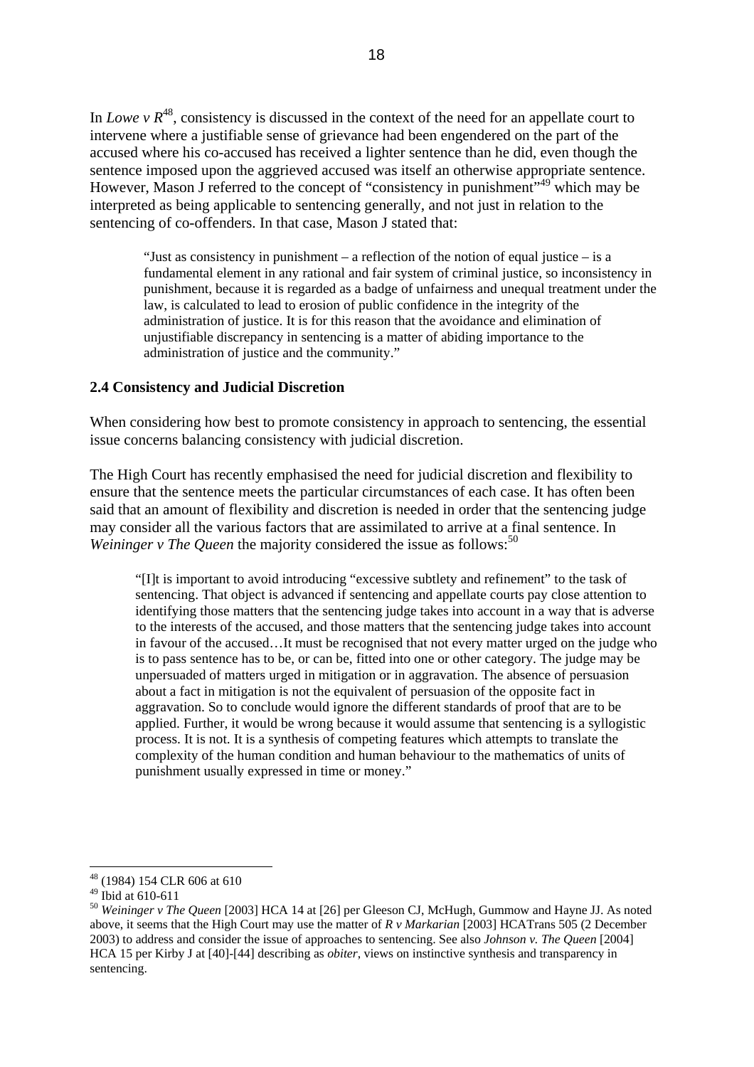In *Lowe v R*[48], consistency is discussed in the context of the need for an appellate court to intervene where a justifiable sense of grievance had been engendered on the part of the accused where his co-accused has received a lighter sentence than he did, even though the sentence imposed upon the aggrieved accused was itself an otherwise appropriate sentence. However, Mason J referred to the concept of "consistency in punishment"[49] which may be interpreted as being applicable to sentencing generally, and not just in relation to the sentencing of co-offenders. In that case, Mason J stated that:

> "Just as consistency in punishment – a reflection of the notion of equal justice – is a fundamental element in any rational and fair system of criminal justice, so inconsistency in punishment, because it is regarded as a badge of unfairness and unequal treatment under the law, is calculated to lead to erosion of public confidence in the integrity of the administration of justice. It is for this reason that the avoidance and elimination of unjustifiable discrepancy in sentencing is a matter of abiding importance to the administration of justice and the community."

## 2.4 Consistency and Judicial Discretion

When considering how best to promote consistency in approach to sentencing, the essential issue concerns balancing consistency with judicial discretion.

The High Court has recently emphasised the need for judicial discretion and flexibility to ensure that the sentence meets the particular circumstances of each case. It has often been said that an amount of flexibility and discretion is needed in order that the sentencing judge may consider all the various factors that are assimilated to arrive at a final sentence. In *Weininger v The Queen* the majority considered the issue as follows:[50]

> "[I]t is important to avoid introducing "excessive subtlety and refinement" to the task of sentencing. That object is advanced if sentencing and appellate courts pay close attention to identifying those matters that the sentencing judge takes into account in a way that is adverse to the interests of the accused, and those matters that the sentencing judge takes into account in favour of the accused…It must be recognised that not every matter urged on the judge who is to pass sentence has to be, or can be, fitted into one or other category. The judge may be unpersuaded of matters urged in mitigation or in aggravation. The absence of persuasion about a fact in mitigation is not the equivalent of persuasion of the opposite fact in aggravation. So to conclude would ignore the different standards of proof that are to be applied. Further, it would be wrong because it would assume that sentencing is a syllogistic process. It is not. It is a synthesis of competing features which attempts to translate the complexity of the human condition and human behaviour to the mathematics of units of punishment usually expressed in time or money."

---

[48] (1984) 154 CLR 606 at 610

[49] Ibid at 610-611

[50] *Weininger v The Queen* [2003] HCA 14 at [26] per Gleeson CJ, McHugh, Gummow and Hayne JJ. As noted above, it seems that the High Court may use the matter of *R v Markarian* [2003] HCATrans 505 (2 December 2003) to address and consider the issue of approaches to sentencing. See also *Johnson v. The Queen* [2004] HCA 15 per Kirby J at [40]-[44] describing as *obiter*, views on instinctive synthesis and transparency in sentencing.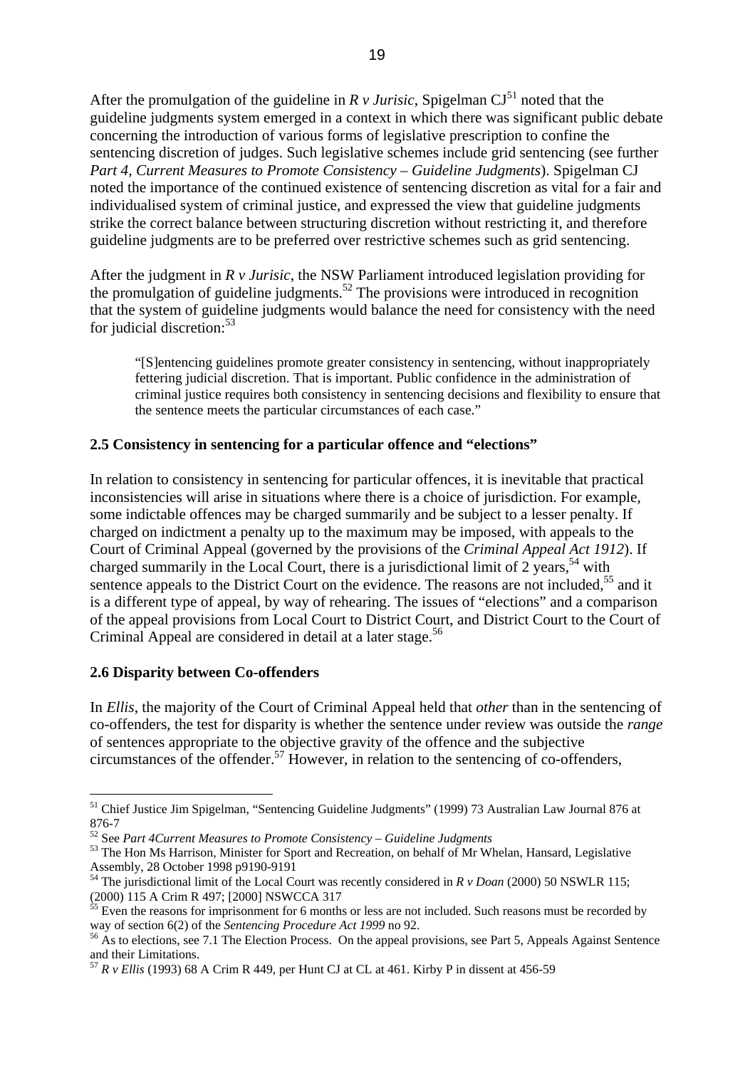After the promulgation of the guideline in *R v Jurisic*, Spigelman CJ[51] noted that the guideline judgments system emerged in a context in which there was significant public debate concerning the introduction of various forms of legislative prescription to confine the sentencing discretion of judges. Such legislative schemes include grid sentencing (see further *Part 4, Current Measures to Promote Consistency – Guideline Judgments*). Spigelman CJ noted the importance of the continued existence of sentencing discretion as vital for a fair and individualised system of criminal justice, and expressed the view that guideline judgments strike the correct balance between structuring discretion without restricting it, and therefore guideline judgments are to be preferred over restrictive schemes such as grid sentencing.

After the judgment in *R v Jurisic*, the NSW Parliament introduced legislation providing for the promulgation of guideline judgments.[52] The provisions were introduced in recognition that the system of guideline judgments would balance the need for consistency with the need for judicial discretion:[53]

> "[S]entencing guidelines promote greater consistency in sentencing, without inappropriately fettering judicial discretion. That is important. Public confidence in the administration of criminal justice requires both consistency in sentencing decisions and flexibility to ensure that the sentence meets the particular circumstances of each case."

### 2.5 Consistency in sentencing for a particular offence and "elections"

In relation to consistency in sentencing for particular offences, it is inevitable that practical inconsistencies will arise in situations where there is a choice of jurisdiction. For example, some indictable offences may be charged summarily and be subject to a lesser penalty. If charged on indictment a penalty up to the maximum may be imposed, with appeals to the Court of Criminal Appeal (governed by the provisions of the *Criminal Appeal Act 1912*). If charged summarily in the Local Court, there is a jurisdictional limit of 2 years,[54] with sentence appeals to the District Court on the evidence. The reasons are not included,[55] and it is a different type of appeal, by way of rehearing. The issues of "elections" and a comparison of the appeal provisions from Local Court to District Court, and District Court to the Court of Criminal Appeal are considered in detail at a later stage.[56]

### 2.6 Disparity between Co-offenders

In *Ellis*, the majority of the Court of Criminal Appeal held that *other* than in the sentencing of co-offenders, the test for disparity is whether the sentence under review was outside the *range* of sentences appropriate to the objective gravity of the offence and the subjective circumstances of the offender.[57] However, in relation to the sentencing of co-offenders,

---

[51] Chief Justice Jim Spigelman, "Sentencing Guideline Judgments" (1999) 73 Australian Law Journal 876 at 876-7

[52] See *Part 4Current Measures to Promote Consistency – Guideline Judgments*

[53] The Hon Ms Harrison, Minister for Sport and Recreation, on behalf of Mr Whelan, Hansard, Legislative Assembly, 28 October 1998 p9190-9191

[54] The jurisdictional limit of the Local Court was recently considered in *R v Doan* (2000) 50 NSWLR 115; (2000) 115 A Crim R 497; [2000] NSWCCA 317

[55] Even the reasons for imprisonment for 6 months or less are not included. Such reasons must be recorded by way of section 6(2) of the *Sentencing Procedure Act 1999* no 92.

[56] As to elections, see 7.1 The Election Process. On the appeal provisions, see Part 5, Appeals Against Sentence and their Limitations.

[57] *R v Ellis* (1993) 68 A Crim R 449, per Hunt CJ at CL at 461. Kirby P in dissent at 456-59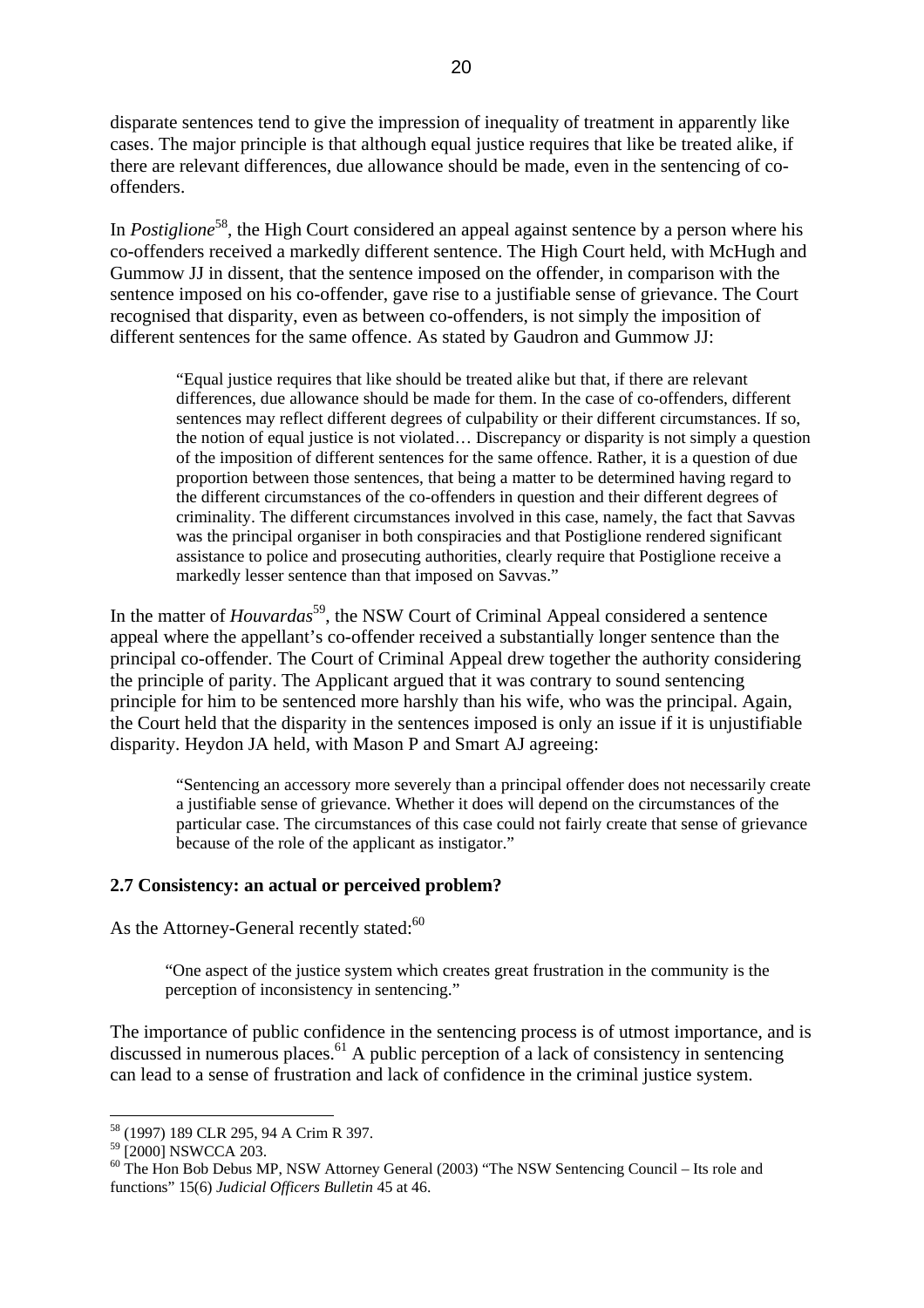disparate sentences tend to give the impression of inequality of treatment in apparently like cases. The major principle is that although equal justice requires that like be treated alike, if there are relevant differences, due allowance should be made, even in the sentencing of co-offenders.

In *Postiglione*[58], the High Court considered an appeal against sentence by a person where his co-offenders received a markedly different sentence. The High Court held, with McHugh and Gummow JJ in dissent, that the sentence imposed on the offender, in comparison with the sentence imposed on his co-offender, gave rise to a justifiable sense of grievance. The Court recognised that disparity, even as between co-offenders, is not simply the imposition of different sentences for the same offence. As stated by Gaudron and Gummow JJ:

> "Equal justice requires that like should be treated alike but that, if there are relevant differences, due allowance should be made for them. In the case of co-offenders, different sentences may reflect different degrees of culpability or their different circumstances. If so, the notion of equal justice is not violated… Discrepancy or disparity is not simply a question of the imposition of different sentences for the same offence. Rather, it is a question of due proportion between those sentences, that being a matter to be determined having regard to the different circumstances of the co-offenders in question and their different degrees of criminality. The different circumstances involved in this case, namely, the fact that Savvas was the principal organiser in both conspiracies and that Postiglione rendered significant assistance to police and prosecuting authorities, clearly require that Postiglione receive a markedly lesser sentence than that imposed on Savvas."

In the matter of *Houvardas*[59], the NSW Court of Criminal Appeal considered a sentence appeal where the appellant's co-offender received a substantially longer sentence than the principal co-offender. The Court of Criminal Appeal drew together the authority considering the principle of parity. The Applicant argued that it was contrary to sound sentencing principle for him to be sentenced more harshly than his wife, who was the principal. Again, the Court held that the disparity in the sentences imposed is only an issue if it is unjustifiable disparity. Heydon JA held, with Mason P and Smart AJ agreeing:

> "Sentencing an accessory more severely than a principal offender does not necessarily create a justifiable sense of grievance. Whether it does will depend on the circumstances of the particular case. The circumstances of this case could not fairly create that sense of grievance because of the role of the applicant as instigator."

### 2.7 Consistency: an actual or perceived problem?

As the Attorney-General recently stated:[60]

> "One aspect of the justice system which creates great frustration in the community is the perception of inconsistency in sentencing."

The importance of public confidence in the sentencing process is of utmost importance, and is discussed in numerous places.[61] A public perception of a lack of consistency in sentencing can lead to a sense of frustration and lack of confidence in the criminal justice system.

---

[58] (1997) 189 CLR 295, 94 A Crim R 397.

[59] [2000] NSWCCA 203.

[60] The Hon Bob Debus MP, NSW Attorney General (2003) "The NSW Sentencing Council – Its role and functions" 15(6) *Judicial Officers Bulletin* 45 at 46.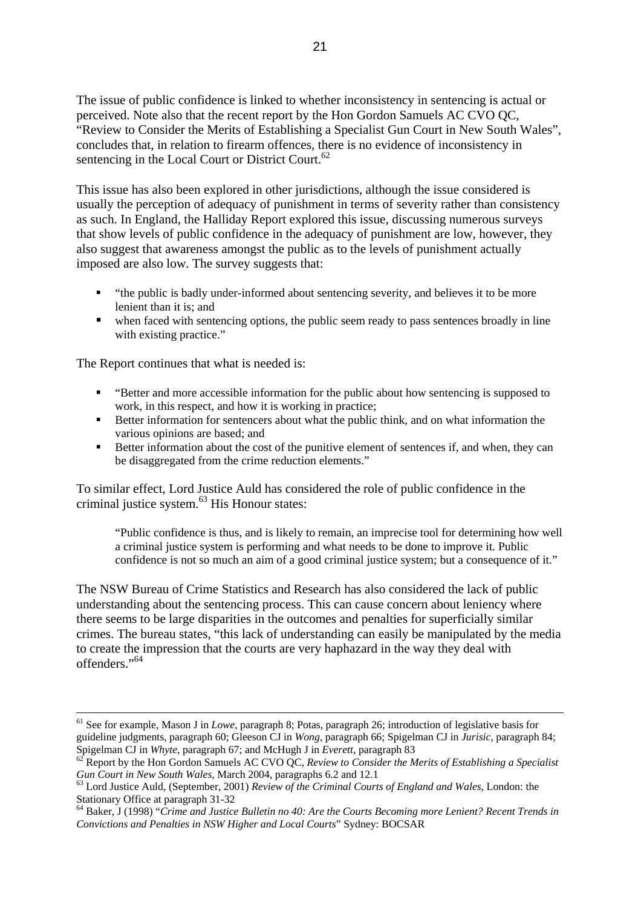The issue of public confidence is linked to whether inconsistency in sentencing is actual or perceived. Note also that the recent report by the Hon Gordon Samuels AC CVO QC, "Review to Consider the Merits of Establishing a Specialist Gun Court in New South Wales", concludes that, in relation to firearm offences, there is no evidence of inconsistency in sentencing in the Local Court or District Court.[62]

This issue has also been explored in other jurisdictions, although the issue considered is usually the perception of adequacy of punishment in terms of severity rather than consistency as such. In England, the Halliday Report explored this issue, discussing numerous surveys that show levels of public confidence in the adequacy of punishment are low, however, they also suggest that awareness amongst the public as to the levels of punishment actually imposed are also low. The survey suggests that:

- "the public is badly under-informed about sentencing severity, and believes it to be more lenient than it is; and
- when faced with sentencing options, the public seem ready to pass sentences broadly in line with existing practice."

The Report continues that what is needed is:

- "Better and more accessible information for the public about how sentencing is supposed to work, in this respect, and how it is working in practice;
- Better information for sentencers about what the public think, and on what information the various opinions are based; and
- Better information about the cost of the punitive element of sentences if, and when, they can be disaggregated from the crime reduction elements."

To similar effect, Lord Justice Auld has considered the role of public confidence in the criminal justice system.[63] His Honour states:

> "Public confidence is thus, and is likely to remain, an imprecise tool for determining how well a criminal justice system is performing and what needs to be done to improve it. Public confidence is not so much an aim of a good criminal justice system; but a consequence of it."

The NSW Bureau of Crime Statistics and Research has also considered the lack of public understanding about the sentencing process. This can cause concern about leniency where there seems to be large disparities in the outcomes and penalties for superficially similar crimes. The bureau states, "this lack of understanding can easily be manipulated by the media to create the impression that the courts are very haphazard in the way they deal with offenders."[64]

---

[61] See for example, Mason J in *Lowe*, paragraph 8; Potas, paragraph 26; introduction of legislative basis for guideline judgments, paragraph 60; Gleeson CJ in *Wong*, paragraph 66; Spigelman CJ in *Jurisic*, paragraph 84; Spigelman CJ in *Whyte*, paragraph 67; and McHugh J in *Everett*, paragraph 83

[62] Report by the Hon Gordon Samuels AC CVO QC, *Review to Consider the Merits of Establishing a Specialist Gun Court in New South Wales*, March 2004, paragraphs 6.2 and 12.1

[63] Lord Justice Auld, (September, 2001) *Review of the Criminal Courts of England and Wales*, London: the Stationary Office at paragraph 31-32

[64] Baker, J (1998) "*Crime and Justice Bulletin no 40: Are the Courts Becoming more Lenient? Recent Trends in Convictions and Penalties in NSW Higher and Local Courts*" Sydney: BOCSAR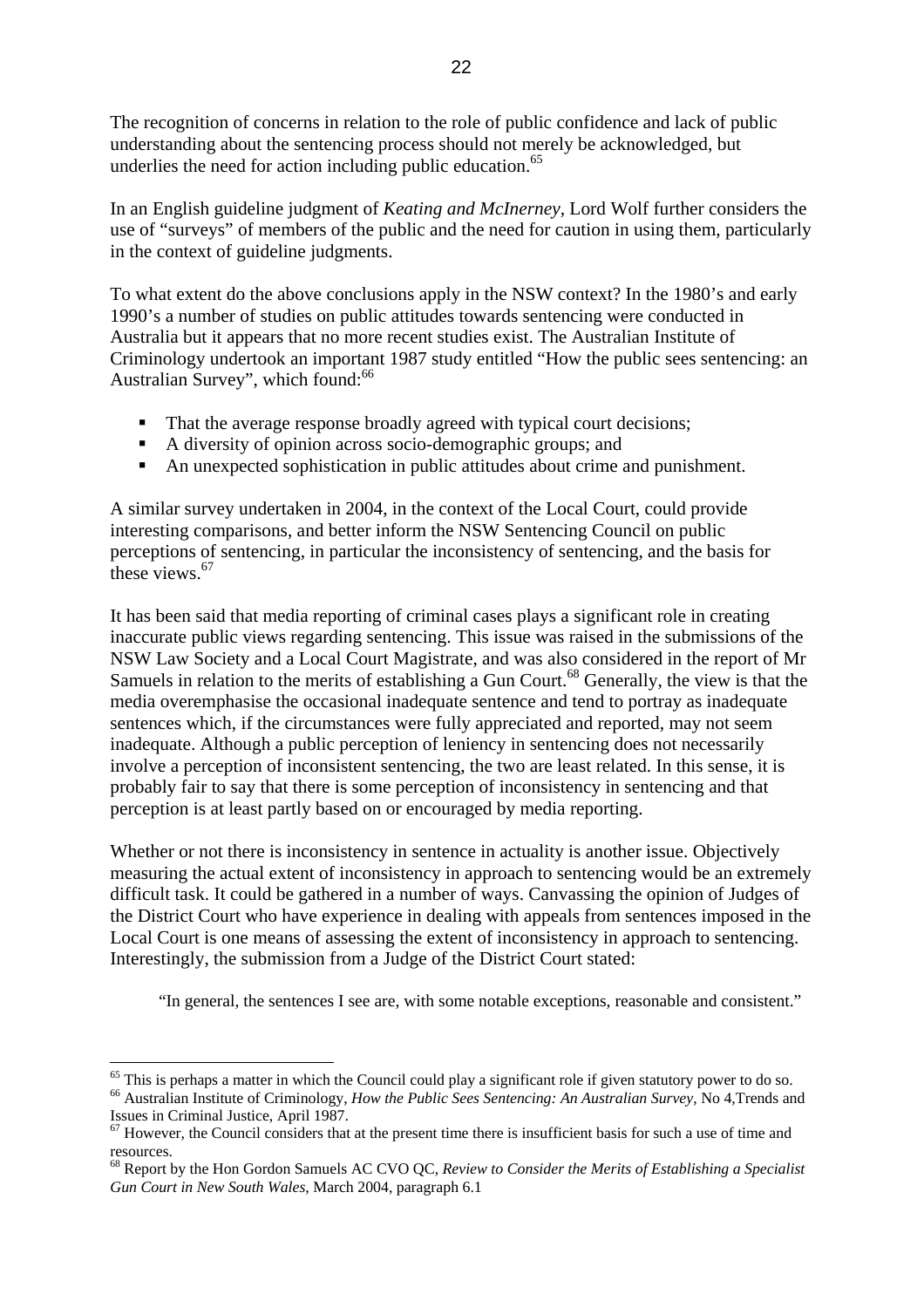The recognition of concerns in relation to the role of public confidence and lack of public understanding about the sentencing process should not merely be acknowledged, but underlies the need for action including public education.[65]

In an English guideline judgment of *Keating and McInerney*, Lord Wolf further considers the use of "surveys" of members of the public and the need for caution in using them, particularly in the context of guideline judgments.

To what extent do the above conclusions apply in the NSW context? In the 1980's and early 1990's a number of studies on public attitudes towards sentencing were conducted in Australia but it appears that no more recent studies exist. The Australian Institute of Criminology undertook an important 1987 study entitled "How the public sees sentencing: an Australian Survey", which found:[66]

- That the average response broadly agreed with typical court decisions;
- A diversity of opinion across socio-demographic groups; and
- An unexpected sophistication in public attitudes about crime and punishment.

A similar survey undertaken in 2004, in the context of the Local Court, could provide interesting comparisons, and better inform the NSW Sentencing Council on public perceptions of sentencing, in particular the inconsistency of sentencing, and the basis for these views.[67]

It has been said that media reporting of criminal cases plays a significant role in creating inaccurate public views regarding sentencing. This issue was raised in the submissions of the NSW Law Society and a Local Court Magistrate, and was also considered in the report of Mr Samuels in relation to the merits of establishing a Gun Court.[68] Generally, the view is that the media overemphasise the occasional inadequate sentence and tend to portray as inadequate sentences which, if the circumstances were fully appreciated and reported, may not seem inadequate. Although a public perception of leniency in sentencing does not necessarily involve a perception of inconsistent sentencing, the two are least related. In this sense, it is probably fair to say that there is some perception of inconsistency in sentencing and that perception is at least partly based on or encouraged by media reporting.

Whether or not there is inconsistency in sentence in actuality is another issue. Objectively measuring the actual extent of inconsistency in approach to sentencing would be an extremely difficult task. It could be gathered in a number of ways. Canvassing the opinion of Judges of the District Court who have experience in dealing with appeals from sentences imposed in the Local Court is one means of assessing the extent of inconsistency in approach to sentencing. Interestingly, the submission from a Judge of the District Court stated:

> "In general, the sentences I see are, with some notable exceptions, reasonable and consistent."

---

[65] This is perhaps a matter in which the Council could play a significant role if given statutory power to do so.

[66] Australian Institute of Criminology, *How the Public Sees Sentencing: An Australian Survey*, No 4,Trends and Issues in Criminal Justice, April 1987.

[67] However, the Council considers that at the present time there is insufficient basis for such a use of time and resources.

[68] Report by the Hon Gordon Samuels AC CVO QC, *Review to Consider the Merits of Establishing a Specialist Gun Court in New South Wales*, March 2004, paragraph 6.1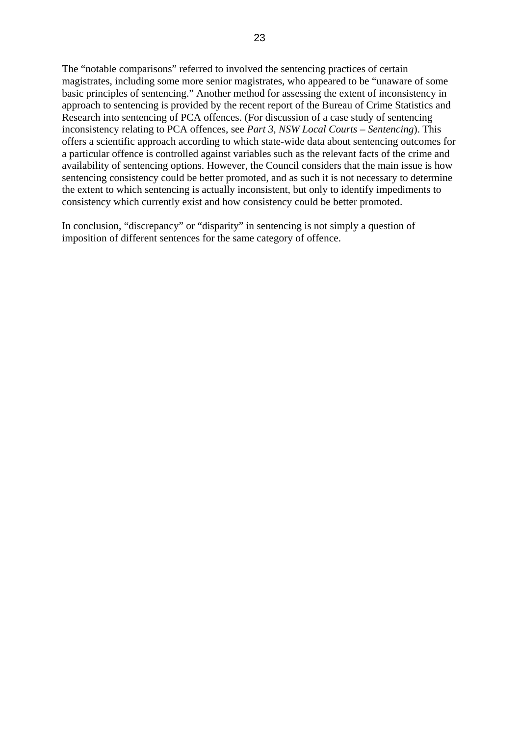The "notable comparisons" referred to involved the sentencing practices of certain magistrates, including some more senior magistrates, who appeared to be "unaware of some basic principles of sentencing." Another method for assessing the extent of inconsistency in approach to sentencing is provided by the recent report of the Bureau of Crime Statistics and Research into sentencing of PCA offences. (For discussion of a case study of sentencing inconsistency relating to PCA offences, see *Part 3, NSW Local Courts – Sentencing*). This offers a scientific approach according to which state-wide data about sentencing outcomes for a particular offence is controlled against variables such as the relevant facts of the crime and availability of sentencing options. However, the Council considers that the main issue is how sentencing consistency could be better promoted, and as such it is not necessary to determine the extent to which sentencing is actually inconsistent, but only to identify impediments to consistency which currently exist and how consistency could be better promoted.

In conclusion, "discrepancy" or "disparity" in sentencing is not simply a question of imposition of different sentences for the same category of offence.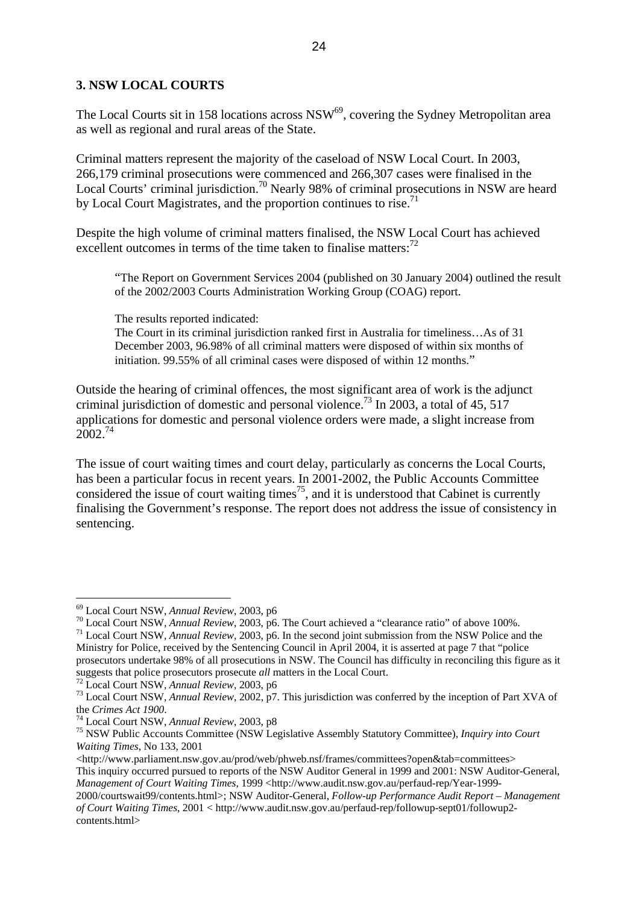## 3. NSW LOCAL COURTS

The Local Courts sit in 158 locations across NSW[69], covering the Sydney Metropolitan area as well as regional and rural areas of the State.

Criminal matters represent the majority of the caseload of NSW Local Court. In 2003, 266,179 criminal prosecutions were commenced and 266,307 cases were finalised in the Local Courts' criminal jurisdiction.[70] Nearly 98% of criminal prosecutions in NSW are heard by Local Court Magistrates, and the proportion continues to rise.[71]

Despite the high volume of criminal matters finalised, the NSW Local Court has achieved excellent outcomes in terms of the time taken to finalise matters:[72]

> "The Report on Government Services 2004 (published on 30 January 2004) outlined the result of the 2002/2003 Courts Administration Working Group (COAG) report.
>
> The results reported indicated:
> The Court in its criminal jurisdiction ranked first in Australia for timeliness…As of 31 December 2003, 96.98% of all criminal matters were disposed of within six months of initiation. 99.55% of all criminal cases were disposed of within 12 months."

Outside the hearing of criminal offences, the most significant area of work is the adjunct criminal jurisdiction of domestic and personal violence.[73] In 2003, a total of 45, 517 applications for domestic and personal violence orders were made, a slight increase from 2002.[74]

The issue of court waiting times and court delay, particularly as concerns the Local Courts, has been a particular focus in recent years. In 2001-2002, the Public Accounts Committee considered the issue of court waiting times[75], and it is understood that Cabinet is currently finalising the Government's response. The report does not address the issue of consistency in sentencing.

---

[69] Local Court NSW, *Annual Review*, 2003, p6

[70] Local Court NSW, *Annual Review*, 2003, p6. The Court achieved a "clearance ratio" of above 100%.

[71] Local Court NSW, *Annual Review*, 2003, p6. In the second joint submission from the NSW Police and the Ministry for Police, received by the Sentencing Council in April 2004, it is asserted at page 7 that "police prosecutors undertake 98% of all prosecutions in NSW. The Council has difficulty in reconciling this figure as it suggests that police prosecutors prosecute *all* matters in the Local Court.

[72] Local Court NSW, *Annual Review*, 2003, p6

[73] Local Court NSW, *Annual Review*, 2002, p7. This jurisdiction was conferred by the inception of Part XVA of the *Crimes Act 1900*.

[74] Local Court NSW, *Annual Review*, 2003, p8

[75] NSW Public Accounts Committee (NSW Legislative Assembly Statutory Committee), *Inquiry into Court Waiting Times*, No 133, 2001 <http://www.parliament.nsw.gov.au/prod/web/phweb.nsf/frames/committees?open&tab=committees> This inquiry occurred pursued to reports of the NSW Auditor General in 1999 and 2001: NSW Auditor-General, *Management of Court Waiting Times*, 1999 <http://www.audit.nsw.gov.au/perfaud-rep/Year-1999-2000/courtswait99/contents.html>; NSW Auditor-General, *Follow-up Performance Audit Report – Management of Court Waiting Times*, 2001 < http://www.audit.nsw.gov.au/perfaud-rep/followup-sept01/followup2-contents.html>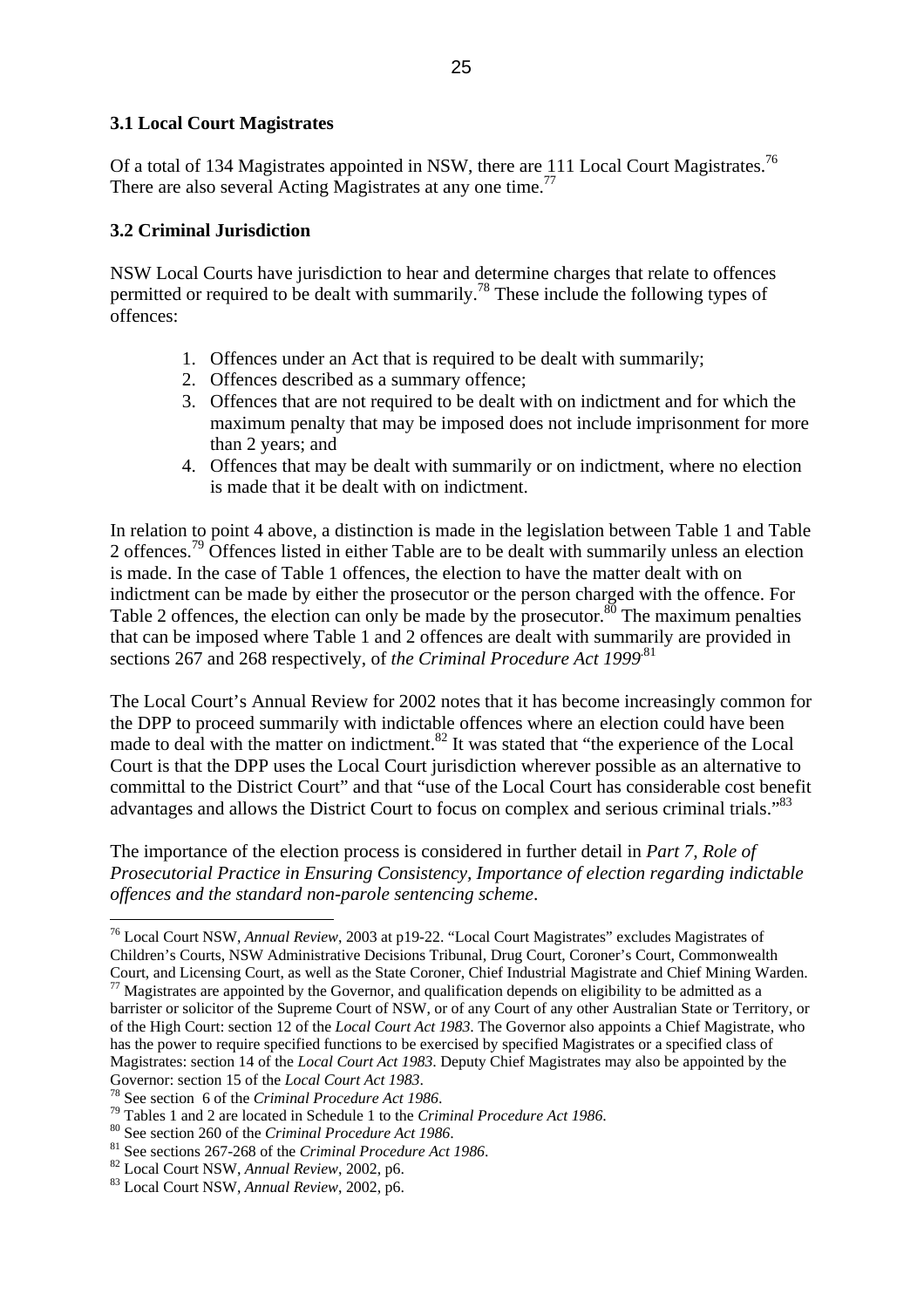### 3.1 Local Court Magistrates

Of a total of 134 Magistrates appointed in NSW, there are 111 Local Court Magistrates.[76] There are also several Acting Magistrates at any one time.[77]

### 3.2 Criminal Jurisdiction

NSW Local Courts have jurisdiction to hear and determine charges that relate to offences permitted or required to be dealt with summarily.[78] These include the following types of offences:

1. Offences under an Act that is required to be dealt with summarily;
2. Offences described as a summary offence;
3. Offences that are not required to be dealt with on indictment and for which the maximum penalty that may be imposed does not include imprisonment for more than 2 years; and
4. Offences that may be dealt with summarily or on indictment, where no election is made that it be dealt with on indictment.

In relation to point 4 above, a distinction is made in the legislation between Table 1 and Table 2 offences.[79] Offences listed in either Table are to be dealt with summarily unless an election is made. In the case of Table 1 offences, the election to have the matter dealt with on indictment can be made by either the prosecutor or the person charged with the offence. For Table 2 offences, the election can only be made by the prosecutor.[80] The maximum penalties that can be imposed where Table 1 and 2 offences are dealt with summarily are provided in sections 267 and 268 respectively, of *the Criminal Procedure Act 1999*.[81]

The Local Court's Annual Review for 2002 notes that it has become increasingly common for the DPP to proceed summarily with indictable offences where an election could have been made to deal with the matter on indictment.[82] It was stated that "the experience of the Local Court is that the DPP uses the Local Court jurisdiction wherever possible as an alternative to committal to the District Court" and that "use of the Local Court has considerable cost benefit advantages and allows the District Court to focus on complex and serious criminal trials."[83]

The importance of the election process is considered in further detail in *Part 7, Role of Prosecutorial Practice in Ensuring Consistency, Importance of election regarding indictable offences and the standard non-parole sentencing scheme*.

---

[76] Local Court NSW, *Annual Review*, 2003 at p19-22. "Local Court Magistrates" excludes Magistrates of Children's Courts, NSW Administrative Decisions Tribunal, Drug Court, Coroner's Court, Commonwealth Court, and Licensing Court, as well as the State Coroner, Chief Industrial Magistrate and Chief Mining Warden.

[77] Magistrates are appointed by the Governor, and qualification depends on eligibility to be admitted as a barrister or solicitor of the Supreme Court of NSW, or of any Court of any other Australian State or Territory, or of the High Court: section 12 of the *Local Court Act 1983*. The Governor also appoints a Chief Magistrate, who has the power to require specified functions to be exercised by specified Magistrates or a specified class of Magistrates: section 14 of the *Local Court Act 1983*. Deputy Chief Magistrates may also be appointed by the Governor: section 15 of the *Local Court Act 1983*.

[78] See section 6 of the *Criminal Procedure Act 1986*.

[79] Tables 1 and 2 are located in Schedule 1 to the *Criminal Procedure Act 1986*.

[80] See section 260 of the *Criminal Procedure Act 1986*.

[81] See sections 267-268 of the *Criminal Procedure Act 1986*.

[82] Local Court NSW, *Annual Review*, 2002, p6.

[83] Local Court NSW, *Annual Review*, 2002, p6.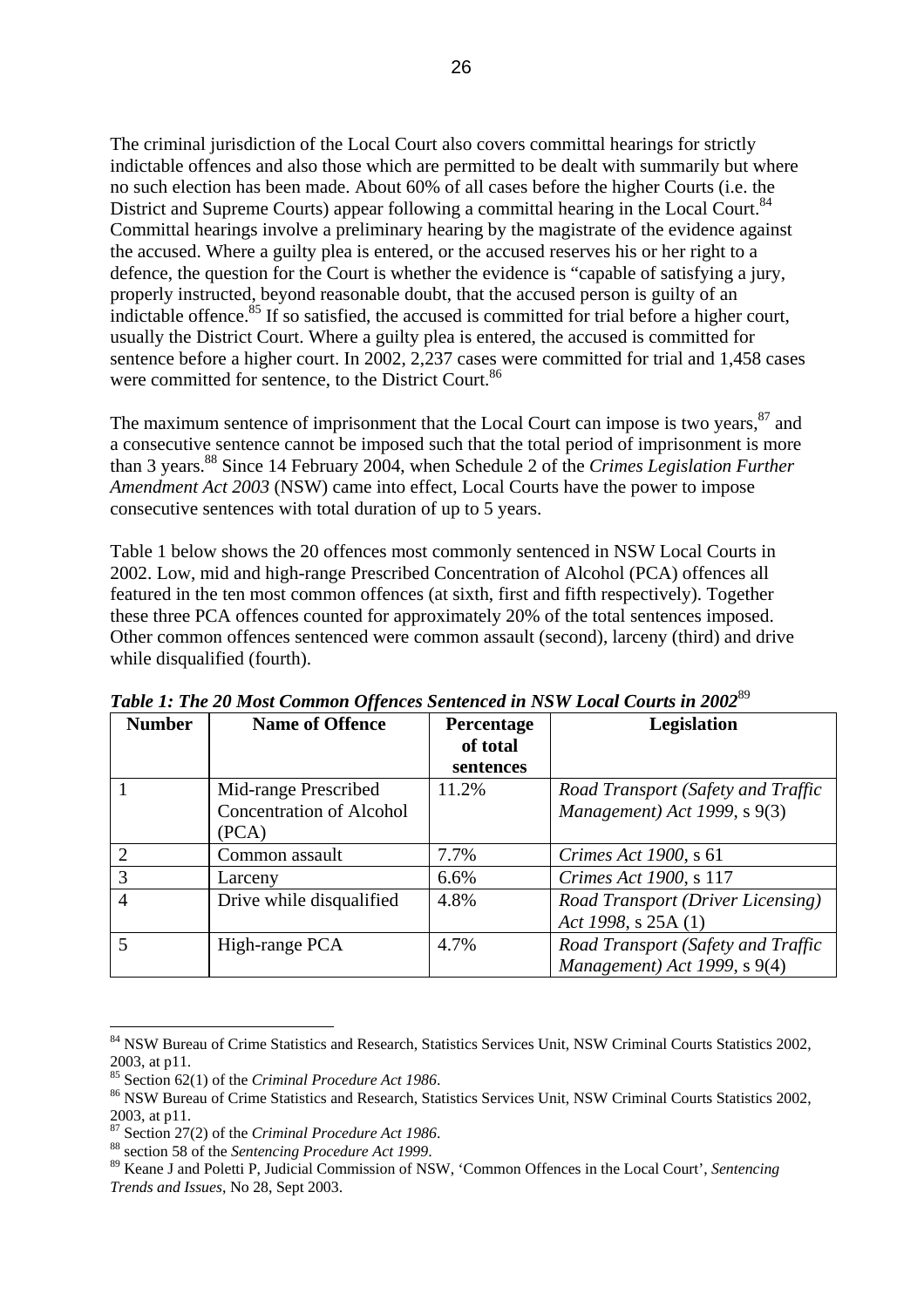The criminal jurisdiction of the Local Court also covers committal hearings for strictly indictable offences and also those which are permitted to be dealt with summarily but where no such election has been made. About 60% of all cases before the higher Courts (i.e. the District and Supreme Courts) appear following a committal hearing in the Local Court.[84] Committal hearings involve a preliminary hearing by the magistrate of the evidence against the accused. Where a guilty plea is entered, or the accused reserves his or her right to a defence, the question for the Court is whether the evidence is "capable of satisfying a jury, properly instructed, beyond reasonable doubt, that the accused person is guilty of an indictable offence.[85] If so satisfied, the accused is committed for trial before a higher court, usually the District Court. Where a guilty plea is entered, the accused is committed for sentence before a higher court. In 2002, 2,237 cases were committed for trial and 1,458 cases were committed for sentence, to the District Court.[86]

The maximum sentence of imprisonment that the Local Court can impose is two years,[87] and a consecutive sentence cannot be imposed such that the total period of imprisonment is more than 3 years.[88] Since 14 February 2004, when Schedule 2 of the *Crimes Legislation Further Amendment Act 2003* (NSW) came into effect, Local Courts have the power to impose consecutive sentences with total duration of up to 5 years.

Table 1 below shows the 20 offences most commonly sentenced in NSW Local Courts in 2002. Low, mid and high-range Prescribed Concentration of Alcohol (PCA) offences all featured in the ten most common offences (at sixth, first and fifth respectively). Together these three PCA offences counted for approximately 20% of the total sentences imposed. Other common offences sentenced were common assault (second), larceny (third) and drive while disqualified (fourth).

***Table 1: The 20 Most Common Offences Sentenced in NSW Local Courts in 2002***[89]

| Number | Name of Offence | Percentage of total sentences | Legislation |
|---|---|---|---|
| 1 | Mid-range Prescribed Concentration of Alcohol (PCA) | 11.2% | *Road Transport (Safety and Traffic Management) Act 1999*, s 9(3) |
| 2 | Common assault | 7.7% | *Crimes Act 1900*, s 61 |
| 3 | Larceny | 6.6% | *Crimes Act 1900*, s 117 |
| 4 | Drive while disqualified | 4.8% | *Road Transport (Driver Licensing) Act 1998*, s 25A (1) |
| 5 | High-range PCA | 4.7% | *Road Transport (Safety and Traffic Management) Act 1999*, s 9(4) |

---

[84] NSW Bureau of Crime Statistics and Research, Statistics Services Unit, NSW Criminal Courts Statistics 2002, 2003, at p11.

[85] Section 62(1) of the *Criminal Procedure Act 1986*.

[86] NSW Bureau of Crime Statistics and Research, Statistics Services Unit, NSW Criminal Courts Statistics 2002, 2003, at p11.

[87] Section 27(2) of the *Criminal Procedure Act 1986*.

[88] section 58 of the *Sentencing Procedure Act 1999*.

[89] Keane J and Poletti P, Judicial Commission of NSW, 'Common Offences in the Local Court', *Sentencing Trends and Issues*, No 28, Sept 2003.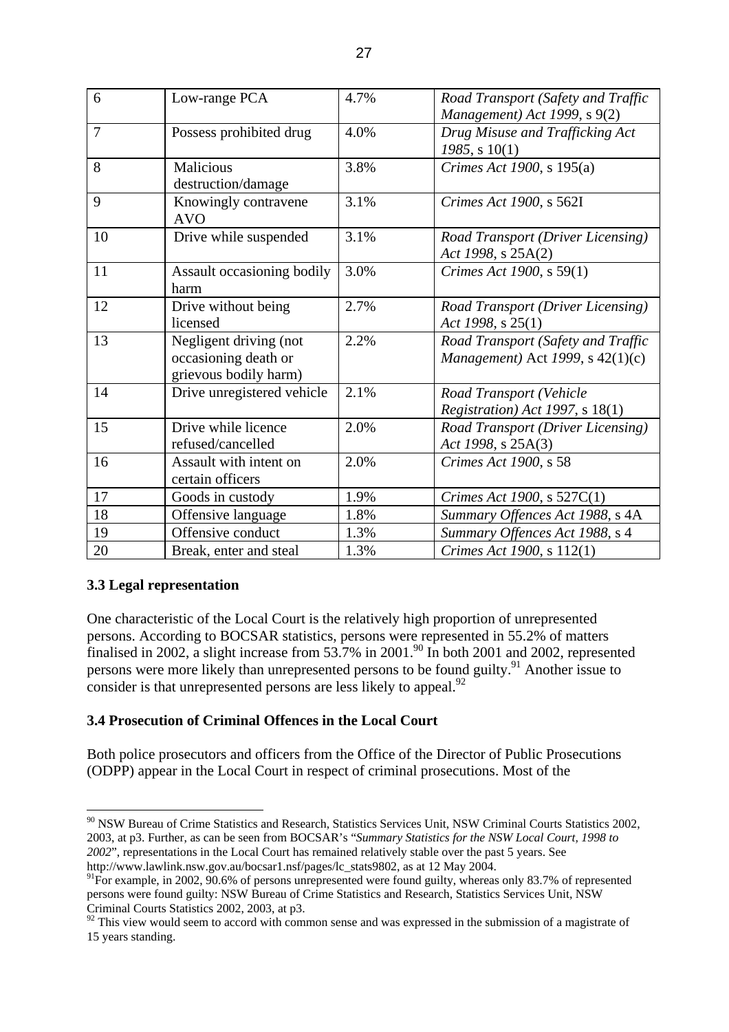| 6 | Low-range PCA | 4.7% | *Road Transport (Safety and Traffic Management) Act 1999*, s 9(2) |
|---|---|---|---|
| 7 | Possess prohibited drug | 4.0% | *Drug Misuse and Trafficking Act 1985*, s 10(1) |
| 8 | Malicious destruction/damage | 3.8% | *Crimes Act 1900*, s 195(a) |
| 9 | Knowingly contravene AVO | 3.1% | *Crimes Act 1900*, s 562I |
| 10 | Drive while suspended | 3.1% | *Road Transport (Driver Licensing) Act 1998*, s 25A(2) |
| 11 | Assault occasioning bodily harm | 3.0% | *Crimes Act 1900*, s 59(1) |
| 12 | Drive without being licensed | 2.7% | *Road Transport (Driver Licensing) Act 1998*, s 25(1) |
| 13 | Negligent driving (not occasioning death or grievous bodily harm) | 2.2% | *Road Transport (Safety and Traffic Management)* Act *1999*, s 42(1)(c) |
| 14 | Drive unregistered vehicle | 2.1% | *Road Transport (Vehicle Registration) Act 1997*, s 18(1) |
| 15 | Drive while licence refused/cancelled | 2.0% | *Road Transport (Driver Licensing) Act 1998*, s 25A(3) |
| 16 | Assault with intent on certain officers | 2.0% | *Crimes Act 1900*, s 58 |
| 17 | Goods in custody | 1.9% | *Crimes Act 1900*, s 527C(1) |
| 18 | Offensive language | 1.8% | *Summary Offences Act 1988*, s 4A |
| 19 | Offensive conduct | 1.3% | *Summary Offences Act 1988*, s 4 |
| 20 | Break, enter and steal | 1.3% | *Crimes Act 1900*, s 112(1) |

### 3.3 Legal representation

One characteristic of the Local Court is the relatively high proportion of unrepresented persons. According to BOCSAR statistics, persons were represented in 55.2% of matters finalised in 2002, a slight increase from 53.7% in 2001.[90] In both 2001 and 2002, represented persons were more likely than unrepresented persons to be found guilty.[91] Another issue to consider is that unrepresented persons are less likely to appeal.[92]

### 3.4 Prosecution of Criminal Offences in the Local Court

Both police prosecutors and officers from the Office of the Director of Public Prosecutions (ODPP) appear in the Local Court in respect of criminal prosecutions. Most of the

---

[90] NSW Bureau of Crime Statistics and Research, Statistics Services Unit, NSW Criminal Courts Statistics 2002, 2003, at p3. Further, as can be seen from BOCSAR's "*Summary Statistics for the NSW Local Court, 1998 to 2002*", representations in the Local Court has remained relatively stable over the past 5 years. See http://www.lawlink.nsw.gov.au/bocsar1.nsf/pages/lc_stats9802, as at 12 May 2004.

[91] For example, in 2002, 90.6% of persons unrepresented were found guilty, whereas only 83.7% of represented persons were found guilty: NSW Bureau of Crime Statistics and Research, Statistics Services Unit, NSW Criminal Courts Statistics 2002, 2003, at p3.

[92] This view would seem to accord with common sense and was expressed in the submission of a magistrate of 15 years standing.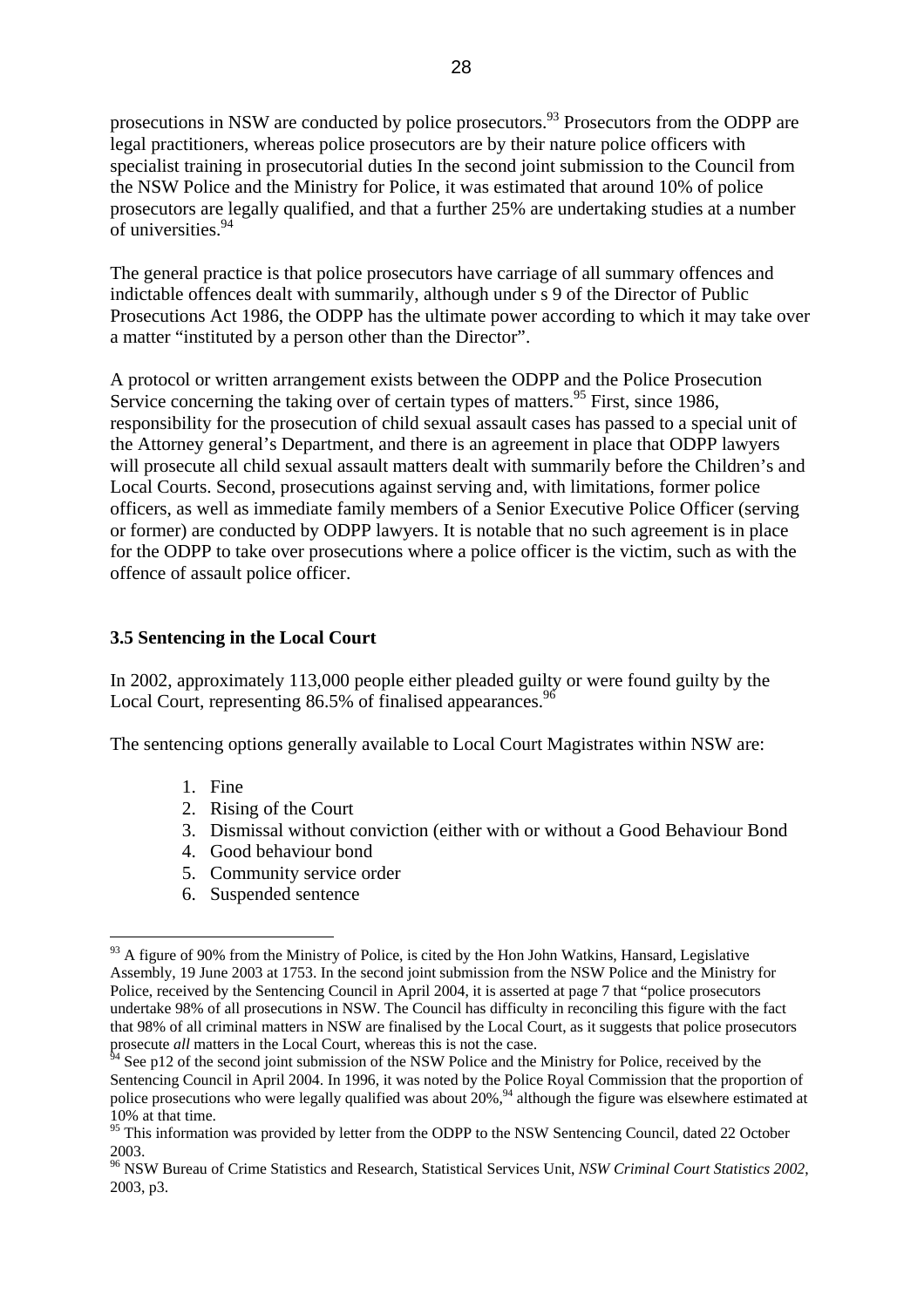prosecutions in NSW are conducted by police prosecutors.[93] Prosecutors from the ODPP are legal practitioners, whereas police prosecutors are by their nature police officers with specialist training in prosecutorial duties In the second joint submission to the Council from the NSW Police and the Ministry for Police, it was estimated that around 10% of police prosecutors are legally qualified, and that a further 25% are undertaking studies at a number of universities.[94]

The general practice is that police prosecutors have carriage of all summary offences and indictable offences dealt with summarily, although under s 9 of the Director of Public Prosecutions Act 1986, the ODPP has the ultimate power according to which it may take over a matter "instituted by a person other than the Director".

A protocol or written arrangement exists between the ODPP and the Police Prosecution Service concerning the taking over of certain types of matters.[95] First, since 1986, responsibility for the prosecution of child sexual assault cases has passed to a special unit of the Attorney general's Department, and there is an agreement in place that ODPP lawyers will prosecute all child sexual assault matters dealt with summarily before the Children's and Local Courts. Second, prosecutions against serving and, with limitations, former police officers, as well as immediate family members of a Senior Executive Police Officer (serving or former) are conducted by ODPP lawyers. It is notable that no such agreement is in place for the ODPP to take over prosecutions where a police officer is the victim, such as with the offence of assault police officer.

### 3.5 Sentencing in the Local Court

In 2002, approximately 113,000 people either pleaded guilty or were found guilty by the Local Court, representing 86.5% of finalised appearances.[96]

The sentencing options generally available to Local Court Magistrates within NSW are:

1. Fine
2. Rising of the Court
3. Dismissal without conviction (either with or without a Good Behaviour Bond
4. Good behaviour bond
5. Community service order
6. Suspended sentence

---

[93] A figure of 90% from the Ministry of Police, is cited by the Hon John Watkins, Hansard, Legislative Assembly, 19 June 2003 at 1753. In the second joint submission from the NSW Police and the Ministry for Police, received by the Sentencing Council in April 2004, it is asserted at page 7 that "police prosecutors undertake 98% of all prosecutions in NSW. The Council has difficulty in reconciling this figure with the fact that 98% of all criminal matters in NSW are finalised by the Local Court, as it suggests that police prosecutors prosecute *all* matters in the Local Court, whereas this is not the case.

[94] See p12 of the second joint submission of the NSW Police and the Ministry for Police, received by the Sentencing Council in April 2004. In 1996, it was noted by the Police Royal Commission that the proportion of police prosecutions who were legally qualified was about 20%,[94] although the figure was elsewhere estimated at 10% at that time.

[95] This information was provided by letter from the ODPP to the NSW Sentencing Council, dated 22 October 2003.

[96] NSW Bureau of Crime Statistics and Research, Statistical Services Unit, *NSW Criminal Court Statistics 2002*, 2003, p3.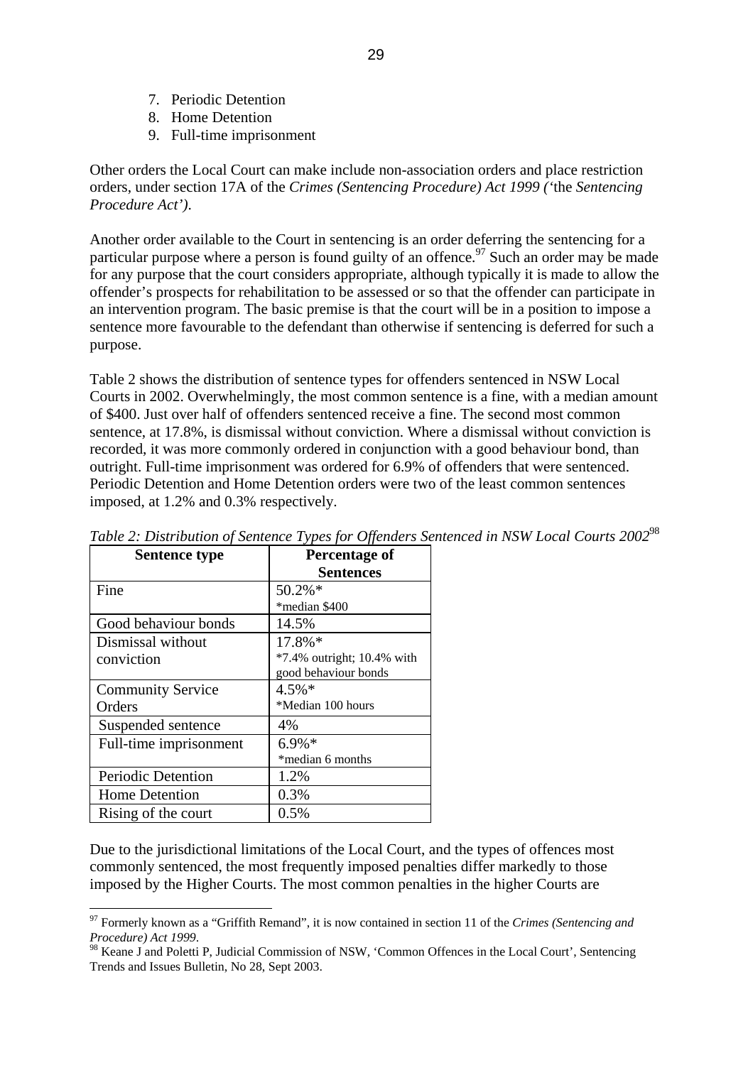7. Periodic Detention
8. Home Detention
9. Full-time imprisonment

Other orders the Local Court can make include non-association orders and place restriction orders, under section 17A of the *Crimes (Sentencing Procedure) Act 1999 (*'the *Sentencing Procedure Act')*.

Another order available to the Court in sentencing is an order deferring the sentencing for a particular purpose where a person is found guilty of an offence.[97] Such an order may be made for any purpose that the court considers appropriate, although typically it is made to allow the offender's prospects for rehabilitation to be assessed or so that the offender can participate in an intervention program. The basic premise is that the court will be in a position to impose a sentence more favourable to the defendant than otherwise if sentencing is deferred for such a purpose.

Table 2 shows the distribution of sentence types for offenders sentenced in NSW Local Courts in 2002. Overwhelmingly, the most common sentence is a fine, with a median amount of $400. Just over half of offenders sentenced receive a fine. The second most common sentence, at 17.8%, is dismissal without conviction. Where a dismissal without conviction is recorded, it was more commonly ordered in conjunction with a good behaviour bond, than outright. Full-time imprisonment was ordered for 6.9% of offenders that were sentenced. Periodic Detention and Home Detention orders were two of the least common sentences imposed, at 1.2% and 0.3% respectively.

*Table 2: Distribution of Sentence Types for Offenders Sentenced in NSW Local Courts 2002*[98]

| Sentence type | Percentage of Sentences |
|---|---|
| Fine | 50.2%* *median $400 |
| Good behaviour bonds | 14.5% |
| Dismissal without conviction | 17.8%* *7.4% outright; 10.4% with good behaviour bonds |
| Community Service Orders | 4.5%* *Median 100 hours |
| Suspended sentence | 4% |
| Full-time imprisonment | 6.9%* *median 6 months |
| Periodic Detention | 1.2% |
| Home Detention | 0.3% |
| Rising of the court | 0.5% |

Due to the jurisdictional limitations of the Local Court, and the types of offences most commonly sentenced, the most frequently imposed penalties differ markedly to those imposed by the Higher Courts. The most common penalties in the higher Courts are

---

[97] Formerly known as a "Griffith Remand", it is now contained in section 11 of the *Crimes (Sentencing and Procedure) Act 1999*.

[98] Keane J and Poletti P, Judicial Commission of NSW, 'Common Offences in the Local Court', Sentencing Trends and Issues Bulletin, No 28, Sept 2003.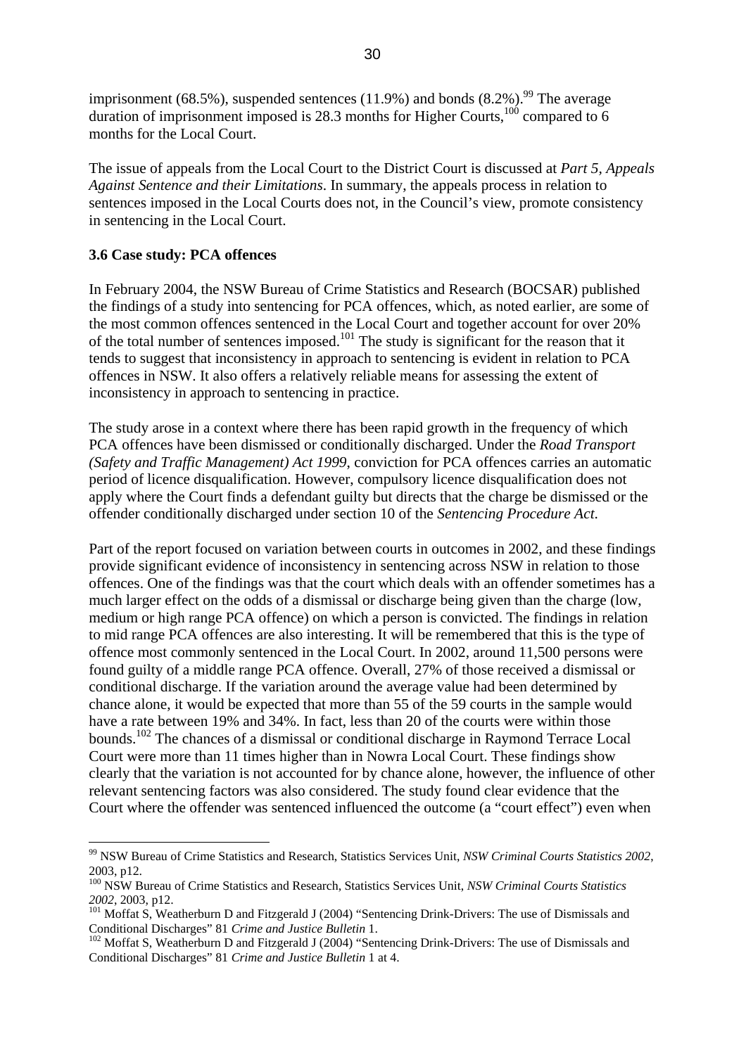imprisonment (68.5%), suspended sentences (11.9%) and bonds (8.2%).[99] The average duration of imprisonment imposed is 28.3 months for Higher Courts,[100] compared to 6 months for the Local Court.

The issue of appeals from the Local Court to the District Court is discussed at *Part 5, Appeals Against Sentence and their Limitations*. In summary, the appeals process in relation to sentences imposed in the Local Courts does not, in the Council's view, promote consistency in sentencing in the Local Court.

### 3.6 Case study: PCA offences

In February 2004, the NSW Bureau of Crime Statistics and Research (BOCSAR) published the findings of a study into sentencing for PCA offences, which, as noted earlier, are some of the most common offences sentenced in the Local Court and together account for over 20% of the total number of sentences imposed.[101] The study is significant for the reason that it tends to suggest that inconsistency in approach to sentencing is evident in relation to PCA offences in NSW. It also offers a relatively reliable means for assessing the extent of inconsistency in approach to sentencing in practice.

The study arose in a context where there has been rapid growth in the frequency of which PCA offences have been dismissed or conditionally discharged. Under the *Road Transport (Safety and Traffic Management) Act 1999*, conviction for PCA offences carries an automatic period of licence disqualification. However, compulsory licence disqualification does not apply where the Court finds a defendant guilty but directs that the charge be dismissed or the offender conditionally discharged under section 10 of the *Sentencing Procedure Act*.

Part of the report focused on variation between courts in outcomes in 2002, and these findings provide significant evidence of inconsistency in sentencing across NSW in relation to those offences. One of the findings was that the court which deals with an offender sometimes has a much larger effect on the odds of a dismissal or discharge being given than the charge (low, medium or high range PCA offence) on which a person is convicted. The findings in relation to mid range PCA offences are also interesting. It will be remembered that this is the type of offence most commonly sentenced in the Local Court. In 2002, around 11,500 persons were found guilty of a middle range PCA offence. Overall, 27% of those received a dismissal or conditional discharge. If the variation around the average value had been determined by chance alone, it would be expected that more than 55 of the 59 courts in the sample would have a rate between 19% and 34%. In fact, less than 20 of the courts were within those bounds.[102] The chances of a dismissal or conditional discharge in Raymond Terrace Local Court were more than 11 times higher than in Nowra Local Court. These findings show clearly that the variation is not accounted for by chance alone, however, the influence of other relevant sentencing factors was also considered. The study found clear evidence that the Court where the offender was sentenced influenced the outcome (a "court effect") even when

---

[99] NSW Bureau of Crime Statistics and Research, Statistics Services Unit, *NSW Criminal Courts Statistics 2002*, 2003, p12.

[100] NSW Bureau of Crime Statistics and Research, Statistics Services Unit, *NSW Criminal Courts Statistics 2002*, 2003, p12.

[101] Moffat S, Weatherburn D and Fitzgerald J (2004) "Sentencing Drink-Drivers: The use of Dismissals and Conditional Discharges" 81 *Crime and Justice Bulletin* 1.

[102] Moffat S, Weatherburn D and Fitzgerald J (2004) "Sentencing Drink-Drivers: The use of Dismissals and Conditional Discharges" 81 *Crime and Justice Bulletin* 1 at 4.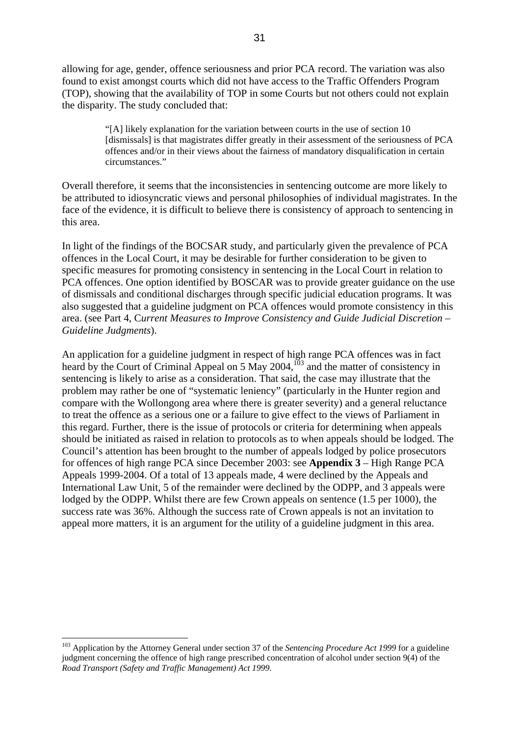allowing for age, gender, offence seriousness and prior PCA record. The variation was also found to exist amongst courts which did not have access to the Traffic Offenders Program (TOP), showing that the availability of TOP in some Courts but not others could not explain the disparity. The study concluded that:

> "[A] likely explanation for the variation between courts in the use of section 10 [dismissals] is that magistrates differ greatly in their assessment of the seriousness of PCA offences and/or in their views about the fairness of mandatory disqualification in certain circumstances."

Overall therefore, it seems that the inconsistencies in sentencing outcome are more likely to be attributed to idiosyncratic views and personal philosophies of individual magistrates. In the face of the evidence, it is difficult to believe there is consistency of approach to sentencing in this area.

In light of the findings of the BOCSAR study, and particularly given the prevalence of PCA offences in the Local Court, it may be desirable for further consideration to be given to specific measures for promoting consistency in sentencing in the Local Court in relation to PCA offences. One option identified by BOSCAR was to provide greater guidance on the use of dismissals and conditional discharges through specific judicial education programs. It was also suggested that a guideline judgment on PCA offences would promote consistency in this area. (see Part 4, C*urrent Measures to Improve Consistency and Guide Judicial Discretion – Guideline Judgments*).

An application for a guideline judgment in respect of high range PCA offences was in fact heard by the Court of Criminal Appeal on 5 May 2004,[103] and the matter of consistency in sentencing is likely to arise as a consideration. That said, the case may illustrate that the problem may rather be one of "systematic leniency" (particularly in the Hunter region and compare with the Wollongong area where there is greater severity) and a general reluctance to treat the offence as a serious one or a failure to give effect to the views of Parliament in this regard. Further, there is the issue of protocols or criteria for determining when appeals should be initiated as raised in relation to protocols as to when appeals should be lodged. The Council's attention has been brought to the number of appeals lodged by police prosecutors for offences of high range PCA since December 2003: see **Appendix 3** – High Range PCA Appeals 1999-2004. Of a total of 13 appeals made, 4 were declined by the Appeals and International Law Unit, 5 of the remainder were declined by the ODPP, and 3 appeals were lodged by the ODPP. Whilst there are few Crown appeals on sentence (1.5 per 1000), the success rate was 36%. Although the success rate of Crown appeals is not an invitation to appeal more matters, it is an argument for the utility of a guideline judgment in this area.

---

[103] Application by the Attorney General under section 37 of the *Sentencing Procedure Act 1999* for a guideline judgment concerning the offence of high range prescribed concentration of alcohol under section 9(4) of the *Road Transport (Safety and Traffic Management) Act 1999*.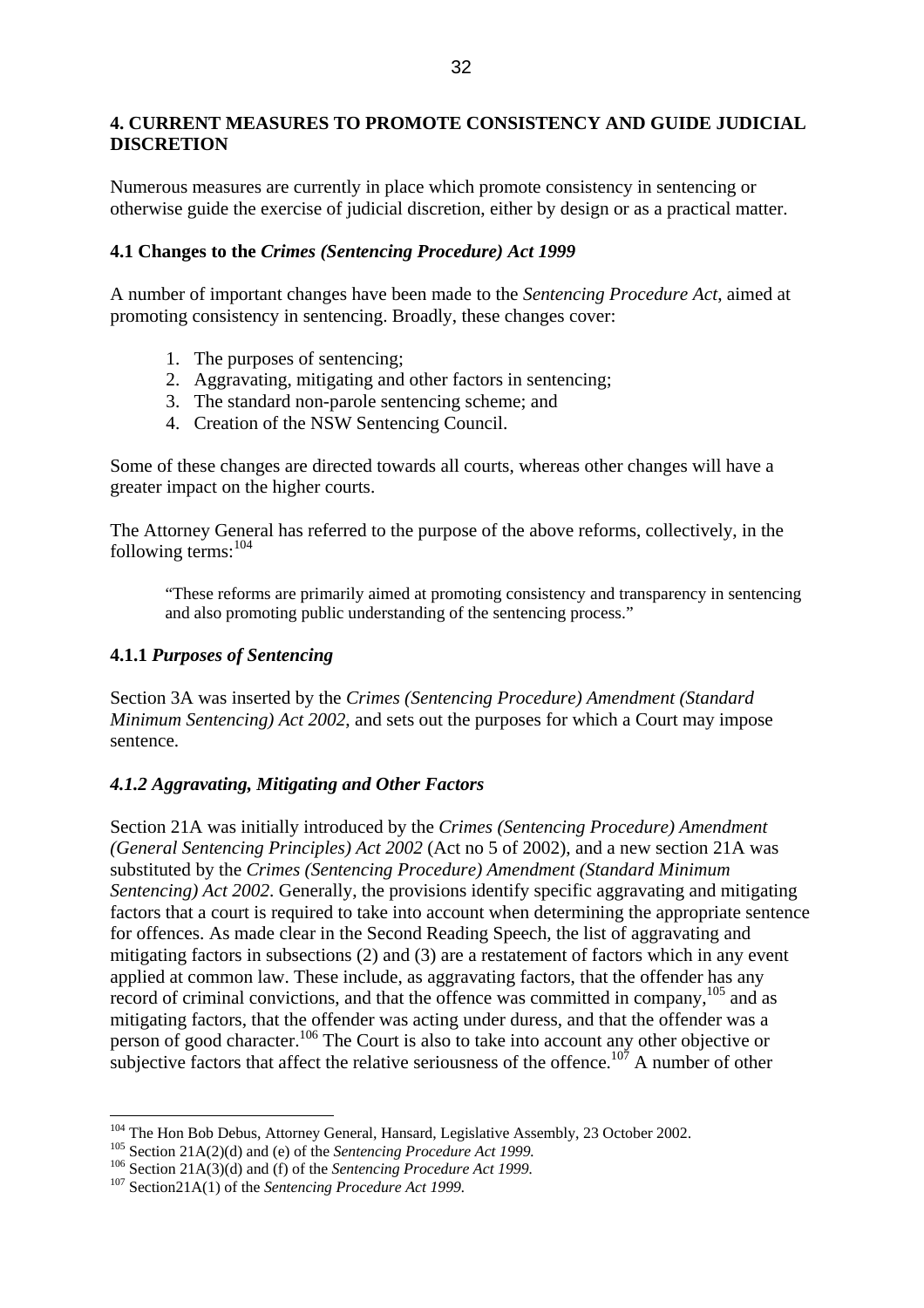## 4. CURRENT MEASURES TO PROMOTE CONSISTENCY AND GUIDE JUDICIAL DISCRETION

Numerous measures are currently in place which promote consistency in sentencing or otherwise guide the exercise of judicial discretion, either by design or as a practical matter.

### 4.1 Changes to the *Crimes (Sentencing Procedure) Act 1999*

A number of important changes have been made to the *Sentencing Procedure Act*, aimed at promoting consistency in sentencing. Broadly, these changes cover:

1. The purposes of sentencing;
2. Aggravating, mitigating and other factors in sentencing;
3. The standard non-parole sentencing scheme; and
4. Creation of the NSW Sentencing Council.

Some of these changes are directed towards all courts, whereas other changes will have a greater impact on the higher courts.

The Attorney General has referred to the purpose of the above reforms, collectively, in the following terms:[104]

> "These reforms are primarily aimed at promoting consistency and transparency in sentencing and also promoting public understanding of the sentencing process."

#### 4.1.1 *Purposes of Sentencing*

Section 3A was inserted by the *Crimes (Sentencing Procedure) Amendment (Standard Minimum Sentencing) Act 2002*, and sets out the purposes for which a Court may impose sentence.

#### *4.1.2 Aggravating, Mitigating and Other Factors*

Section 21A was initially introduced by the *Crimes (Sentencing Procedure) Amendment (General Sentencing Principles) Act 2002* (Act no 5 of 2002), and a new section 21A was substituted by the *Crimes (Sentencing Procedure) Amendment (Standard Minimum Sentencing) Act 2002*. Generally, the provisions identify specific aggravating and mitigating factors that a court is required to take into account when determining the appropriate sentence for offences. As made clear in the Second Reading Speech, the list of aggravating and mitigating factors in subsections (2) and (3) are a restatement of factors which in any event applied at common law. These include, as aggravating factors, that the offender has any record of criminal convictions, and that the offence was committed in company,[105] and as mitigating factors, that the offender was acting under duress, and that the offender was a person of good character.[106] The Court is also to take into account any other objective or subjective factors that affect the relative seriousness of the offence.[107] A number of other

---

[104] The Hon Bob Debus, Attorney General, Hansard, Legislative Assembly, 23 October 2002.

[105] Section 21A(2)(d) and (e) of the *Sentencing Procedure Act 1999.*

[106] Section 21A(3)(d) and (f) of the *Sentencing Procedure Act 1999.*

[107] Section21A(1) of the *Sentencing Procedure Act 1999.*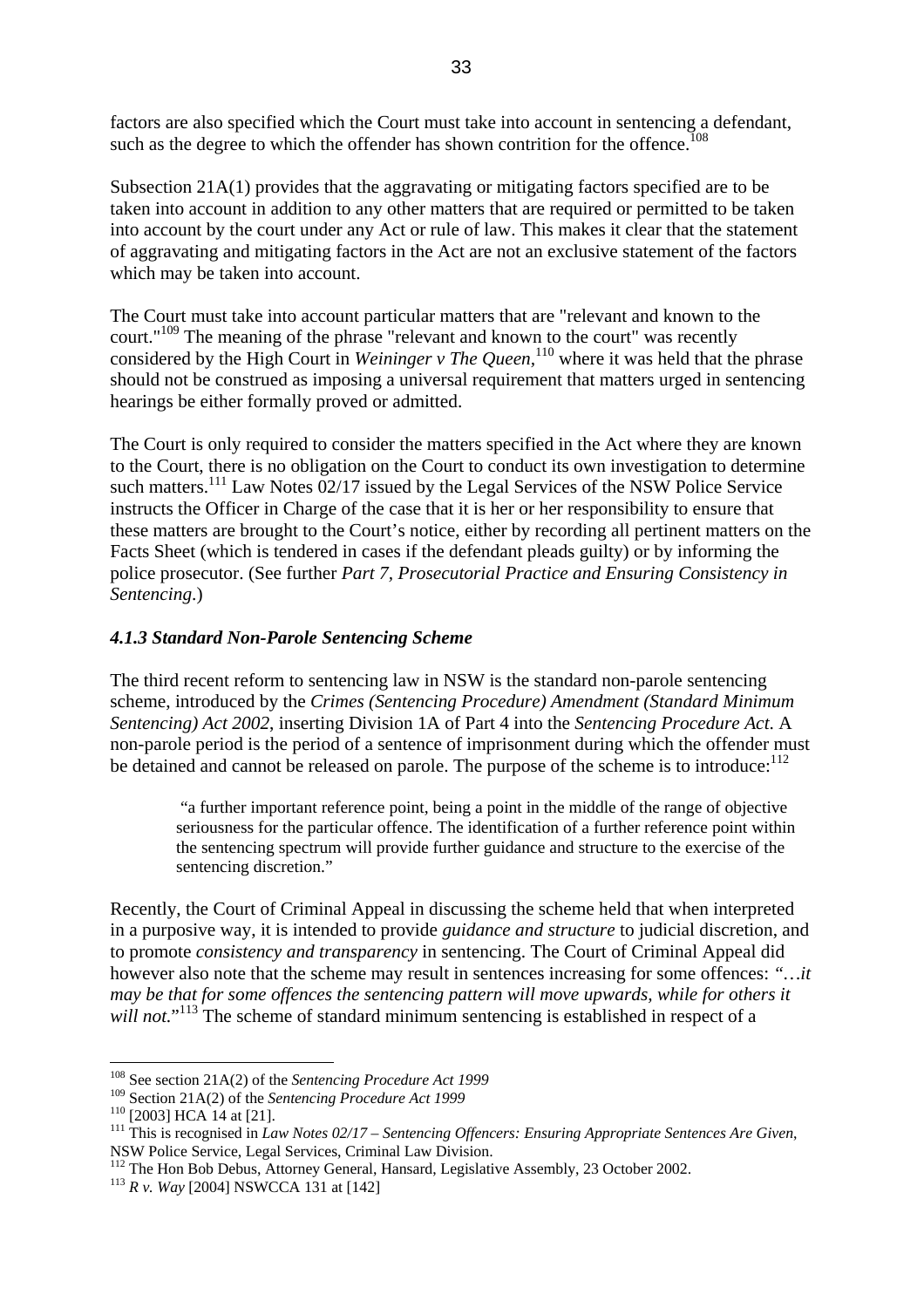factors are also specified which the Court must take into account in sentencing a defendant, such as the degree to which the offender has shown contrition for the offence.[108]

Subsection 21A(1) provides that the aggravating or mitigating factors specified are to be taken into account in addition to any other matters that are required or permitted to be taken into account by the court under any Act or rule of law. This makes it clear that the statement of aggravating and mitigating factors in the Act are not an exclusive statement of the factors which may be taken into account.

The Court must take into account particular matters that are "relevant and known to the court."[109] The meaning of the phrase "relevant and known to the court" was recently considered by the High Court in *Weininger v The Queen,*[110] where it was held that the phrase should not be construed as imposing a universal requirement that matters urged in sentencing hearings be either formally proved or admitted.

The Court is only required to consider the matters specified in the Act where they are known to the Court, there is no obligation on the Court to conduct its own investigation to determine such matters.[111] Law Notes 02/17 issued by the Legal Services of the NSW Police Service instructs the Officer in Charge of the case that it is her or her responsibility to ensure that these matters are brought to the Court's notice, either by recording all pertinent matters on the Facts Sheet (which is tendered in cases if the defendant pleads guilty) or by informing the police prosecutor. (See further *Part 7, Prosecutorial Practice and Ensuring Consistency in Sentencing*.)

### *4.1.3 Standard Non-Parole Sentencing Scheme*

The third recent reform to sentencing law in NSW is the standard non-parole sentencing scheme, introduced by the *Crimes (Sentencing Procedure) Amendment (Standard Minimum Sentencing) Act 2002*, inserting Division 1A of Part 4 into the *Sentencing Procedure Act*. A non-parole period is the period of a sentence of imprisonment during which the offender must be detained and cannot be released on parole. The purpose of the scheme is to introduce:[112]

> "a further important reference point, being a point in the middle of the range of objective seriousness for the particular offence. The identification of a further reference point within the sentencing spectrum will provide further guidance and structure to the exercise of the sentencing discretion."

Recently, the Court of Criminal Appeal in discussing the scheme held that when interpreted in a purposive way, it is intended to provide *guidance and structure* to judicial discretion, and to promote *consistency and transparency* in sentencing. The Court of Criminal Appeal did however also note that the scheme may result in sentences increasing for some offences: *"…it may be that for some offences the sentencing pattern will move upwards, while for others it will not."*[113] The scheme of standard minimum sentencing is established in respect of a

---

[108] See section 21A(2) of the *Sentencing Procedure Act 1999*

[109] Section 21A(2) of the *Sentencing Procedure Act 1999*

[110] [2003] HCA 14 at [21].

[111] This is recognised in *Law Notes 02/17 – Sentencing Offencers: Ensuring Appropriate Sentences Are Given*, NSW Police Service, Legal Services, Criminal Law Division.

[112] The Hon Bob Debus, Attorney General, Hansard, Legislative Assembly, 23 October 2002.

[113] *R v. Way* [2004] NSWCCA 131 at [142]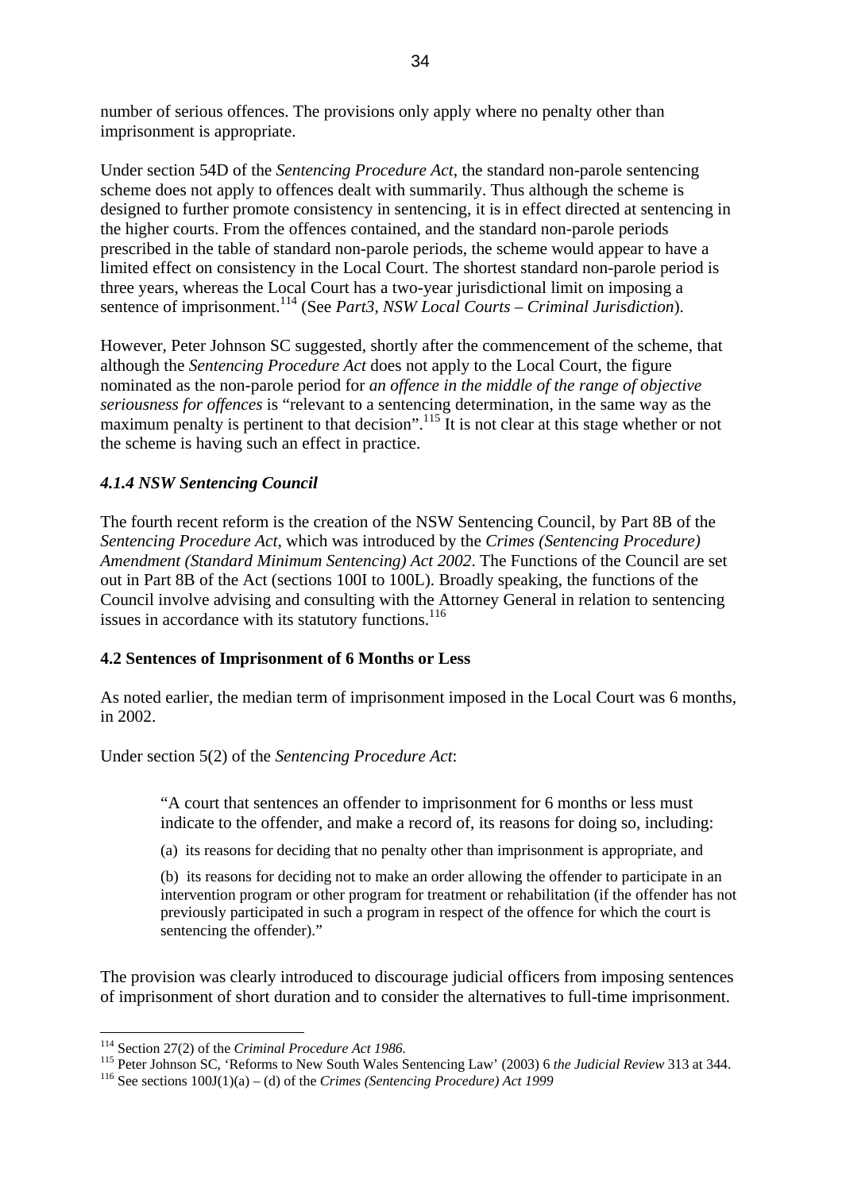number of serious offences. The provisions only apply where no penalty other than imprisonment is appropriate.

Under section 54D of the *Sentencing Procedure Act*, the standard non-parole sentencing scheme does not apply to offences dealt with summarily. Thus although the scheme is designed to further promote consistency in sentencing, it is in effect directed at sentencing in the higher courts. From the offences contained, and the standard non-parole periods prescribed in the table of standard non-parole periods, the scheme would appear to have a limited effect on consistency in the Local Court. The shortest standard non-parole period is three years, whereas the Local Court has a two-year jurisdictional limit on imposing a sentence of imprisonment.[114] (See *Part3, NSW Local Courts – Criminal Jurisdiction*).

However, Peter Johnson SC suggested, shortly after the commencement of the scheme, that although the *Sentencing Procedure Act* does not apply to the Local Court, the figure nominated as the non-parole period for *an offence in the middle of the range of objective seriousness for offences* is "relevant to a sentencing determination, in the same way as the maximum penalty is pertinent to that decision".[115] It is not clear at this stage whether or not the scheme is having such an effect in practice.

#### *4.1.4 NSW Sentencing Council*

The fourth recent reform is the creation of the NSW Sentencing Council, by Part 8B of the *Sentencing Procedure Act*, which was introduced by the *Crimes (Sentencing Procedure) Amendment (Standard Minimum Sentencing) Act 2002*. The Functions of the Council are set out in Part 8B of the Act (sections 100I to 100L). Broadly speaking, the functions of the Council involve advising and consulting with the Attorney General in relation to sentencing issues in accordance with its statutory functions.[116]

### **4.2 Sentences of Imprisonment of 6 Months or Less**

As noted earlier, the median term of imprisonment imposed in the Local Court was 6 months, in 2002.

Under section 5(2) of the *Sentencing Procedure Act*:

> "A court that sentences an offender to imprisonment for 6 months or less must indicate to the offender, and make a record of, its reasons for doing so, including:
>
> (a) its reasons for deciding that no penalty other than imprisonment is appropriate, and
>
> (b) its reasons for deciding not to make an order allowing the offender to participate in an intervention program or other program for treatment or rehabilitation (if the offender has not previously participated in such a program in respect of the offence for which the court is sentencing the offender)."

The provision was clearly introduced to discourage judicial officers from imposing sentences of imprisonment of short duration and to consider the alternatives to full-time imprisonment.

---

[114] Section 27(2) of the *Criminal Procedure Act 1986.*

[115] Peter Johnson SC, 'Reforms to New South Wales Sentencing Law' (2003) 6 *the Judicial Review* 313 at 344.

[116] See sections 100J(1)(a) – (d) of the *Crimes (Sentencing Procedure) Act 1999*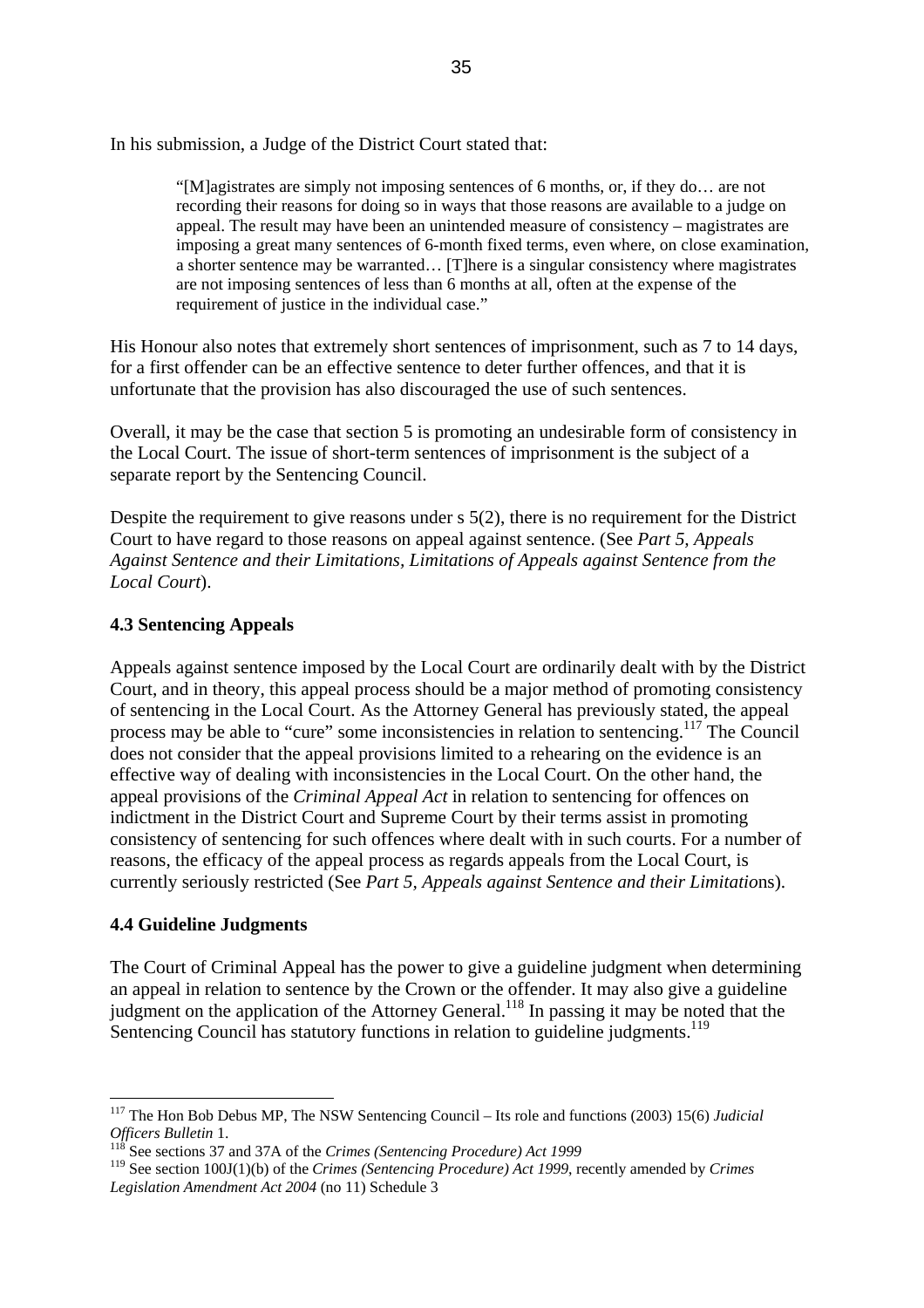In his submission, a Judge of the District Court stated that:

> "[M]agistrates are simply not imposing sentences of 6 months, or, if they do… are not recording their reasons for doing so in ways that those reasons are available to a judge on appeal. The result may have been an unintended measure of consistency – magistrates are imposing a great many sentences of 6-month fixed terms, even where, on close examination, a shorter sentence may be warranted… [T]here is a singular consistency where magistrates are not imposing sentences of less than 6 months at all, often at the expense of the requirement of justice in the individual case."

His Honour also notes that extremely short sentences of imprisonment, such as 7 to 14 days, for a first offender can be an effective sentence to deter further offences, and that it is unfortunate that the provision has also discouraged the use of such sentences.

Overall, it may be the case that section 5 is promoting an undesirable form of consistency in the Local Court. The issue of short-term sentences of imprisonment is the subject of a separate report by the Sentencing Council.

Despite the requirement to give reasons under s 5(2), there is no requirement for the District Court to have regard to those reasons on appeal against sentence. (See *Part 5, Appeals Against Sentence and their Limitations, Limitations of Appeals against Sentence from the Local Court*).

### 4.3 Sentencing Appeals

Appeals against sentence imposed by the Local Court are ordinarily dealt with by the District Court, and in theory, this appeal process should be a major method of promoting consistency of sentencing in the Local Court. As the Attorney General has previously stated, the appeal process may be able to "cure" some inconsistencies in relation to sentencing.[117] The Council does not consider that the appeal provisions limited to a rehearing on the evidence is an effective way of dealing with inconsistencies in the Local Court. On the other hand, the appeal provisions of the *Criminal Appeal Act* in relation to sentencing for offences on indictment in the District Court and Supreme Court by their terms assist in promoting consistency of sentencing for such offences where dealt with in such courts. For a number of reasons, the efficacy of the appeal process as regards appeals from the Local Court, is currently seriously restricted (See *Part 5, Appeals against Sentence and their Limitations*).

### 4.4 Guideline Judgments

The Court of Criminal Appeal has the power to give a guideline judgment when determining an appeal in relation to sentence by the Crown or the offender. It may also give a guideline judgment on the application of the Attorney General.[118] In passing it may be noted that the Sentencing Council has statutory functions in relation to guideline judgments.[119]

---

[117] The Hon Bob Debus MP, The NSW Sentencing Council – Its role and functions (2003) 15(6) *Judicial Officers Bulletin* 1.

[118] See sections 37 and 37A of the *Crimes (Sentencing Procedure) Act 1999*

[119] See section 100J(1)(b) of the *Crimes (Sentencing Procedure) Act 1999*, recently amended by *Crimes Legislation Amendment Act 2004* (no 11) Schedule 3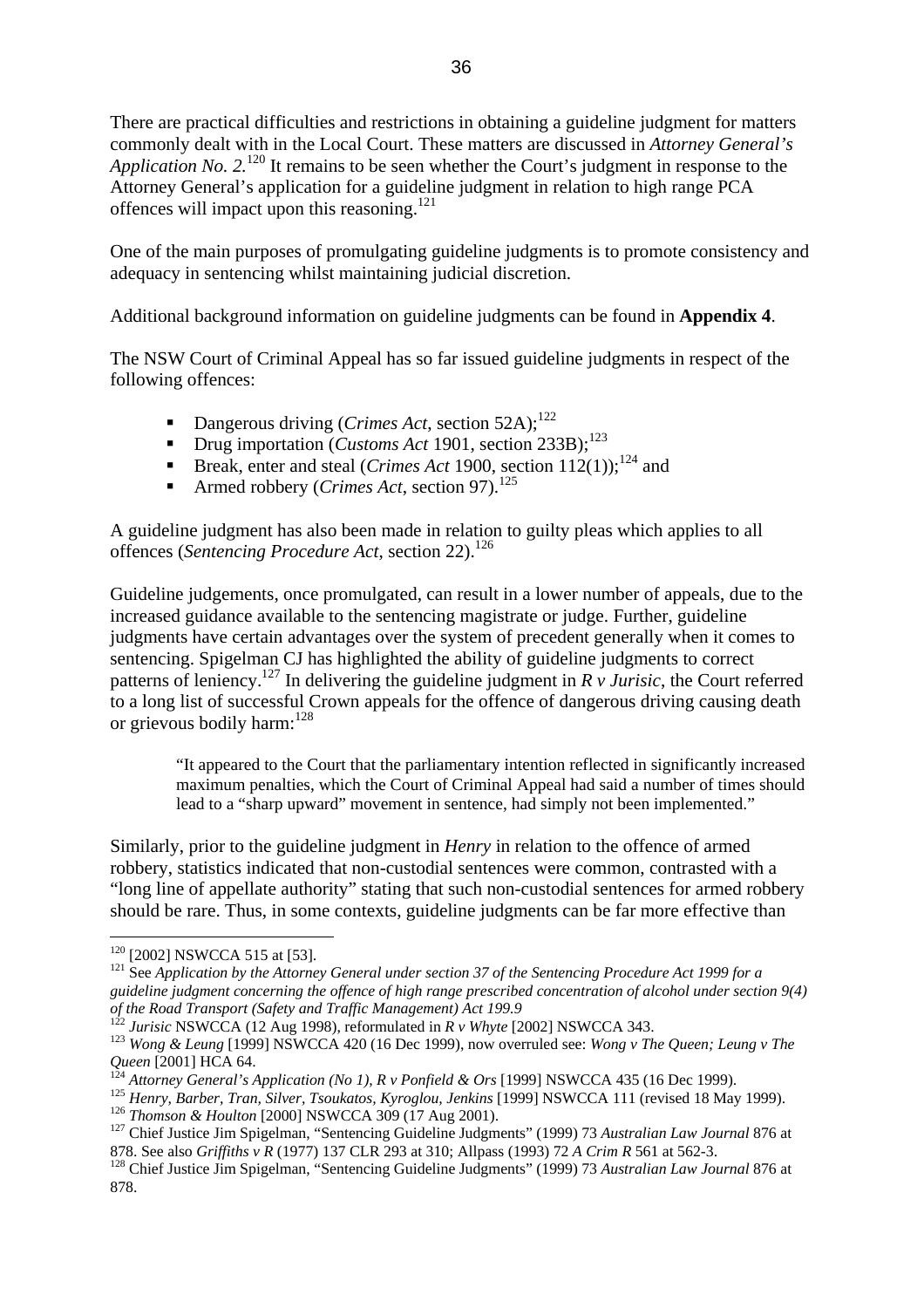There are practical difficulties and restrictions in obtaining a guideline judgment for matters commonly dealt with in the Local Court. These matters are discussed in *Attorney General's Application No. 2.*[120] It remains to be seen whether the Court's judgment in response to the Attorney General's application for a guideline judgment in relation to high range PCA offences will impact upon this reasoning.[121]

One of the main purposes of promulgating guideline judgments is to promote consistency and adequacy in sentencing whilst maintaining judicial discretion.

Additional background information on guideline judgments can be found in **Appendix 4**.

The NSW Court of Criminal Appeal has so far issued guideline judgments in respect of the following offences:

- Dangerous driving (*Crimes Act*, section 52A);[122]
- Drug importation (*Customs Act* 1901, section 233B);[123]
- Break, enter and steal (*Crimes Act* 1900, section 112(1));[124] and
- Armed robbery (*Crimes Act*, section 97).[125]

A guideline judgment has also been made in relation to guilty pleas which applies to all offences (*Sentencing Procedure Act*, section 22).[126]

Guideline judgements, once promulgated, can result in a lower number of appeals, due to the increased guidance available to the sentencing magistrate or judge. Further, guideline judgments have certain advantages over the system of precedent generally when it comes to sentencing. Spigelman CJ has highlighted the ability of guideline judgments to correct patterns of leniency.[127] In delivering the guideline judgment in *R v Jurisic*, the Court referred to a long list of successful Crown appeals for the offence of dangerous driving causing death or grievous bodily harm:[128]

> "It appeared to the Court that the parliamentary intention reflected in significantly increased maximum penalties, which the Court of Criminal Appeal had said a number of times should lead to a "sharp upward" movement in sentence, had simply not been implemented."

Similarly, prior to the guideline judgment in *Henry* in relation to the offence of armed robbery, statistics indicated that non-custodial sentences were common, contrasted with a "long line of appellate authority" stating that such non-custodial sentences for armed robbery should be rare. Thus, in some contexts, guideline judgments can be far more effective than

---

[120] [2002] NSWCCA 515 at [53].

[121] See *Application by the Attorney General under section 37 of the Sentencing Procedure Act 1999 for a guideline judgment concerning the offence of high range prescribed concentration of alcohol under section 9(4) of the Road Transport (Safety and Traffic Management) Act 199.9*

[122] *Jurisic* NSWCCA (12 Aug 1998), reformulated in *R v Whyte* [2002] NSWCCA 343.

[123] *Wong & Leung* [1999] NSWCCA 420 (16 Dec 1999), now overruled see: *Wong v The Queen; Leung v The Queen* [2001] HCA 64.

[124] *Attorney General's Application (No 1), R v Ponfield & Ors* [1999] NSWCCA 435 (16 Dec 1999).

[125] *Henry, Barber, Tran, Silver, Tsoukatos, Kyroglou, Jenkins* [1999] NSWCCA 111 (revised 18 May 1999).

[126] *Thomson & Houlton* [2000] NSWCCA 309 (17 Aug 2001).

[127] Chief Justice Jim Spigelman, "Sentencing Guideline Judgments" (1999) 73 *Australian Law Journal* 876 at 878. See also *Griffiths v R* (1977) 137 CLR 293 at 310; Allpass (1993) 72 *A Crim R* 561 at 562-3.

[128] Chief Justice Jim Spigelman, "Sentencing Guideline Judgments" (1999) 73 *Australian Law Journal* 876 at 878.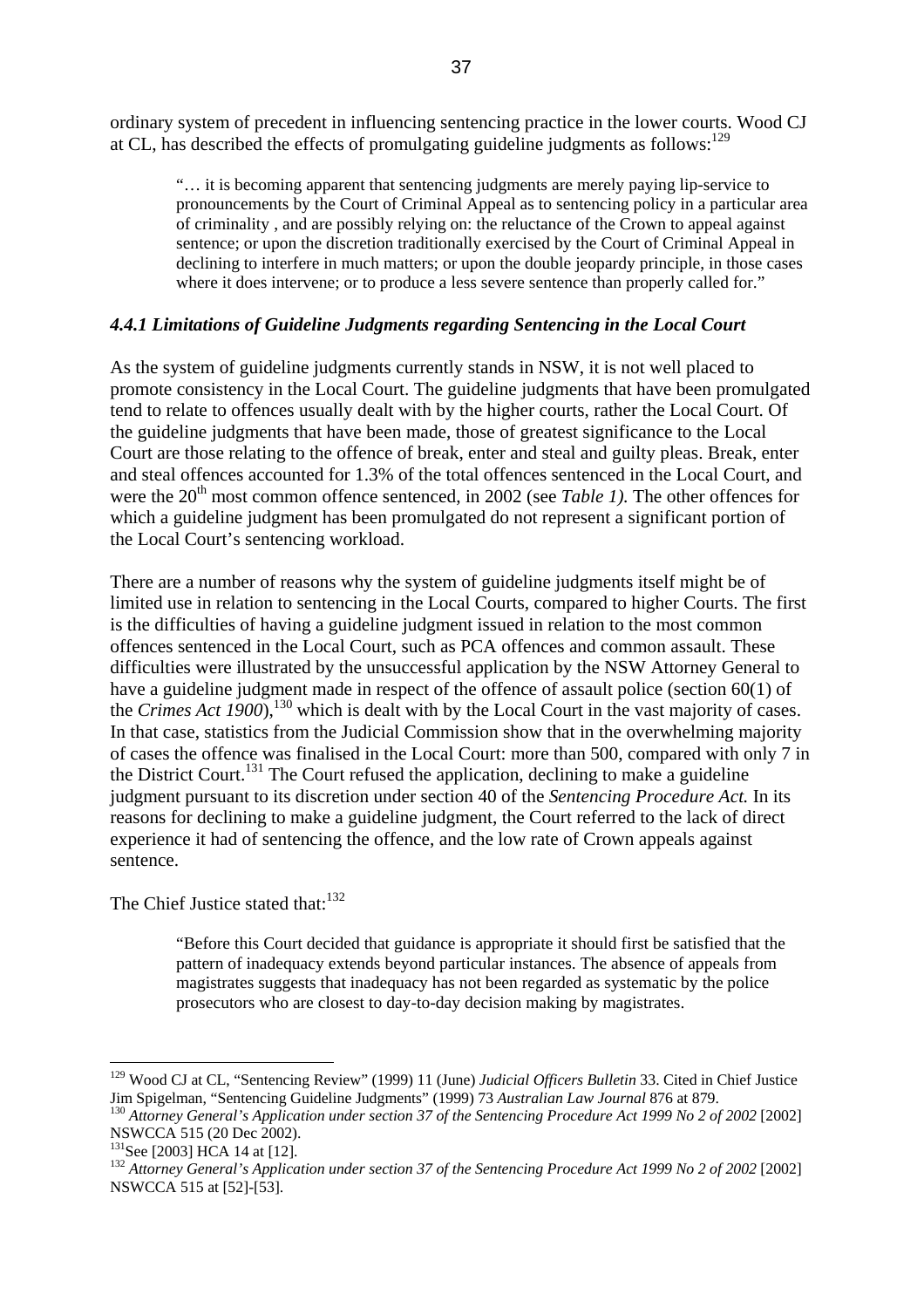ordinary system of precedent in influencing sentencing practice in the lower courts. Wood CJ at CL, has described the effects of promulgating guideline judgments as follows:[129]

> "… it is becoming apparent that sentencing judgments are merely paying lip-service to pronouncements by the Court of Criminal Appeal as to sentencing policy in a particular area of criminality , and are possibly relying on: the reluctance of the Crown to appeal against sentence; or upon the discretion traditionally exercised by the Court of Criminal Appeal in declining to interfere in much matters; or upon the double jeopardy principle, in those cases where it does intervene; or to produce a less severe sentence than properly called for."

### *4.4.1 Limitations of Guideline Judgments regarding Sentencing in the Local Court*

As the system of guideline judgments currently stands in NSW, it is not well placed to promote consistency in the Local Court. The guideline judgments that have been promulgated tend to relate to offences usually dealt with by the higher courts, rather the Local Court. Of the guideline judgments that have been made, those of greatest significance to the Local Court are those relating to the offence of break, enter and steal and guilty pleas. Break, enter and steal offences accounted for 1.3% of the total offences sentenced in the Local Court, and were the 20th most common offence sentenced, in 2002 (see *Table 1).* The other offences for which a guideline judgment has been promulgated do not represent a significant portion of the Local Court's sentencing workload.

There are a number of reasons why the system of guideline judgments itself might be of limited use in relation to sentencing in the Local Courts, compared to higher Courts. The first is the difficulties of having a guideline judgment issued in relation to the most common offences sentenced in the Local Court, such as PCA offences and common assault. These difficulties were illustrated by the unsuccessful application by the NSW Attorney General to have a guideline judgment made in respect of the offence of assault police (section 60(1) of the *Crimes Act 1900*),[130] which is dealt with by the Local Court in the vast majority of cases. In that case, statistics from the Judicial Commission show that in the overwhelming majority of cases the offence was finalised in the Local Court: more than 500, compared with only 7 in the District Court.[131] The Court refused the application, declining to make a guideline judgment pursuant to its discretion under section 40 of the *Sentencing Procedure Act.* In its reasons for declining to make a guideline judgment, the Court referred to the lack of direct experience it had of sentencing the offence, and the low rate of Crown appeals against sentence.

The Chief Justice stated that:[132]

> "Before this Court decided that guidance is appropriate it should first be satisfied that the pattern of inadequacy extends beyond particular instances. The absence of appeals from magistrates suggests that inadequacy has not been regarded as systematic by the police prosecutors who are closest to day-to-day decision making by magistrates.

---

[129] Wood CJ at CL, "Sentencing Review" (1999) 11 (June) *Judicial Officers Bulletin* 33. Cited in Chief Justice Jim Spigelman, "Sentencing Guideline Judgments" (1999) 73 *Australian Law Journal* 876 at 879.

[130] *Attorney General's Application under section 37 of the Sentencing Procedure Act 1999 No 2 of 2002* [2002] NSWCCA 515 (20 Dec 2002).

[131] See [2003] HCA 14 at [12].

[132] *Attorney General's Application under section 37 of the Sentencing Procedure Act 1999 No 2 of 2002* [2002] NSWCCA 515 at [52]-[53].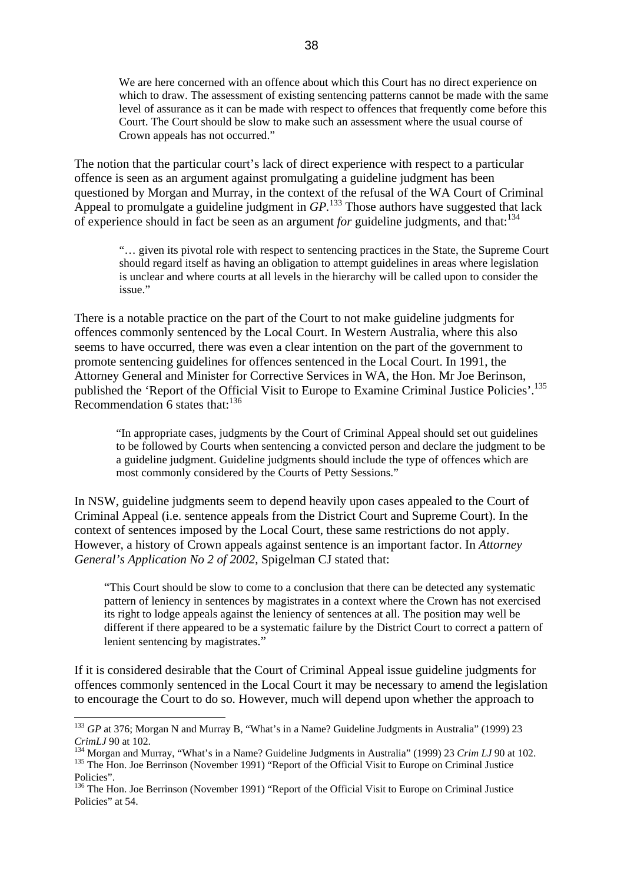> We are here concerned with an offence about which this Court has no direct experience on which to draw. The assessment of existing sentencing patterns cannot be made with the same level of assurance as it can be made with respect to offences that frequently come before this Court. The Court should be slow to make such an assessment where the usual course of Crown appeals has not occurred."

The notion that the particular court's lack of direct experience with respect to a particular offence is seen as an argument against promulgating a guideline judgment has been questioned by Morgan and Murray, in the context of the refusal of the WA Court of Criminal Appeal to promulgate a guideline judgment in *GP*.[133] Those authors have suggested that lack of experience should in fact be seen as an argument *for* guideline judgments, and that:[134]

> "… given its pivotal role with respect to sentencing practices in the State, the Supreme Court should regard itself as having an obligation to attempt guidelines in areas where legislation is unclear and where courts at all levels in the hierarchy will be called upon to consider the issue."

There is a notable practice on the part of the Court to not make guideline judgments for offences commonly sentenced by the Local Court. In Western Australia, where this also seems to have occurred, there was even a clear intention on the part of the government to promote sentencing guidelines for offences sentenced in the Local Court. In 1991, the Attorney General and Minister for Corrective Services in WA, the Hon. Mr Joe Berinson, published the 'Report of the Official Visit to Europe to Examine Criminal Justice Policies'.[135] Recommendation 6 states that:[136]

> "In appropriate cases, judgments by the Court of Criminal Appeal should set out guidelines to be followed by Courts when sentencing a convicted person and declare the judgment to be a guideline judgment. Guideline judgments should include the type of offences which are most commonly considered by the Courts of Petty Sessions."

In NSW, guideline judgments seem to depend heavily upon cases appealed to the Court of Criminal Appeal (i.e. sentence appeals from the District Court and Supreme Court). In the context of sentences imposed by the Local Court, these same restrictions do not apply. However, a history of Crown appeals against sentence is an important factor. In *Attorney General's Application No 2 of 2002*, Spigelman CJ stated that:

> "This Court should be slow to come to a conclusion that there can be detected any systematic pattern of leniency in sentences by magistrates in a context where the Crown has not exercised its right to lodge appeals against the leniency of sentences at all. The position may well be different if there appeared to be a systematic failure by the District Court to correct a pattern of lenient sentencing by magistrates."

If it is considered desirable that the Court of Criminal Appeal issue guideline judgments for offences commonly sentenced in the Local Court it may be necessary to amend the legislation to encourage the Court to do so. However, much will depend upon whether the approach to

---

[133] *GP* at 376; Morgan N and Murray B, "What's in a Name? Guideline Judgments in Australia" (1999) 23 *CrimLJ* 90 at 102.

[134] Morgan and Murray, "What's in a Name? Guideline Judgments in Australia" (1999) 23 *Crim LJ* 90 at 102.

[135] The Hon. Joe Berrinson (November 1991) "Report of the Official Visit to Europe on Criminal Justice Policies".

[136] The Hon. Joe Berrinson (November 1991) "Report of the Official Visit to Europe on Criminal Justice Policies" at 54.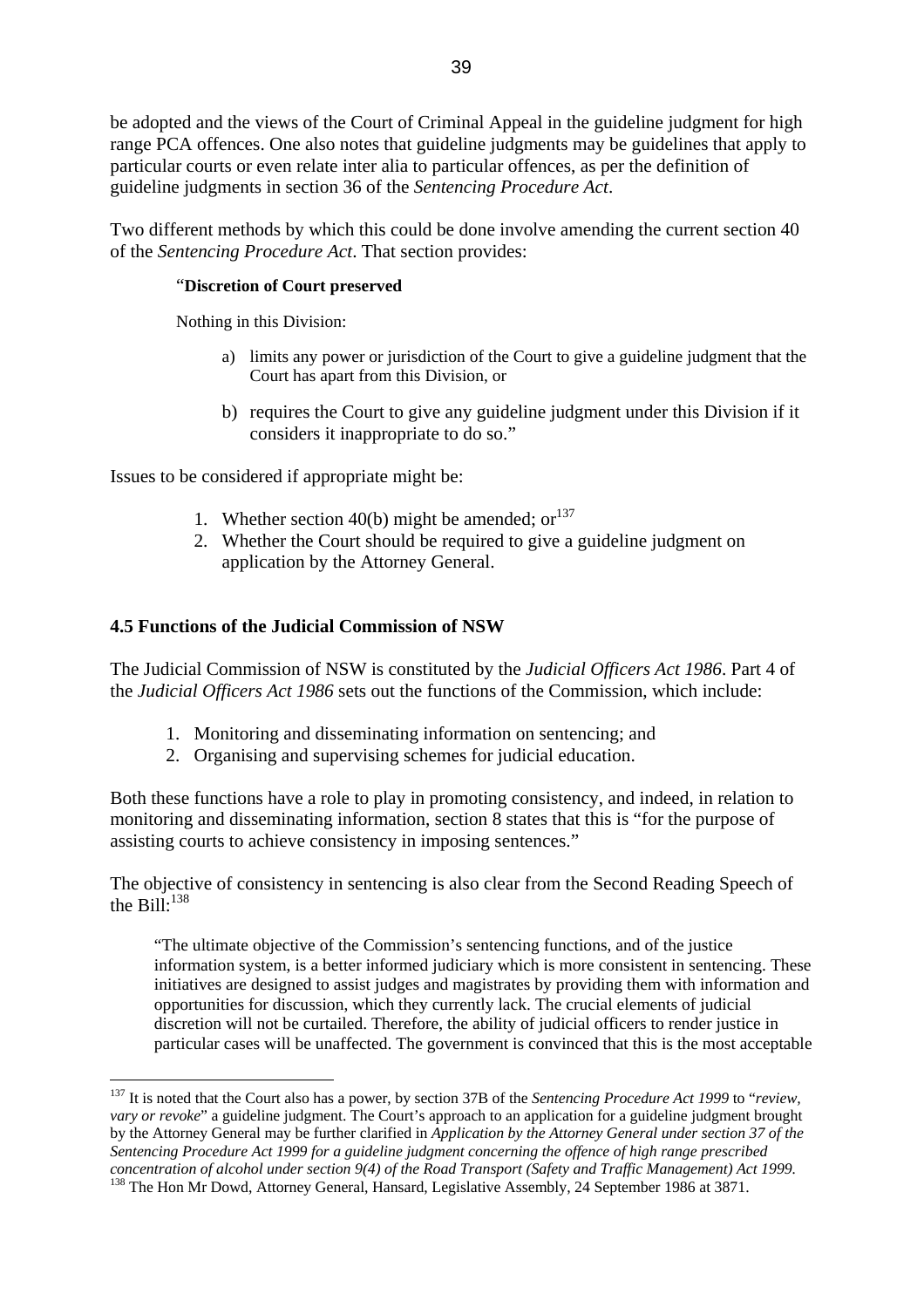be adopted and the views of the Court of Criminal Appeal in the guideline judgment for high range PCA offences. One also notes that guideline judgments may be guidelines that apply to particular courts or even relate inter alia to particular offences, as per the definition of guideline judgments in section 36 of the *Sentencing Procedure Act*.

Two different methods by which this could be done involve amending the current section 40 of the *Sentencing Procedure Act*. That section provides:

> "**Discretion of Court preserved**
>
> Nothing in this Division:
>
> a) limits any power or jurisdiction of the Court to give a guideline judgment that the Court has apart from this Division, or
>
> b) requires the Court to give any guideline judgment under this Division if it considers it inappropriate to do so."

Issues to be considered if appropriate might be:

1. Whether section 40(b) might be amended; or[137]
2. Whether the Court should be required to give a guideline judgment on application by the Attorney General.

### 4.5 Functions of the Judicial Commission of NSW

The Judicial Commission of NSW is constituted by the *Judicial Officers Act 1986*. Part 4 of the *Judicial Officers Act 1986* sets out the functions of the Commission, which include:

1. Monitoring and disseminating information on sentencing; and
2. Organising and supervising schemes for judicial education.

Both these functions have a role to play in promoting consistency, and indeed, in relation to monitoring and disseminating information, section 8 states that this is "for the purpose of assisting courts to achieve consistency in imposing sentences."

The objective of consistency in sentencing is also clear from the Second Reading Speech of the Bill:[138]

> "The ultimate objective of the Commission's sentencing functions, and of the justice information system, is a better informed judiciary which is more consistent in sentencing. These initiatives are designed to assist judges and magistrates by providing them with information and opportunities for discussion, which they currently lack. The crucial elements of judicial discretion will not be curtailed. Therefore, the ability of judicial officers to render justice in particular cases will be unaffected. The government is convinced that this is the most acceptable

---

[137] It is noted that the Court also has a power, by section 37B of the *Sentencing Procedure Act 1999* to "*review, vary or revoke*" a guideline judgment. The Court's approach to an application for a guideline judgment brought by the Attorney General may be further clarified in *Application by the Attorney General under section 37 of the Sentencing Procedure Act 1999 for a guideline judgment concerning the offence of high range prescribed concentration of alcohol under section 9(4) of the Road Transport (Safety and Traffic Management) Act 1999.*

[138] The Hon Mr Dowd, Attorney General, Hansard, Legislative Assembly, 24 September 1986 at 3871.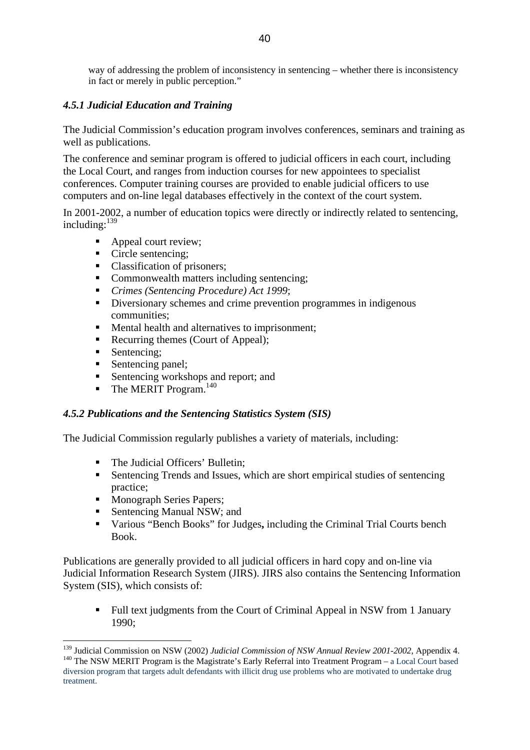way of addressing the problem of inconsistency in sentencing – whether there is inconsistency in fact or merely in public perception."

### *4.5.1 Judicial Education and Training*

The Judicial Commission's education program involves conferences, seminars and training as well as publications.

The conference and seminar program is offered to judicial officers in each court, including the Local Court, and ranges from induction courses for new appointees to specialist conferences. Computer training courses are provided to enable judicial officers to use computers and on-line legal databases effectively in the context of the court system.

In 2001-2002, a number of education topics were directly or indirectly related to sentencing, including:[139]

- Appeal court review;
- Circle sentencing;
- Classification of prisoners;
- Commonwealth matters including sentencing;
- *Crimes (Sentencing Procedure) Act 1999*;
- Diversionary schemes and crime prevention programmes in indigenous communities;
- Mental health and alternatives to imprisonment;
- Recurring themes (Court of Appeal);
- Sentencing;
- Sentencing panel;
- Sentencing workshops and report; and
- The MERIT Program.[140]

### *4.5.2 Publications and the Sentencing Statistics System (SIS)*

The Judicial Commission regularly publishes a variety of materials, including:

- The Judicial Officers' Bulletin;
- Sentencing Trends and Issues, which are short empirical studies of sentencing practice;
- Monograph Series Papers;
- Sentencing Manual NSW; and
- Various "Bench Books" for Judges**,** including the Criminal Trial Courts bench Book.

Publications are generally provided to all judicial officers in hard copy and on-line via Judicial Information Research System (JIRS). JIRS also contains the Sentencing Information System (SIS), which consists of:

- Full text judgments from the Court of Criminal Appeal in NSW from 1 January 1990;

---

[139] Judicial Commission on NSW (2002) *Judicial Commission of NSW Annual Review 2001-2002*, Appendix 4.

[140] The NSW MERIT Program is the Magistrate's Early Referral into Treatment Program – a Local Court based diversion program that targets adult defendants with illicit drug use problems who are motivated to undertake drug treatment.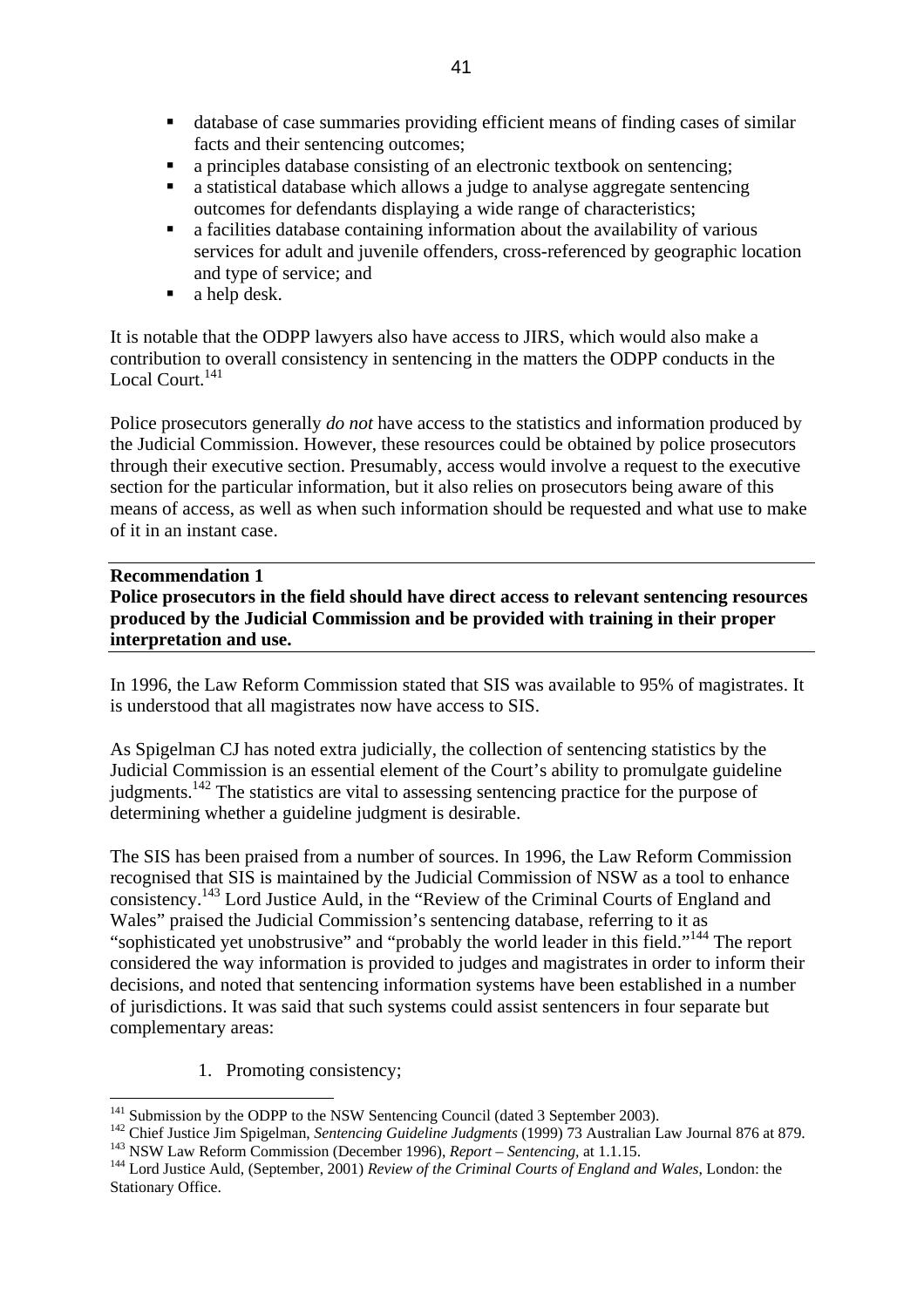- database of case summaries providing efficient means of finding cases of similar facts and their sentencing outcomes;
- a principles database consisting of an electronic textbook on sentencing;
- a statistical database which allows a judge to analyse aggregate sentencing outcomes for defendants displaying a wide range of characteristics;
- a facilities database containing information about the availability of various services for adult and juvenile offenders, cross-referenced by geographic location and type of service; and
- a help desk.

It is notable that the ODPP lawyers also have access to JIRS, which would also make a contribution to overall consistency in sentencing in the matters the ODPP conducts in the Local Court.[141]

Police prosecutors generally *do not* have access to the statistics and information produced by the Judicial Commission. However, these resources could be obtained by police prosecutors through their executive section. Presumably, access would involve a request to the executive section for the particular information, but it also relies on prosecutors being aware of this means of access, as well as when such information should be requested and what use to make of it in an instant case.

---

**Recommendation 1**
**Police prosecutors in the field should have direct access to relevant sentencing resources produced by the Judicial Commission and be provided with training in their proper interpretation and use.**

---

In 1996, the Law Reform Commission stated that SIS was available to 95% of magistrates. It is understood that all magistrates now have access to SIS.

As Spigelman CJ has noted extra judicially, the collection of sentencing statistics by the Judicial Commission is an essential element of the Court's ability to promulgate guideline judgments.[142] The statistics are vital to assessing sentencing practice for the purpose of determining whether a guideline judgment is desirable.

The SIS has been praised from a number of sources. In 1996, the Law Reform Commission recognised that SIS is maintained by the Judicial Commission of NSW as a tool to enhance consistency.[143] Lord Justice Auld, in the "Review of the Criminal Courts of England and Wales" praised the Judicial Commission's sentencing database, referring to it as "sophisticated yet unobstrusive" and "probably the world leader in this field."[144] The report considered the way information is provided to judges and magistrates in order to inform their decisions, and noted that sentencing information systems have been established in a number of jurisdictions. It was said that such systems could assist sentencers in four separate but complementary areas:

1. Promoting consistency;

---

[141] Submission by the ODPP to the NSW Sentencing Council (dated 3 September 2003).

[142] Chief Justice Jim Spigelman, *Sentencing Guideline Judgments* (1999) 73 Australian Law Journal 876 at 879.

[143] NSW Law Reform Commission (December 1996), *Report – Sentencing*, at 1.1.15.

[144] Lord Justice Auld, (September, 2001) *Review of the Criminal Courts of England and Wales*, London: the Stationary Office.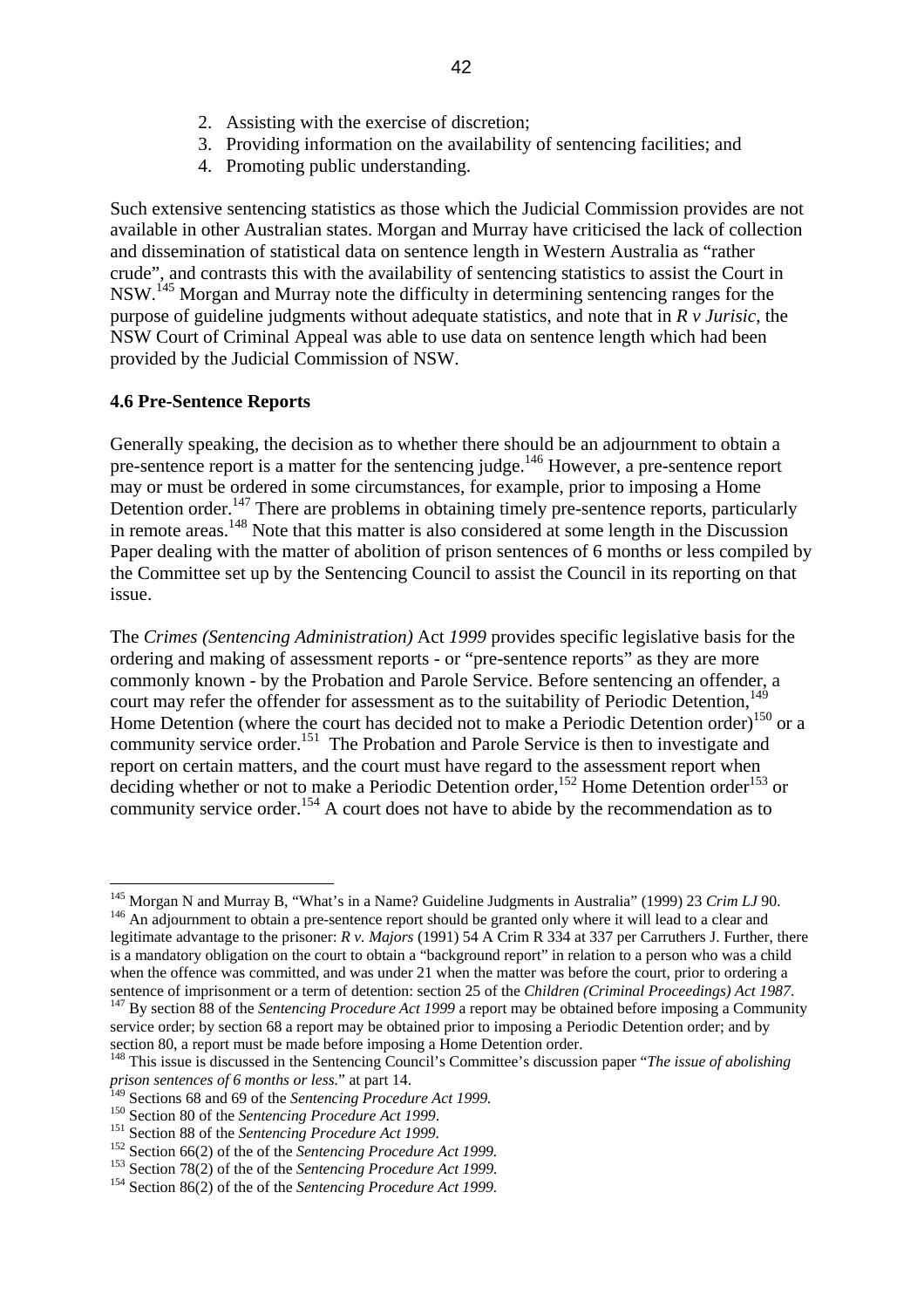2. Assisting with the exercise of discretion;
3. Providing information on the availability of sentencing facilities; and
4. Promoting public understanding.

Such extensive sentencing statistics as those which the Judicial Commission provides are not available in other Australian states. Morgan and Murray have criticised the lack of collection and dissemination of statistical data on sentence length in Western Australia as "rather crude", and contrasts this with the availability of sentencing statistics to assist the Court in NSW.[145] Morgan and Murray note the difficulty in determining sentencing ranges for the purpose of guideline judgments without adequate statistics, and note that in *R v Jurisic*, the NSW Court of Criminal Appeal was able to use data on sentence length which had been provided by the Judicial Commission of NSW.

**4.6 Pre-Sentence Reports**

Generally speaking, the decision as to whether there should be an adjournment to obtain a pre-sentence report is a matter for the sentencing judge.[146] However, a pre-sentence report may or must be ordered in some circumstances, for example, prior to imposing a Home Detention order.[147] There are problems in obtaining timely pre-sentence reports, particularly in remote areas.[148] Note that this matter is also considered at some length in the Discussion Paper dealing with the matter of abolition of prison sentences of 6 months or less compiled by the Committee set up by the Sentencing Council to assist the Council in its reporting on that issue.

The *Crimes (Sentencing Administration)* Act *1999* provides specific legislative basis for the ordering and making of assessment reports - or "pre-sentence reports" as they are more commonly known - by the Probation and Parole Service. Before sentencing an offender, a court may refer the offender for assessment as to the suitability of Periodic Detention,[149] Home Detention (where the court has decided not to make a Periodic Detention order)[150] or a community service order.[151] The Probation and Parole Service is then to investigate and report on certain matters, and the court must have regard to the assessment report when deciding whether or not to make a Periodic Detention order,[152] Home Detention order[153] or community service order.[154] A court does not have to abide by the recommendation as to

---

[145] Morgan N and Murray B, "What's in a Name? Guideline Judgments in Australia" (1999) 23 *Crim LJ* 90.

[146] An adjournment to obtain a pre-sentence report should be granted only where it will lead to a clear and legitimate advantage to the prisoner: *R v. Majors* (1991) 54 A Crim R 334 at 337 per Carruthers J. Further, there is a mandatory obligation on the court to obtain a "background report" in relation to a person who was a child when the offence was committed, and was under 21 when the matter was before the court, prior to ordering a sentence of imprisonment or a term of detention: section 25 of the *Children (Criminal Proceedings) Act 1987*.

[147] By section 88 of the *Sentencing Procedure Act 1999* a report may be obtained before imposing a Community service order; by section 68 a report may be obtained prior to imposing a Periodic Detention order; and by section 80, a report must be made before imposing a Home Detention order.

[148] This issue is discussed in the Sentencing Council's Committee's discussion paper "*The issue of abolishing prison sentences of 6 months or less.*" at part 14.

[149] Sections 68 and 69 of the *Sentencing Procedure Act 1999.*

[150] Section 80 of the *Sentencing Procedure Act 1999*.

[151] Section 88 of the *Sentencing Procedure Act 1999.*

[152] Section 66(2) of the of the *Sentencing Procedure Act 1999.*

[153] Section 78(2) of the of the *Sentencing Procedure Act 1999.*

[154] Section 86(2) of the of the *Sentencing Procedure Act 1999.*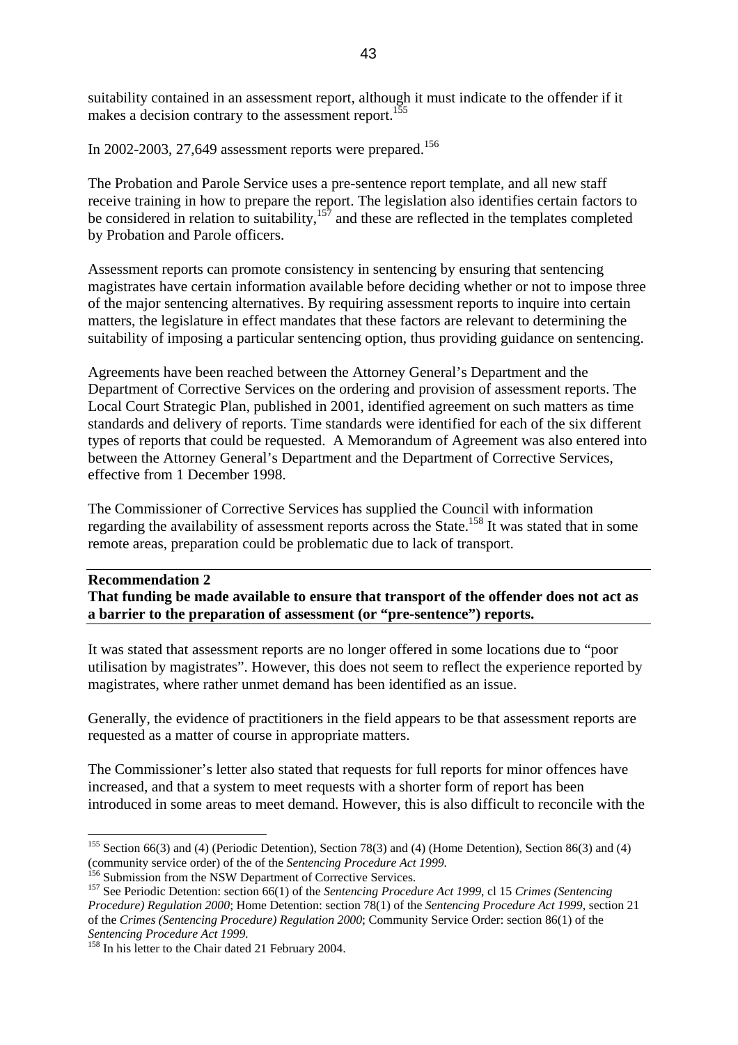suitability contained in an assessment report, although it must indicate to the offender if it makes a decision contrary to the assessment report.[155]

In 2002-2003, 27,649 assessment reports were prepared.[156]

The Probation and Parole Service uses a pre-sentence report template, and all new staff receive training in how to prepare the report. The legislation also identifies certain factors to be considered in relation to suitability,[157] and these are reflected in the templates completed by Probation and Parole officers.

Assessment reports can promote consistency in sentencing by ensuring that sentencing magistrates have certain information available before deciding whether or not to impose three of the major sentencing alternatives. By requiring assessment reports to inquire into certain matters, the legislature in effect mandates that these factors are relevant to determining the suitability of imposing a particular sentencing option, thus providing guidance on sentencing.

Agreements have been reached between the Attorney General's Department and the Department of Corrective Services on the ordering and provision of assessment reports. The Local Court Strategic Plan, published in 2001, identified agreement on such matters as time standards and delivery of reports. Time standards were identified for each of the six different types of reports that could be requested. A Memorandum of Agreement was also entered into between the Attorney General's Department and the Department of Corrective Services, effective from 1 December 1998.

The Commissioner of Corrective Services has supplied the Council with information regarding the availability of assessment reports across the State.[158] It was stated that in some remote areas, preparation could be problematic due to lack of transport.

---

**Recommendation 2**
**That funding be made available to ensure that transport of the offender does not act as a barrier to the preparation of assessment (or "pre-sentence") reports.**

---

It was stated that assessment reports are no longer offered in some locations due to "poor utilisation by magistrates". However, this does not seem to reflect the experience reported by magistrates, where rather unmet demand has been identified as an issue.

Generally, the evidence of practitioners in the field appears to be that assessment reports are requested as a matter of course in appropriate matters.

The Commissioner's letter also stated that requests for full reports for minor offences have increased, and that a system to meet requests with a shorter form of report has been introduced in some areas to meet demand. However, this is also difficult to reconcile with the

---

[155] Section 66(3) and (4) (Periodic Detention), Section 78(3) and (4) (Home Detention), Section 86(3) and (4) (community service order) of the of the *Sentencing Procedure Act 1999.*

[156] Submission from the NSW Department of Corrective Services.

[157] See Periodic Detention: section 66(1) of the *Sentencing Procedure Act 1999*, cl 15 *Crimes (Sentencing Procedure) Regulation 2000*; Home Detention: section 78(1) of the *Sentencing Procedure Act 1999*, section 21 of the *Crimes (Sentencing Procedure) Regulation 2000*; Community Service Order: section 86(1) of the *Sentencing Procedure Act 1999.*

[158] In his letter to the Chair dated 21 February 2004.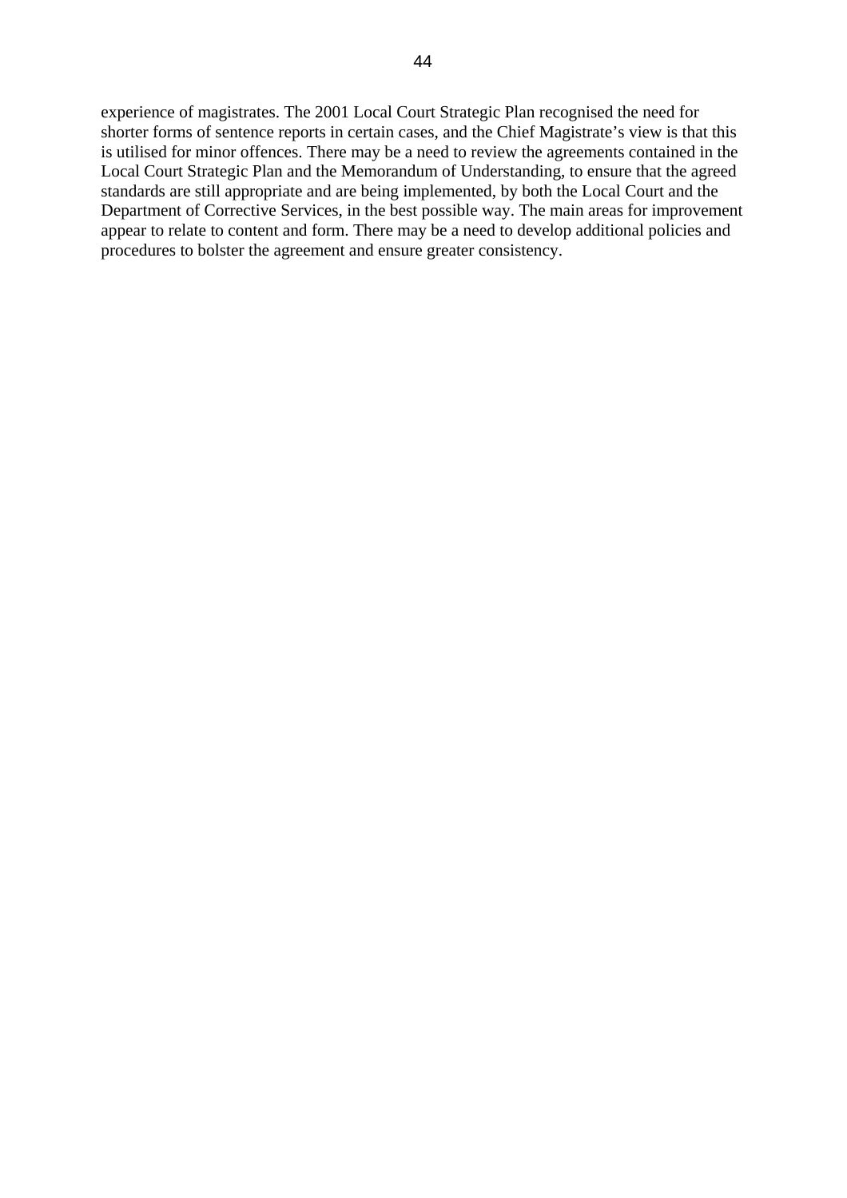experience of magistrates. The 2001 Local Court Strategic Plan recognised the need for shorter forms of sentence reports in certain cases, and the Chief Magistrate's view is that this is utilised for minor offences. There may be a need to review the agreements contained in the Local Court Strategic Plan and the Memorandum of Understanding, to ensure that the agreed standards are still appropriate and are being implemented, by both the Local Court and the Department of Corrective Services, in the best possible way. The main areas for improvement appear to relate to content and form. There may be a need to develop additional policies and procedures to bolster the agreement and ensure greater consistency.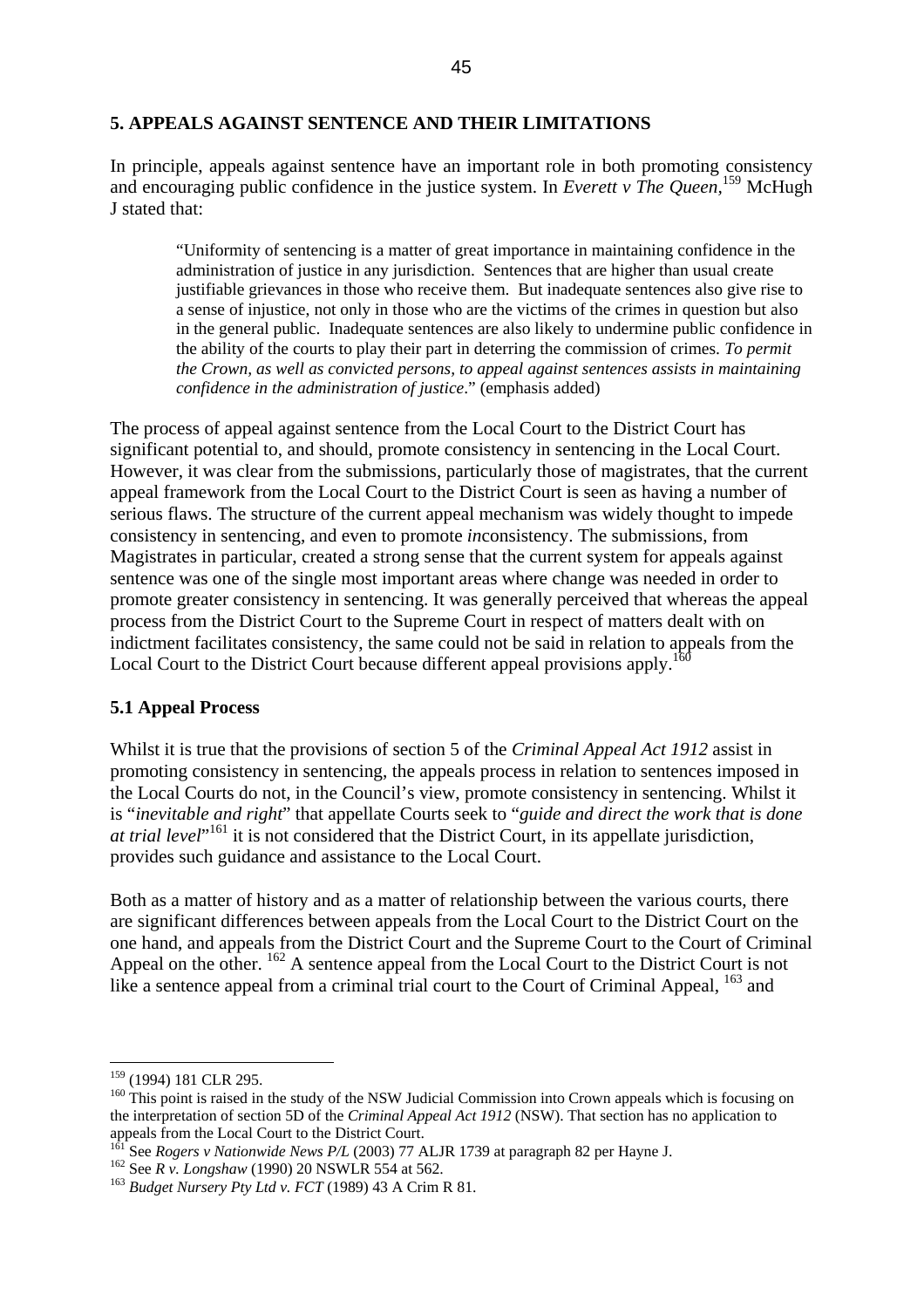## 5. APPEALS AGAINST SENTENCE AND THEIR LIMITATIONS

In principle, appeals against sentence have an important role in both promoting consistency and encouraging public confidence in the justice system. In *Everett v The Queen*,[159] McHugh J stated that:

> "Uniformity of sentencing is a matter of great importance in maintaining confidence in the administration of justice in any jurisdiction. Sentences that are higher than usual create justifiable grievances in those who receive them. But inadequate sentences also give rise to a sense of injustice, not only in those who are the victims of the crimes in question but also in the general public. Inadequate sentences are also likely to undermine public confidence in the ability of the courts to play their part in deterring the commission of crimes. *To permit the Crown, as well as convicted persons, to appeal against sentences assists in maintaining confidence in the administration of justice*." (emphasis added)

The process of appeal against sentence from the Local Court to the District Court has significant potential to, and should, promote consistency in sentencing in the Local Court. However, it was clear from the submissions, particularly those of magistrates, that the current appeal framework from the Local Court to the District Court is seen as having a number of serious flaws. The structure of the current appeal mechanism was widely thought to impede consistency in sentencing, and even to promote *in*consistency. The submissions, from Magistrates in particular, created a strong sense that the current system for appeals against sentence was one of the single most important areas where change was needed in order to promote greater consistency in sentencing. It was generally perceived that whereas the appeal process from the District Court to the Supreme Court in respect of matters dealt with on indictment facilitates consistency, the same could not be said in relation to appeals from the Local Court to the District Court because different appeal provisions apply.[160]

### 5.1 Appeal Process

Whilst it is true that the provisions of section 5 of the *Criminal Appeal Act 1912* assist in promoting consistency in sentencing, the appeals process in relation to sentences imposed in the Local Courts do not, in the Council's view, promote consistency in sentencing. Whilst it is "*inevitable and right*" that appellate Courts seek to "*guide and direct the work that is done at trial level*"[161] it is not considered that the District Court, in its appellate jurisdiction, provides such guidance and assistance to the Local Court.

Both as a matter of history and as a matter of relationship between the various courts, there are significant differences between appeals from the Local Court to the District Court on the one hand, and appeals from the District Court and the Supreme Court to the Court of Criminal Appeal on the other. [162] A sentence appeal from the Local Court to the District Court is not like a sentence appeal from a criminal trial court to the Court of Criminal Appeal, [163] and

---

[159] (1994) 181 CLR 295.

[160] This point is raised in the study of the NSW Judicial Commission into Crown appeals which is focusing on the interpretation of section 5D of the *Criminal Appeal Act 1912* (NSW). That section has no application to appeals from the Local Court to the District Court.

[161] See *Rogers v Nationwide News P/L* (2003) 77 ALJR 1739 at paragraph 82 per Hayne J.

[162] See *R v. Longshaw* (1990) 20 NSWLR 554 at 562.

[163] *Budget Nursery Pty Ltd v. FCT* (1989) 43 A Crim R 81.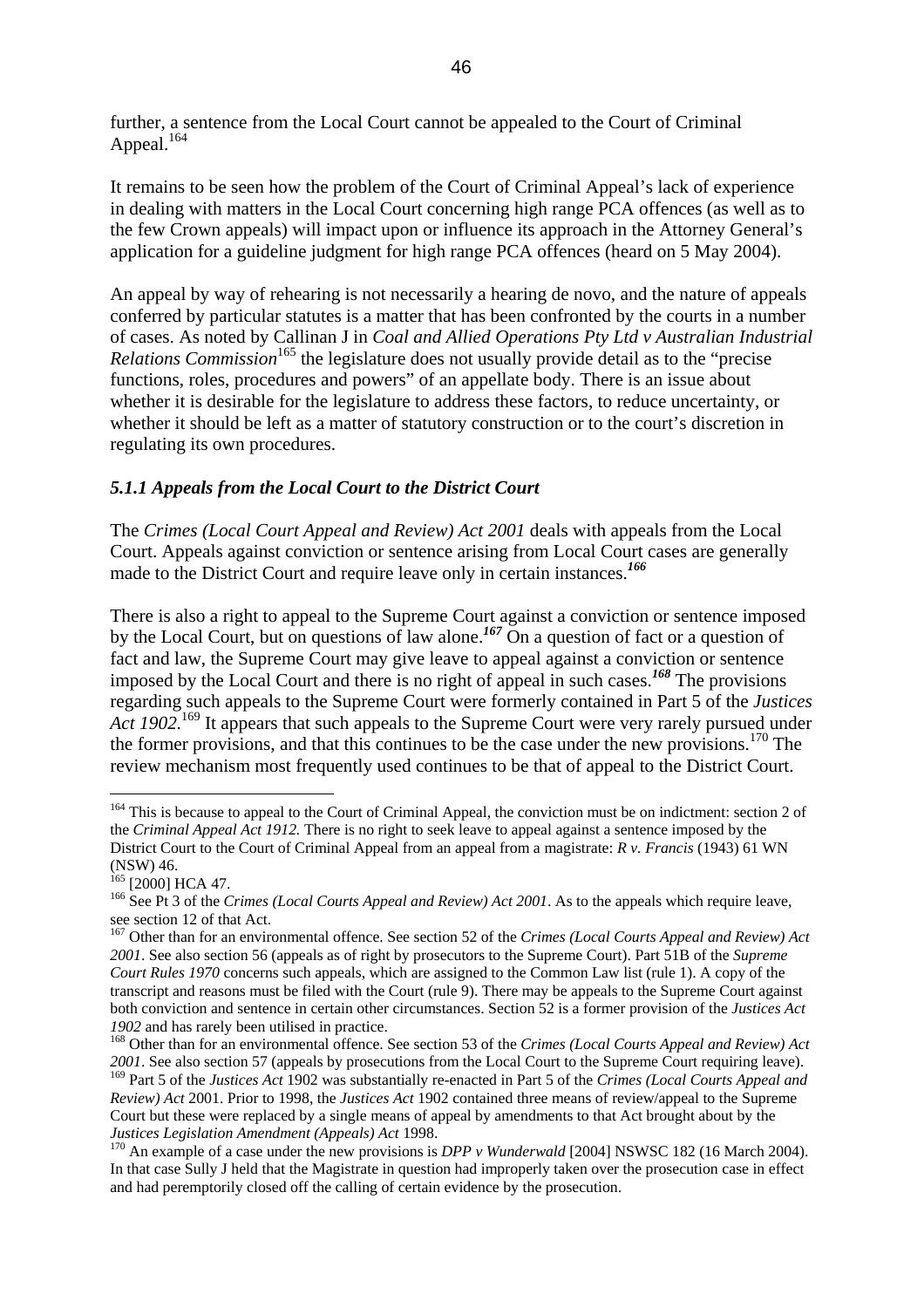further, a sentence from the Local Court cannot be appealed to the Court of Criminal Appeal.[164]

It remains to be seen how the problem of the Court of Criminal Appeal's lack of experience in dealing with matters in the Local Court concerning high range PCA offences (as well as to the few Crown appeals) will impact upon or influence its approach in the Attorney General's application for a guideline judgment for high range PCA offences (heard on 5 May 2004).

An appeal by way of rehearing is not necessarily a hearing de novo, and the nature of appeals conferred by particular statutes is a matter that has been confronted by the courts in a number of cases. As noted by Callinan J in *Coal and Allied Operations Pty Ltd v Australian Industrial Relations Commission*[165] the legislature does not usually provide detail as to the "precise functions, roles, procedures and powers" of an appellate body. There is an issue about whether it is desirable for the legislature to address these factors, to reduce uncertainty, or whether it should be left as a matter of statutory construction or to the court's discretion in regulating its own procedures.

### *5.1.1 Appeals from the Local Court to the District Court*

The *Crimes (Local Court Appeal and Review) Act 2001* deals with appeals from the Local Court. Appeals against conviction or sentence arising from Local Court cases are generally made to the District Court and require leave only in certain instances.[166]

There is also a right to appeal to the Supreme Court against a conviction or sentence imposed by the Local Court, but on questions of law alone.[167] On a question of fact or a question of fact and law, the Supreme Court may give leave to appeal against a conviction or sentence imposed by the Local Court and there is no right of appeal in such cases.[168] The provisions regarding such appeals to the Supreme Court were formerly contained in Part 5 of the *Justices Act 1902*.[169] It appears that such appeals to the Supreme Court were very rarely pursued under the former provisions, and that this continues to be the case under the new provisions.[170] The review mechanism most frequently used continues to be that of appeal to the District Court.

---

[164] This is because to appeal to the Court of Criminal Appeal, the conviction must be on indictment: section 2 of the *Criminal Appeal Act 1912.* There is no right to seek leave to appeal against a sentence imposed by the District Court to the Court of Criminal Appeal from an appeal from a magistrate: *R v. Francis* (1943) 61 WN (NSW) 46.

[165] [2000] HCA 47.

[166] See Pt 3 of the *Crimes (Local Courts Appeal and Review) Act 2001*. As to the appeals which require leave, see section 12 of that Act.

[167] Other than for an environmental offence. See section 52 of the *Crimes (Local Courts Appeal and Review) Act 2001*. See also section 56 (appeals as of right by prosecutors to the Supreme Court). Part 51B of the *Supreme Court Rules 1970* concerns such appeals, which are assigned to the Common Law list (rule 1). A copy of the transcript and reasons must be filed with the Court (rule 9). There may be appeals to the Supreme Court against both conviction and sentence in certain other circumstances. Section 52 is a former provision of the *Justices Act 1902* and has rarely been utilised in practice.

[168] Other than for an environmental offence. See section 53 of the *Crimes (Local Courts Appeal and Review) Act 2001*. See also section 57 (appeals by prosecutions from the Local Court to the Supreme Court requiring leave).

[169] Part 5 of the *Justices Act* 1902 was substantially re-enacted in Part 5 of the *Crimes (Local Courts Appeal and Review) Act* 2001. Prior to 1998, the *Justices Act* 1902 contained three means of review/appeal to the Supreme Court but these were replaced by a single means of appeal by amendments to that Act brought about by the *Justices Legislation Amendment (Appeals) Act* 1998.

[170] An example of a case under the new provisions is *DPP v Wunderwald* [2004] NSWSC 182 (16 March 2004). In that case Sully J held that the Magistrate in question had improperly taken over the prosecution case in effect and had peremptorily closed off the calling of certain evidence by the prosecution.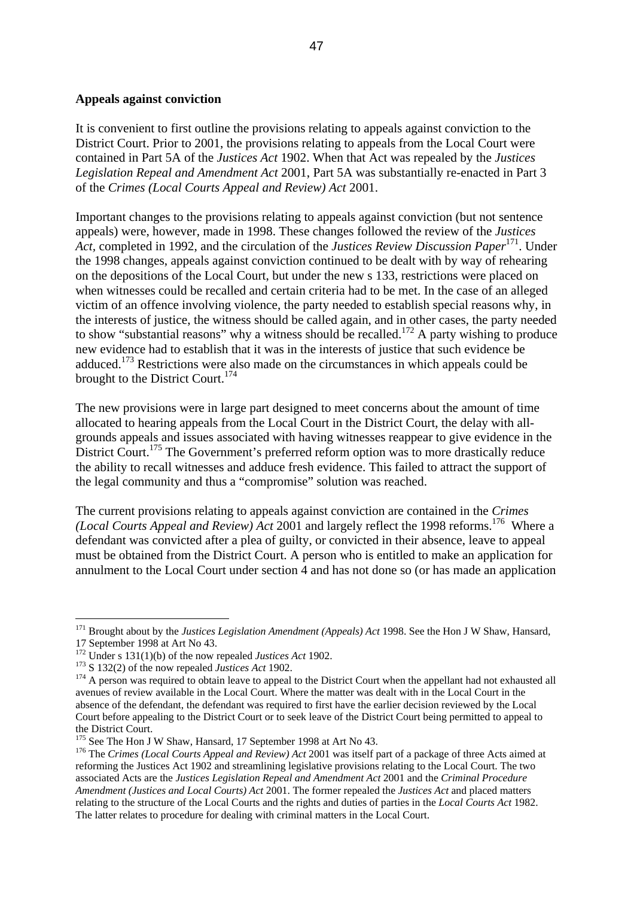**Appeals against conviction**

It is convenient to first outline the provisions relating to appeals against conviction to the District Court. Prior to 2001, the provisions relating to appeals from the Local Court were contained in Part 5A of the *Justices Act* 1902. When that Act was repealed by the *Justices Legislation Repeal and Amendment Act* 2001, Part 5A was substantially re-enacted in Part 3 of the *Crimes (Local Courts Appeal and Review) Act* 2001.

Important changes to the provisions relating to appeals against conviction (but not sentence appeals) were, however, made in 1998. These changes followed the review of the *Justices Act*, completed in 1992, and the circulation of the *Justices Review Discussion Paper*[171]. Under the 1998 changes, appeals against conviction continued to be dealt with by way of rehearing on the depositions of the Local Court, but under the new s 133, restrictions were placed on when witnesses could be recalled and certain criteria had to be met. In the case of an alleged victim of an offence involving violence, the party needed to establish special reasons why, in the interests of justice, the witness should be called again, and in other cases, the party needed to show "substantial reasons" why a witness should be recalled.[172] A party wishing to produce new evidence had to establish that it was in the interests of justice that such evidence be adduced.[173] Restrictions were also made on the circumstances in which appeals could be brought to the District Court.[174]

The new provisions were in large part designed to meet concerns about the amount of time allocated to hearing appeals from the Local Court in the District Court, the delay with all-grounds appeals and issues associated with having witnesses reappear to give evidence in the District Court.[175] The Government's preferred reform option was to more drastically reduce the ability to recall witnesses and adduce fresh evidence. This failed to attract the support of the legal community and thus a "compromise" solution was reached.

The current provisions relating to appeals against conviction are contained in the *Crimes (Local Courts Appeal and Review) Act* 2001 and largely reflect the 1998 reforms.[176] Where a defendant was convicted after a plea of guilty, or convicted in their absence, leave to appeal must be obtained from the District Court. A person who is entitled to make an application for annulment to the Local Court under section 4 and has not done so (or has made an application

---

[171] Brought about by the *Justices Legislation Amendment (Appeals) Act* 1998. See the Hon J W Shaw, Hansard, 17 September 1998 at Art No 43.

[172] Under s 131(1)(b) of the now repealed *Justices Act* 1902.

[173] S 132(2) of the now repealed *Justices Act* 1902.

[174] A person was required to obtain leave to appeal to the District Court when the appellant had not exhausted all avenues of review available in the Local Court. Where the matter was dealt with in the Local Court in the absence of the defendant, the defendant was required to first have the earlier decision reviewed by the Local Court before appealing to the District Court or to seek leave of the District Court being permitted to appeal to the District Court.

[175] See The Hon J W Shaw, Hansard, 17 September 1998 at Art No 43.

[176] The *Crimes (Local Courts Appeal and Review) Act* 2001 was itself part of a package of three Acts aimed at reforming the Justices Act 1902 and streamlining legislative provisions relating to the Local Court. The two associated Acts are the *Justices Legislation Repeal and Amendment Act* 2001 and the *Criminal Procedure Amendment (Justices and Local Courts) Act* 2001. The former repealed the *Justices Act* and placed matters relating to the structure of the Local Courts and the rights and duties of parties in the *Local Courts Act* 1982. The latter relates to procedure for dealing with criminal matters in the Local Court.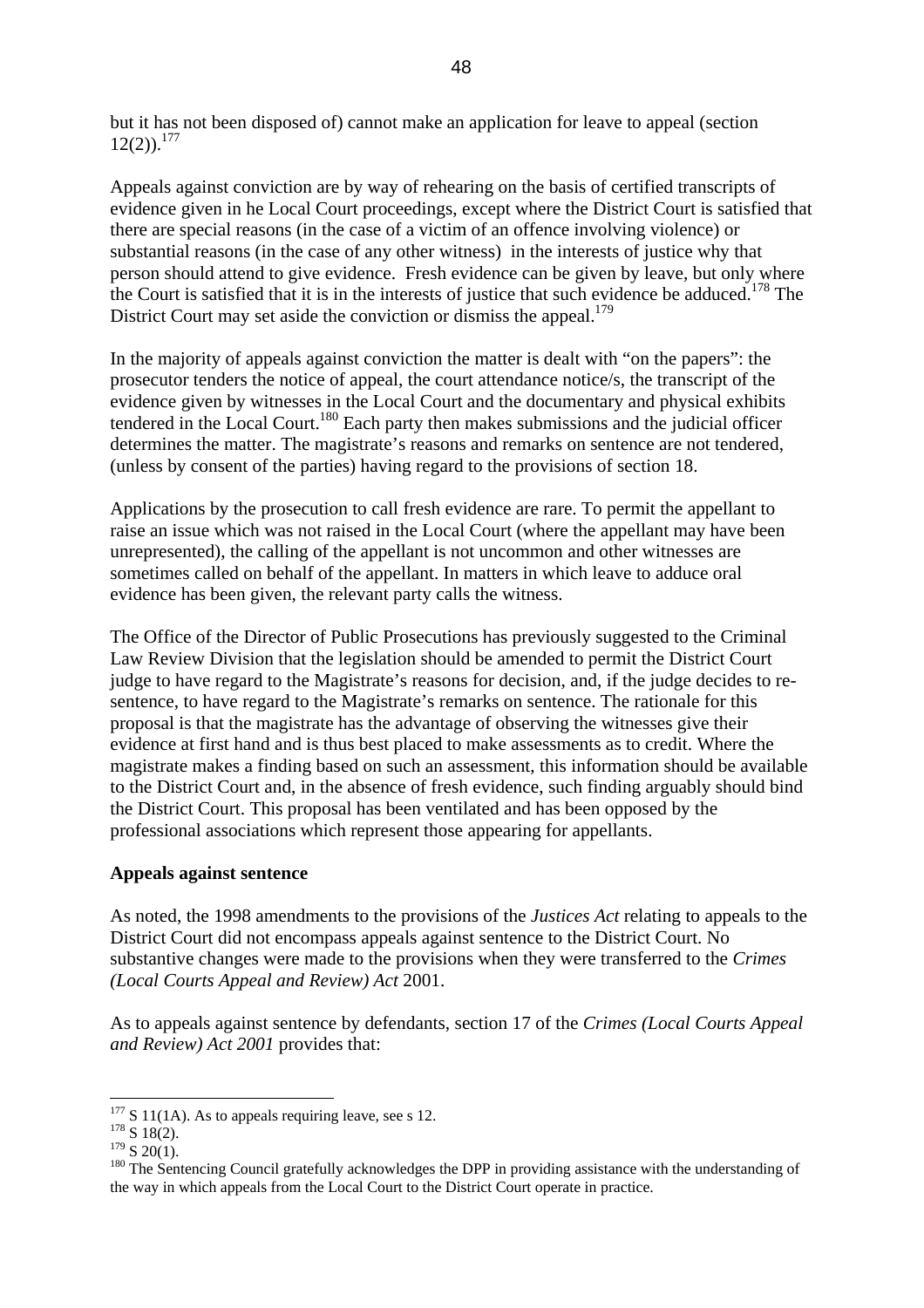but it has not been disposed of) cannot make an application for leave to appeal (section 12(2)).[177]

Appeals against conviction are by way of rehearing on the basis of certified transcripts of evidence given in he Local Court proceedings, except where the District Court is satisfied that there are special reasons (in the case of a victim of an offence involving violence) or substantial reasons (in the case of any other witness) in the interests of justice why that person should attend to give evidence. Fresh evidence can be given by leave, but only where the Court is satisfied that it is in the interests of justice that such evidence be adduced.[178] The District Court may set aside the conviction or dismiss the appeal.[179]

In the majority of appeals against conviction the matter is dealt with "on the papers": the prosecutor tenders the notice of appeal, the court attendance notice/s, the transcript of the evidence given by witnesses in the Local Court and the documentary and physical exhibits tendered in the Local Court.[180] Each party then makes submissions and the judicial officer determines the matter. The magistrate's reasons and remarks on sentence are not tendered, (unless by consent of the parties) having regard to the provisions of section 18.

Applications by the prosecution to call fresh evidence are rare. To permit the appellant to raise an issue which was not raised in the Local Court (where the appellant may have been unrepresented), the calling of the appellant is not uncommon and other witnesses are sometimes called on behalf of the appellant. In matters in which leave to adduce oral evidence has been given, the relevant party calls the witness.

The Office of the Director of Public Prosecutions has previously suggested to the Criminal Law Review Division that the legislation should be amended to permit the District Court judge to have regard to the Magistrate's reasons for decision, and, if the judge decides to re-sentence, to have regard to the Magistrate's remarks on sentence. The rationale for this proposal is that the magistrate has the advantage of observing the witnesses give their evidence at first hand and is thus best placed to make assessments as to credit. Where the magistrate makes a finding based on such an assessment, this information should be available to the District Court and, in the absence of fresh evidence, such finding arguably should bind the District Court. This proposal has been ventilated and has been opposed by the professional associations which represent those appearing for appellants.

**Appeals against sentence**

As noted, the 1998 amendments to the provisions of the *Justices Act* relating to appeals to the District Court did not encompass appeals against sentence to the District Court. No substantive changes were made to the provisions when they were transferred to the *Crimes (Local Courts Appeal and Review) Act* 2001.

As to appeals against sentence by defendants, section 17 of the *Crimes (Local Courts Appeal and Review) Act 2001* provides that:

---

[177] S 11(1A). As to appeals requiring leave, see s 12.

[178] S 18(2).

[179] S 20(1).

[180] The Sentencing Council gratefully acknowledges the DPP in providing assistance with the understanding of the way in which appeals from the Local Court to the District Court operate in practice.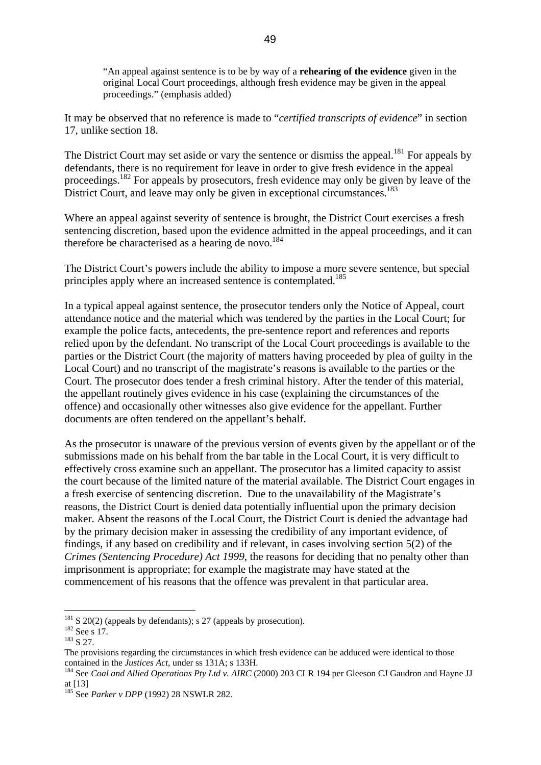> "An appeal against sentence is to be by way of a **rehearing of the evidence** given in the original Local Court proceedings, although fresh evidence may be given in the appeal proceedings." (emphasis added)

It may be observed that no reference is made to "*certified transcripts of evidence*" in section 17, unlike section 18.

The District Court may set aside or vary the sentence or dismiss the appeal.[181] For appeals by defendants, there is no requirement for leave in order to give fresh evidence in the appeal proceedings.[182] For appeals by prosecutors, fresh evidence may only be given by leave of the District Court, and leave may only be given in exceptional circumstances.[183]

Where an appeal against severity of sentence is brought, the District Court exercises a fresh sentencing discretion, based upon the evidence admitted in the appeal proceedings, and it can therefore be characterised as a hearing de novo.[184]

The District Court's powers include the ability to impose a more severe sentence, but special principles apply where an increased sentence is contemplated.[185]

In a typical appeal against sentence, the prosecutor tenders only the Notice of Appeal, court attendance notice and the material which was tendered by the parties in the Local Court; for example the police facts, antecedents, the pre-sentence report and references and reports relied upon by the defendant. No transcript of the Local Court proceedings is available to the parties or the District Court (the majority of matters having proceeded by plea of guilty in the Local Court) and no transcript of the magistrate's reasons is available to the parties or the Court. The prosecutor does tender a fresh criminal history. After the tender of this material, the appellant routinely gives evidence in his case (explaining the circumstances of the offence) and occasionally other witnesses also give evidence for the appellant. Further documents are often tendered on the appellant's behalf.

As the prosecutor is unaware of the previous version of events given by the appellant or of the submissions made on his behalf from the bar table in the Local Court, it is very difficult to effectively cross examine such an appellant. The prosecutor has a limited capacity to assist the court because of the limited nature of the material available. The District Court engages in a fresh exercise of sentencing discretion. Due to the unavailability of the Magistrate's reasons, the District Court is denied data potentially influential upon the primary decision maker. Absent the reasons of the Local Court, the District Court is denied the advantage had by the primary decision maker in assessing the credibility of any important evidence, of findings, if any based on credibility and if relevant, in cases involving section 5(2) of the *Crimes (Sentencing Procedure) Act 1999*, the reasons for deciding that no penalty other than imprisonment is appropriate; for example the magistrate may have stated at the commencement of his reasons that the offence was prevalent in that particular area.

---

[181] S 20(2) (appeals by defendants); s 27 (appeals by prosecution).

[182] See s 17.

[183] S 27.

The provisions regarding the circumstances in which fresh evidence can be adduced were identical to those contained in the *Justices Act*, under ss 131A; s 133H.

[184] See *Coal and Allied Operations Pty Ltd v. AIRC* (2000) 203 CLR 194 per Gleeson CJ Gaudron and Hayne JJ at [13]

[185] See *Parker v DPP* (1992) 28 NSWLR 282.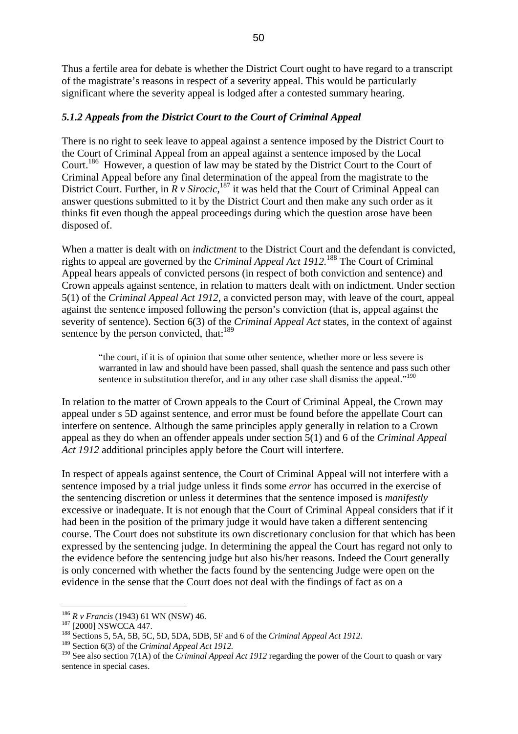Thus a fertile area for debate is whether the District Court ought to have regard to a transcript of the magistrate's reasons in respect of a severity appeal. This would be particularly significant where the severity appeal is lodged after a contested summary hearing.

### *5.1.2 Appeals from the District Court to the Court of Criminal Appeal*

There is no right to seek leave to appeal against a sentence imposed by the District Court to the Court of Criminal Appeal from an appeal against a sentence imposed by the Local Court.[186] However, a question of law may be stated by the District Court to the Court of Criminal Appeal before any final determination of the appeal from the magistrate to the District Court. Further, in *R v Sirocic*,[187] it was held that the Court of Criminal Appeal can answer questions submitted to it by the District Court and then make any such order as it thinks fit even though the appeal proceedings during which the question arose have been disposed of.

When a matter is dealt with on *indictment* to the District Court and the defendant is convicted, rights to appeal are governed by the *Criminal Appeal Act 1912.*[188] The Court of Criminal Appeal hears appeals of convicted persons (in respect of both conviction and sentence) and Crown appeals against sentence, in relation to matters dealt with on indictment. Under section 5(1) of the *Criminal Appeal Act 1912*, a convicted person may, with leave of the court, appeal against the sentence imposed following the person's conviction (that is, appeal against the severity of sentence). Section 6(3) of the *Criminal Appeal Act* states, in the context of against sentence by the person convicted, that:[189]

> "the court, if it is of opinion that some other sentence, whether more or less severe is warranted in law and should have been passed, shall quash the sentence and pass such other sentence in substitution therefor, and in any other case shall dismiss the appeal."[190]

In relation to the matter of Crown appeals to the Court of Criminal Appeal, the Crown may appeal under s 5D against sentence, and error must be found before the appellate Court can interfere on sentence. Although the same principles apply generally in relation to a Crown appeal as they do when an offender appeals under section 5(1) and 6 of the *Criminal Appeal Act 1912* additional principles apply before the Court will interfere.

In respect of appeals against sentence, the Court of Criminal Appeal will not interfere with a sentence imposed by a trial judge unless it finds some *error* has occurred in the exercise of the sentencing discretion or unless it determines that the sentence imposed is *manifestly* excessive or inadequate. It is not enough that the Court of Criminal Appeal considers that if it had been in the position of the primary judge it would have taken a different sentencing course. The Court does not substitute its own discretionary conclusion for that which has been expressed by the sentencing judge. In determining the appeal the Court has regard not only to the evidence before the sentencing judge but also his/her reasons. Indeed the Court generally is only concerned with whether the facts found by the sentencing Judge were open on the evidence in the sense that the Court does not deal with the findings of fact as on a

---

[186] *R v Francis* (1943) 61 WN (NSW) 46.

[187] [2000] NSWCCA 447.

[188] Sections 5, 5A, 5B, 5C, 5D, 5DA, 5DB, 5F and 6 of the *Criminal Appeal Act 1912*.

[189] Section 6(3) of the *Criminal Appeal Act 1912.*

[190] See also section 7(1A) of the *Criminal Appeal Act 1912* regarding the power of the Court to quash or vary sentence in special cases.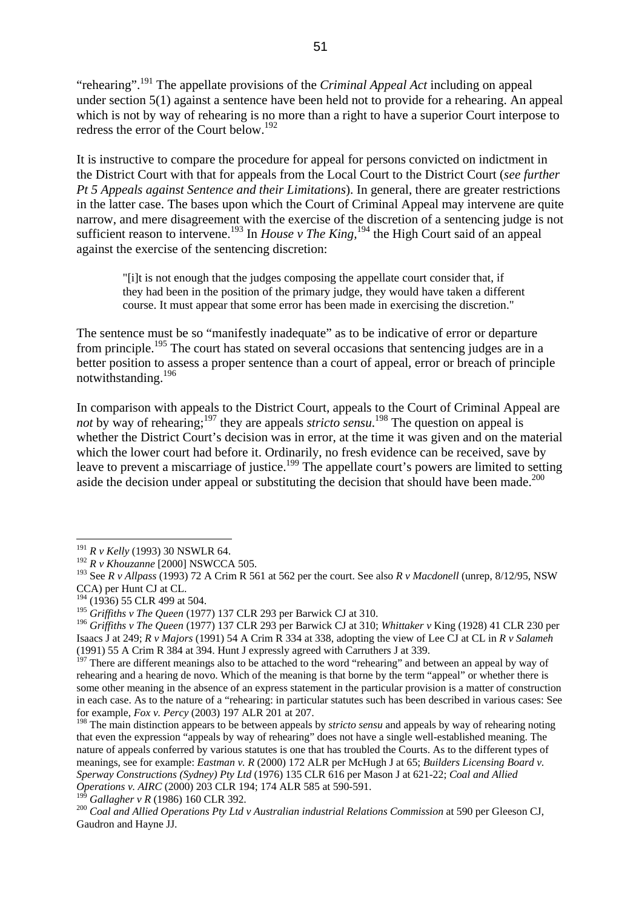"rehearing".[191] The appellate provisions of the *Criminal Appeal Act* including on appeal under section 5(1) against a sentence have been held not to provide for a rehearing. An appeal which is not by way of rehearing is no more than a right to have a superior Court interpose to redress the error of the Court below.[192]

It is instructive to compare the procedure for appeal for persons convicted on indictment in the District Court with that for appeals from the Local Court to the District Court (*see further Pt 5 Appeals against Sentence and their Limitations*). In general, there are greater restrictions in the latter case. The bases upon which the Court of Criminal Appeal may intervene are quite narrow, and mere disagreement with the exercise of the discretion of a sentencing judge is not sufficient reason to intervene.[193] In *House v The King*,[194] the High Court said of an appeal against the exercise of the sentencing discretion:

> "[i]t is not enough that the judges composing the appellate court consider that, if they had been in the position of the primary judge, they would have taken a different course. It must appear that some error has been made in exercising the discretion."

The sentence must be so "manifestly inadequate" as to be indicative of error or departure from principle.[195] The court has stated on several occasions that sentencing judges are in a better position to assess a proper sentence than a court of appeal, error or breach of principle notwithstanding.[196]

In comparison with appeals to the District Court, appeals to the Court of Criminal Appeal are *not* by way of rehearing;[197] they are appeals *stricto sensu*.[198] The question on appeal is whether the District Court's decision was in error, at the time it was given and on the material which the lower court had before it. Ordinarily, no fresh evidence can be received, save by leave to prevent a miscarriage of justice.[199] The appellate court's powers are limited to setting aside the decision under appeal or substituting the decision that should have been made.[200]

---

[191] *R v Kelly* (1993) 30 NSWLR 64.

[192] *R v Khouzanne* [2000] NSWCCA 505.

[193] See *R v Allpass* (1993) 72 A Crim R 561 at 562 per the court. See also *R v Macdonell* (unrep, 8/12/95, NSW CCA) per Hunt CJ at CL.

[194] (1936) 55 CLR 499 at 504.

[195] *Griffiths v The Queen* (1977) 137 CLR 293 per Barwick CJ at 310.

[196] *Griffiths v The Queen* (1977) 137 CLR 293 per Barwick CJ at 310; *Whittaker v* King (1928) 41 CLR 230 per Isaacs J at 249; *R v Majors* (1991) 54 A Crim R 334 at 338, adopting the view of Lee CJ at CL in *R v Salameh* (1991) 55 A Crim R 384 at 394. Hunt J expressly agreed with Carruthers J at 339.

[197] There are different meanings also to be attached to the word "rehearing" and between an appeal by way of rehearing and a hearing de novo. Which of the meaning is that borne by the term "appeal" or whether there is some other meaning in the absence of an express statement in the particular provision is a matter of construction in each case. As to the nature of a "rehearing: in particular statutes such has been described in various cases: See for example, *Fox v. Percy* (2003) 197 ALR 201 at 207.

[198] The main distinction appears to be between appeals by *stricto sensu* and appeals by way of rehearing noting that even the expression "appeals by way of rehearing" does not have a single well-established meaning. The nature of appeals conferred by various statutes is one that has troubled the Courts. As to the different types of meanings, see for example: *Eastman v. R* (2000) 172 ALR per McHugh J at 65; *Builders Licensing Board v. Sperway Constructions (Sydney) Pty Ltd* (1976) 135 CLR 616 per Mason J at 621-22; *Coal and Allied Operations v. AIRC* (2000) 203 CLR 194; 174 ALR 585 at 590-591.

[199] *Gallagher v R* (1986) 160 CLR 392.

[200] *Coal and Allied Operations Pty Ltd v Australian industrial Relations Commission* at 590 per Gleeson CJ, Gaudron and Hayne JJ.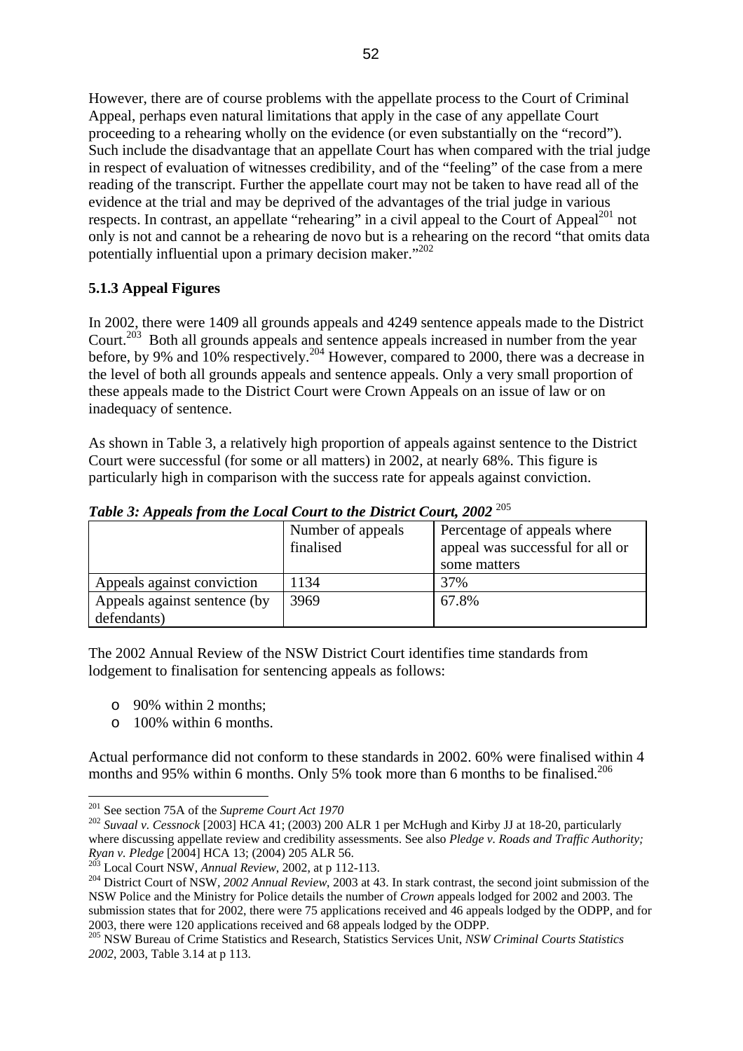However, there are of course problems with the appellate process to the Court of Criminal Appeal, perhaps even natural limitations that apply in the case of any appellate Court proceeding to a rehearing wholly on the evidence (or even substantially on the "record"). Such include the disadvantage that an appellate Court has when compared with the trial judge in respect of evaluation of witnesses credibility, and of the "feeling" of the case from a mere reading of the transcript. Further the appellate court may not be taken to have read all of the evidence at the trial and may be deprived of the advantages of the trial judge in various respects. In contrast, an appellate "rehearing" in a civil appeal to the Court of Appeal[201] not only is not and cannot be a rehearing de novo but is a rehearing on the record "that omits data potentially influential upon a primary decision maker."[202]

### 5.1.3 Appeal Figures

In 2002, there were 1409 all grounds appeals and 4249 sentence appeals made to the District Court.[203] Both all grounds appeals and sentence appeals increased in number from the year before, by 9% and 10% respectively.[204] However, compared to 2000, there was a decrease in the level of both all grounds appeals and sentence appeals. Only a very small proportion of these appeals made to the District Court were Crown Appeals on an issue of law or on inadequacy of sentence.

As shown in Table 3, a relatively high proportion of appeals against sentence to the District Court were successful (for some or all matters) in 2002, at nearly 68%. This figure is particularly high in comparison with the success rate for appeals against conviction.

***Table 3: Appeals from the Local Court to the District Court, 2002*** [205]

| | Number of appeals finalised | Percentage of appeals where appeal was successful for all or some matters |
|---|---|---|
| Appeals against conviction | 1134 | 37% |
| Appeals against sentence (by defendants) | 3969 | 67.8% |

The 2002 Annual Review of the NSW District Court identifies time standards from lodgement to finalisation for sentencing appeals as follows:

- 90% within 2 months;
- 100% within 6 months.

Actual performance did not conform to these standards in 2002. 60% were finalised within 4 months and 95% within 6 months. Only 5% took more than 6 months to be finalised.[206]

---

[201] See section 75A of the *Supreme Court Act 1970*

[202] *Suvaal v. Cessnock* [2003] HCA 41; (2003) 200 ALR 1 per McHugh and Kirby JJ at 18-20, particularly where discussing appellate review and credibility assessments. See also *Pledge v. Roads and Traffic Authority; Ryan v. Pledge* [2004] HCA 13; (2004) 205 ALR 56.

[203] Local Court NSW, *Annual Review*, 2002, at p 112-113.

[204] District Court of NSW, *2002 Annual Review*, 2003 at 43. In stark contrast, the second joint submission of the NSW Police and the Ministry for Police details the number of *Crown* appeals lodged for 2002 and 2003. The submission states that for 2002, there were 75 applications received and 46 appeals lodged by the ODPP, and for 2003, there were 120 applications received and 68 appeals lodged by the ODPP.

[205] NSW Bureau of Crime Statistics and Research, Statistics Services Unit, *NSW Criminal Courts Statistics 2002*, 2003, Table 3.14 at p 113.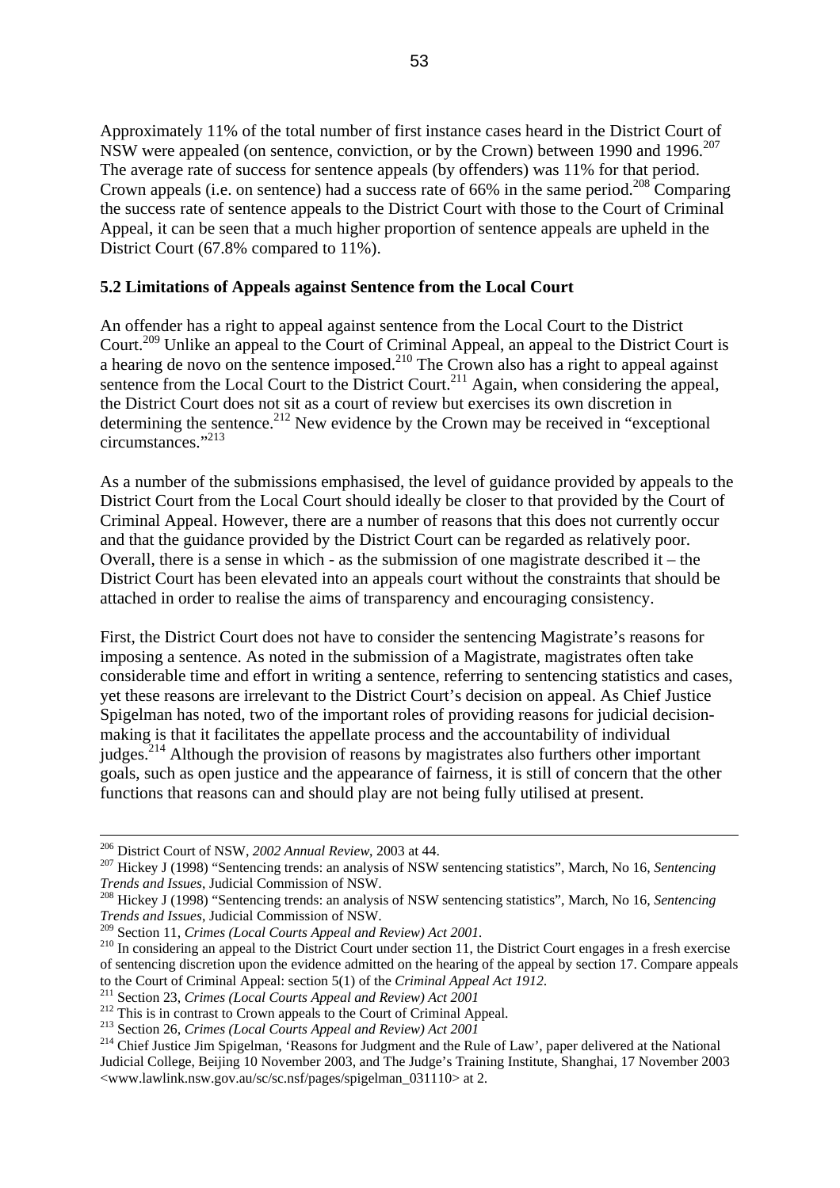Approximately 11% of the total number of first instance cases heard in the District Court of NSW were appealed (on sentence, conviction, or by the Crown) between 1990 and 1996.[207] The average rate of success for sentence appeals (by offenders) was 11% for that period. Crown appeals (i.e. on sentence) had a success rate of 66% in the same period.[208] Comparing the success rate of sentence appeals to the District Court with those to the Court of Criminal Appeal, it can be seen that a much higher proportion of sentence appeals are upheld in the District Court (67.8% compared to 11%).

## 5.2 Limitations of Appeals against Sentence from the Local Court

An offender has a right to appeal against sentence from the Local Court to the District Court.[209] Unlike an appeal to the Court of Criminal Appeal, an appeal to the District Court is a hearing de novo on the sentence imposed.[210] The Crown also has a right to appeal against sentence from the Local Court to the District Court.[211] Again, when considering the appeal, the District Court does not sit as a court of review but exercises its own discretion in determining the sentence.[212] New evidence by the Crown may be received in "exceptional circumstances."[213]

As a number of the submissions emphasised, the level of guidance provided by appeals to the District Court from the Local Court should ideally be closer to that provided by the Court of Criminal Appeal. However, there are a number of reasons that this does not currently occur and that the guidance provided by the District Court can be regarded as relatively poor. Overall, there is a sense in which - as the submission of one magistrate described it – the District Court has been elevated into an appeals court without the constraints that should be attached in order to realise the aims of transparency and encouraging consistency.

First, the District Court does not have to consider the sentencing Magistrate's reasons for imposing a sentence. As noted in the submission of a Magistrate, magistrates often take considerable time and effort in writing a sentence, referring to sentencing statistics and cases, yet these reasons are irrelevant to the District Court's decision on appeal. As Chief Justice Spigelman has noted, two of the important roles of providing reasons for judicial decision-making is that it facilitates the appellate process and the accountability of individual judges.[214] Although the provision of reasons by magistrates also furthers other important goals, such as open justice and the appearance of fairness, it is still of concern that the other functions that reasons can and should play are not being fully utilised at present.

---

[206] District Court of NSW, *2002 Annual Review*, 2003 at 44.

[207] Hickey J (1998) "Sentencing trends: an analysis of NSW sentencing statistics", March, No 16, *Sentencing Trends and Issues*, Judicial Commission of NSW.

[208] Hickey J (1998) "Sentencing trends: an analysis of NSW sentencing statistics", March, No 16, *Sentencing Trends and Issues*, Judicial Commission of NSW.

[209] Section 11, *Crimes (Local Courts Appeal and Review) Act 2001*.

[210] In considering an appeal to the District Court under section 11, the District Court engages in a fresh exercise of sentencing discretion upon the evidence admitted on the hearing of the appeal by section 17. Compare appeals to the Court of Criminal Appeal: section 5(1) of the *Criminal Appeal Act 1912*.

[211] Section 23, *Crimes (Local Courts Appeal and Review) Act 2001*

[212] This is in contrast to Crown appeals to the Court of Criminal Appeal.

[213] Section 26, *Crimes (Local Courts Appeal and Review) Act 2001*

[214] Chief Justice Jim Spigelman, 'Reasons for Judgment and the Rule of Law', paper delivered at the National Judicial College, Beijing 10 November 2003, and The Judge's Training Institute, Shanghai, 17 November 2003 <www.lawlink.nsw.gov.au/sc/sc.nsf/pages/spigelman_031110> at 2.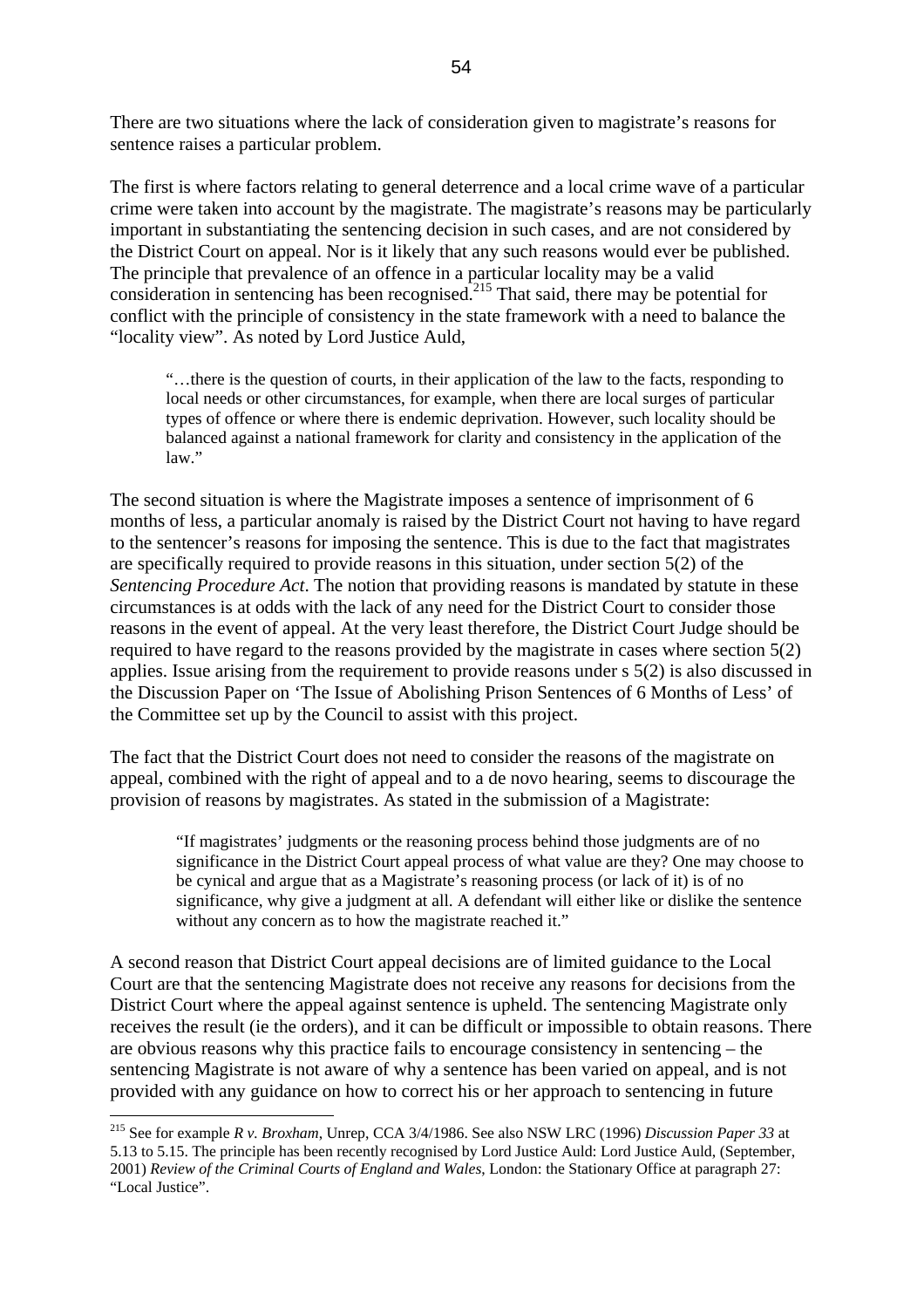There are two situations where the lack of consideration given to magistrate's reasons for sentence raises a particular problem.

The first is where factors relating to general deterrence and a local crime wave of a particular crime were taken into account by the magistrate. The magistrate's reasons may be particularly important in substantiating the sentencing decision in such cases, and are not considered by the District Court on appeal. Nor is it likely that any such reasons would ever be published. The principle that prevalence of an offence in a particular locality may be a valid consideration in sentencing has been recognised.[215] That said, there may be potential for conflict with the principle of consistency in the state framework with a need to balance the "locality view". As noted by Lord Justice Auld,

> "…there is the question of courts, in their application of the law to the facts, responding to local needs or other circumstances, for example, when there are local surges of particular types of offence or where there is endemic deprivation. However, such locality should be balanced against a national framework for clarity and consistency in the application of the law."

The second situation is where the Magistrate imposes a sentence of imprisonment of 6 months of less, a particular anomaly is raised by the District Court not having to have regard to the sentencer's reasons for imposing the sentence. This is due to the fact that magistrates are specifically required to provide reasons in this situation, under section 5(2) of the *Sentencing Procedure Act*. The notion that providing reasons is mandated by statute in these circumstances is at odds with the lack of any need for the District Court to consider those reasons in the event of appeal. At the very least therefore, the District Court Judge should be required to have regard to the reasons provided by the magistrate in cases where section 5(2) applies. Issue arising from the requirement to provide reasons under s 5(2) is also discussed in the Discussion Paper on 'The Issue of Abolishing Prison Sentences of 6 Months of Less' of the Committee set up by the Council to assist with this project.

The fact that the District Court does not need to consider the reasons of the magistrate on appeal, combined with the right of appeal and to a de novo hearing, seems to discourage the provision of reasons by magistrates. As stated in the submission of a Magistrate:

> "If magistrates' judgments or the reasoning process behind those judgments are of no significance in the District Court appeal process of what value are they? One may choose to be cynical and argue that as a Magistrate's reasoning process (or lack of it) is of no significance, why give a judgment at all. A defendant will either like or dislike the sentence without any concern as to how the magistrate reached it."

A second reason that District Court appeal decisions are of limited guidance to the Local Court are that the sentencing Magistrate does not receive any reasons for decisions from the District Court where the appeal against sentence is upheld. The sentencing Magistrate only receives the result (ie the orders), and it can be difficult or impossible to obtain reasons. There are obvious reasons why this practice fails to encourage consistency in sentencing – the sentencing Magistrate is not aware of why a sentence has been varied on appeal, and is not provided with any guidance on how to correct his or her approach to sentencing in future

---

[215] See for example *R v. Broxham*, Unrep, CCA 3/4/1986. See also NSW LRC (1996) *Discussion Paper 33* at 5.13 to 5.15. The principle has been recently recognised by Lord Justice Auld: Lord Justice Auld, (September, 2001) *Review of the Criminal Courts of England and Wales*, London: the Stationary Office at paragraph 27: "Local Justice".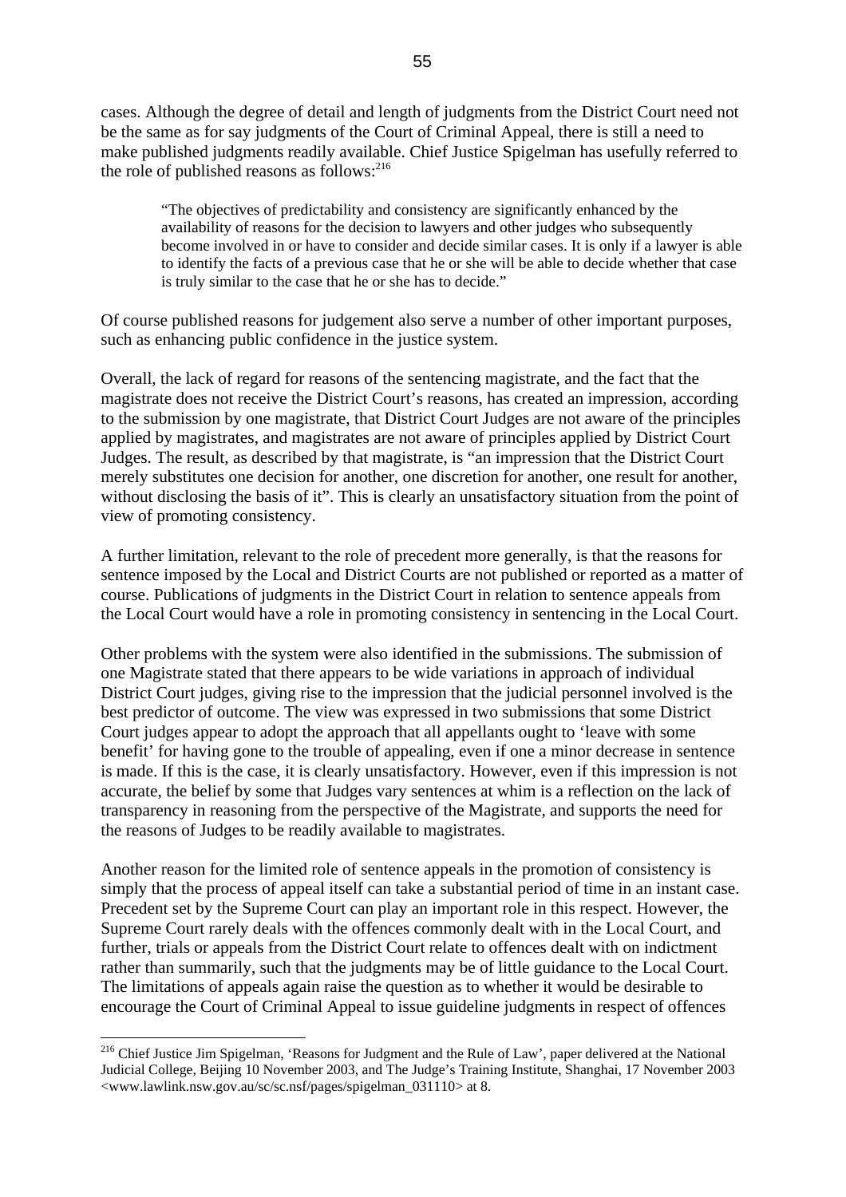cases. Although the degree of detail and length of judgments from the District Court need not be the same as for say judgments of the Court of Criminal Appeal, there is still a need to make published judgments readily available. Chief Justice Spigelman has usefully referred to the role of published reasons as follows:[216]

> "The objectives of predictability and consistency are significantly enhanced by the availability of reasons for the decision to lawyers and other judges who subsequently become involved in or have to consider and decide similar cases. It is only if a lawyer is able to identify the facts of a previous case that he or she will be able to decide whether that case is truly similar to the case that he or she has to decide."

Of course published reasons for judgement also serve a number of other important purposes, such as enhancing public confidence in the justice system.

Overall, the lack of regard for reasons of the sentencing magistrate, and the fact that the magistrate does not receive the District Court's reasons, has created an impression, according to the submission by one magistrate, that District Court Judges are not aware of the principles applied by magistrates, and magistrates are not aware of principles applied by District Court Judges. The result, as described by that magistrate, is "an impression that the District Court merely substitutes one decision for another, one discretion for another, one result for another, without disclosing the basis of it". This is clearly an unsatisfactory situation from the point of view of promoting consistency.

A further limitation, relevant to the role of precedent more generally, is that the reasons for sentence imposed by the Local and District Courts are not published or reported as a matter of course. Publications of judgments in the District Court in relation to sentence appeals from the Local Court would have a role in promoting consistency in sentencing in the Local Court.

Other problems with the system were also identified in the submissions. The submission of one Magistrate stated that there appears to be wide variations in approach of individual District Court judges, giving rise to the impression that the judicial personnel involved is the best predictor of outcome. The view was expressed in two submissions that some District Court judges appear to adopt the approach that all appellants ought to 'leave with some benefit' for having gone to the trouble of appealing, even if one a minor decrease in sentence is made. If this is the case, it is clearly unsatisfactory. However, even if this impression is not accurate, the belief by some that Judges vary sentences at whim is a reflection on the lack of transparency in reasoning from the perspective of the Magistrate, and supports the need for the reasons of Judges to be readily available to magistrates.

Another reason for the limited role of sentence appeals in the promotion of consistency is simply that the process of appeal itself can take a substantial period of time in an instant case. Precedent set by the Supreme Court can play an important role in this respect. However, the Supreme Court rarely deals with the offences commonly dealt with in the Local Court, and further, trials or appeals from the District Court relate to offences dealt with on indictment rather than summarily, such that the judgments may be of little guidance to the Local Court. The limitations of appeals again raise the question as to whether it would be desirable to encourage the Court of Criminal Appeal to issue guideline judgments in respect of offences

---

[216] Chief Justice Jim Spigelman, 'Reasons for Judgment and the Rule of Law', paper delivered at the National Judicial College, Beijing 10 November 2003, and The Judge's Training Institute, Shanghai, 17 November 2003 <www.lawlink.nsw.gov.au/sc/sc.nsf/pages/spigelman_031110> at 8.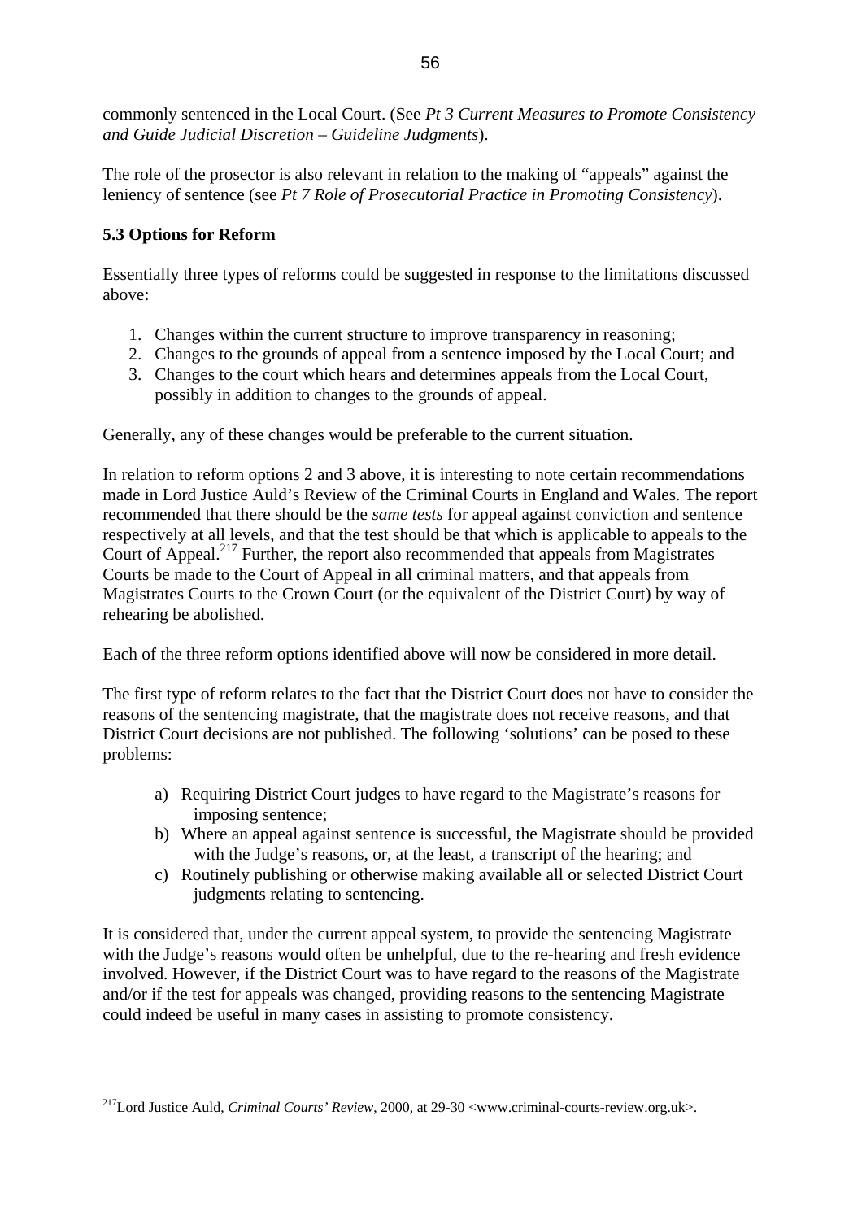commonly sentenced in the Local Court. (See *Pt 3 Current Measures to Promote Consistency and Guide Judicial Discretion – Guideline Judgments*).

The role of the prosecutor is also relevant in relation to the making of "appeals" against the leniency of sentence (see *Pt 7 Role of Prosecutorial Practice in Promoting Consistency*).

### 5.3 Options for Reform

Essentially three types of reforms could be suggested in response to the limitations discussed above:

1. Changes within the current structure to improve transparency in reasoning;
2. Changes to the grounds of appeal from a sentence imposed by the Local Court; and
3. Changes to the court which hears and determines appeals from the Local Court, possibly in addition to changes to the grounds of appeal.

Generally, any of these changes would be preferable to the current situation.

In relation to reform options 2 and 3 above, it is interesting to note certain recommendations made in Lord Justice Auld's Review of the Criminal Courts in England and Wales. The report recommended that there should be the *same tests* for appeal against conviction and sentence respectively at all levels, and that the test should be that which is applicable to appeals to the Court of Appeal.[217] Further, the report also recommended that appeals from Magistrates Courts be made to the Court of Appeal in all criminal matters, and that appeals from Magistrates Courts to the Crown Court (or the equivalent of the District Court) by way of rehearing be abolished.

Each of the three reform options identified above will now be considered in more detail.

The first type of reform relates to the fact that the District Court does not have to consider the reasons of the sentencing magistrate, that the magistrate does not receive reasons, and that District Court decisions are not published. The following 'solutions' can be posed to these problems:

a) Requiring District Court judges to have regard to the Magistrate's reasons for imposing sentence;
b) Where an appeal against sentence is successful, the Magistrate should be provided with the Judge's reasons, or, at the least, a transcript of the hearing; and
c) Routinely publishing or otherwise making available all or selected District Court judgments relating to sentencing.

It is considered that, under the current appeal system, to provide the sentencing Magistrate with the Judge's reasons would often be unhelpful, due to the re-hearing and fresh evidence involved. However, if the District Court was to have regard to the reasons of the Magistrate and/or if the test for appeals was changed, providing reasons to the sentencing Magistrate could indeed be useful in many cases in assisting to promote consistency.

---

[217] Lord Justice Auld, *Criminal Courts' Review*, 2000, at 29-30 <www.criminal-courts-review.org.uk>.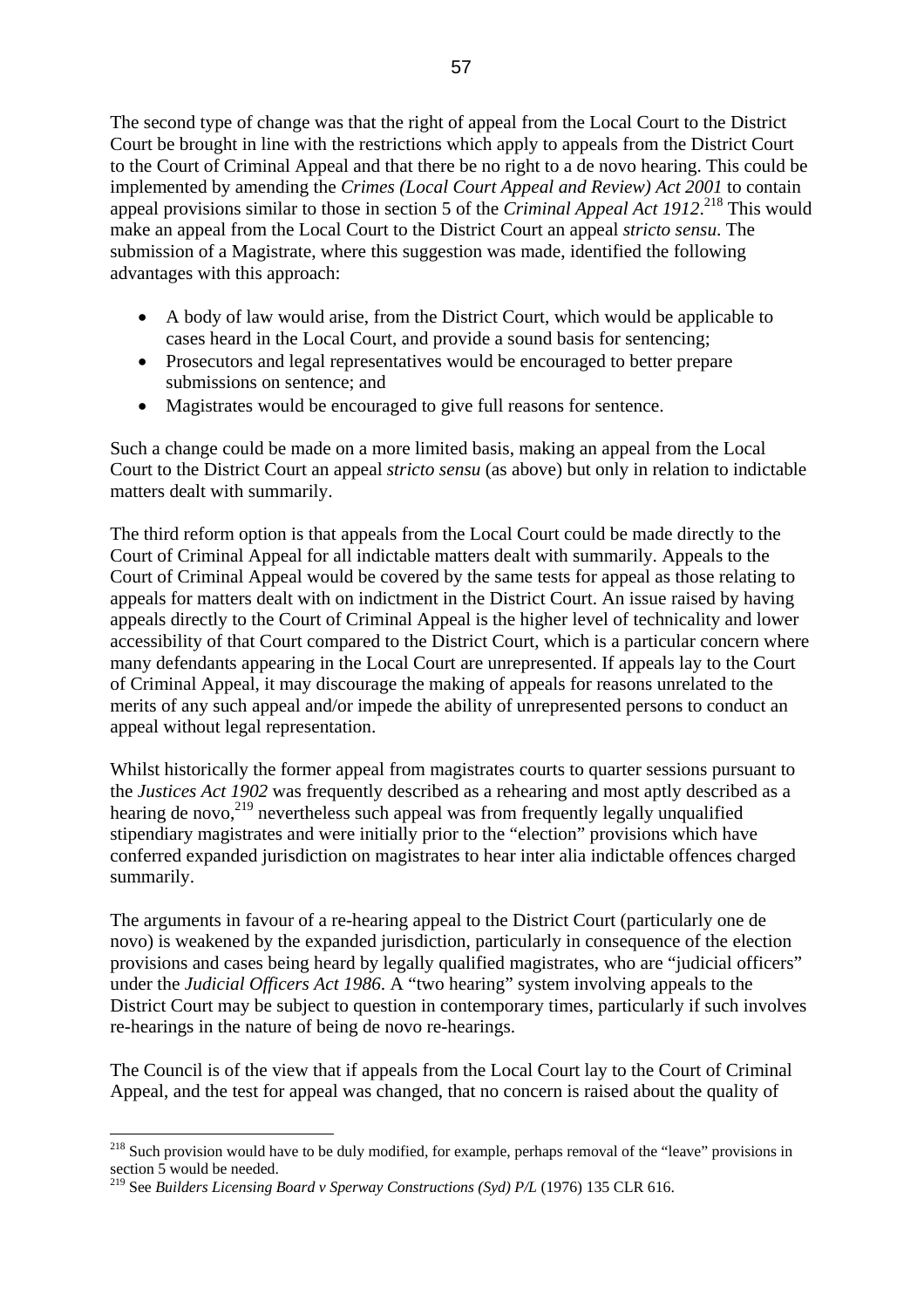The second type of change was that the right of appeal from the Local Court to the District Court be brought in line with the restrictions which apply to appeals from the District Court to the Court of Criminal Appeal and that there be no right to a de novo hearing. This could be implemented by amending the *Crimes (Local Court Appeal and Review) Act 2001* to contain appeal provisions similar to those in section 5 of the *Criminal Appeal Act 1912*.[218] This would make an appeal from the Local Court to the District Court an appeal *stricto sensu*. The submission of a Magistrate, where this suggestion was made, identified the following advantages with this approach:

- A body of law would arise, from the District Court, which would be applicable to cases heard in the Local Court, and provide a sound basis for sentencing;
- Prosecutors and legal representatives would be encouraged to better prepare submissions on sentence; and
- Magistrates would be encouraged to give full reasons for sentence.

Such a change could be made on a more limited basis, making an appeal from the Local Court to the District Court an appeal *stricto sensu* (as above) but only in relation to indictable matters dealt with summarily.

The third reform option is that appeals from the Local Court could be made directly to the Court of Criminal Appeal for all indictable matters dealt with summarily. Appeals to the Court of Criminal Appeal would be covered by the same tests for appeal as those relating to appeals for matters dealt with on indictment in the District Court. An issue raised by having appeals directly to the Court of Criminal Appeal is the higher level of technicality and lower accessibility of that Court compared to the District Court, which is a particular concern where many defendants appearing in the Local Court are unrepresented. If appeals lay to the Court of Criminal Appeal, it may discourage the making of appeals for reasons unrelated to the merits of any such appeal and/or impede the ability of unrepresented persons to conduct an appeal without legal representation.

Whilst historically the former appeal from magistrates courts to quarter sessions pursuant to the *Justices Act 1902* was frequently described as a rehearing and most aptly described as a hearing de novo,[219] nevertheless such appeal was from frequently legally unqualified stipendiary magistrates and were initially prior to the "election" provisions which have conferred expanded jurisdiction on magistrates to hear inter alia indictable offences charged summarily.

The arguments in favour of a re-hearing appeal to the District Court (particularly one de novo) is weakened by the expanded jurisdiction, particularly in consequence of the election provisions and cases being heard by legally qualified magistrates, who are "judicial officers" under the *Judicial Officers Act 1986.* A "two hearing" system involving appeals to the District Court may be subject to question in contemporary times, particularly if such involves re-hearings in the nature of being de novo re-hearings.

The Council is of the view that if appeals from the Local Court lay to the Court of Criminal Appeal, and the test for appeal was changed, that no concern is raised about the quality of

---

[218] Such provision would have to be duly modified, for example, perhaps removal of the "leave" provisions in section 5 would be needed.

[219] See *Builders Licensing Board v Sperway Constructions (Syd) P/L* (1976) 135 CLR 616.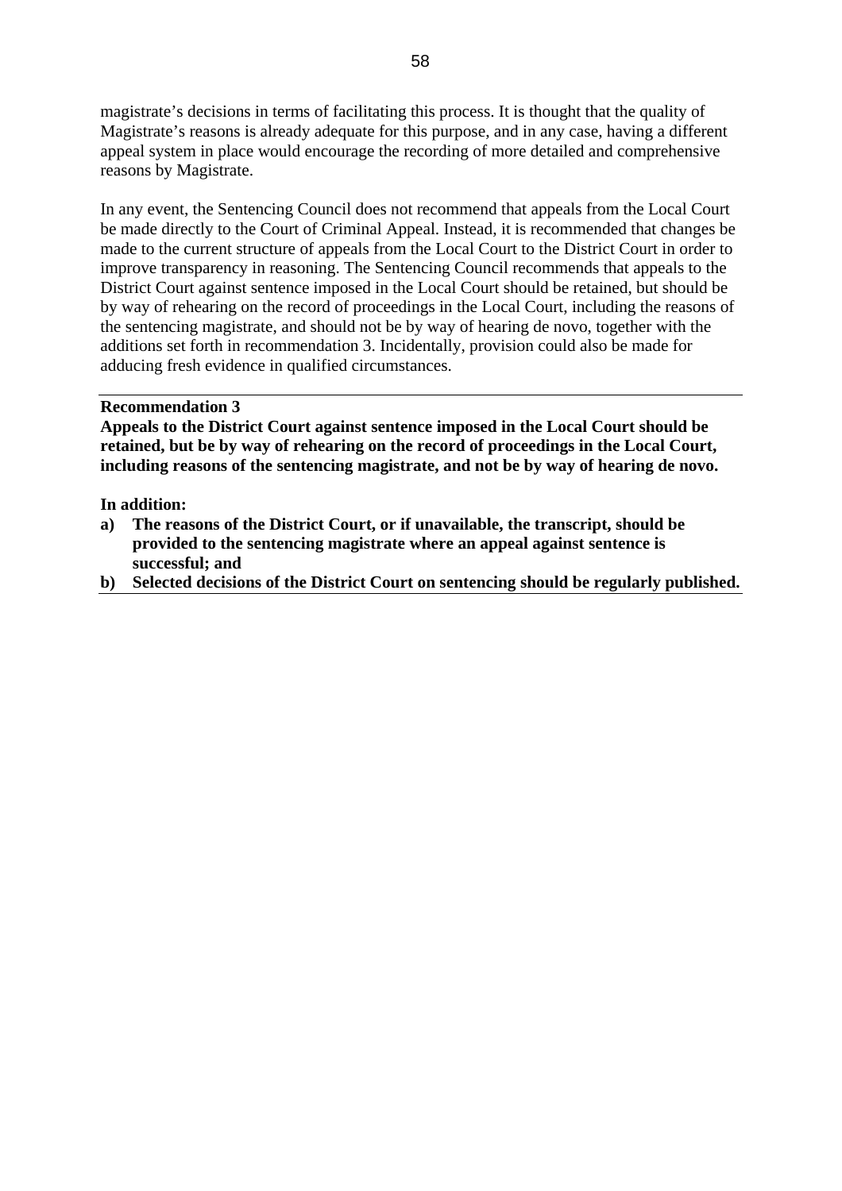magistrate's decisions in terms of facilitating this process. It is thought that the quality of Magistrate's reasons is already adequate for this purpose, and in any case, having a different appeal system in place would encourage the recording of more detailed and comprehensive reasons by Magistrate.

In any event, the Sentencing Council does not recommend that appeals from the Local Court be made directly to the Court of Criminal Appeal. Instead, it is recommended that changes be made to the current structure of appeals from the Local Court to the District Court in order to improve transparency in reasoning. The Sentencing Council recommends that appeals to the District Court against sentence imposed in the Local Court should be retained, but should be by way of rehearing on the record of proceedings in the Local Court, including the reasons of the sentencing magistrate, and should not be by way of hearing de novo, together with the additions set forth in recommendation 3. Incidentally, provision could also be made for adducing fresh evidence in qualified circumstances.

---

**Recommendation 3**

**Appeals to the District Court against sentence imposed in the Local Court should be retained, but be by way of rehearing on the record of proceedings in the Local Court, including reasons of the sentencing magistrate, and not be by way of hearing de novo.**

**In addition:**

**a) The reasons of the District Court, or if unavailable, the transcript, should be provided to the sentencing magistrate where an appeal against sentence is successful; and**

**b) Selected decisions of the District Court on sentencing should be regularly published.**

---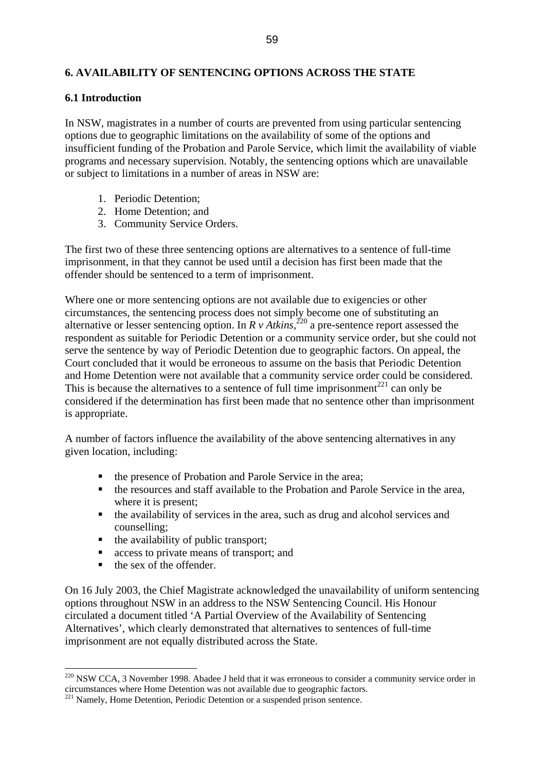## 6. AVAILABILITY OF SENTENCING OPTIONS ACROSS THE STATE

### 6.1 Introduction

In NSW, magistrates in a number of courts are prevented from using particular sentencing options due to geographic limitations on the availability of some of the options and insufficient funding of the Probation and Parole Service, which limit the availability of viable programs and necessary supervision. Notably, the sentencing options which are unavailable or subject to limitations in a number of areas in NSW are:

1. Periodic Detention;
2. Home Detention; and
3. Community Service Orders.

The first two of these three sentencing options are alternatives to a sentence of full-time imprisonment, in that they cannot be used until a decision has first been made that the offender should be sentenced to a term of imprisonment.

Where one or more sentencing options are not available due to exigencies or other circumstances, the sentencing process does not simply become one of substituting an alternative or lesser sentencing option. In *R v Atkins*,[220] a pre-sentence report assessed the respondent as suitable for Periodic Detention or a community service order, but she could not serve the sentence by way of Periodic Detention due to geographic factors. On appeal, the Court concluded that it would be erroneous to assume on the basis that Periodic Detention and Home Detention were not available that a community service order could be considered. This is because the alternatives to a sentence of full time imprisonment[221] can only be considered if the determination has first been made that no sentence other than imprisonment is appropriate.

A number of factors influence the availability of the above sentencing alternatives in any given location, including:

- the presence of Probation and Parole Service in the area;
- the resources and staff available to the Probation and Parole Service in the area, where it is present;
- the availability of services in the area, such as drug and alcohol services and counselling;
- the availability of public transport;
- access to private means of transport; and
- the sex of the offender.

On 16 July 2003, the Chief Magistrate acknowledged the unavailability of uniform sentencing options throughout NSW in an address to the NSW Sentencing Council. His Honour circulated a document titled 'A Partial Overview of the Availability of Sentencing Alternatives', which clearly demonstrated that alternatives to sentences of full-time imprisonment are not equally distributed across the State.

---

[220] NSW CCA, 3 November 1998. Abadee J held that it was erroneous to consider a community service order in circumstances where Home Detention was not available due to geographic factors.

[221] Namely, Home Detention, Periodic Detention or a suspended prison sentence.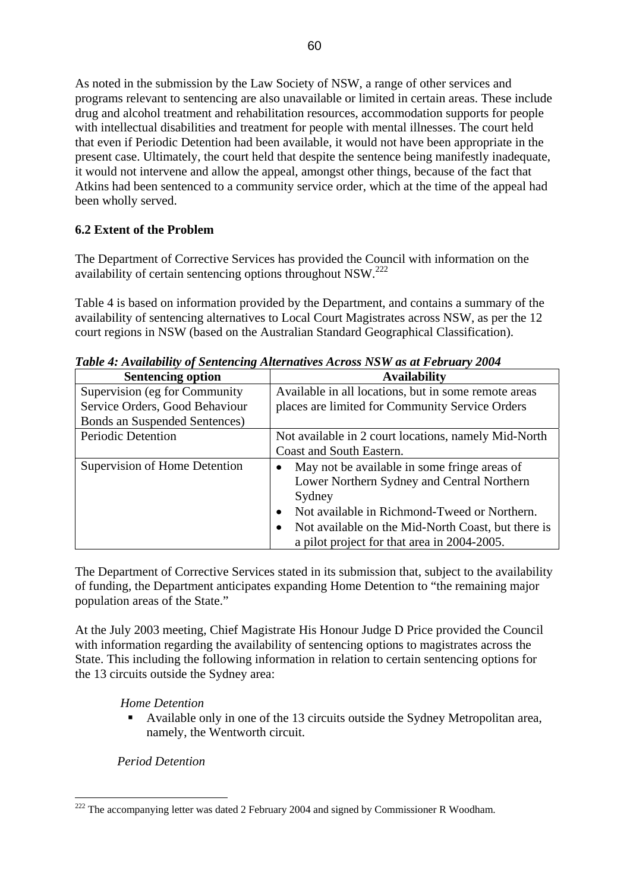As noted in the submission by the Law Society of NSW, a range of other services and programs relevant to sentencing are also unavailable or limited in certain areas. These include drug and alcohol treatment and rehabilitation resources, accommodation supports for people with intellectual disabilities and treatment for people with mental illnesses. The court held that even if Periodic Detention had been available, it would not have been appropriate in the present case. Ultimately, the court held that despite the sentence being manifestly inadequate, it would not intervene and allow the appeal, amongst other things, because of the fact that Atkins had been sentenced to a community service order, which at the time of the appeal had been wholly served.

### 6.2 Extent of the Problem

The Department of Corrective Services has provided the Council with information on the availability of certain sentencing options throughout NSW.[222]

Table 4 is based on information provided by the Department, and contains a summary of the availability of sentencing alternatives to Local Court Magistrates across NSW, as per the 12 court regions in NSW (based on the Australian Standard Geographical Classification).

***Table 4: Availability of Sentencing Alternatives Across NSW as at February 2004***

| Sentencing option | Availability |
|---|---|
| Supervision (eg for Community Service Orders, Good Behaviour Bonds an Suspended Sentences) | Available in all locations, but in some remote areas places are limited for Community Service Orders |
| Periodic Detention | Not available in 2 court locations, namely Mid-North Coast and South Eastern. |
| Supervision of Home Detention | • May not be available in some fringe areas of Lower Northern Sydney and Central Northern Sydney<br>• Not available in Richmond-Tweed or Northern.<br>• Not available on the Mid-North Coast, but there is a pilot project for that area in 2004-2005. |

The Department of Corrective Services stated in its submission that, subject to the availability of funding, the Department anticipates expanding Home Detention to "the remaining major population areas of the State."

At the July 2003 meeting, Chief Magistrate His Honour Judge D Price provided the Council with information regarding the availability of sentencing options to magistrates across the State. This including the following information in relation to certain sentencing options for the 13 circuits outside the Sydney area:

*Home Detention*

- Available only in one of the 13 circuits outside the Sydney Metropolitan area, namely, the Wentworth circuit.

*Period Detention*

[222] The accompanying letter was dated 2 February 2004 and signed by Commissioner R Woodham.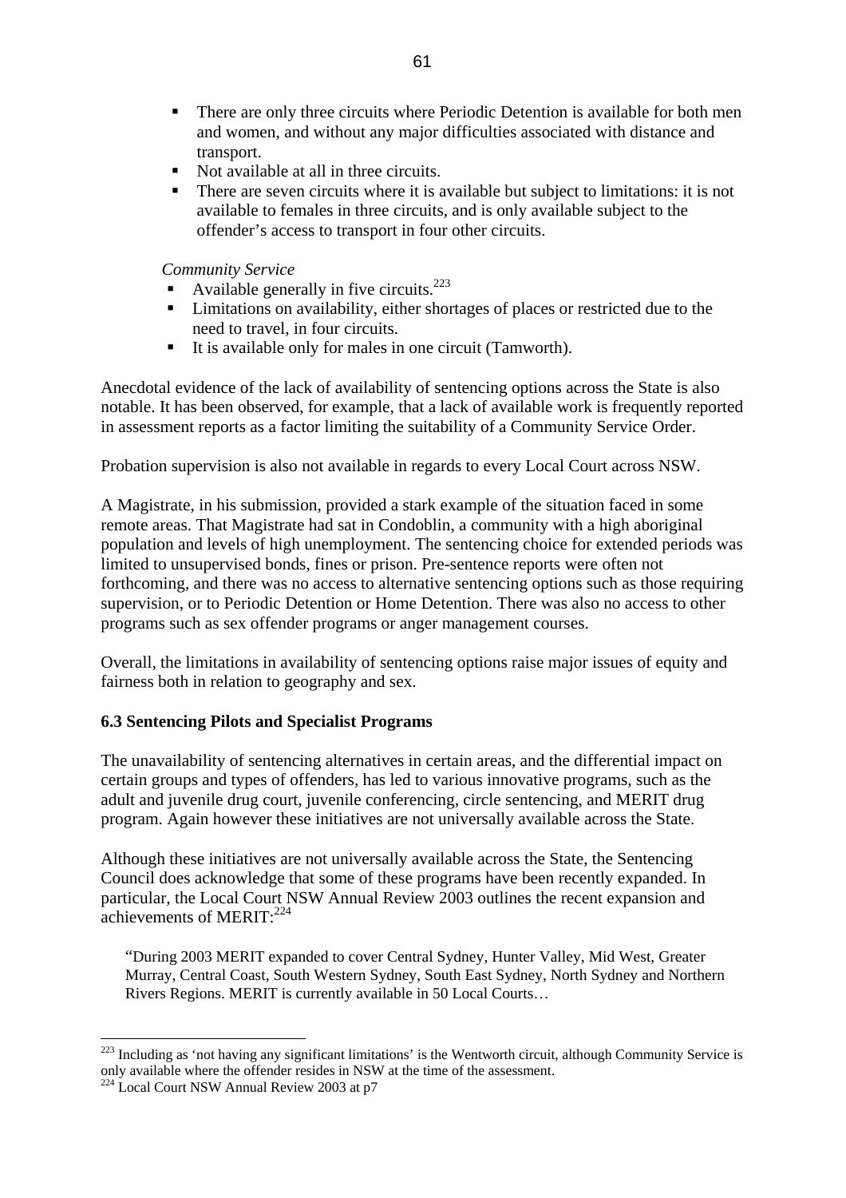- There are only three circuits where Periodic Detention is available for both men and women, and without any major difficulties associated with distance and transport.
- Not available at all in three circuits.
- There are seven circuits where it is available but subject to limitations: it is not available to females in three circuits, and is only available subject to the offender's access to transport in four other circuits.

*Community Service*

- Available generally in five circuits.[223]
- Limitations on availability, either shortages of places or restricted due to the need to travel, in four circuits.
- It is available only for males in one circuit (Tamworth).

Anecdotal evidence of the lack of availability of sentencing options across the State is also notable. It has been observed, for example, that a lack of available work is frequently reported in assessment reports as a factor limiting the suitability of a Community Service Order.

Probation supervision is also not available in regards to every Local Court across NSW.

A Magistrate, in his submission, provided a stark example of the situation faced in some remote areas. That Magistrate had sat in Condoblin, a community with a high aboriginal population and levels of high unemployment. The sentencing choice for extended periods was limited to unsupervised bonds, fines or prison. Pre-sentence reports were often not forthcoming, and there was no access to alternative sentencing options such as those requiring supervision, or to Periodic Detention or Home Detention. There was also no access to other programs such as sex offender programs or anger management courses.

Overall, the limitations in availability of sentencing options raise major issues of equity and fairness both in relation to geography and sex.

### 6.3 Sentencing Pilots and Specialist Programs

The unavailability of sentencing alternatives in certain areas, and the differential impact on certain groups and types of offenders, has led to various innovative programs, such as the adult and juvenile drug court, juvenile conferencing, circle sentencing, and MERIT drug program. Again however these initiatives are not universally available across the State.

Although these initiatives are not universally available across the State, the Sentencing Council does acknowledge that some of these programs have been recently expanded. In particular, the Local Court NSW Annual Review 2003 outlines the recent expansion and achievements of MERIT:[224]

> "During 2003 MERIT expanded to cover Central Sydney, Hunter Valley, Mid West, Greater Murray, Central Coast, South Western Sydney, South East Sydney, North Sydney and Northern Rivers Regions. MERIT is currently available in 50 Local Courts…

---

[223] Including as 'not having any significant limitations' is the Wentworth circuit, although Community Service is only available where the offender resides in NSW at the time of the assessment.

[224] Local Court NSW Annual Review 2003 at p7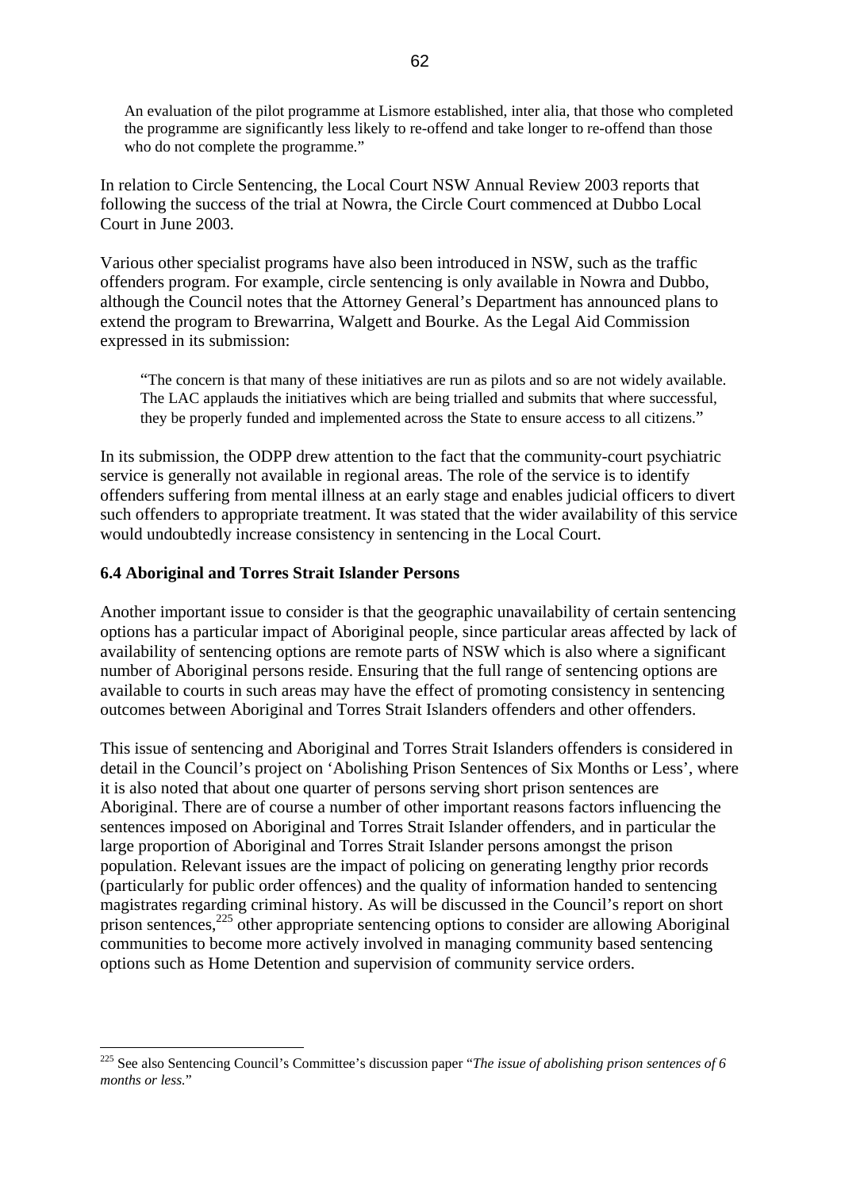> An evaluation of the pilot programme at Lismore established, inter alia, that those who completed the programme are significantly less likely to re-offend and take longer to re-offend than those who do not complete the programme."

In relation to Circle Sentencing, the Local Court NSW Annual Review 2003 reports that following the success of the trial at Nowra, the Circle Court commenced at Dubbo Local Court in June 2003.

Various other specialist programs have also been introduced in NSW, such as the traffic offenders program. For example, circle sentencing is only available in Nowra and Dubbo, although the Council notes that the Attorney General's Department has announced plans to extend the program to Brewarrina, Walgett and Bourke. As the Legal Aid Commission expressed in its submission:

> "The concern is that many of these initiatives are run as pilots and so are not widely available. The LAC applauds the initiatives which are being trialled and submits that where successful, they be properly funded and implemented across the State to ensure access to all citizens."

In its submission, the ODPP drew attention to the fact that the community-court psychiatric service is generally not available in regional areas. The role of the service is to identify offenders suffering from mental illness at an early stage and enables judicial officers to divert such offenders to appropriate treatment. It was stated that the wider availability of this service would undoubtedly increase consistency in sentencing in the Local Court.

### 6.4 Aboriginal and Torres Strait Islander Persons

Another important issue to consider is that the geographic unavailability of certain sentencing options has a particular impact of Aboriginal people, since particular areas affected by lack of availability of sentencing options are remote parts of NSW which is also where a significant number of Aboriginal persons reside. Ensuring that the full range of sentencing options are available to courts in such areas may have the effect of promoting consistency in sentencing outcomes between Aboriginal and Torres Strait Islanders offenders and other offenders.

This issue of sentencing and Aboriginal and Torres Strait Islanders offenders is considered in detail in the Council's project on 'Abolishing Prison Sentences of Six Months or Less', where it is also noted that about one quarter of persons serving short prison sentences are Aboriginal. There are of course a number of other important reasons factors influencing the sentences imposed on Aboriginal and Torres Strait Islander offenders, and in particular the large proportion of Aboriginal and Torres Strait Islander persons amongst the prison population. Relevant issues are the impact of policing on generating lengthy prior records (particularly for public order offences) and the quality of information handed to sentencing magistrates regarding criminal history. As will be discussed in the Council's report on short prison sentences,[225] other appropriate sentencing options to consider are allowing Aboriginal communities to become more actively involved in managing community based sentencing options such as Home Detention and supervision of community service orders.

---

[225] See also Sentencing Council's Committee's discussion paper "*The issue of abolishing prison sentences of 6 months or less.*"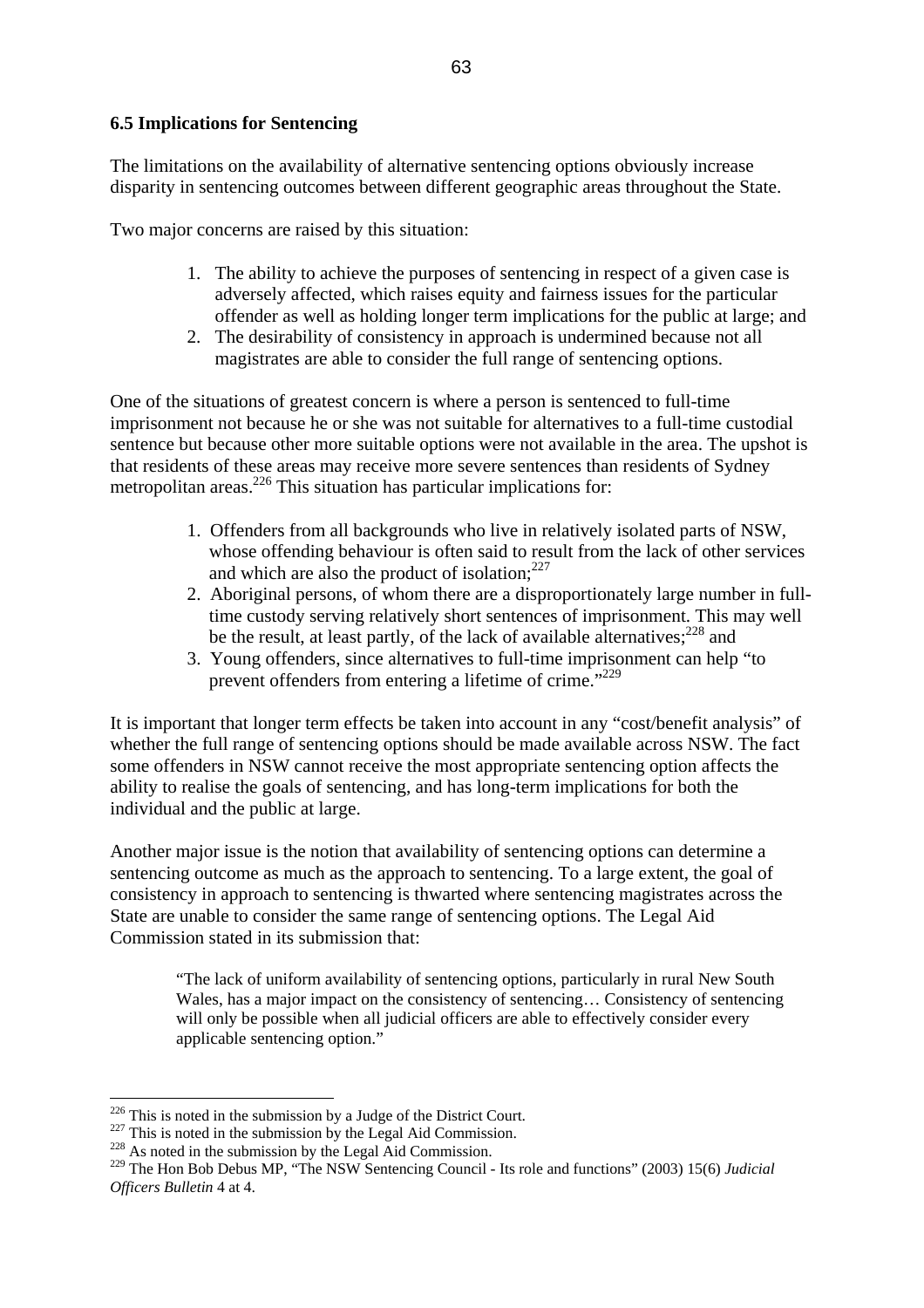### 6.5 Implications for Sentencing

The limitations on the availability of alternative sentencing options obviously increase disparity in sentencing outcomes between different geographic areas throughout the State.

Two major concerns are raised by this situation:

1. The ability to achieve the purposes of sentencing in respect of a given case is adversely affected, which raises equity and fairness issues for the particular offender as well as holding longer term implications for the public at large; and
2. The desirability of consistency in approach is undermined because not all magistrates are able to consider the full range of sentencing options.

One of the situations of greatest concern is where a person is sentenced to full-time imprisonment not because he or she was not suitable for alternatives to a full-time custodial sentence but because other more suitable options were not available in the area. The upshot is that residents of these areas may receive more severe sentences than residents of Sydney metropolitan areas.[226] This situation has particular implications for:

1. Offenders from all backgrounds who live in relatively isolated parts of NSW, whose offending behaviour is often said to result from the lack of other services and which are also the product of isolation;[227]
2. Aboriginal persons, of whom there are a disproportionately large number in full-time custody serving relatively short sentences of imprisonment. This may well be the result, at least partly, of the lack of available alternatives;[228] and
3. Young offenders, since alternatives to full-time imprisonment can help "to prevent offenders from entering a lifetime of crime."[229]

It is important that longer term effects be taken into account in any "cost/benefit analysis" of whether the full range of sentencing options should be made available across NSW. The fact some offenders in NSW cannot receive the most appropriate sentencing option affects the ability to realise the goals of sentencing, and has long-term implications for both the individual and the public at large.

Another major issue is the notion that availability of sentencing options can determine a sentencing outcome as much as the approach to sentencing. To a large extent, the goal of consistency in approach to sentencing is thwarted where sentencing magistrates across the State are unable to consider the same range of sentencing options. The Legal Aid Commission stated in its submission that:

> "The lack of uniform availability of sentencing options, particularly in rural New South Wales, has a major impact on the consistency of sentencing… Consistency of sentencing will only be possible when all judicial officers are able to effectively consider every applicable sentencing option."

---

[226] This is noted in the submission by a Judge of the District Court.

[227] This is noted in the submission by the Legal Aid Commission.

[228] As noted in the submission by the Legal Aid Commission.

[229] The Hon Bob Debus MP, "The NSW Sentencing Council - Its role and functions" (2003) 15(6) *Judicial Officers Bulletin* 4 at 4.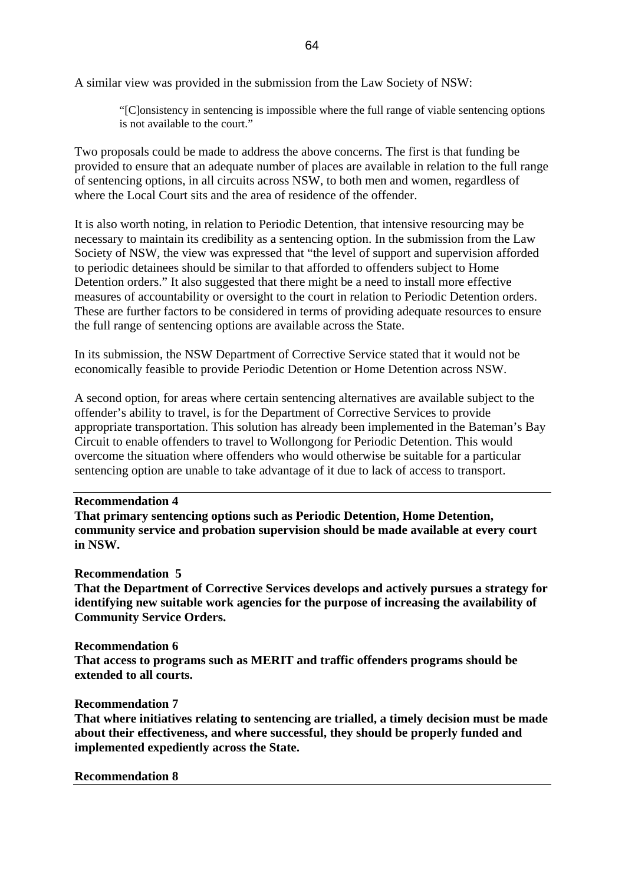A similar view was provided in the submission from the Law Society of NSW:

> "[C]onsistency in sentencing is impossible where the full range of viable sentencing options is not available to the court."

Two proposals could be made to address the above concerns. The first is that funding be provided to ensure that an adequate number of places are available in relation to the full range of sentencing options, in all circuits across NSW, to both men and women, regardless of where the Local Court sits and the area of residence of the offender.

It is also worth noting, in relation to Periodic Detention, that intensive resourcing may be necessary to maintain its credibility as a sentencing option. In the submission from the Law Society of NSW, the view was expressed that "the level of support and supervision afforded to periodic detainees should be similar to that afforded to offenders subject to Home Detention orders." It also suggested that there might be a need to install more effective measures of accountability or oversight to the court in relation to Periodic Detention orders. These are further factors to be considered in terms of providing adequate resources to ensure the full range of sentencing options are available across the State.

In its submission, the NSW Department of Corrective Service stated that it would not be economically feasible to provide Periodic Detention or Home Detention across NSW.

A second option, for areas where certain sentencing alternatives are available subject to the offender's ability to travel, is for the Department of Corrective Services to provide appropriate transportation. This solution has already been implemented in the Bateman's Bay Circuit to enable offenders to travel to Wollongong for Periodic Detention. This would overcome the situation where offenders who would otherwise be suitable for a particular sentencing option are unable to take advantage of it due to lack of access to transport.

---

**Recommendation 4**
**That primary sentencing options such as Periodic Detention, Home Detention, community service and probation supervision should be made available at every court in NSW.**

**Recommendation 5**
**That the Department of Corrective Services develops and actively pursues a strategy for identifying new suitable work agencies for the purpose of increasing the availability of Community Service Orders.**

**Recommendation 6**
**That access to programs such as MERIT and traffic offenders programs should be extended to all courts.**

**Recommendation 7**
**That where initiatives relating to sentencing are trialled, a timely decision must be made about their effectiveness, and where successful, they should be properly funded and implemented expediently across the State.**

**Recommendation 8**

---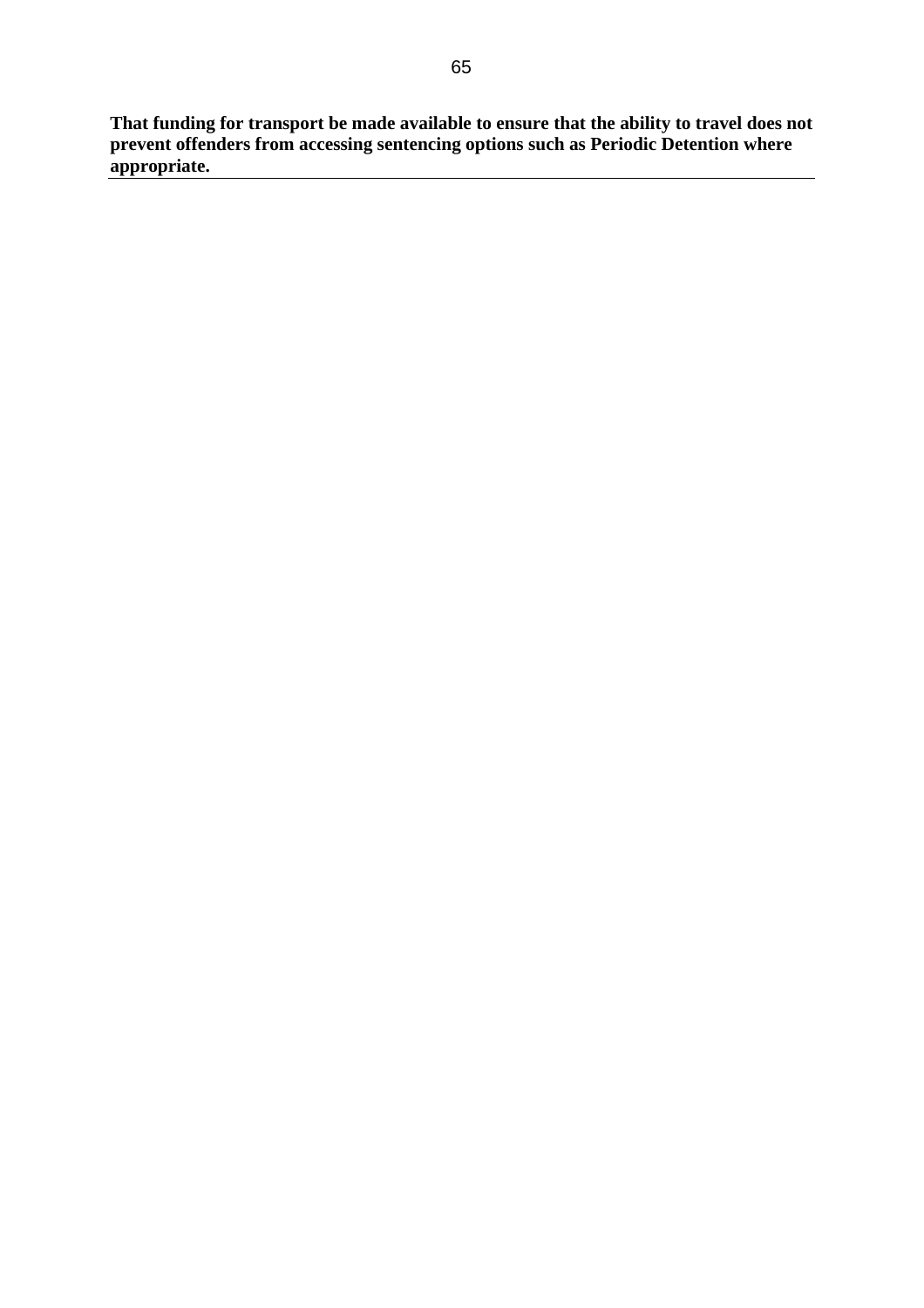**That funding for transport be made available to ensure that the ability to travel does not prevent offenders from accessing sentencing options such as Periodic Detention where appropriate.**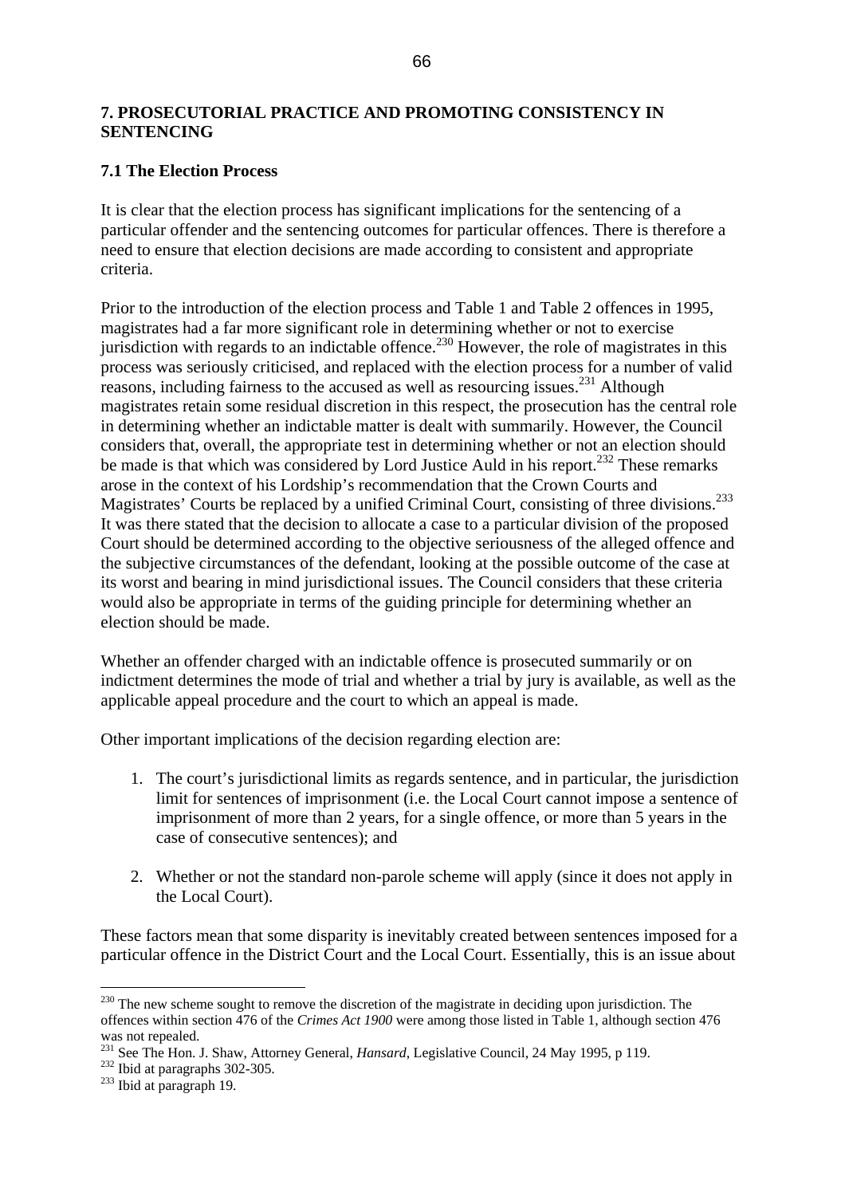## 7. PROSECUTORIAL PRACTICE AND PROMOTING CONSISTENCY IN SENTENCING

### 7.1 The Election Process

It is clear that the election process has significant implications for the sentencing of a particular offender and the sentencing outcomes for particular offences. There is therefore a need to ensure that election decisions are made according to consistent and appropriate criteria.

Prior to the introduction of the election process and Table 1 and Table 2 offences in 1995, magistrates had a far more significant role in determining whether or not to exercise jurisdiction with regards to an indictable offence.[230] However, the role of magistrates in this process was seriously criticised, and replaced with the election process for a number of valid reasons, including fairness to the accused as well as resourcing issues.[231] Although magistrates retain some residual discretion in this respect, the prosecution has the central role in determining whether an indictable matter is dealt with summarily. However, the Council considers that, overall, the appropriate test in determining whether or not an election should be made is that which was considered by Lord Justice Auld in his report.[232] These remarks arose in the context of his Lordship's recommendation that the Crown Courts and Magistrates' Courts be replaced by a unified Criminal Court, consisting of three divisions.[233] It was there stated that the decision to allocate a case to a particular division of the proposed Court should be determined according to the objective seriousness of the alleged offence and the subjective circumstances of the defendant, looking at the possible outcome of the case at its worst and bearing in mind jurisdictional issues. The Council considers that these criteria would also be appropriate in terms of the guiding principle for determining whether an election should be made.

Whether an offender charged with an indictable offence is prosecuted summarily or on indictment determines the mode of trial and whether a trial by jury is available, as well as the applicable appeal procedure and the court to which an appeal is made.

Other important implications of the decision regarding election are:

1. The court's jurisdictional limits as regards sentence, and in particular, the jurisdiction limit for sentences of imprisonment (i.e. the Local Court cannot impose a sentence of imprisonment of more than 2 years, for a single offence, or more than 5 years in the case of consecutive sentences); and

2. Whether or not the standard non-parole scheme will apply (since it does not apply in the Local Court).

These factors mean that some disparity is inevitably created between sentences imposed for a particular offence in the District Court and the Local Court. Essentially, this is an issue about

---

[230] The new scheme sought to remove the discretion of the magistrate in deciding upon jurisdiction. The offences within section 476 of the *Crimes Act 1900* were among those listed in Table 1, although section 476 was not repealed.

[231] See The Hon. J. Shaw, Attorney General, *Hansard*, Legislative Council, 24 May 1995, p 119.

[232] Ibid at paragraphs 302-305.

[233] Ibid at paragraph 19.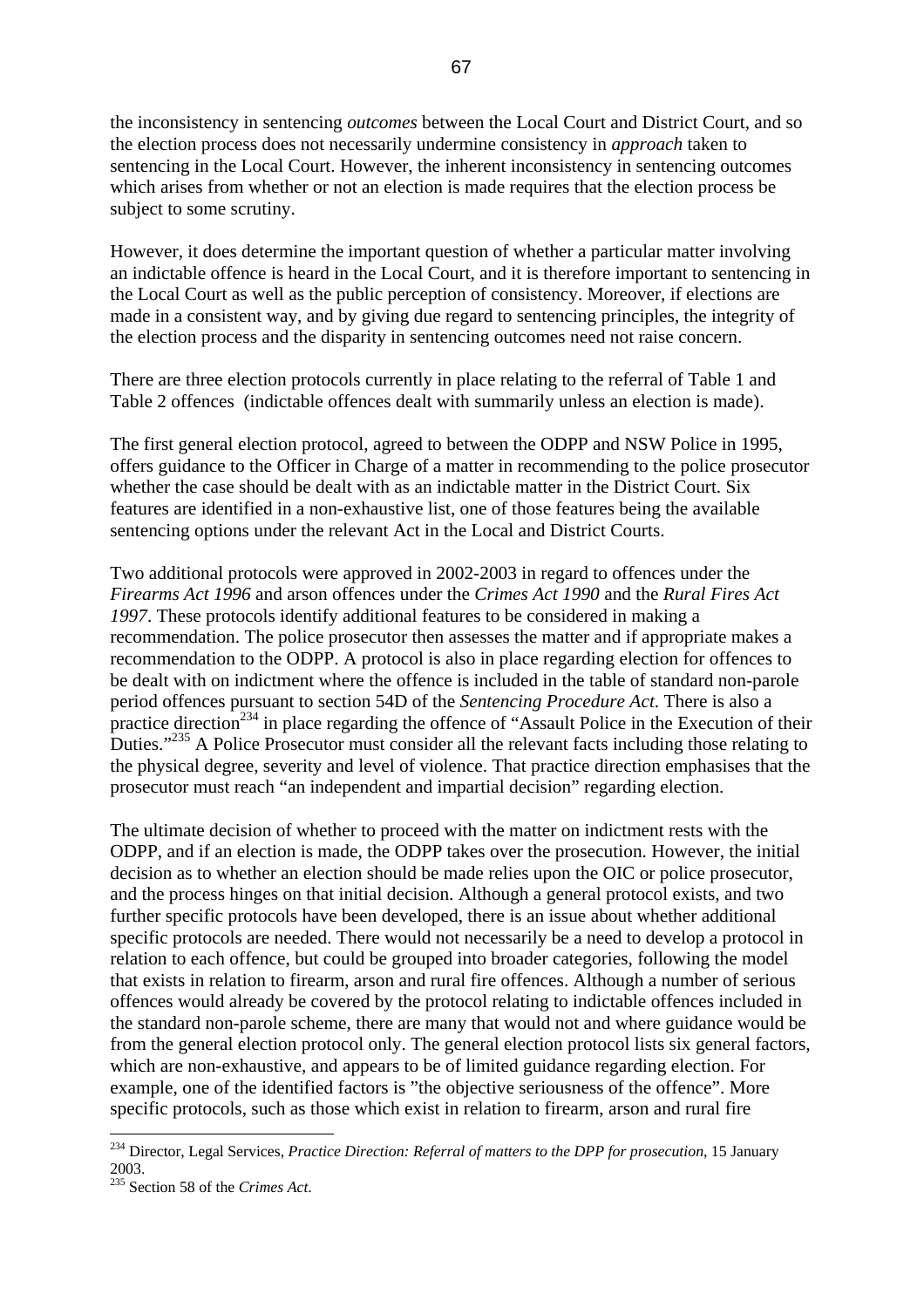the inconsistency in sentencing *outcomes* between the Local Court and District Court, and so the election process does not necessarily undermine consistency in *approach* taken to sentencing in the Local Court. However, the inherent inconsistency in sentencing outcomes which arises from whether or not an election is made requires that the election process be subject to some scrutiny.

However, it does determine the important question of whether a particular matter involving an indictable offence is heard in the Local Court, and it is therefore important to sentencing in the Local Court as well as the public perception of consistency. Moreover, if elections are made in a consistent way, and by giving due regard to sentencing principles, the integrity of the election process and the disparity in sentencing outcomes need not raise concern.

There are three election protocols currently in place relating to the referral of Table 1 and Table 2 offences (indictable offences dealt with summarily unless an election is made).

The first general election protocol, agreed to between the ODPP and NSW Police in 1995, offers guidance to the Officer in Charge of a matter in recommending to the police prosecutor whether the case should be dealt with as an indictable matter in the District Court. Six features are identified in a non-exhaustive list, one of those features being the available sentencing options under the relevant Act in the Local and District Courts.

Two additional protocols were approved in 2002-2003 in regard to offences under the *Firearms Act 1996* and arson offences under the *Crimes Act 1990* and the *Rural Fires Act 1997*. These protocols identify additional features to be considered in making a recommendation. The police prosecutor then assesses the matter and if appropriate makes a recommendation to the ODPP. A protocol is also in place regarding election for offences to be dealt with on indictment where the offence is included in the table of standard non-parole period offences pursuant to section 54D of the *Sentencing Procedure Act*. There is also a practice direction[234] in place regarding the offence of "Assault Police in the Execution of their Duties."[235] A Police Prosecutor must consider all the relevant facts including those relating to the physical degree, severity and level of violence. That practice direction emphasises that the prosecutor must reach "an independent and impartial decision" regarding election.

The ultimate decision of whether to proceed with the matter on indictment rests with the ODPP, and if an election is made, the ODPP takes over the prosecution. However, the initial decision as to whether an election should be made relies upon the OIC or police prosecutor, and the process hinges on that initial decision. Although a general protocol exists, and two further specific protocols have been developed, there is an issue about whether additional specific protocols are needed. There would not necessarily be a need to develop a protocol in relation to each offence, but could be grouped into broader categories, following the model that exists in relation to firearm, arson and rural fire offences. Although a number of serious offences would already be covered by the protocol relating to indictable offences included in the standard non-parole scheme, there are many that would not and where guidance would be from the general election protocol only. The general election protocol lists six general factors, which are non-exhaustive, and appears to be of limited guidance regarding election. For example, one of the identified factors is "the objective seriousness of the offence". More specific protocols, such as those which exist in relation to firearm, arson and rural fire

---

[234] Director, Legal Services, *Practice Direction: Referral of matters to the DPP for prosecution*, 15 January 2003.

[235] Section 58 of the *Crimes Act*.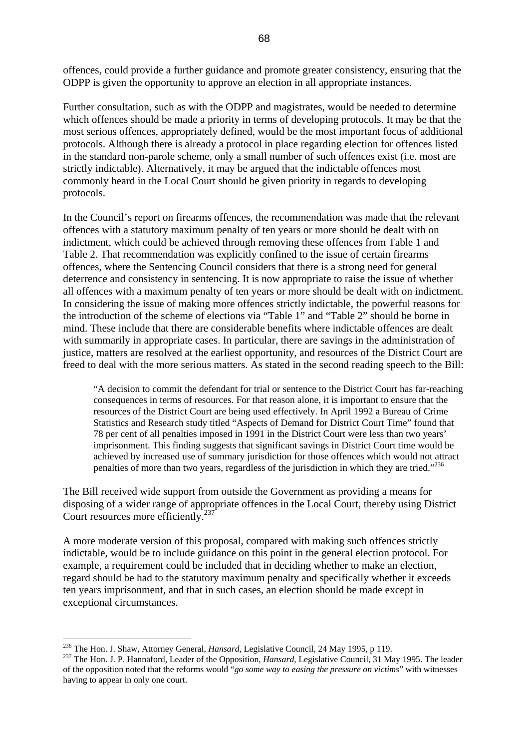offences, could provide a further guidance and promote greater consistency, ensuring that the ODPP is given the opportunity to approve an election in all appropriate instances.

Further consultation, such as with the ODPP and magistrates, would be needed to determine which offences should be made a priority in terms of developing protocols. It may be that the most serious offences, appropriately defined, would be the most important focus of additional protocols. Although there is already a protocol in place regarding election for offences listed in the standard non-parole scheme, only a small number of such offences exist (i.e. most are strictly indictable). Alternatively, it may be argued that the indictable offences most commonly heard in the Local Court should be given priority in regards to developing protocols.

In the Council's report on firearms offences, the recommendation was made that the relevant offences with a statutory maximum penalty of ten years or more should be dealt with on indictment, which could be achieved through removing these offences from Table 1 and Table 2. That recommendation was explicitly confined to the issue of certain firearms offences, where the Sentencing Council considers that there is a strong need for general deterrence and consistency in sentencing. It is now appropriate to raise the issue of whether all offences with a maximum penalty of ten years or more should be dealt with on indictment. In considering the issue of making more offences strictly indictable, the powerful reasons for the introduction of the scheme of elections via "Table 1" and "Table 2" should be borne in mind. These include that there are considerable benefits where indictable offences are dealt with summarily in appropriate cases. In particular, there are savings in the administration of justice, matters are resolved at the earliest opportunity, and resources of the District Court are freed to deal with the more serious matters. As stated in the second reading speech to the Bill:

> "A decision to commit the defendant for trial or sentence to the District Court has far-reaching consequences in terms of resources. For that reason alone, it is important to ensure that the resources of the District Court are being used effectively. In April 1992 a Bureau of Crime Statistics and Research study titled "Aspects of Demand for District Court Time" found that 78 per cent of all penalties imposed in 1991 in the District Court were less than two years' imprisonment. This finding suggests that significant savings in District Court time would be achieved by increased use of summary jurisdiction for those offences which would not attract penalties of more than two years, regardless of the jurisdiction in which they are tried."[236]

The Bill received wide support from outside the Government as providing a means for disposing of a wider range of appropriate offences in the Local Court, thereby using District Court resources more efficiently.[237]

A more moderate version of this proposal, compared with making such offences strictly indictable, would be to include guidance on this point in the general election protocol. For example, a requirement could be included that in deciding whether to make an election, regard should be had to the statutory maximum penalty and specifically whether it exceeds ten years imprisonment, and that in such cases, an election should be made except in exceptional circumstances.

---

[236] The Hon. J. Shaw, Attorney General, *Hansard*, Legislative Council, 24 May 1995, p 119.

[237] The Hon. J. P. Hannaford, Leader of the Opposition, *Hansard*, Legislative Council, 31 May 1995. The leader of the opposition noted that the reforms would "*go some way to easing the pressure on victims*" with witnesses having to appear in only one court.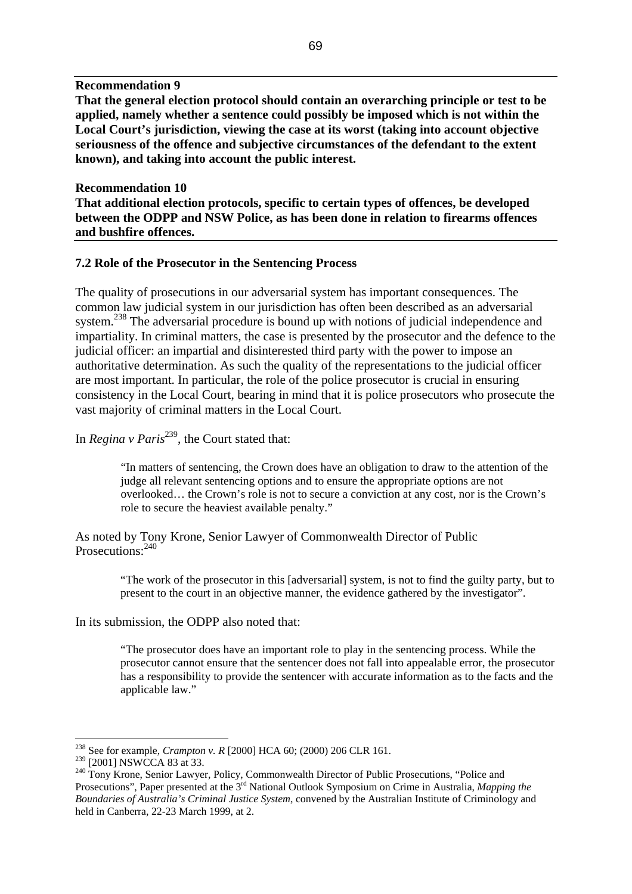**Recommendation 9**

**That the general election protocol should contain an overarching principle or test to be applied, namely whether a sentence could possibly be imposed which is not within the Local Court's jurisdiction, viewing the case at its worst (taking into account objective seriousness of the offence and subjective circumstances of the defendant to the extent known), and taking into account the public interest.**

**Recommendation 10**

**That additional election protocols, specific to certain types of offences, be developed between the ODPP and NSW Police, as has been done in relation to firearms offences and bushfire offences.**

### 7.2 Role of the Prosecutor in the Sentencing Process

The quality of prosecutions in our adversarial system has important consequences. The common law judicial system in our jurisdiction has often been described as an adversarial system.[238] The adversarial procedure is bound up with notions of judicial independence and impartiality. In criminal matters, the case is presented by the prosecutor and the defence to the judicial officer: an impartial and disinterested third party with the power to impose an authoritative determination. As such the quality of the representations to the judicial officer are most important. In particular, the role of the police prosecutor is crucial in ensuring consistency in the Local Court, bearing in mind that it is police prosecutors who prosecute the vast majority of criminal matters in the Local Court.

In *Regina v Paris*[239], the Court stated that:

> "In matters of sentencing, the Crown does have an obligation to draw to the attention of the judge all relevant sentencing options and to ensure the appropriate options are not overlooked… the Crown's role is not to secure a conviction at any cost, nor is the Crown's role to secure the heaviest available penalty."

As noted by Tony Krone, Senior Lawyer of Commonwealth Director of Public Prosecutions:[240]

> "The work of the prosecutor in this [adversarial] system, is not to find the guilty party, but to present to the court in an objective manner, the evidence gathered by the investigator".

In its submission, the ODPP also noted that:

> "The prosecutor does have an important role to play in the sentencing process. While the prosecutor cannot ensure that the sentencer does not fall into appealable error, the prosecutor has a responsibility to provide the sentencer with accurate information as to the facts and the applicable law."

---

[238] See for example, *Crampton v. R* [2000] HCA 60; (2000) 206 CLR 161.

[239] [2001] NSWCCA 83 at 33.

[240] Tony Krone, Senior Lawyer, Policy, Commonwealth Director of Public Prosecutions, "Police and Prosecutions", Paper presented at the 3rd National Outlook Symposium on Crime in Australia, *Mapping the Boundaries of Australia's Criminal Justice System*, convened by the Australian Institute of Criminology and held in Canberra, 22-23 March 1999, at 2.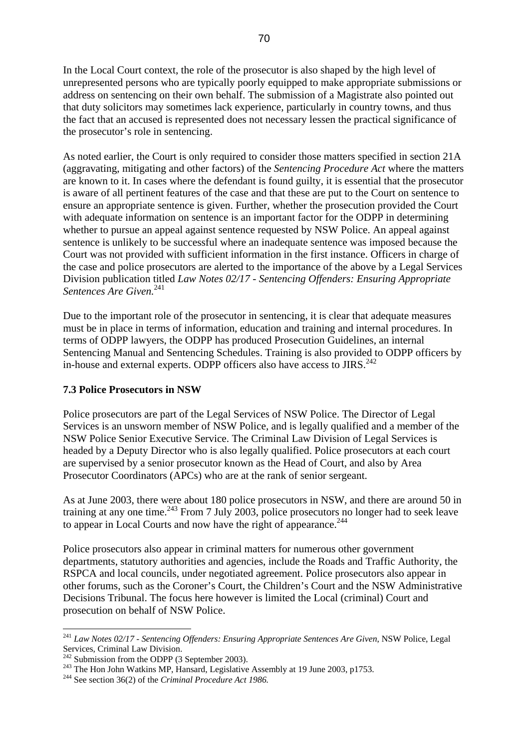In the Local Court context, the role of the prosecutor is also shaped by the high level of unrepresented persons who are typically poorly equipped to make appropriate submissions or address on sentencing on their own behalf. The submission of a Magistrate also pointed out that duty solicitors may sometimes lack experience, particularly in country towns, and thus the fact that an accused is represented does not necessary lessen the practical significance of the prosecutor's role in sentencing.

As noted earlier, the Court is only required to consider those matters specified in section 21A (aggravating, mitigating and other factors) of the *Sentencing Procedure Act* where the matters are known to it. In cases where the defendant is found guilty, it is essential that the prosecutor is aware of all pertinent features of the case and that these are put to the Court on sentence to ensure an appropriate sentence is given. Further, whether the prosecution provided the Court with adequate information on sentence is an important factor for the ODPP in determining whether to pursue an appeal against sentence requested by NSW Police. An appeal against sentence is unlikely to be successful where an inadequate sentence was imposed because the Court was not provided with sufficient information in the first instance. Officers in charge of the case and police prosecutors are alerted to the importance of the above by a Legal Services Division publication titled *Law Notes 02/17 - Sentencing Offenders: Ensuring Appropriate Sentences Are Given.*[241]

Due to the important role of the prosecutor in sentencing, it is clear that adequate measures must be in place in terms of information, education and training and internal procedures. In terms of ODPP lawyers, the ODPP has produced Prosecution Guidelines, an internal Sentencing Manual and Sentencing Schedules. Training is also provided to ODPP officers by in-house and external experts. ODPP officers also have access to JIRS.[242]

### 7.3 Police Prosecutors in NSW

Police prosecutors are part of the Legal Services of NSW Police. The Director of Legal Services is an unsworn member of NSW Police, and is legally qualified and a member of the NSW Police Senior Executive Service. The Criminal Law Division of Legal Services is headed by a Deputy Director who is also legally qualified. Police prosecutors at each court are supervised by a senior prosecutor known as the Head of Court, and also by Area Prosecutor Coordinators (APCs) who are at the rank of senior sergeant.

As at June 2003, there were about 180 police prosecutors in NSW, and there are around 50 in training at any one time.[243] From 7 July 2003, police prosecutors no longer had to seek leave to appear in Local Courts and now have the right of appearance.[244]

Police prosecutors also appear in criminal matters for numerous other government departments, statutory authorities and agencies, include the Roads and Traffic Authority, the RSPCA and local councils, under negotiated agreement. Police prosecutors also appear in other forums, such as the Coroner's Court, the Children's Court and the NSW Administrative Decisions Tribunal. The focus here however is limited the Local (criminal) Court and prosecution on behalf of NSW Police.

---

[241] *Law Notes 02/17 - Sentencing Offenders: Ensuring Appropriate Sentences Are Given*, NSW Police, Legal Services, Criminal Law Division.

[242] Submission from the ODPP (3 September 2003).

[243] The Hon John Watkins MP, Hansard, Legislative Assembly at 19 June 2003, p1753.

[244] See section 36(2) of the *Criminal Procedure Act 1986.*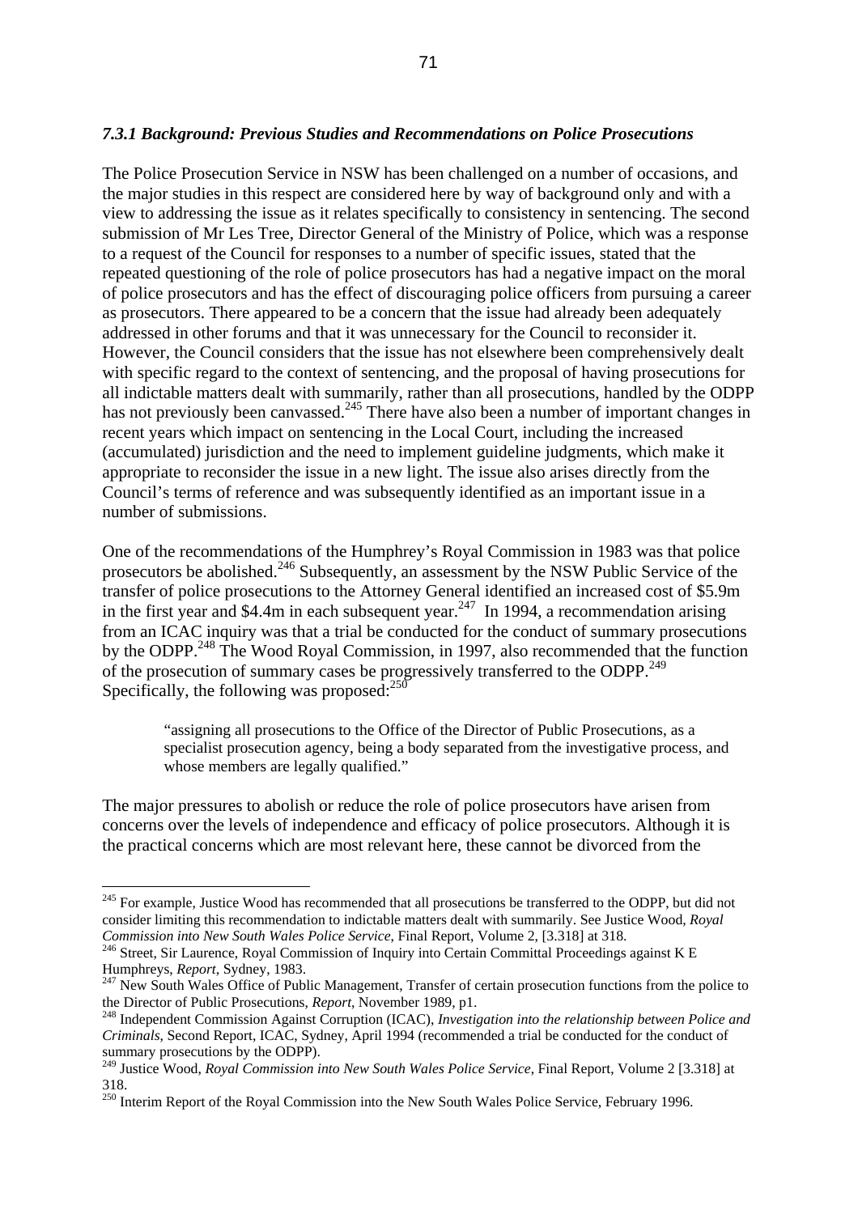### *7.3.1 Background: Previous Studies and Recommendations on Police Prosecutions*

The Police Prosecution Service in NSW has been challenged on a number of occasions, and the major studies in this respect are considered here by way of background only and with a view to addressing the issue as it relates specifically to consistency in sentencing. The second submission of Mr Les Tree, Director General of the Ministry of Police, which was a response to a request of the Council for responses to a number of specific issues, stated that the repeated questioning of the role of police prosecutors has had a negative impact on the moral of police prosecutors and has the effect of discouraging police officers from pursuing a career as prosecutors. There appeared to be a concern that the issue had already been adequately addressed in other forums and that it was unnecessary for the Council to reconsider it. However, the Council considers that the issue has not elsewhere been comprehensively dealt with specific regard to the context of sentencing, and the proposal of having prosecutions for all indictable matters dealt with summarily, rather than all prosecutions, handled by the ODPP has not previously been canvassed.[245] There have also been a number of important changes in recent years which impact on sentencing in the Local Court, including the increased (accumulated) jurisdiction and the need to implement guideline judgments, which make it appropriate to reconsider the issue in a new light. The issue also arises directly from the Council's terms of reference and was subsequently identified as an important issue in a number of submissions.

One of the recommendations of the Humphrey's Royal Commission in 1983 was that police prosecutors be abolished.[246] Subsequently, an assessment by the NSW Public Service of the transfer of police prosecutions to the Attorney General identified an increased cost of \$5.9m in the first year and \$4.4m in each subsequent year.[247] In 1994, a recommendation arising from an ICAC inquiry was that a trial be conducted for the conduct of summary prosecutions by the ODPP.[248] The Wood Royal Commission, in 1997, also recommended that the function of the prosecution of summary cases be progressively transferred to the ODPP.[249] Specifically, the following was proposed:[250]

> "assigning all prosecutions to the Office of the Director of Public Prosecutions, as a specialist prosecution agency, being a body separated from the investigative process, and whose members are legally qualified."

The major pressures to abolish or reduce the role of police prosecutors have arisen from concerns over the levels of independence and efficacy of police prosecutors. Although it is the practical concerns which are most relevant here, these cannot be divorced from the

---

[245] For example, Justice Wood has recommended that all prosecutions be transferred to the ODPP, but did not consider limiting this recommendation to indictable matters dealt with summarily. See Justice Wood, *Royal Commission into New South Wales Police Service*, Final Report, Volume 2, [3.318] at 318.

[246] Street, Sir Laurence, Royal Commission of Inquiry into Certain Committal Proceedings against K E Humphreys, *Report*, Sydney, 1983.

[247] New South Wales Office of Public Management, Transfer of certain prosecution functions from the police to the Director of Public Prosecutions, *Report*, November 1989, p1.

[248] Independent Commission Against Corruption (ICAC), *Investigation into the relationship between Police and Criminals*, Second Report, ICAC, Sydney, April 1994 (recommended a trial be conducted for the conduct of summary prosecutions by the ODPP).

[249] Justice Wood, *Royal Commission into New South Wales Police Service*, Final Report, Volume 2 [3.318] at 318.

[250] Interim Report of the Royal Commission into the New South Wales Police Service, February 1996.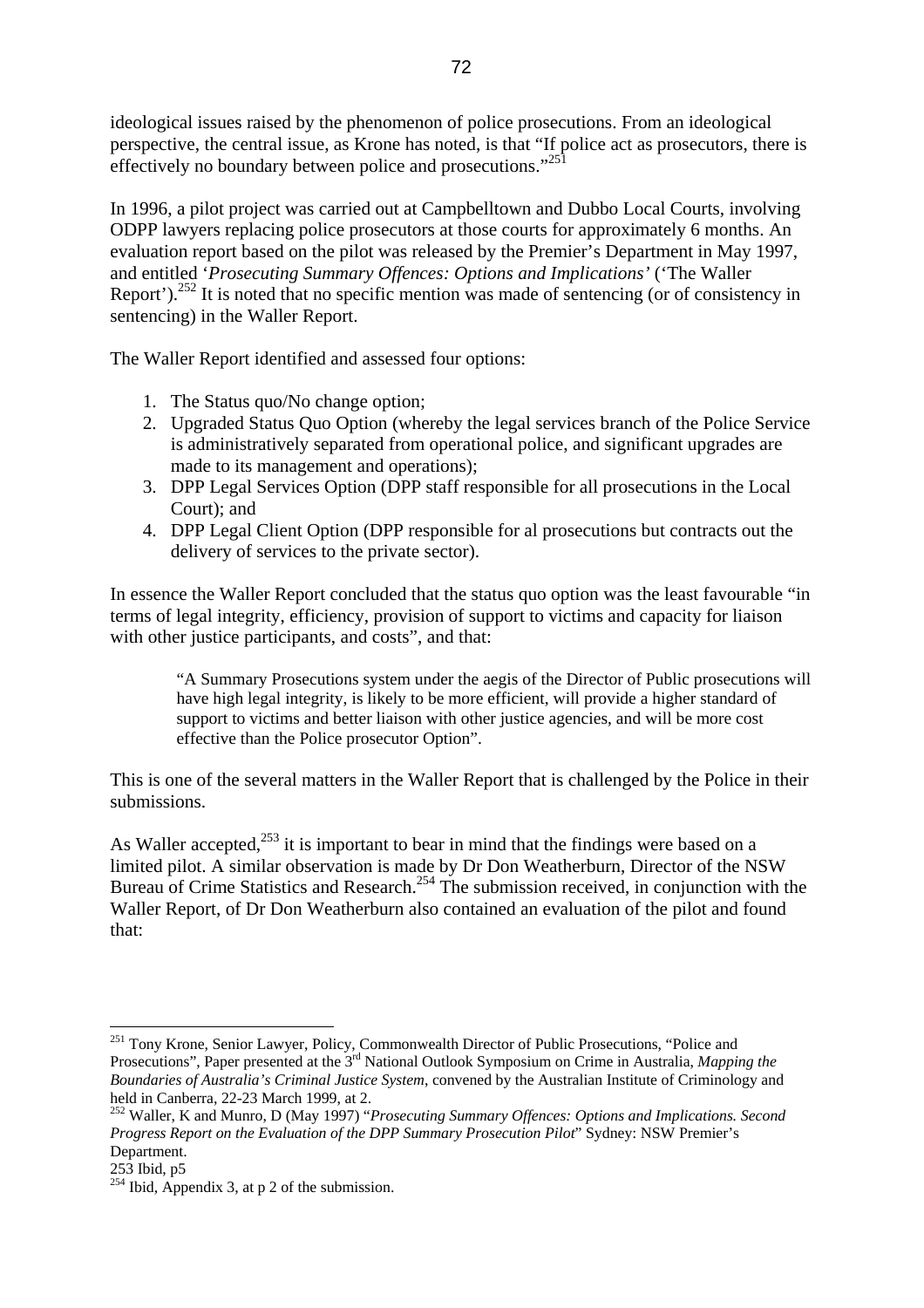ideological issues raised by the phenomenon of police prosecutions. From an ideological perspective, the central issue, as Krone has noted, is that "If police act as prosecutors, there is effectively no boundary between police and prosecutions."[251]

In 1996, a pilot project was carried out at Campbelltown and Dubbo Local Courts, involving ODPP lawyers replacing police prosecutors at those courts for approximately 6 months. An evaluation report based on the pilot was released by the Premier's Department in May 1997, and entitled '*Prosecuting Summary Offences: Options and Implications*' ('The Waller Report').[252] It is noted that no specific mention was made of sentencing (or of consistency in sentencing) in the Waller Report.

The Waller Report identified and assessed four options:

1. The Status quo/No change option;
2. Upgraded Status Quo Option (whereby the legal services branch of the Police Service is administratively separated from operational police, and significant upgrades are made to its management and operations);
3. DPP Legal Services Option (DPP staff responsible for all prosecutions in the Local Court); and
4. DPP Legal Client Option (DPP responsible for al prosecutions but contracts out the delivery of services to the private sector).

In essence the Waller Report concluded that the status quo option was the least favourable "in terms of legal integrity, efficiency, provision of support to victims and capacity for liaison with other justice participants, and costs", and that:

> "A Summary Prosecutions system under the aegis of the Director of Public prosecutions will have high legal integrity, is likely to be more efficient, will provide a higher standard of support to victims and better liaison with other justice agencies, and will be more cost effective than the Police prosecutor Option".

This is one of the several matters in the Waller Report that is challenged by the Police in their submissions.

As Waller accepted,[253] it is important to bear in mind that the findings were based on a limited pilot. A similar observation is made by Dr Don Weatherburn, Director of the NSW Bureau of Crime Statistics and Research.[254] The submission received, in conjunction with the Waller Report, of Dr Don Weatherburn also contained an evaluation of the pilot and found that:

---

[251] Tony Krone, Senior Lawyer, Policy, Commonwealth Director of Public Prosecutions, "Police and Prosecutions", Paper presented at the 3rd National Outlook Symposium on Crime in Australia, *Mapping the Boundaries of Australia's Criminal Justice System*, convened by the Australian Institute of Criminology and held in Canberra, 22-23 March 1999, at 2.

[252] Waller, K and Munro, D (May 1997) "*Prosecuting Summary Offences: Options and Implications. Second Progress Report on the Evaluation of the DPP Summary Prosecution Pilot*" Sydney: NSW Premier's Department.

253 Ibid, p5

[254] Ibid, Appendix 3, at p 2 of the submission.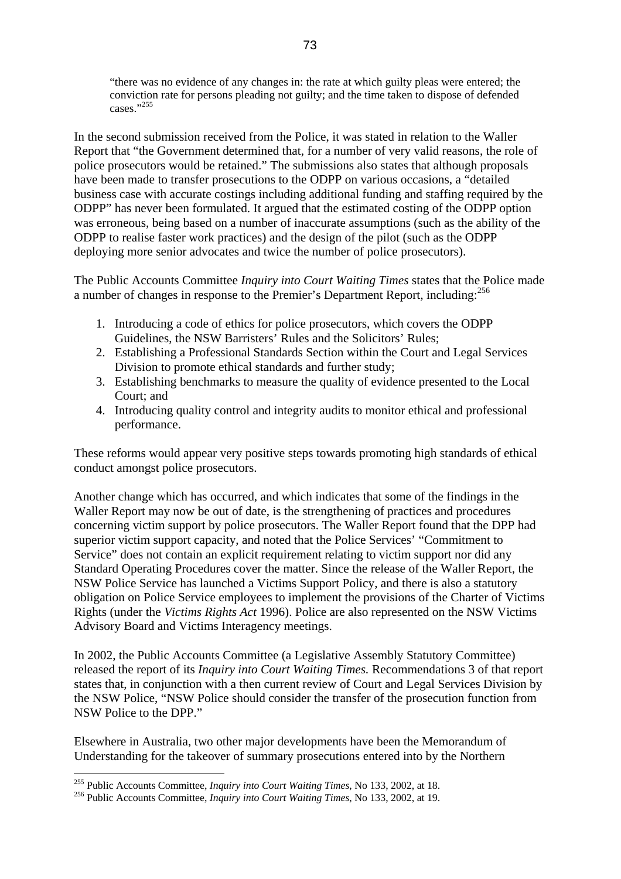> "there was no evidence of any changes in: the rate at which guilty pleas were entered; the conviction rate for persons pleading not guilty; and the time taken to dispose of defended cases."[255]

In the second submission received from the Police, it was stated in relation to the Waller Report that "the Government determined that, for a number of very valid reasons, the role of police prosecutors would be retained." The submissions also states that although proposals have been made to transfer prosecutions to the ODPP on various occasions, a "detailed business case with accurate costings including additional funding and staffing required by the ODPP" has never been formulated. It argued that the estimated costing of the ODPP option was erroneous, being based on a number of inaccurate assumptions (such as the ability of the ODPP to realise faster work practices) and the design of the pilot (such as the ODPP deploying more senior advocates and twice the number of police prosecutors).

The Public Accounts Committee *Inquiry into Court Waiting Times* states that the Police made a number of changes in response to the Premier's Department Report, including:[256]

1. Introducing a code of ethics for police prosecutors, which covers the ODPP Guidelines, the NSW Barristers' Rules and the Solicitors' Rules;
2. Establishing a Professional Standards Section within the Court and Legal Services Division to promote ethical standards and further study;
3. Establishing benchmarks to measure the quality of evidence presented to the Local Court; and
4. Introducing quality control and integrity audits to monitor ethical and professional performance.

These reforms would appear very positive steps towards promoting high standards of ethical conduct amongst police prosecutors.

Another change which has occurred, and which indicates that some of the findings in the Waller Report may now be out of date, is the strengthening of practices and procedures concerning victim support by police prosecutors. The Waller Report found that the DPP had superior victim support capacity, and noted that the Police Services' "Commitment to Service" does not contain an explicit requirement relating to victim support nor did any Standard Operating Procedures cover the matter. Since the release of the Waller Report, the NSW Police Service has launched a Victims Support Policy, and there is also a statutory obligation on Police Service employees to implement the provisions of the Charter of Victims Rights (under the *Victims Rights Act* 1996). Police are also represented on the NSW Victims Advisory Board and Victims Interagency meetings.

In 2002, the Public Accounts Committee (a Legislative Assembly Statutory Committee) released the report of its *Inquiry into Court Waiting Times*. Recommendations 3 of that report states that, in conjunction with a then current review of Court and Legal Services Division by the NSW Police, "NSW Police should consider the transfer of the prosecution function from NSW Police to the DPP."

Elsewhere in Australia, two other major developments have been the Memorandum of Understanding for the takeover of summary prosecutions entered into by the Northern

---

[255] Public Accounts Committee, *Inquiry into Court Waiting Times*, No 133, 2002, at 18.

[256] Public Accounts Committee, *Inquiry into Court Waiting Times*, No 133, 2002, at 19.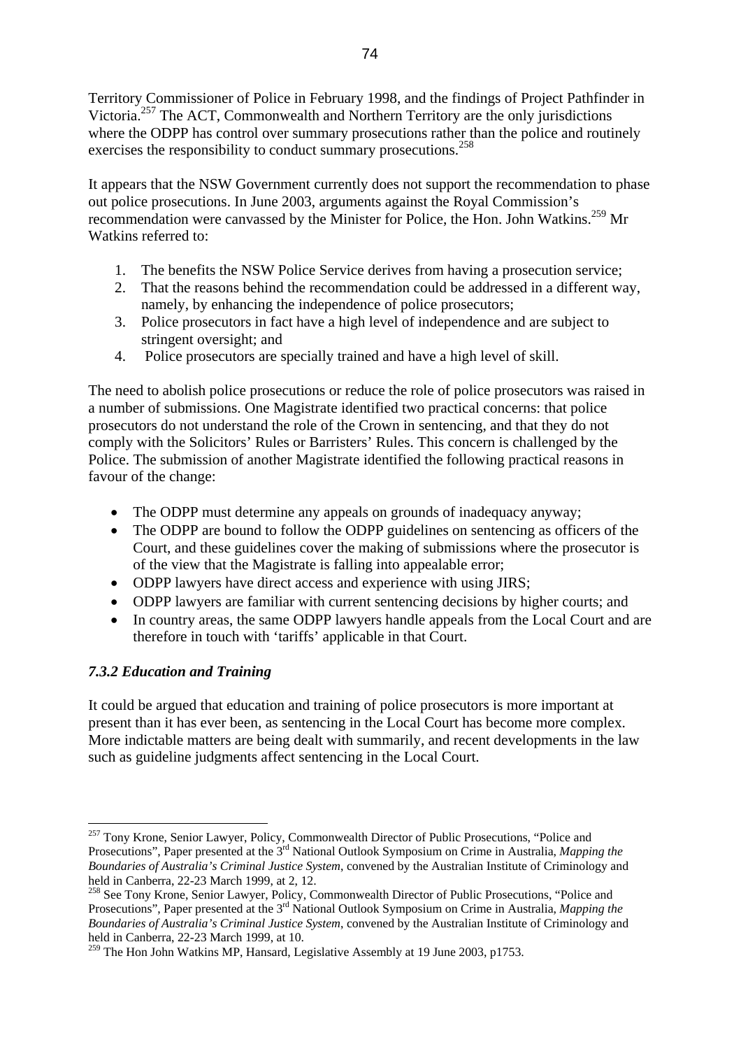Territory Commissioner of Police in February 1998, and the findings of Project Pathfinder in Victoria.[257] The ACT, Commonwealth and Northern Territory are the only jurisdictions where the ODPP has control over summary prosecutions rather than the police and routinely exercises the responsibility to conduct summary prosecutions.[258]

It appears that the NSW Government currently does not support the recommendation to phase out police prosecutions. In June 2003, arguments against the Royal Commission's recommendation were canvassed by the Minister for Police, the Hon. John Watkins.[259] Mr Watkins referred to:

1. The benefits the NSW Police Service derives from having a prosecution service;
2. That the reasons behind the recommendation could be addressed in a different way, namely, by enhancing the independence of police prosecutors;
3. Police prosecutors in fact have a high level of independence and are subject to stringent oversight; and
4. Police prosecutors are specially trained and have a high level of skill.

The need to abolish police prosecutions or reduce the role of police prosecutors was raised in a number of submissions. One Magistrate identified two practical concerns: that police prosecutors do not understand the role of the Crown in sentencing, and that they do not comply with the Solicitors' Rules or Barristers' Rules. This concern is challenged by the Police. The submission of another Magistrate identified the following practical reasons in favour of the change:

- The ODPP must determine any appeals on grounds of inadequacy anyway;
- The ODPP are bound to follow the ODPP guidelines on sentencing as officers of the Court, and these guidelines cover the making of submissions where the prosecutor is of the view that the Magistrate is falling into appealable error;
- ODPP lawyers have direct access and experience with using JIRS;
- ODPP lawyers are familiar with current sentencing decisions by higher courts; and
- In country areas, the same ODPP lawyers handle appeals from the Local Court and are therefore in touch with 'tariffs' applicable in that Court.

### *7.3.2 Education and Training*

It could be argued that education and training of police prosecutors is more important at present than it has ever been, as sentencing in the Local Court has become more complex. More indictable matters are being dealt with summarily, and recent developments in the law such as guideline judgments affect sentencing in the Local Court.

---

[257] Tony Krone, Senior Lawyer, Policy, Commonwealth Director of Public Prosecutions, "Police and Prosecutions", Paper presented at the 3rd National Outlook Symposium on Crime in Australia, *Mapping the Boundaries of Australia's Criminal Justice System*, convened by the Australian Institute of Criminology and held in Canberra, 22-23 March 1999, at 2, 12.

[258] See Tony Krone, Senior Lawyer, Policy, Commonwealth Director of Public Prosecutions, "Police and Prosecutions", Paper presented at the 3rd National Outlook Symposium on Crime in Australia, *Mapping the Boundaries of Australia's Criminal Justice System*, convened by the Australian Institute of Criminology and held in Canberra, 22-23 March 1999, at 10.

[259] The Hon John Watkins MP, Hansard, Legislative Assembly at 19 June 2003, p1753.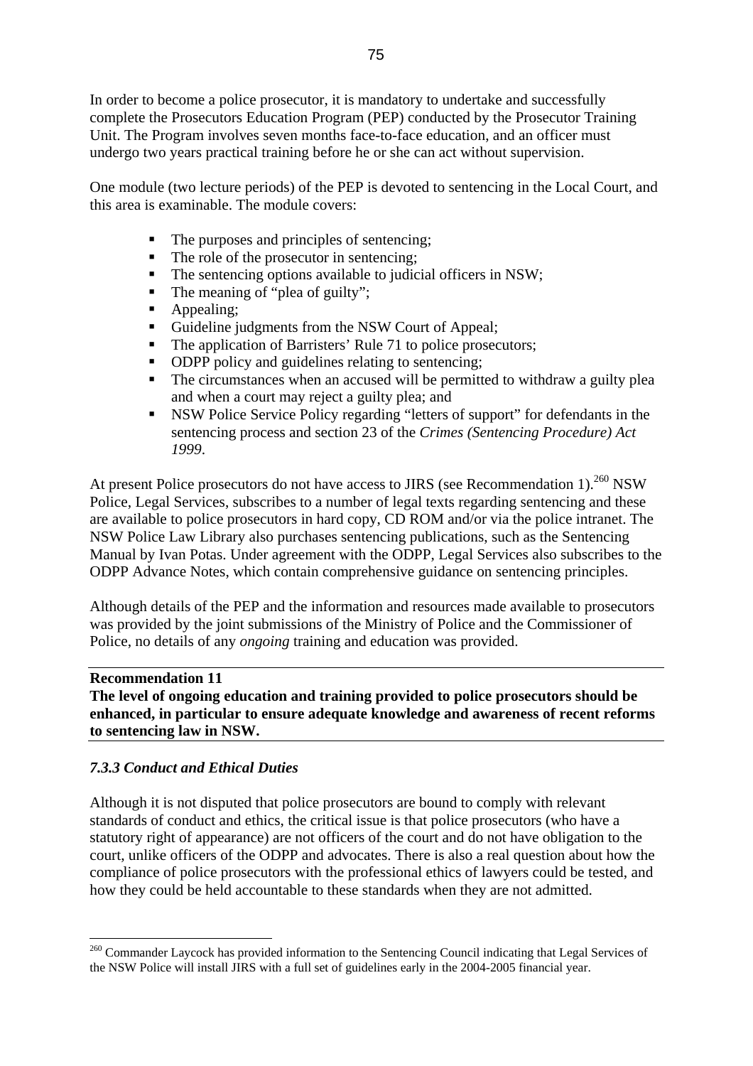In order to become a police prosecutor, it is mandatory to undertake and successfully complete the Prosecutors Education Program (PEP) conducted by the Prosecutor Training Unit. The Program involves seven months face-to-face education, and an officer must undergo two years practical training before he or she can act without supervision.

One module (two lecture periods) of the PEP is devoted to sentencing in the Local Court, and this area is examinable. The module covers:

- The purposes and principles of sentencing;
- The role of the prosecutor in sentencing;
- The sentencing options available to judicial officers in NSW;
- The meaning of "plea of guilty";
- Appealing;
- Guideline judgments from the NSW Court of Appeal;
- The application of Barristers' Rule 71 to police prosecutors;
- ODPP policy and guidelines relating to sentencing;
- The circumstances when an accused will be permitted to withdraw a guilty plea and when a court may reject a guilty plea; and
- NSW Police Service Policy regarding "letters of support" for defendants in the sentencing process and section 23 of the *Crimes (Sentencing Procedure) Act 1999*.

At present Police prosecutors do not have access to JIRS (see Recommendation 1).[260] NSW Police, Legal Services, subscribes to a number of legal texts regarding sentencing and these are available to police prosecutors in hard copy, CD ROM and/or via the police intranet. The NSW Police Law Library also purchases sentencing publications, such as the Sentencing Manual by Ivan Potas. Under agreement with the ODPP, Legal Services also subscribes to the ODPP Advance Notes, which contain comprehensive guidance on sentencing principles.

Although details of the PEP and the information and resources made available to prosecutors was provided by the joint submissions of the Ministry of Police and the Commissioner of Police, no details of any *ongoing* training and education was provided.

**Recommendation 11**
**The level of ongoing education and training provided to police prosecutors should be enhanced, in particular to ensure adequate knowledge and awareness of recent reforms to sentencing law in NSW.**

### *7.3.3 Conduct and Ethical Duties*

Although it is not disputed that police prosecutors are bound to comply with relevant standards of conduct and ethics, the critical issue is that police prosecutors (who have a statutory right of appearance) are not officers of the court and do not have obligation to the court, unlike officers of the ODPP and advocates. There is also a real question about how the compliance of police prosecutors with the professional ethics of lawyers could be tested, and how they could be held accountable to these standards when they are not admitted.

---

[260] Commander Laycock has provided information to the Sentencing Council indicating that Legal Services of the NSW Police will install JIRS with a full set of guidelines early in the 2004-2005 financial year.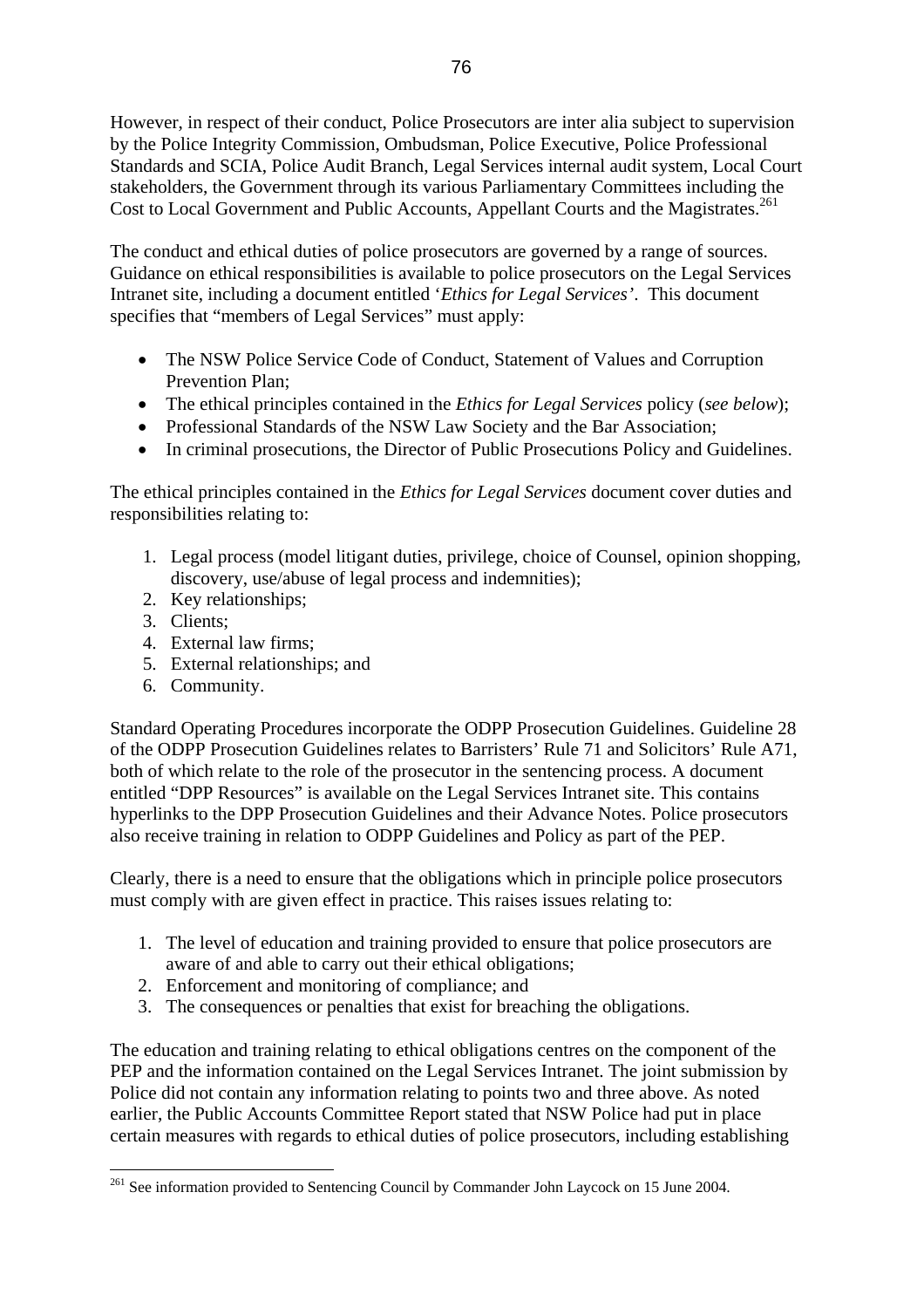However, in respect of their conduct, Police Prosecutors are inter alia subject to supervision by the Police Integrity Commission, Ombudsman, Police Executive, Police Professional Standards and SCIA, Police Audit Branch, Legal Services internal audit system, Local Court stakeholders, the Government through its various Parliamentary Committees including the Cost to Local Government and Public Accounts, Appellant Courts and the Magistrates.[261]

The conduct and ethical duties of police prosecutors are governed by a range of sources. Guidance on ethical responsibilities is available to police prosecutors on the Legal Services Intranet site, including a document entitled '*Ethics for Legal Services'*. This document specifies that "members of Legal Services" must apply:

- The NSW Police Service Code of Conduct, Statement of Values and Corruption Prevention Plan;
- The ethical principles contained in the *Ethics for Legal Services* policy (*see below*);
- Professional Standards of the NSW Law Society and the Bar Association;
- In criminal prosecutions, the Director of Public Prosecutions Policy and Guidelines.

The ethical principles contained in the *Ethics for Legal Services* document cover duties and responsibilities relating to:

1. Legal process (model litigant duties, privilege, choice of Counsel, opinion shopping, discovery, use/abuse of legal process and indemnities);
2. Key relationships;
3. Clients;
4. External law firms;
5. External relationships; and
6. Community.

Standard Operating Procedures incorporate the ODPP Prosecution Guidelines. Guideline 28 of the ODPP Prosecution Guidelines relates to Barristers' Rule 71 and Solicitors' Rule A71, both of which relate to the role of the prosecutor in the sentencing process. A document entitled "DPP Resources" is available on the Legal Services Intranet site. This contains hyperlinks to the DPP Prosecution Guidelines and their Advance Notes. Police prosecutors also receive training in relation to ODPP Guidelines and Policy as part of the PEP.

Clearly, there is a need to ensure that the obligations which in principle police prosecutors must comply with are given effect in practice. This raises issues relating to:

1. The level of education and training provided to ensure that police prosecutors are aware of and able to carry out their ethical obligations;
2. Enforcement and monitoring of compliance; and
3. The consequences or penalties that exist for breaching the obligations.

The education and training relating to ethical obligations centres on the component of the PEP and the information contained on the Legal Services Intranet. The joint submission by Police did not contain any information relating to points two and three above. As noted earlier, the Public Accounts Committee Report stated that NSW Police had put in place certain measures with regards to ethical duties of police prosecutors, including establishing

---

[261] See information provided to Sentencing Council by Commander John Laycock on 15 June 2004.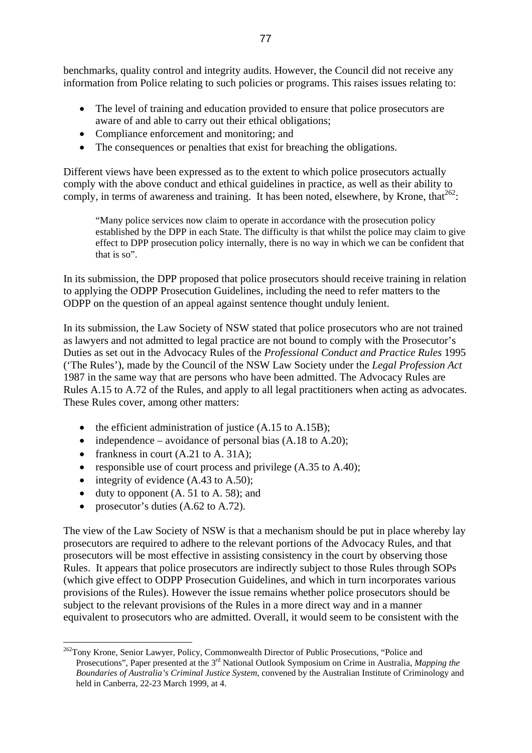benchmarks, quality control and integrity audits. However, the Council did not receive any information from Police relating to such policies or programs. This raises issues relating to:

- The level of training and education provided to ensure that police prosecutors are aware of and able to carry out their ethical obligations;
- Compliance enforcement and monitoring; and
- The consequences or penalties that exist for breaching the obligations.

Different views have been expressed as to the extent to which police prosecutors actually comply with the above conduct and ethical guidelines in practice, as well as their ability to comply, in terms of awareness and training. It has been noted, elsewhere, by Krone, that[262]:

> "Many police services now claim to operate in accordance with the prosecution policy established by the DPP in each State. The difficulty is that whilst the police may claim to give effect to DPP prosecution policy internally, there is no way in which we can be confident that that is so".

In its submission, the DPP proposed that police prosecutors should receive training in relation to applying the ODPP Prosecution Guidelines, including the need to refer matters to the ODPP on the question of an appeal against sentence thought unduly lenient.

In its submission, the Law Society of NSW stated that police prosecutors who are not trained as lawyers and not admitted to legal practice are not bound to comply with the Prosecutor's Duties as set out in the Advocacy Rules of the *Professional Conduct and Practice Rules* 1995 ('The Rules'), made by the Council of the NSW Law Society under the *Legal Profession Act* 1987 in the same way that are persons who have been admitted. The Advocacy Rules are Rules A.15 to A.72 of the Rules, and apply to all legal practitioners when acting as advocates. These Rules cover, among other matters:

- the efficient administration of justice (A.15 to A.15B);
- independence – avoidance of personal bias (A.18 to A.20);
- frankness in court (A.21 to A. 31A);
- responsible use of court process and privilege (A.35 to A.40);
- integrity of evidence (A.43 to A.50);
- duty to opponent (A. 51 to A. 58); and
- prosecutor's duties (A.62 to A.72).

The view of the Law Society of NSW is that a mechanism should be put in place whereby lay prosecutors are required to adhere to the relevant portions of the Advocacy Rules, and that prosecutors will be most effective in assisting consistency in the court by observing those Rules. It appears that police prosecutors are indirectly subject to those Rules through SOPs (which give effect to ODPP Prosecution Guidelines, and which in turn incorporates various provisions of the Rules). However the issue remains whether police prosecutors should be subject to the relevant provisions of the Rules in a more direct way and in a manner equivalent to prosecutors who are admitted. Overall, it would seem to be consistent with the

---

[262] Tony Krone, Senior Lawyer, Policy, Commonwealth Director of Public Prosecutions, "Police and Prosecutions", Paper presented at the 3rd National Outlook Symposium on Crime in Australia, *Mapping the Boundaries of Australia's Criminal Justice System*, convened by the Australian Institute of Criminology and held in Canberra, 22-23 March 1999, at 4.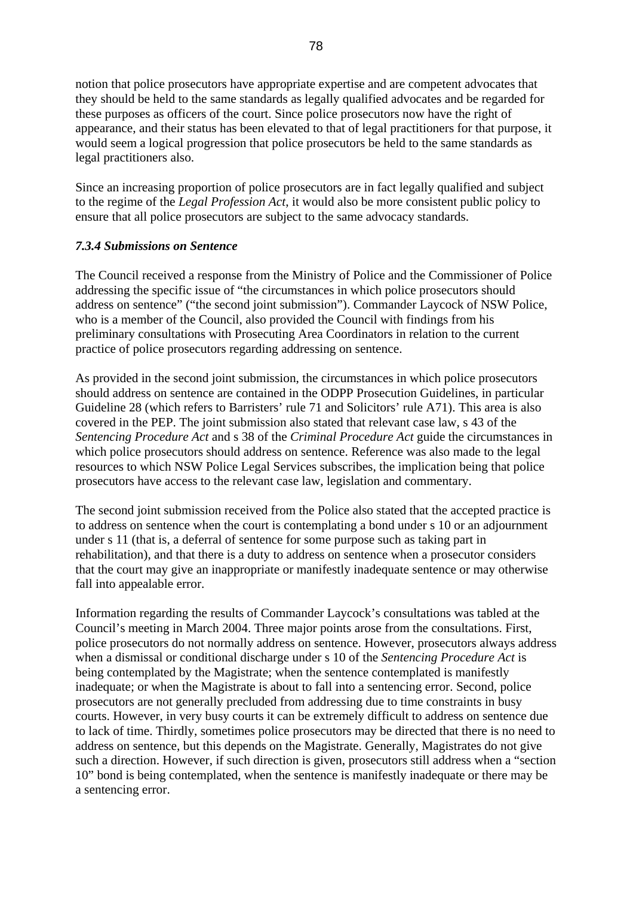notion that police prosecutors have appropriate expertise and are competent advocates that they should be held to the same standards as legally qualified advocates and be regarded for these purposes as officers of the court. Since police prosecutors now have the right of appearance, and their status has been elevated to that of legal practitioners for that purpose, it would seem a logical progression that police prosecutors be held to the same standards as legal practitioners also.

Since an increasing proportion of police prosecutors are in fact legally qualified and subject to the regime of the *Legal Profession Act*, it would also be more consistent public policy to ensure that all police prosecutors are subject to the same advocacy standards.

### *7.3.4 Submissions on Sentence*

The Council received a response from the Ministry of Police and the Commissioner of Police addressing the specific issue of "the circumstances in which police prosecutors should address on sentence" ("the second joint submission"). Commander Laycock of NSW Police, who is a member of the Council, also provided the Council with findings from his preliminary consultations with Prosecuting Area Coordinators in relation to the current practice of police prosecutors regarding addressing on sentence.

As provided in the second joint submission, the circumstances in which police prosecutors should address on sentence are contained in the ODPP Prosecution Guidelines, in particular Guideline 28 (which refers to Barristers' rule 71 and Solicitors' rule A71). This area is also covered in the PEP. The joint submission also stated that relevant case law, s 43 of the *Sentencing Procedure Act* and s 38 of the *Criminal Procedure Act* guide the circumstances in which police prosecutors should address on sentence. Reference was also made to the legal resources to which NSW Police Legal Services subscribes, the implication being that police prosecutors have access to the relevant case law, legislation and commentary.

The second joint submission received from the Police also stated that the accepted practice is to address on sentence when the court is contemplating a bond under s 10 or an adjournment under s 11 (that is, a deferral of sentence for some purpose such as taking part in rehabilitation), and that there is a duty to address on sentence when a prosecutor considers that the court may give an inappropriate or manifestly inadequate sentence or may otherwise fall into appealable error.

Information regarding the results of Commander Laycock's consultations was tabled at the Council's meeting in March 2004. Three major points arose from the consultations. First, police prosecutors do not normally address on sentence. However, prosecutors always address when a dismissal or conditional discharge under s 10 of the *Sentencing Procedure Act* is being contemplated by the Magistrate; when the sentence contemplated is manifestly inadequate; or when the Magistrate is about to fall into a sentencing error. Second, police prosecutors are not generally precluded from addressing due to time constraints in busy courts. However, in very busy courts it can be extremely difficult to address on sentence due to lack of time. Thirdly, sometimes police prosecutors may be directed that there is no need to address on sentence, but this depends on the Magistrate. Generally, Magistrates do not give such a direction. However, if such direction is given, prosecutors still address when a "section 10" bond is being contemplated, when the sentence is manifestly inadequate or there may be a sentencing error.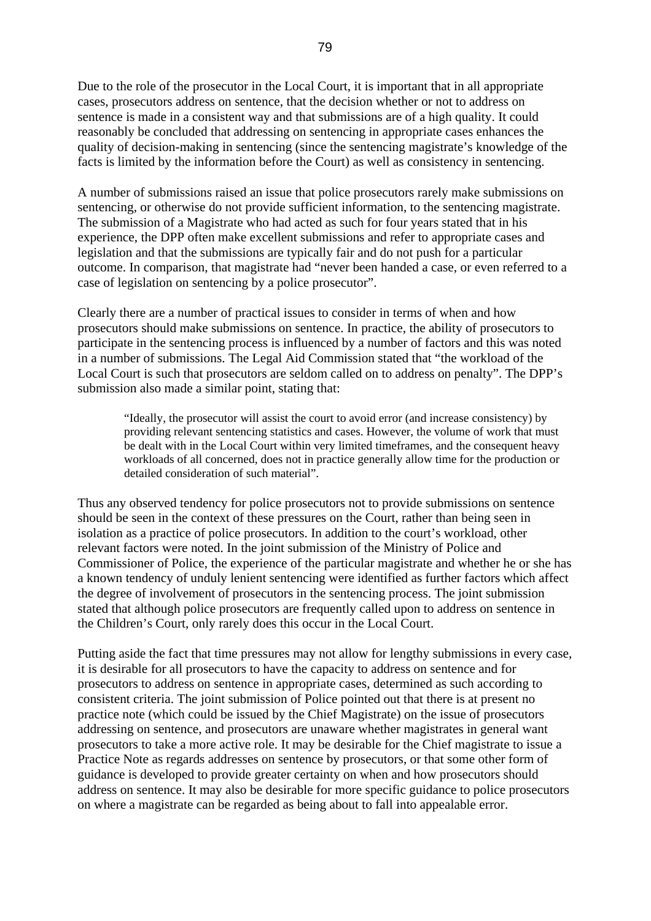Due to the role of the prosecutor in the Local Court, it is important that in all appropriate cases, prosecutors address on sentence, that the decision whether or not to address on sentence is made in a consistent way and that submissions are of a high quality. It could reasonably be concluded that addressing on sentencing in appropriate cases enhances the quality of decision-making in sentencing (since the sentencing magistrate's knowledge of the facts is limited by the information before the Court) as well as consistency in sentencing.

A number of submissions raised an issue that police prosecutors rarely make submissions on sentencing, or otherwise do not provide sufficient information, to the sentencing magistrate. The submission of a Magistrate who had acted as such for four years stated that in his experience, the DPP often make excellent submissions and refer to appropriate cases and legislation and that the submissions are typically fair and do not push for a particular outcome. In comparison, that magistrate had "never been handed a case, or even referred to a case of legislation on sentencing by a police prosecutor".

Clearly there are a number of practical issues to consider in terms of when and how prosecutors should make submissions on sentence. In practice, the ability of prosecutors to participate in the sentencing process is influenced by a number of factors and this was noted in a number of submissions. The Legal Aid Commission stated that "the workload of the Local Court is such that prosecutors are seldom called on to address on penalty". The DPP's submission also made a similar point, stating that:

> "Ideally, the prosecutor will assist the court to avoid error (and increase consistency) by providing relevant sentencing statistics and cases. However, the volume of work that must be dealt with in the Local Court within very limited timeframes, and the consequent heavy workloads of all concerned, does not in practice generally allow time for the production or detailed consideration of such material".

Thus any observed tendency for police prosecutors not to provide submissions on sentence should be seen in the context of these pressures on the Court, rather than being seen in isolation as a practice of police prosecutors. In addition to the court's workload, other relevant factors were noted. In the joint submission of the Ministry of Police and Commissioner of Police, the experience of the particular magistrate and whether he or she has a known tendency of unduly lenient sentencing were identified as further factors which affect the degree of involvement of prosecutors in the sentencing process. The joint submission stated that although police prosecutors are frequently called upon to address on sentence in the Children's Court, only rarely does this occur in the Local Court.

Putting aside the fact that time pressures may not allow for lengthy submissions in every case, it is desirable for all prosecutors to have the capacity to address on sentence and for prosecutors to address on sentence in appropriate cases, determined as such according to consistent criteria. The joint submission of Police pointed out that there is at present no practice note (which could be issued by the Chief Magistrate) on the issue of prosecutors addressing on sentence, and prosecutors are unaware whether magistrates in general want prosecutors to take a more active role. It may be desirable for the Chief magistrate to issue a Practice Note as regards addresses on sentence by prosecutors, or that some other form of guidance is developed to provide greater certainty on when and how prosecutors should address on sentence. It may also be desirable for more specific guidance to police prosecutors on where a magistrate can be regarded as being about to fall into appealable error.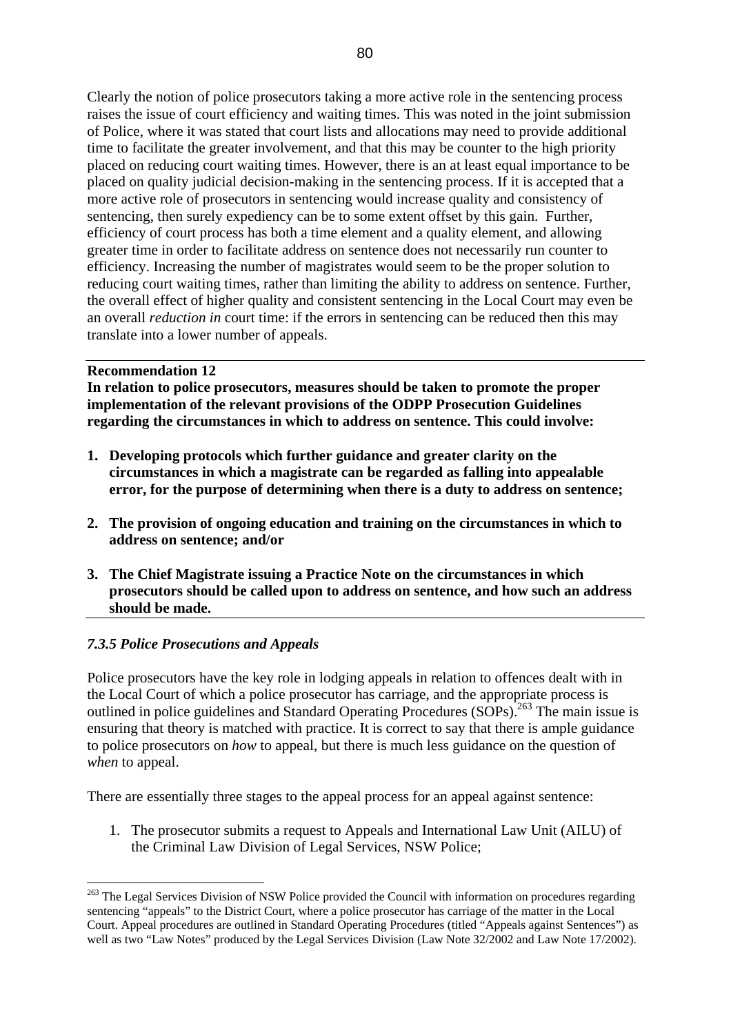Clearly the notion of police prosecutors taking a more active role in the sentencing process raises the issue of court efficiency and waiting times. This was noted in the joint submission of Police, where it was stated that court lists and allocations may need to provide additional time to facilitate the greater involvement, and that this may be counter to the high priority placed on reducing court waiting times. However, there is an at least equal importance to be placed on quality judicial decision-making in the sentencing process. If it is accepted that a more active role of prosecutors in sentencing would increase quality and consistency of sentencing, then surely expediency can be to some extent offset by this gain. Further, efficiency of court process has both a time element and a quality element, and allowing greater time in order to facilitate address on sentence does not necessarily run counter to efficiency. Increasing the number of magistrates would seem to be the proper solution to reducing court waiting times, rather than limiting the ability to address on sentence. Further, the overall effect of higher quality and consistent sentencing in the Local Court may even be an overall *reduction in* court time: if the errors in sentencing can be reduced then this may translate into a lower number of appeals.

---

**Recommendation 12**

**In relation to police prosecutors, measures should be taken to promote the proper implementation of the relevant provisions of the ODPP Prosecution Guidelines regarding the circumstances in which to address on sentence. This could involve:**

1. **Developing protocols which further guidance and greater clarity on the circumstances in which a magistrate can be regarded as falling into appealable error, for the purpose of determining when there is a duty to address on sentence;**

2. **The provision of ongoing education and training on the circumstances in which to address on sentence; and/or**

3. **The Chief Magistrate issuing a Practice Note on the circumstances in which prosecutors should be called upon to address on sentence, and how such an address should be made.**

---

### *7.3.5 Police Prosecutions and Appeals*

Police prosecutors have the key role in lodging appeals in relation to offences dealt with in the Local Court of which a police prosecutor has carriage, and the appropriate process is outlined in police guidelines and Standard Operating Procedures (SOPs).[263] The main issue is ensuring that theory is matched with practice. It is correct to say that there is ample guidance to police prosecutors on *how* to appeal, but there is much less guidance on the question of *when* to appeal.

There are essentially three stages to the appeal process for an appeal against sentence:

1. The prosecutor submits a request to Appeals and International Law Unit (AILU) of the Criminal Law Division of Legal Services, NSW Police;

---

[263] The Legal Services Division of NSW Police provided the Council with information on procedures regarding sentencing "appeals" to the District Court, where a police prosecutor has carriage of the matter in the Local Court. Appeal procedures are outlined in Standard Operating Procedures (titled "Appeals against Sentences") as well as two "Law Notes" produced by the Legal Services Division (Law Note 32/2002 and Law Note 17/2002).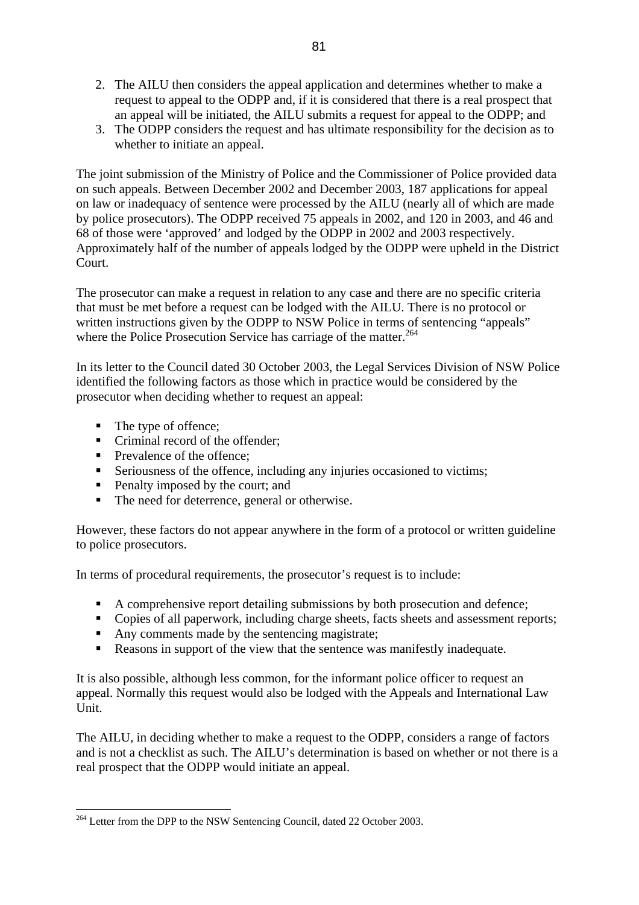2. The AILU then considers the appeal application and determines whether to make a request to appeal to the ODPP and, if it is considered that there is a real prospect that an appeal will be initiated, the AILU submits a request for appeal to the ODPP; and
3. The ODPP considers the request and has ultimate responsibility for the decision as to whether to initiate an appeal.

The joint submission of the Ministry of Police and the Commissioner of Police provided data on such appeals. Between December 2002 and December 2003, 187 applications for appeal on law or inadequacy of sentence were processed by the AILU (nearly all of which are made by police prosecutors). The ODPP received 75 appeals in 2002, and 120 in 2003, and 46 and 68 of those were 'approved' and lodged by the ODPP in 2002 and 2003 respectively. Approximately half of the number of appeals lodged by the ODPP were upheld in the District Court.

The prosecutor can make a request in relation to any case and there are no specific criteria that must be met before a request can be lodged with the AILU. There is no protocol or written instructions given by the ODPP to NSW Police in terms of sentencing "appeals" where the Police Prosecution Service has carriage of the matter.[264]

In its letter to the Council dated 30 October 2003, the Legal Services Division of NSW Police identified the following factors as those which in practice would be considered by the prosecutor when deciding whether to request an appeal:

- The type of offence;
- Criminal record of the offender;
- Prevalence of the offence;
- Seriousness of the offence, including any injuries occasioned to victims;
- Penalty imposed by the court; and
- The need for deterrence, general or otherwise.

However, these factors do not appear anywhere in the form of a protocol or written guideline to police prosecutors.

In terms of procedural requirements, the prosecutor's request is to include:

- A comprehensive report detailing submissions by both prosecution and defence;
- Copies of all paperwork, including charge sheets, facts sheets and assessment reports;
- Any comments made by the sentencing magistrate;
- Reasons in support of the view that the sentence was manifestly inadequate.

It is also possible, although less common, for the informant police officer to request an appeal. Normally this request would also be lodged with the Appeals and International Law Unit.

The AILU, in deciding whether to make a request to the ODPP, considers a range of factors and is not a checklist as such. The AILU's determination is based on whether or not there is a real prospect that the ODPP would initiate an appeal.

[264] Letter from the DPP to the NSW Sentencing Council, dated 22 October 2003.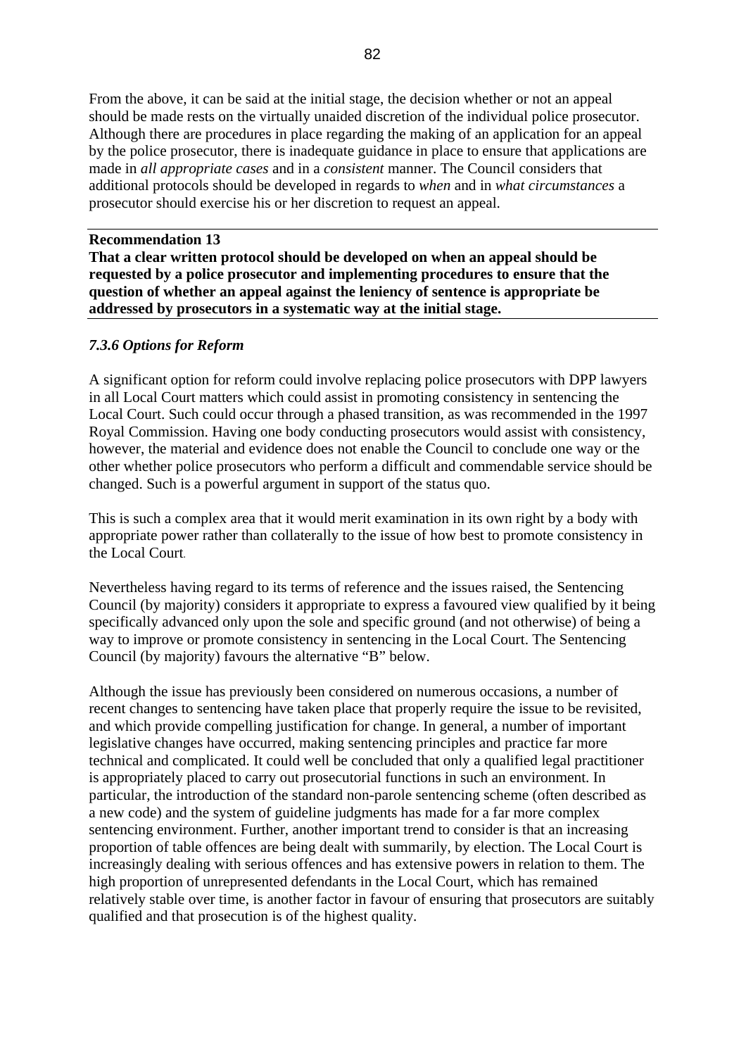From the above, it can be said at the initial stage, the decision whether or not an appeal should be made rests on the virtually unaided discretion of the individual police prosecutor. Although there are procedures in place regarding the making of an application for an appeal by the police prosecutor, there is inadequate guidance in place to ensure that applications are made in *all appropriate cases* and in a *consistent* manner. The Council considers that additional protocols should be developed in regards to *when* and in *what circumstances* a prosecutor should exercise his or her discretion to request an appeal.

---

**Recommendation 13**

**That a clear written protocol should be developed on when an appeal should be requested by a police prosecutor and implementing procedures to ensure that the question of whether an appeal against the leniency of sentence is appropriate be addressed by prosecutors in a systematic way at the initial stage.**

---

### *7.3.6 Options for Reform*

A significant option for reform could involve replacing police prosecutors with DPP lawyers in all Local Court matters which could assist in promoting consistency in sentencing the Local Court. Such could occur through a phased transition, as was recommended in the 1997 Royal Commission. Having one body conducting prosecutors would assist with consistency, however, the material and evidence does not enable the Council to conclude one way or the other whether police prosecutors who perform a difficult and commendable service should be changed. Such is a powerful argument in support of the status quo.

This is such a complex area that it would merit examination in its own right by a body with appropriate power rather than collaterally to the issue of how best to promote consistency in the Local Court.

Nevertheless having regard to its terms of reference and the issues raised, the Sentencing Council (by majority) considers it appropriate to express a favoured view qualified by it being specifically advanced only upon the sole and specific ground (and not otherwise) of being a way to improve or promote consistency in sentencing in the Local Court. The Sentencing Council (by majority) favours the alternative "B" below.

Although the issue has previously been considered on numerous occasions, a number of recent changes to sentencing have taken place that properly require the issue to be revisited, and which provide compelling justification for change. In general, a number of important legislative changes have occurred, making sentencing principles and practice far more technical and complicated. It could well be concluded that only a qualified legal practitioner is appropriately placed to carry out prosecutorial functions in such an environment. In particular, the introduction of the standard non-parole sentencing scheme (often described as a new code) and the system of guideline judgments has made for a far more complex sentencing environment. Further, another important trend to consider is that an increasing proportion of table offences are being dealt with summarily, by election. The Local Court is increasingly dealing with serious offences and has extensive powers in relation to them. The high proportion of unrepresented defendants in the Local Court, which has remained relatively stable over time, is another factor in favour of ensuring that prosecutors are suitably qualified and that prosecution is of the highest quality.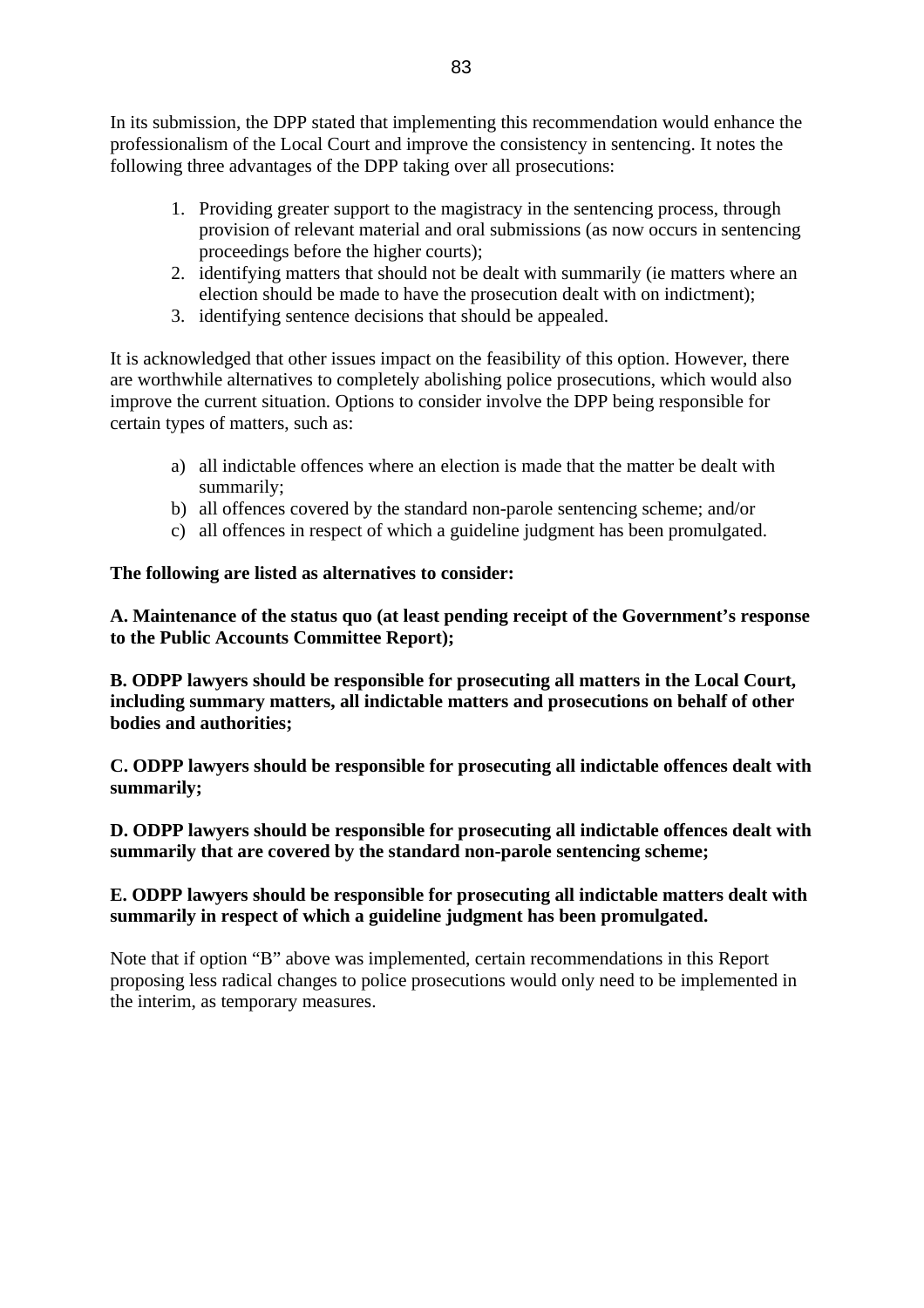In its submission, the DPP stated that implementing this recommendation would enhance the professionalism of the Local Court and improve the consistency in sentencing. It notes the following three advantages of the DPP taking over all prosecutions:

1. Providing greater support to the magistracy in the sentencing process, through provision of relevant material and oral submissions (as now occurs in sentencing proceedings before the higher courts);
2. identifying matters that should not be dealt with summarily (ie matters where an election should be made to have the prosecution dealt with on indictment);
3. identifying sentence decisions that should be appealed.

It is acknowledged that other issues impact on the feasibility of this option. However, there are worthwhile alternatives to completely abolishing police prosecutions, which would also improve the current situation. Options to consider involve the DPP being responsible for certain types of matters, such as:

a) all indictable offences where an election is made that the matter be dealt with summarily;
b) all offences covered by the standard non-parole sentencing scheme; and/or
c) all offences in respect of which a guideline judgment has been promulgated.

**The following are listed as alternatives to consider:**

**A. Maintenance of the status quo (at least pending receipt of the Government's response to the Public Accounts Committee Report);**

**B. ODPP lawyers should be responsible for prosecuting all matters in the Local Court, including summary matters, all indictable matters and prosecutions on behalf of other bodies and authorities;**

**C. ODPP lawyers should be responsible for prosecuting all indictable offences dealt with summarily;**

**D. ODPP lawyers should be responsible for prosecuting all indictable offences dealt with summarily that are covered by the standard non-parole sentencing scheme;**

**E. ODPP lawyers should be responsible for prosecuting all indictable matters dealt with summarily in respect of which a guideline judgment has been promulgated.**

Note that if option "B" above was implemented, certain recommendations in this Report proposing less radical changes to police prosecutions would only need to be implemented in the interim, as temporary measures.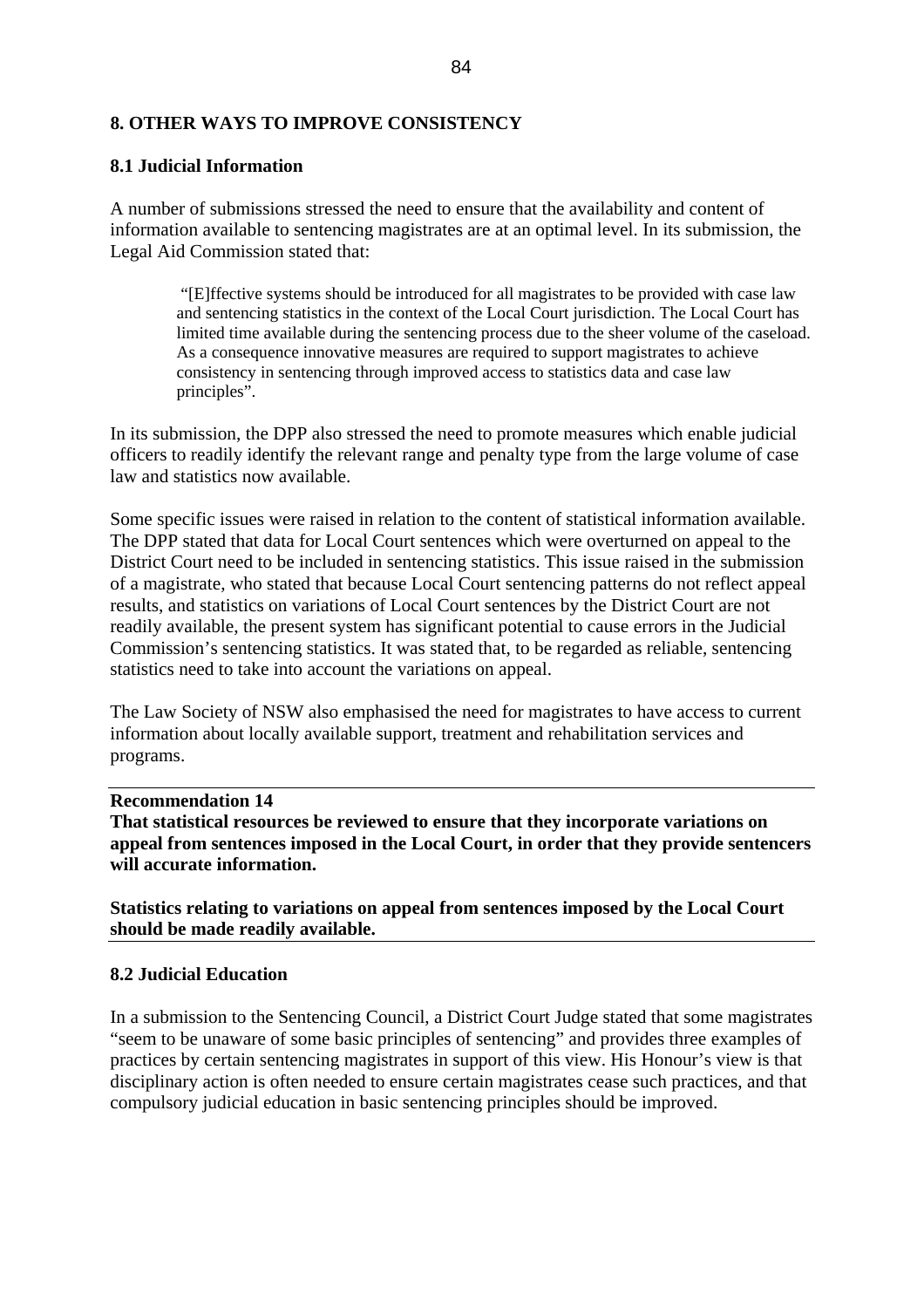## 8. OTHER WAYS TO IMPROVE CONSISTENCY

### 8.1 Judicial Information

A number of submissions stressed the need to ensure that the availability and content of information available to sentencing magistrates are at an optimal level. In its submission, the Legal Aid Commission stated that:

> "[E]ffective systems should be introduced for all magistrates to be provided with case law and sentencing statistics in the context of the Local Court jurisdiction. The Local Court has limited time available during the sentencing process due to the sheer volume of the caseload. As a consequence innovative measures are required to support magistrates to achieve consistency in sentencing through improved access to statistics data and case law principles".

In its submission, the DPP also stressed the need to promote measures which enable judicial officers to readily identify the relevant range and penalty type from the large volume of case law and statistics now available.

Some specific issues were raised in relation to the content of statistical information available. The DPP stated that data for Local Court sentences which were overturned on appeal to the District Court need to be included in sentencing statistics. This issue raised in the submission of a magistrate, who stated that because Local Court sentencing patterns do not reflect appeal results, and statistics on variations of Local Court sentences by the District Court are not readily available, the present system has significant potential to cause errors in the Judicial Commission's sentencing statistics. It was stated that, to be regarded as reliable, sentencing statistics need to take into account the variations on appeal.

The Law Society of NSW also emphasised the need for magistrates to have access to current information about locally available support, treatment and rehabilitation services and programs.

---

**Recommendation 14**
**That statistical resources be reviewed to ensure that they incorporate variations on appeal from sentences imposed in the Local Court, in order that they provide sentencers will accurate information.**

**Statistics relating to variations on appeal from sentences imposed by the Local Court should be made readily available.**

---

### 8.2 Judicial Education

In a submission to the Sentencing Council, a District Court Judge stated that some magistrates "seem to be unaware of some basic principles of sentencing" and provides three examples of practices by certain sentencing magistrates in support of this view. His Honour's view is that disciplinary action is often needed to ensure certain magistrates cease such practices, and that compulsory judicial education in basic sentencing principles should be improved.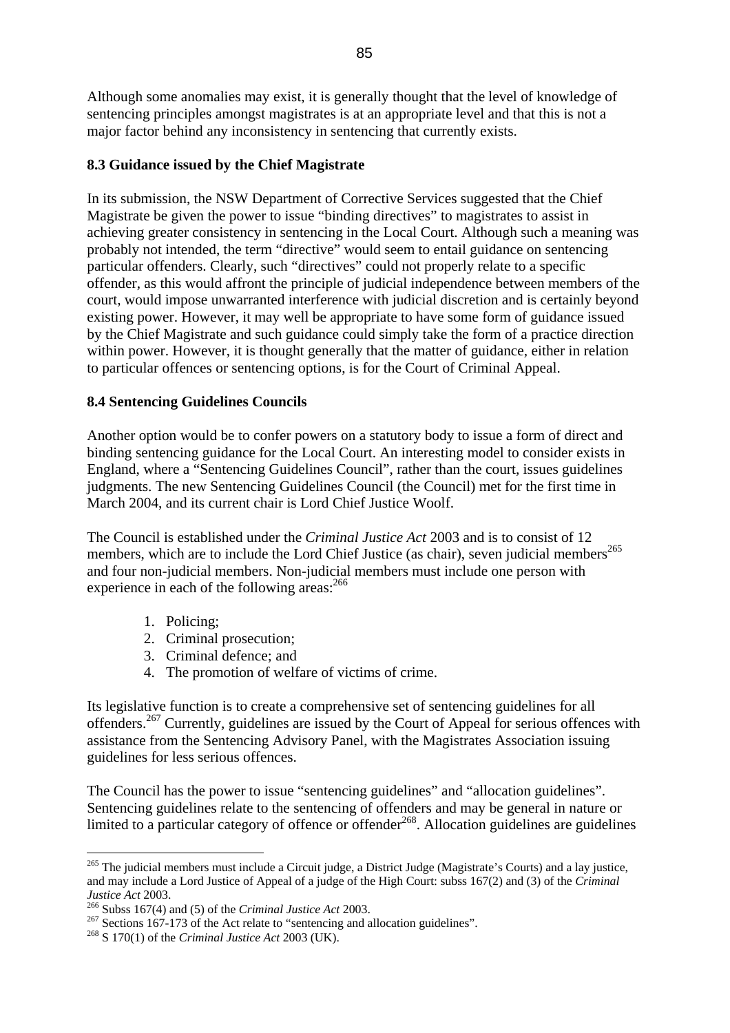Although some anomalies may exist, it is generally thought that the level of knowledge of sentencing principles amongst magistrates is at an appropriate level and that this is not a major factor behind any inconsistency in sentencing that currently exists.

### 8.3 Guidance issued by the Chief Magistrate

In its submission, the NSW Department of Corrective Services suggested that the Chief Magistrate be given the power to issue "binding directives" to magistrates to assist in achieving greater consistency in sentencing in the Local Court. Although such a meaning was probably not intended, the term "directive" would seem to entail guidance on sentencing particular offenders. Clearly, such "directives" could not properly relate to a specific offender, as this would affront the principle of judicial independence between members of the court, would impose unwarranted interference with judicial discretion and is certainly beyond existing power. However, it may well be appropriate to have some form of guidance issued by the Chief Magistrate and such guidance could simply take the form of a practice direction within power. However, it is thought generally that the matter of guidance, either in relation to particular offences or sentencing options, is for the Court of Criminal Appeal.

### 8.4 Sentencing Guidelines Councils

Another option would be to confer powers on a statutory body to issue a form of direct and binding sentencing guidance for the Local Court. An interesting model to consider exists in England, where a "Sentencing Guidelines Council", rather than the court, issues guidelines judgments. The new Sentencing Guidelines Council (the Council) met for the first time in March 2004, and its current chair is Lord Chief Justice Woolf.

The Council is established under the *Criminal Justice Act* 2003 and is to consist of 12 members, which are to include the Lord Chief Justice (as chair), seven judicial members[265] and four non-judicial members. Non-judicial members must include one person with experience in each of the following areas:[266]

1. Policing;
2. Criminal prosecution;
3. Criminal defence; and
4. The promotion of welfare of victims of crime.

Its legislative function is to create a comprehensive set of sentencing guidelines for all offenders.[267] Currently, guidelines are issued by the Court of Appeal for serious offences with assistance from the Sentencing Advisory Panel, with the Magistrates Association issuing guidelines for less serious offences.

The Council has the power to issue "sentencing guidelines" and "allocation guidelines". Sentencing guidelines relate to the sentencing of offenders and may be general in nature or limited to a particular category of offence or offender[268]. Allocation guidelines are guidelines

---

[265] The judicial members must include a Circuit judge, a District Judge (Magistrate's Courts) and a lay justice, and may include a Lord Justice of Appeal of a judge of the High Court: subss 167(2) and (3) of the *Criminal Justice Act* 2003.

[266] Subss 167(4) and (5) of the *Criminal Justice Act* 2003.

[267] Sections 167-173 of the Act relate to "sentencing and allocation guidelines".

[268] S 170(1) of the *Criminal Justice Act* 2003 (UK).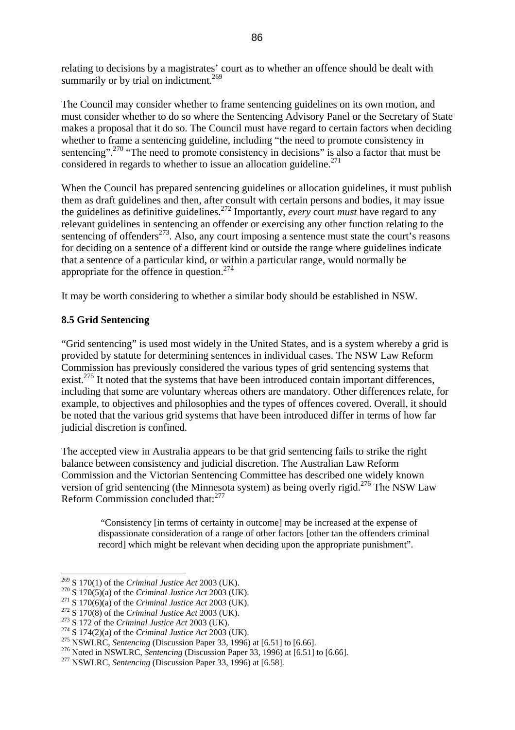relating to decisions by a magistrates' court as to whether an offence should be dealt with summarily or by trial on indictment.[269]

The Council may consider whether to frame sentencing guidelines on its own motion, and must consider whether to do so where the Sentencing Advisory Panel or the Secretary of State makes a proposal that it do so. The Council must have regard to certain factors when deciding whether to frame a sentencing guideline, including "the need to promote consistency in sentencing".[270] "The need to promote consistency in decisions" is also a factor that must be considered in regards to whether to issue an allocation guideline.[271]

When the Council has prepared sentencing guidelines or allocation guidelines, it must publish them as draft guidelines and then, after consult with certain persons and bodies, it may issue the guidelines as definitive guidelines.[272] Importantly, *every* court *must* have regard to any relevant guidelines in sentencing an offender or exercising any other function relating to the sentencing of offenders[273]. Also, any court imposing a sentence must state the court's reasons for deciding on a sentence of a different kind or outside the range where guidelines indicate that a sentence of a particular kind, or within a particular range, would normally be appropriate for the offence in question.[274]

It may be worth considering to whether a similar body should be established in NSW.

### 8.5 Grid Sentencing

"Grid sentencing" is used most widely in the United States, and is a system whereby a grid is provided by statute for determining sentences in individual cases. The NSW Law Reform Commission has previously considered the various types of grid sentencing systems that exist.[275] It noted that the systems that have been introduced contain important differences, including that some are voluntary whereas others are mandatory. Other differences relate, for example, to objectives and philosophies and the types of offences covered. Overall, it should be noted that the various grid systems that have been introduced differ in terms of how far judicial discretion is confined.

The accepted view in Australia appears to be that grid sentencing fails to strike the right balance between consistency and judicial discretion. The Australian Law Reform Commission and the Victorian Sentencing Committee has described one widely known version of grid sentencing (the Minnesota system) as being overly rigid.[276] The NSW Law Reform Commission concluded that:[277]

> "Consistency [in terms of certainty in outcome] may be increased at the expense of dispassionate consideration of a range of other factors [other tan the offenders criminal record] which might be relevant when deciding upon the appropriate punishment".

---

[269] S 170(1) of the *Criminal Justice Act* 2003 (UK).
[270] S 170(5)(a) of the *Criminal Justice Act* 2003 (UK).
[271] S 170(6)(a) of the *Criminal Justice Act* 2003 (UK).
[272] S 170(8) of the *Criminal Justice Act* 2003 (UK).
[273] S 172 of the *Criminal Justice Act* 2003 (UK).
[274] S 174(2)(a) of the *Criminal Justice Act* 2003 (UK).
[275] NSWLRC, *Sentencing* (Discussion Paper 33, 1996) at [6.51] to [6.66].
[276] Noted in NSWLRC, *Sentencing* (Discussion Paper 33, 1996) at [6.51] to [6.66].
[277] NSWLRC, *Sentencing* (Discussion Paper 33, 1996) at [6.58].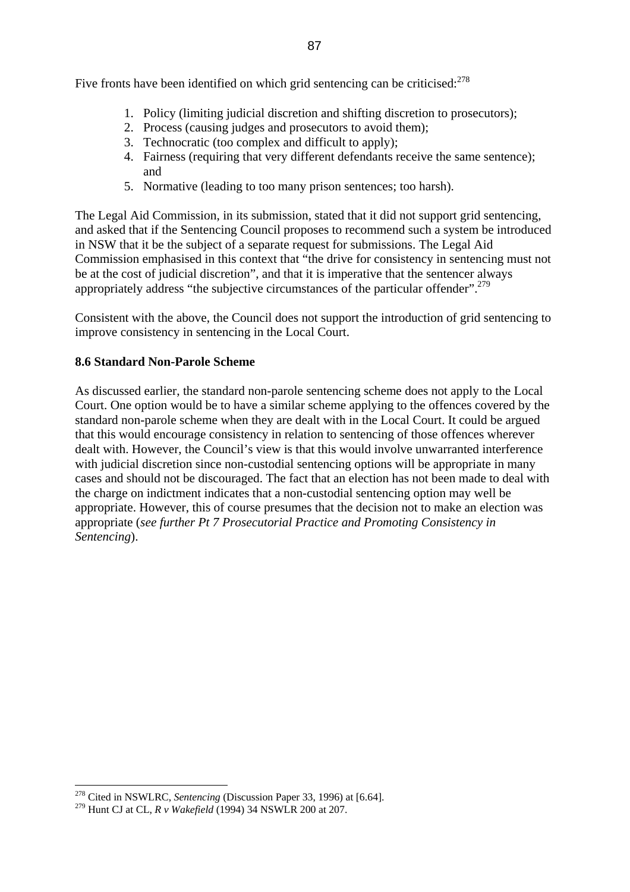Five fronts have been identified on which grid sentencing can be criticised:[278]

1. Policy (limiting judicial discretion and shifting discretion to prosecutors);
2. Process (causing judges and prosecutors to avoid them);
3. Technocratic (too complex and difficult to apply);
4. Fairness (requiring that very different defendants receive the same sentence); and
5. Normative (leading to too many prison sentences; too harsh).

The Legal Aid Commission, in its submission, stated that it did not support grid sentencing, and asked that if the Sentencing Council proposes to recommend such a system be introduced in NSW that it be the subject of a separate request for submissions. The Legal Aid Commission emphasised in this context that "the drive for consistency in sentencing must not be at the cost of judicial discretion", and that it is imperative that the sentencer always appropriately address "the subjective circumstances of the particular offender".[279]

Consistent with the above, the Council does not support the introduction of grid sentencing to improve consistency in sentencing in the Local Court.

### 8.6 Standard Non-Parole Scheme

As discussed earlier, the standard non-parole sentencing scheme does not apply to the Local Court. One option would be to have a similar scheme applying to the offences covered by the standard non-parole scheme when they are dealt with in the Local Court. It could be argued that this would encourage consistency in relation to sentencing of those offences wherever dealt with. However, the Council's view is that this would involve unwarranted interference with judicial discretion since non-custodial sentencing options will be appropriate in many cases and should not be discouraged. The fact that an election has not been made to deal with the charge on indictment indicates that a non-custodial sentencing option may well be appropriate. However, this of course presumes that the decision not to make an election was appropriate (*see further Pt 7 Prosecutorial Practice and Promoting Consistency in Sentencing*).

---

[278] Cited in NSWLRC, *Sentencing* (Discussion Paper 33, 1996) at [6.64].

[279] Hunt CJ at CL, *R v Wakefield* (1994) 34 NSWLR 200 at 207.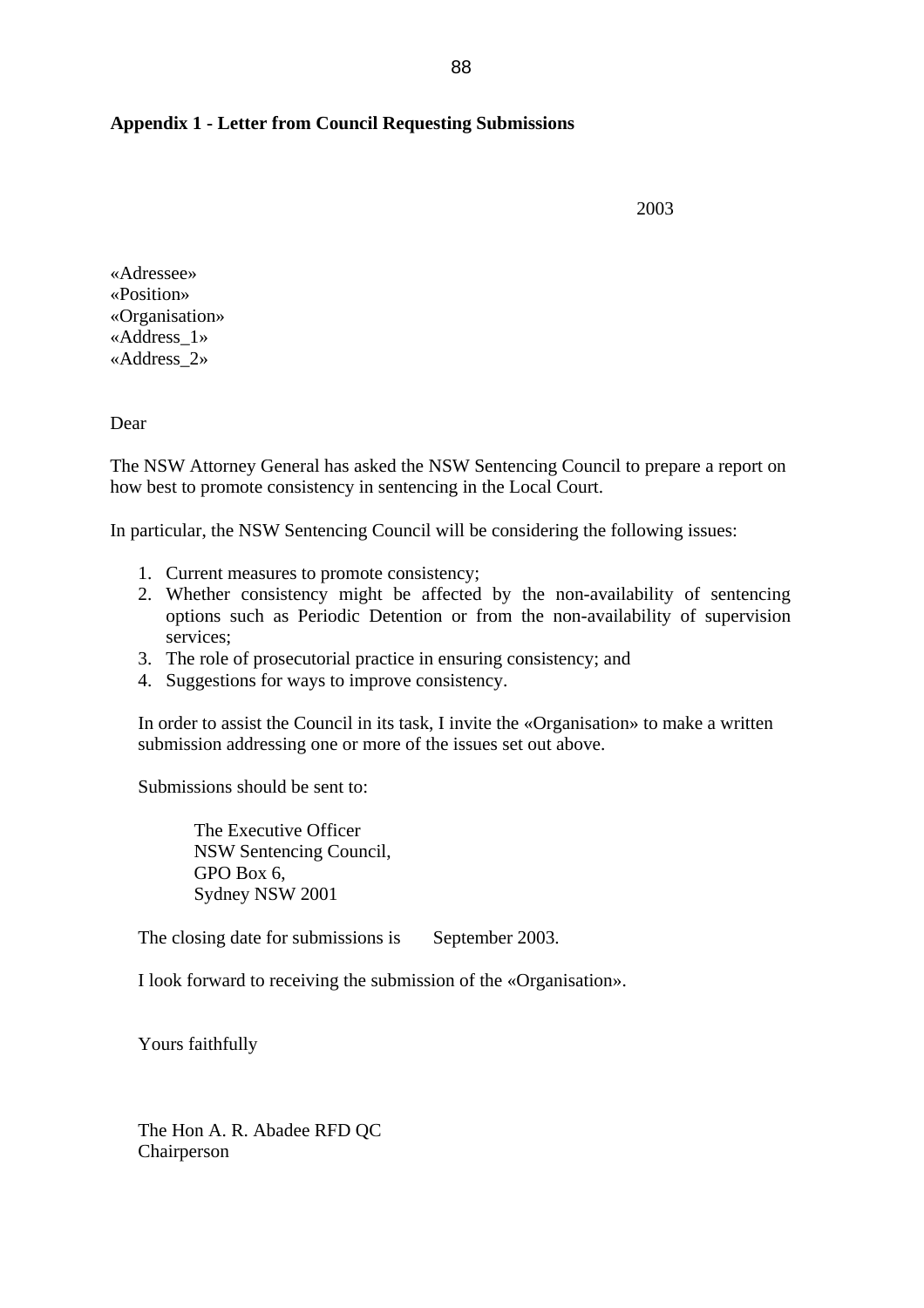**Appendix 1 - Letter from Council Requesting Submissions**

2003

«Adressee»
«Position»
«Organisation»
«Address_1»
«Address_2»

Dear

The NSW Attorney General has asked the NSW Sentencing Council to prepare a report on how best to promote consistency in sentencing in the Local Court.

In particular, the NSW Sentencing Council will be considering the following issues:

1. Current measures to promote consistency;
2. Whether consistency might be affected by the non-availability of sentencing options such as Periodic Detention or from the non-availability of supervision services;
3. The role of prosecutorial practice in ensuring consistency; and
4. Suggestions for ways to improve consistency.

In order to assist the Council in its task, I invite the «Organisation» to make a written submission addressing one or more of the issues set out above.

Submissions should be sent to:

The Executive Officer
NSW Sentencing Council,
GPO Box 6,
Sydney NSW 2001

The closing date for submissions is September 2003.

I look forward to receiving the submission of the «Organisation».

Yours faithfully

The Hon A. R. Abadee RFD QC
Chairperson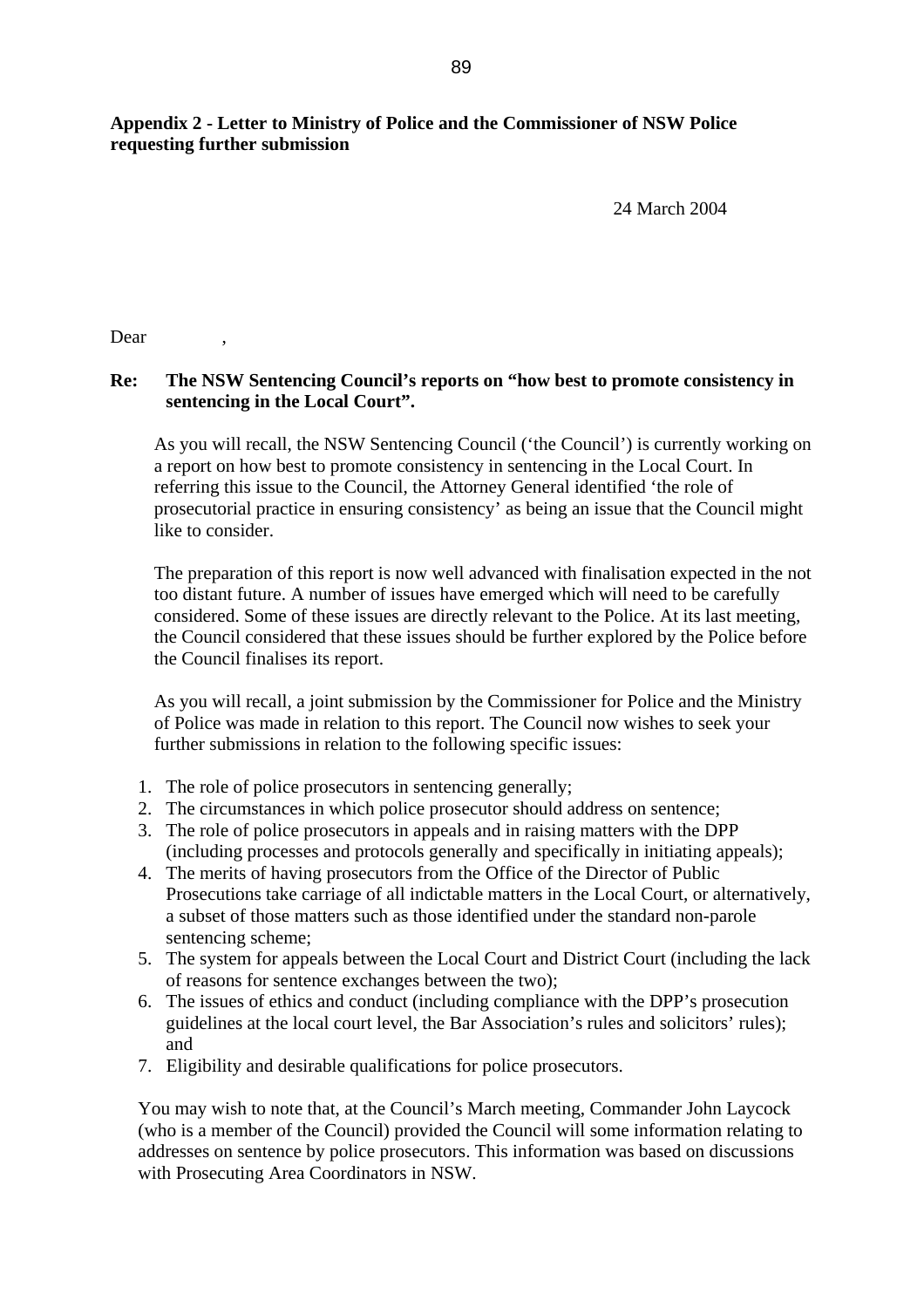**Appendix 2 - Letter to Ministry of Police and the Commissioner of NSW Police requesting further submission**

24 March 2004

Dear ,

**Re: The NSW Sentencing Council's reports on "how best to promote consistency in sentencing in the Local Court".**

As you will recall, the NSW Sentencing Council ('the Council') is currently working on a report on how best to promote consistency in sentencing in the Local Court. In referring this issue to the Council, the Attorney General identified 'the role of prosecutorial practice in ensuring consistency' as being an issue that the Council might like to consider.

The preparation of this report is now well advanced with finalisation expected in the not too distant future. A number of issues have emerged which will need to be carefully considered. Some of these issues are directly relevant to the Police. At its last meeting, the Council considered that these issues should be further explored by the Police before the Council finalises its report.

As you will recall, a joint submission by the Commissioner for Police and the Ministry of Police was made in relation to this report. The Council now wishes to seek your further submissions in relation to the following specific issues:

1. The role of police prosecutors in sentencing generally;
2. The circumstances in which police prosecutor should address on sentence;
3. The role of police prosecutors in appeals and in raising matters with the DPP (including processes and protocols generally and specifically in initiating appeals);
4. The merits of having prosecutors from the Office of the Director of Public Prosecutions take carriage of all indictable matters in the Local Court, or alternatively, a subset of those matters such as those identified under the standard non-parole sentencing scheme;
5. The system for appeals between the Local Court and District Court (including the lack of reasons for sentence exchanges between the two);
6. The issues of ethics and conduct (including compliance with the DPP's prosecution guidelines at the local court level, the Bar Association's rules and solicitors' rules); and
7. Eligibility and desirable qualifications for police prosecutors.

You may wish to note that, at the Council's March meeting, Commander John Laycock (who is a member of the Council) provided the Council will some information relating to addresses on sentence by police prosecutors. This information was based on discussions with Prosecuting Area Coordinators in NSW.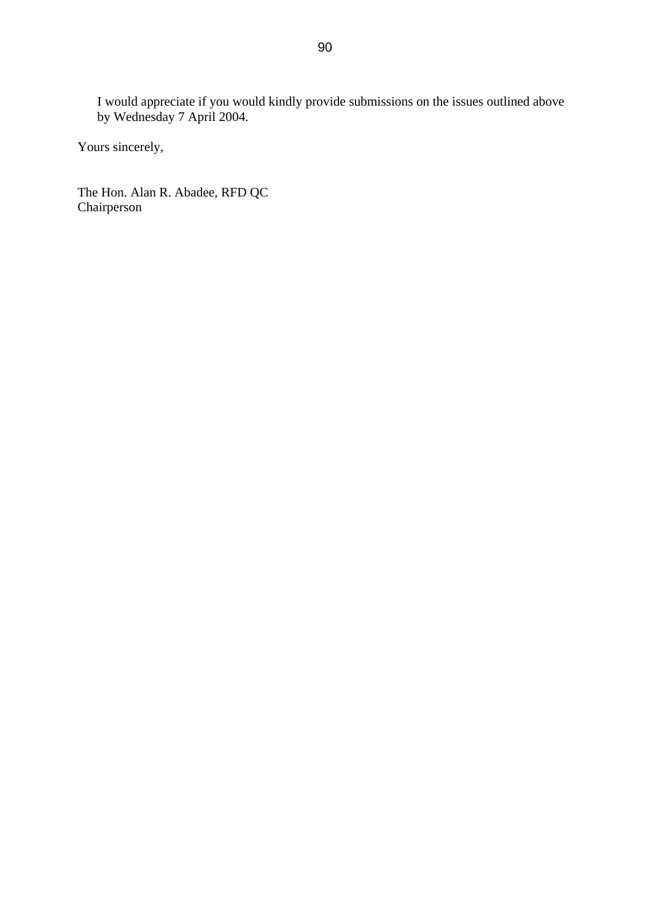I would appreciate if you would kindly provide submissions on the issues outlined above by Wednesday 7 April 2004.

Yours sincerely,

The Hon. Alan R. Abadee, RFD QC
Chairperson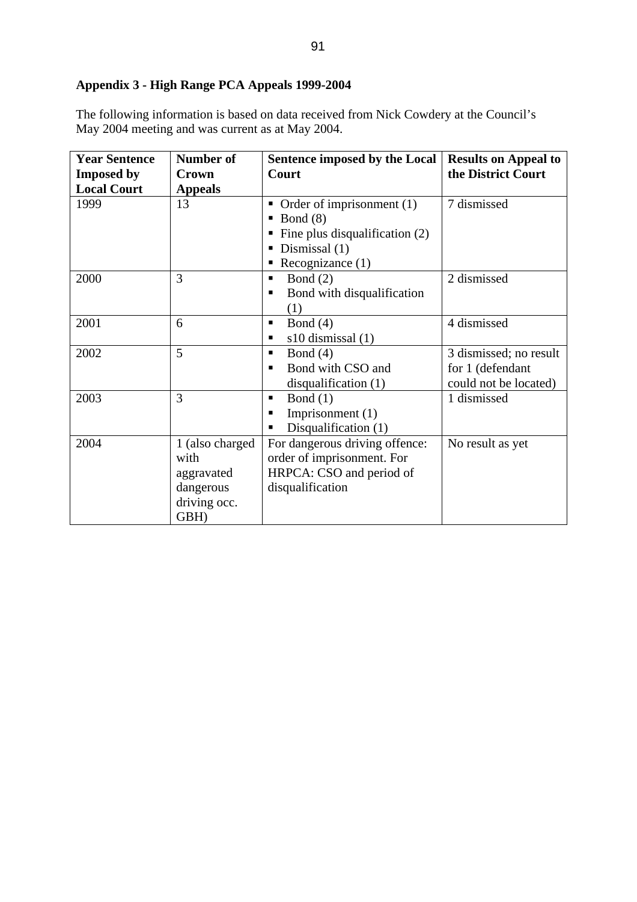### Appendix 3 - High Range PCA Appeals 1999-2004

The following information is based on data received from Nick Cowdery at the Council's May 2004 meeting and was current as at May 2004.

| Year Sentence Imposed by Local Court | Number of Crown Appeals | Sentence imposed by the Local Court | Results on Appeal to the District Court |
|---|---|---|---|
| 1999 | 13 | ▪ Order of imprisonment (1)<br>▪ Bond (8)<br>▪ Fine plus disqualification (2)<br>▪ Dismissal (1)<br>▪ Recognizance (1) | 7 dismissed |
| 2000 | 3 | ▪ Bond (2)<br>▪ Bond with disqualification (1) | 2 dismissed |
| 2001 | 6 | ▪ Bond (4)<br>▪ s10 dismissal (1) | 4 dismissed |
| 2002 | 5 | ▪ Bond (4)<br>▪ Bond with CSO and disqualification (1) | 3 dismissed; no result for 1 (defendant could not be located) |
| 2003 | 3 | ▪ Bond (1)<br>▪ Imprisonment (1)<br>▪ Disqualification (1) | 1 dismissed |
| 2004 | 1 (also charged with aggravated dangerous driving occ. GBH) | For dangerous driving offence: order of imprisonment. For HRPCA: CSO and period of disqualification | No result as yet |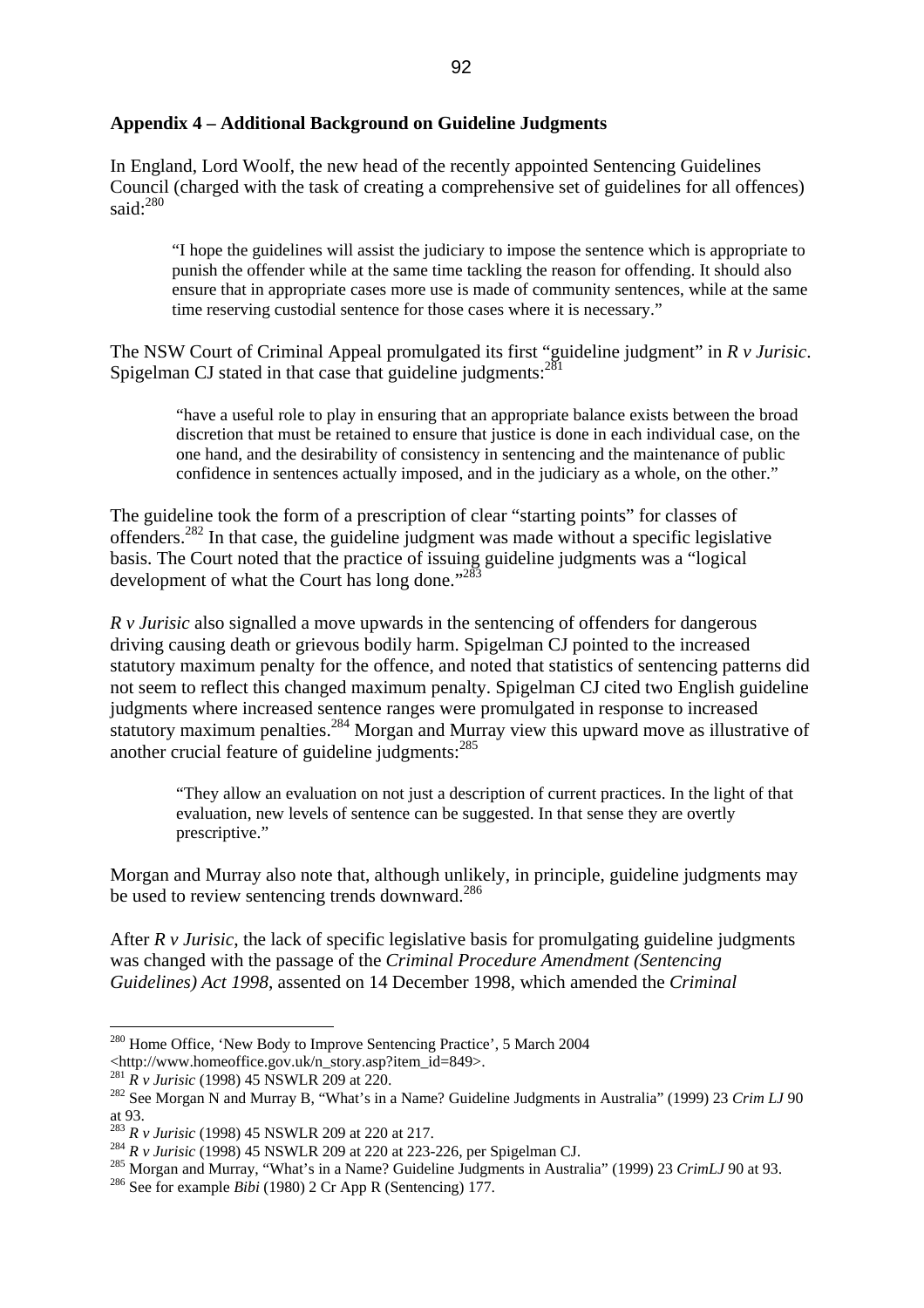## Appendix 4 – Additional Background on Guideline Judgments

In England, Lord Woolf, the new head of the recently appointed Sentencing Guidelines Council (charged with the task of creating a comprehensive set of guidelines for all offences) said:[280]

> "I hope the guidelines will assist the judiciary to impose the sentence which is appropriate to punish the offender while at the same time tackling the reason for offending. It should also ensure that in appropriate cases more use is made of community sentences, while at the same time reserving custodial sentence for those cases where it is necessary."

The NSW Court of Criminal Appeal promulgated its first "guideline judgment" in *R v Jurisic*. Spigelman CJ stated in that case that guideline judgments:[281]

> "have a useful role to play in ensuring that an appropriate balance exists between the broad discretion that must be retained to ensure that justice is done in each individual case, on the one hand, and the desirability of consistency in sentencing and the maintenance of public confidence in sentences actually imposed, and in the judiciary as a whole, on the other."

The guideline took the form of a prescription of clear "starting points" for classes of offenders.[282] In that case, the guideline judgment was made without a specific legislative basis. The Court noted that the practice of issuing guideline judgments was a "logical development of what the Court has long done."[283]

*R v Jurisic* also signalled a move upwards in the sentencing of offenders for dangerous driving causing death or grievous bodily harm. Spigelman CJ pointed to the increased statutory maximum penalty for the offence, and noted that statistics of sentencing patterns did not seem to reflect this changed maximum penalty. Spigelman CJ cited two English guideline judgments where increased sentence ranges were promulgated in response to increased statutory maximum penalties.[284] Morgan and Murray view this upward move as illustrative of another crucial feature of guideline judgments:[285]

> "They allow an evaluation on not just a description of current practices. In the light of that evaluation, new levels of sentence can be suggested. In that sense they are overtly prescriptive."

Morgan and Murray also note that, although unlikely, in principle, guideline judgments may be used to review sentencing trends downward.[286]

After *R v Jurisic*, the lack of specific legislative basis for promulgating guideline judgments was changed with the passage of the *Criminal Procedure Amendment (Sentencing Guidelines) Act 1998*, assented on 14 December 1998, which amended the *Criminal*

---

[280] Home Office, 'New Body to Improve Sentencing Practice', 5 March 2004 <http://www.homeoffice.gov.uk/n_story.asp?item_id=849>.

[281] *R v Jurisic* (1998) 45 NSWLR 209 at 220.

[282] See Morgan N and Murray B, "What's in a Name? Guideline Judgments in Australia" (1999) 23 *Crim LJ* 90 at 93.

[283] *R v Jurisic* (1998) 45 NSWLR 209 at 220 at 217.

[284] *R v Jurisic* (1998) 45 NSWLR 209 at 220 at 223-226, per Spigelman CJ.

[285] Morgan and Murray, "What's in a Name? Guideline Judgments in Australia" (1999) 23 *CrimLJ* 90 at 93.

[286] See for example *Bibi* (1980) 2 Cr App R (Sentencing) 177.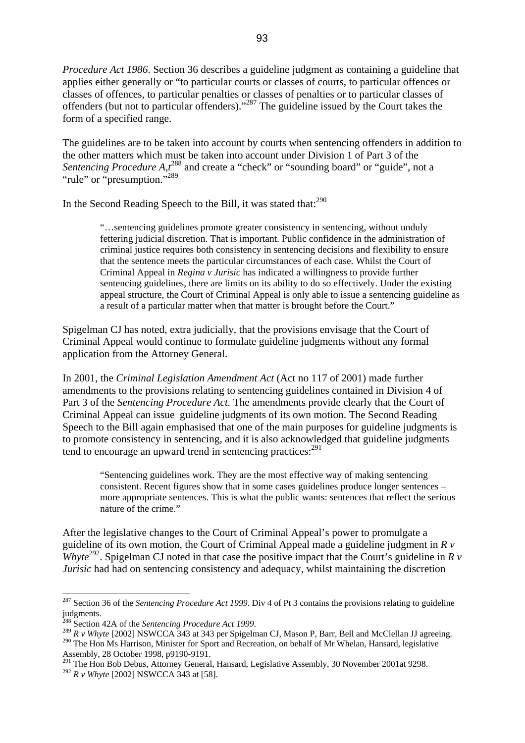*Procedure Act 1986*. Section 36 describes a guideline judgment as containing a guideline that applies either generally or "to particular courts or classes of courts, to particular offences or classes of offences, to particular penalties or classes of penalties or to particular classes of offenders (but not to particular offenders)."[287] The guideline issued by the Court takes the form of a specified range.

The guidelines are to be taken into account by courts when sentencing offenders in addition to the other matters which must be taken into account under Division 1 of Part 3 of the *Sentencing Procedure A,t*[288] and create a "check" or "sounding board" or "guide", not a "rule" or "presumption."[289]

In the Second Reading Speech to the Bill, it was stated that:[290]

> "…sentencing guidelines promote greater consistency in sentencing, without unduly fettering judicial discretion. That is important. Public confidence in the administration of criminal justice requires both consistency in sentencing decisions and flexibility to ensure that the sentence meets the particular circumstances of each case. Whilst the Court of Criminal Appeal in *Regina v Jurisic* has indicated a willingness to provide further sentencing guidelines, there are limits on its ability to do so effectively. Under the existing appeal structure, the Court of Criminal Appeal is only able to issue a sentencing guideline as a result of a particular matter when that matter is brought before the Court."

Spigelman CJ has noted, extra judicially, that the provisions envisage that the Court of Criminal Appeal would continue to formulate guideline judgments without any formal application from the Attorney General.

In 2001, the *Criminal Legislation Amendment Act* (Act no 117 of 2001) made further amendments to the provisions relating to sentencing guidelines contained in Division 4 of Part 3 of the *Sentencing Procedure Act.* The amendments provide clearly that the Court of Criminal Appeal can issue guideline judgments of its own motion. The Second Reading Speech to the Bill again emphasised that one of the main purposes for guideline judgments is to promote consistency in sentencing, and it is also acknowledged that guideline judgments tend to encourage an upward trend in sentencing practices:[291]

> "Sentencing guidelines work. They are the most effective way of making sentencing consistent. Recent figures show that in some cases guidelines produce longer sentences – more appropriate sentences. This is what the public wants: sentences that reflect the serious nature of the crime."

After the legislative changes to the Court of Criminal Appeal's power to promulgate a guideline of its own motion, the Court of Criminal Appeal made a guideline judgment in *R v Whyte*[292]. Spigelman CJ noted in that case the positive impact that the Court's guideline in *R v Jurisic* had had on sentencing consistency and adequacy, whilst maintaining the discretion

---

[287] Section 36 of the *Sentencing Procedure Act 1999*. Div 4 of Pt 3 contains the provisions relating to guideline judgments.

[288] Section 42A of the *Sentencing Procedure Act 1999*.

[289] *R v Whyte* [2002] NSWCCA 343 at 343 per Spigelman CJ, Mason P, Barr, Bell and McClellan JJ agreeing.

[290] The Hon Ms Harrison, Minister for Sport and Recreation, on behalf of Mr Whelan, Hansard, legislative Assembly, 28 October 1998, p9190-9191.

[291] The Hon Bob Debus, Attorney General, Hansard, Legislative Assembly, 30 November 2001at 9298.

[292] *R v Whyte* [2002] NSWCCA 343 at [58].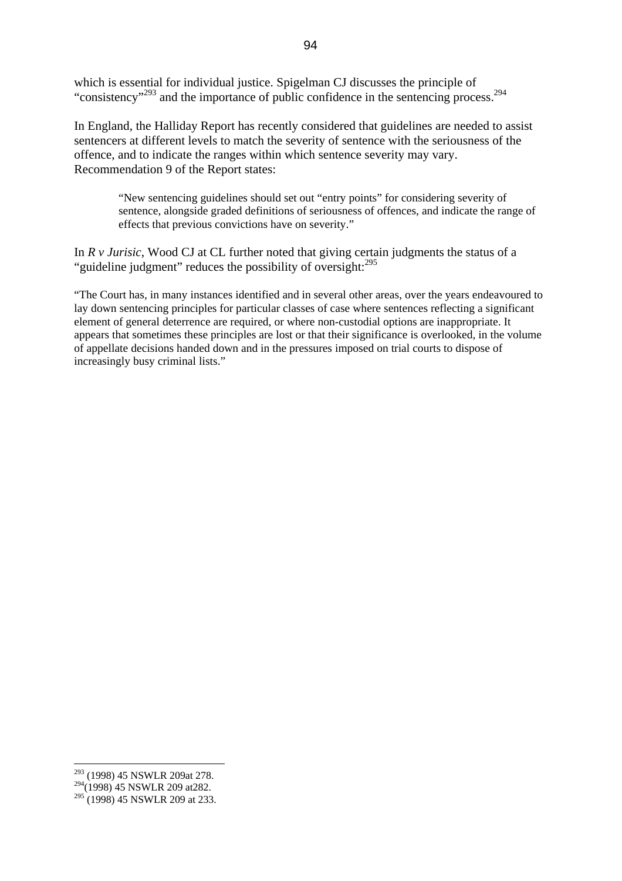which is essential for individual justice. Spigelman CJ discusses the principle of "consistency"[293] and the importance of public confidence in the sentencing process.[294]

In England, the Halliday Report has recently considered that guidelines are needed to assist sentencers at different levels to match the severity of sentence with the seriousness of the offence, and to indicate the ranges within which sentence severity may vary. Recommendation 9 of the Report states:

> "New sentencing guidelines should set out "entry points" for considering severity of sentence, alongside graded definitions of seriousness of offences, and indicate the range of effects that previous convictions have on severity."

In *R v Jurisic*, Wood CJ at CL further noted that giving certain judgments the status of a "guideline judgment" reduces the possibility of oversight:[295]

"The Court has, in many instances identified and in several other areas, over the years endeavoured to lay down sentencing principles for particular classes of case where sentences reflecting a significant element of general deterrence are required, or where non-custodial options are inappropriate. It appears that sometimes these principles are lost or that their significance is overlooked, in the volume of appellate decisions handed down and in the pressures imposed on trial courts to dispose of increasingly busy criminal lists."

---

[293] (1998) 45 NSWLR 209at 278.
[294] (1998) 45 NSWLR 209 at282.
[295] (1998) 45 NSWLR 209 at 233.